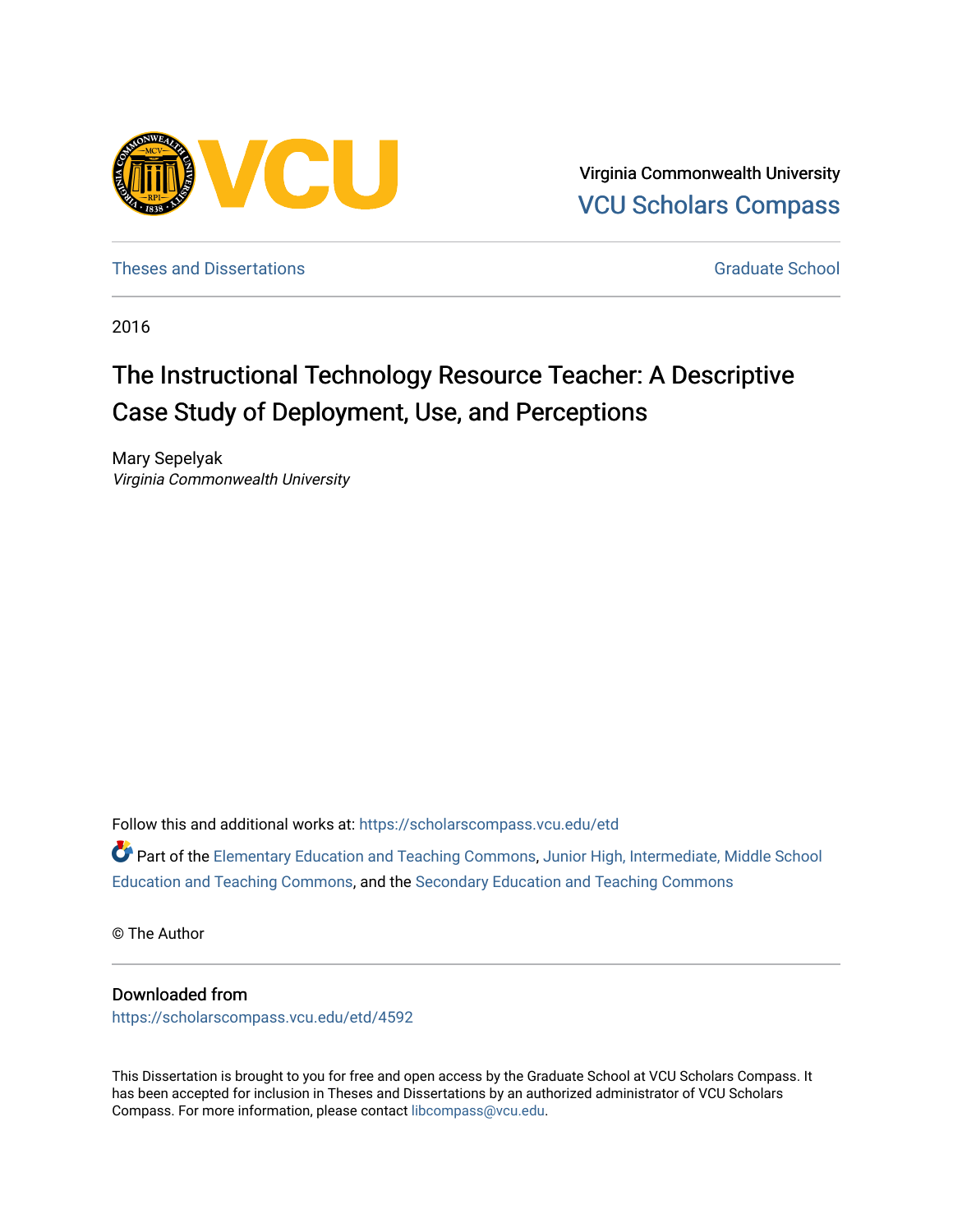Virginia Commonwealth University
VCU Scholars Compass

Theses and Dissertations | Graduate School

2016

# The Instructional Technology Resource Teacher: A Descriptive Case Study of Deployment, Use, and Perceptions

Mary Sepelyak
*Virginia Commonwealth University*

Follow this and additional works at: https://scholarscompass.vcu.edu/etd

Part of the Elementary Education and Teaching Commons, Junior High, Intermediate, Middle School Education and Teaching Commons, and the Secondary Education and Teaching Commons

© The Author

## Downloaded from

https://scholarscompass.vcu.edu/etd/4592

This Dissertation is brought to you for free and open access by the Graduate School at VCU Scholars Compass. It has been accepted for inclusion in Theses and Dissertations by an authorized administrator of VCU Scholars Compass. For more information, please contact libcompass@vcu.edu.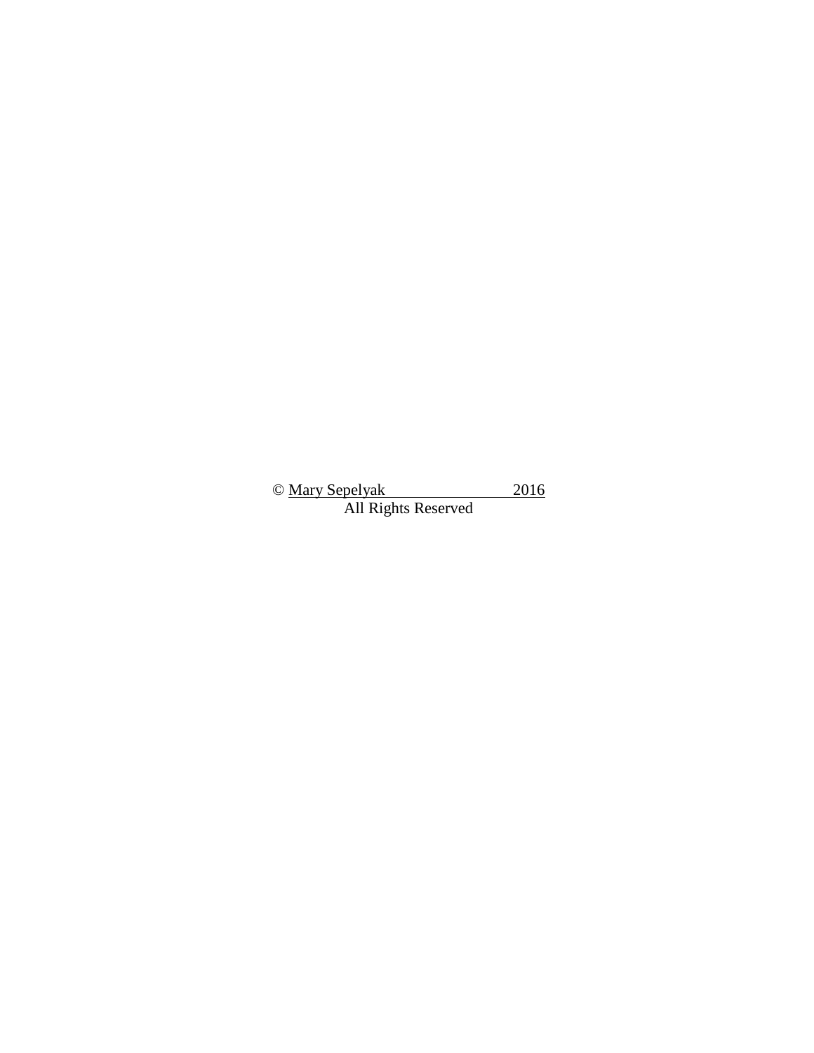© Mary Sepelyak 2016
All Rights Reserved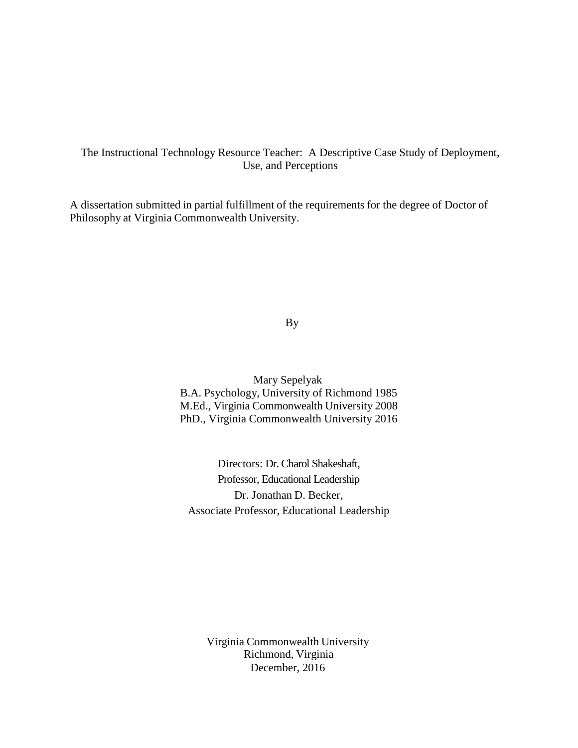The Instructional Technology Resource Teacher: A Descriptive Case Study of Deployment, Use, and Perceptions

A dissertation submitted in partial fulfillment of the requirements for the degree of Doctor of Philosophy at Virginia Commonwealth University.

By

Mary Sepelyak
B.A. Psychology, University of Richmond 1985
M.Ed., Virginia Commonwealth University 2008
PhD., Virginia Commonwealth University 2016

Directors: Dr. Charol Shakeshaft,
Professor, Educational Leadership
Dr. Jonathan D. Becker,
Associate Professor, Educational Leadership

Virginia Commonwealth University
Richmond, Virginia
December, 2016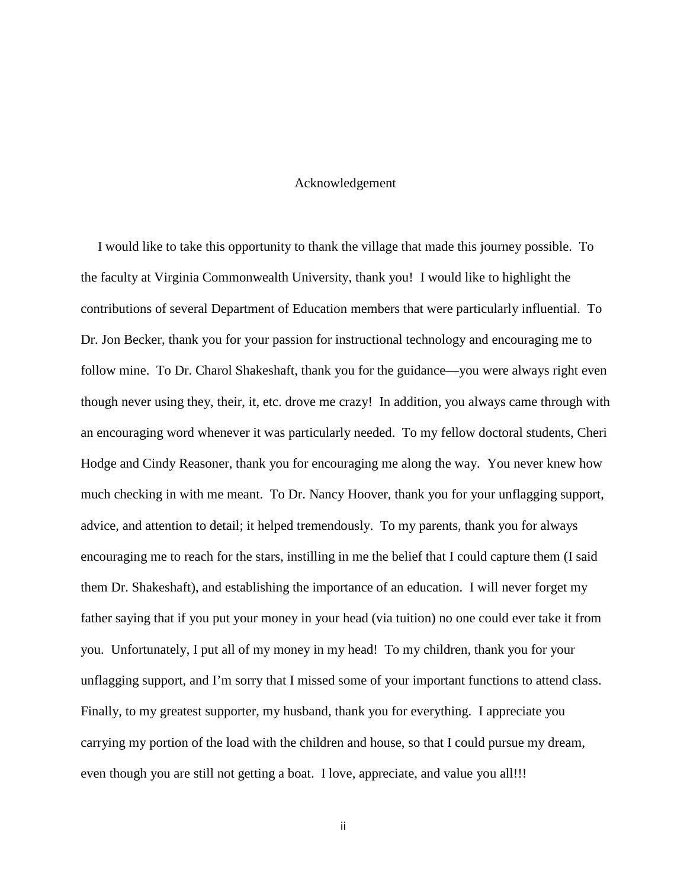# Acknowledgement

I would like to take this opportunity to thank the village that made this journey possible. To the faculty at Virginia Commonwealth University, thank you! I would like to highlight the contributions of several Department of Education members that were particularly influential. To Dr. Jon Becker, thank you for your passion for instructional technology and encouraging me to follow mine. To Dr. Charol Shakeshaft, thank you for the guidance—you were always right even though never using they, their, it, etc. drove me crazy! In addition, you always came through with an encouraging word whenever it was particularly needed. To my fellow doctoral students, Cheri Hodge and Cindy Reasoner, thank you for encouraging me along the way. You never knew how much checking in with me meant. To Dr. Nancy Hoover, thank you for your unflagging support, advice, and attention to detail; it helped tremendously. To my parents, thank you for always encouraging me to reach for the stars, instilling in me the belief that I could capture them (I said them Dr. Shakeshaft), and establishing the importance of an education. I will never forget my father saying that if you put your money in your head (via tuition) no one could ever take it from you. Unfortunately, I put all of my money in my head! To my children, thank you for your unflagging support, and I'm sorry that I missed some of your important functions to attend class. Finally, to my greatest supporter, my husband, thank you for everything. I appreciate you carrying my portion of the load with the children and house, so that I could pursue my dream, even though you are still not getting a boat. I love, appreciate, and value you all!!!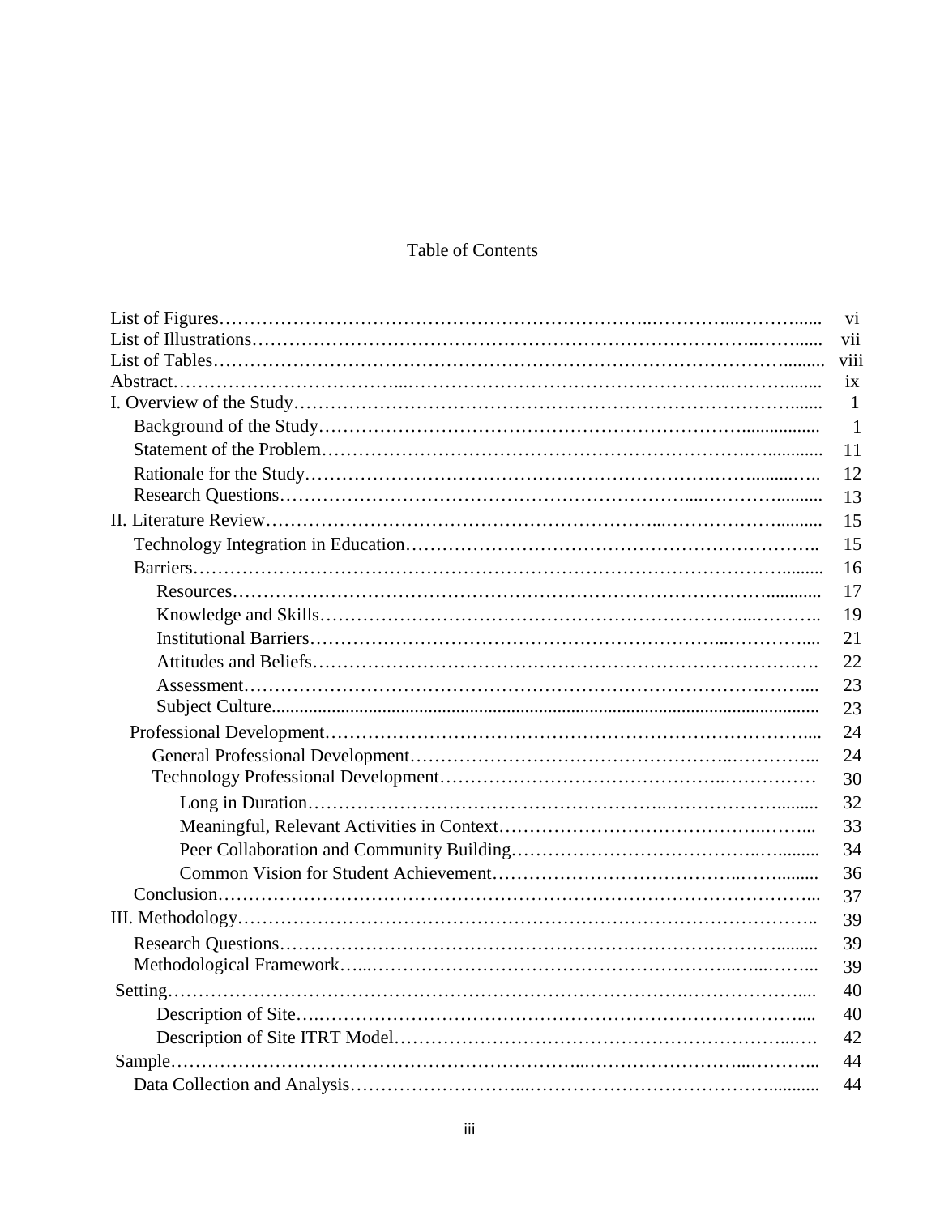# Table of Contents

| | |
|---|---|
| List of Figures | vi |
| List of Illustrations | vii |
| List of Tables | viii |
| Abstract | ix |
| I. Overview of the Study | 1 |
| Background of the Study | 1 |
| Statement of the Problem | 11 |
| Rationale for the Study | 12 |
| Research Questions | 13 |
| II. Literature Review | 15 |
| Technology Integration in Education | 15 |
| Barriers | 16 |
| Resources | 17 |
| Knowledge and Skills | 19 |
| Institutional Barriers | 21 |
| Attitudes and Beliefs | 22 |
| Assessment | 23 |
| Subject Culture | 23 |
| Professional Development | 24 |
| General Professional Development | 24 |
| Technology Professional Development | 30 |
| Long in Duration | 32 |
| Meaningful, Relevant Activities in Context | 33 |
| Peer Collaboration and Community Building | 34 |
| Common Vision for Student Achievement | 36 |
| Conclusion | 37 |
| III. Methodology | 39 |
| Research Questions | 39 |
| Methodological Framework | 39 |
| Setting | 40 |
| Description of Site | 40 |
| Description of Site ITRT Model | 42 |
| Sample | 44 |
| Data Collection and Analysis | 44 |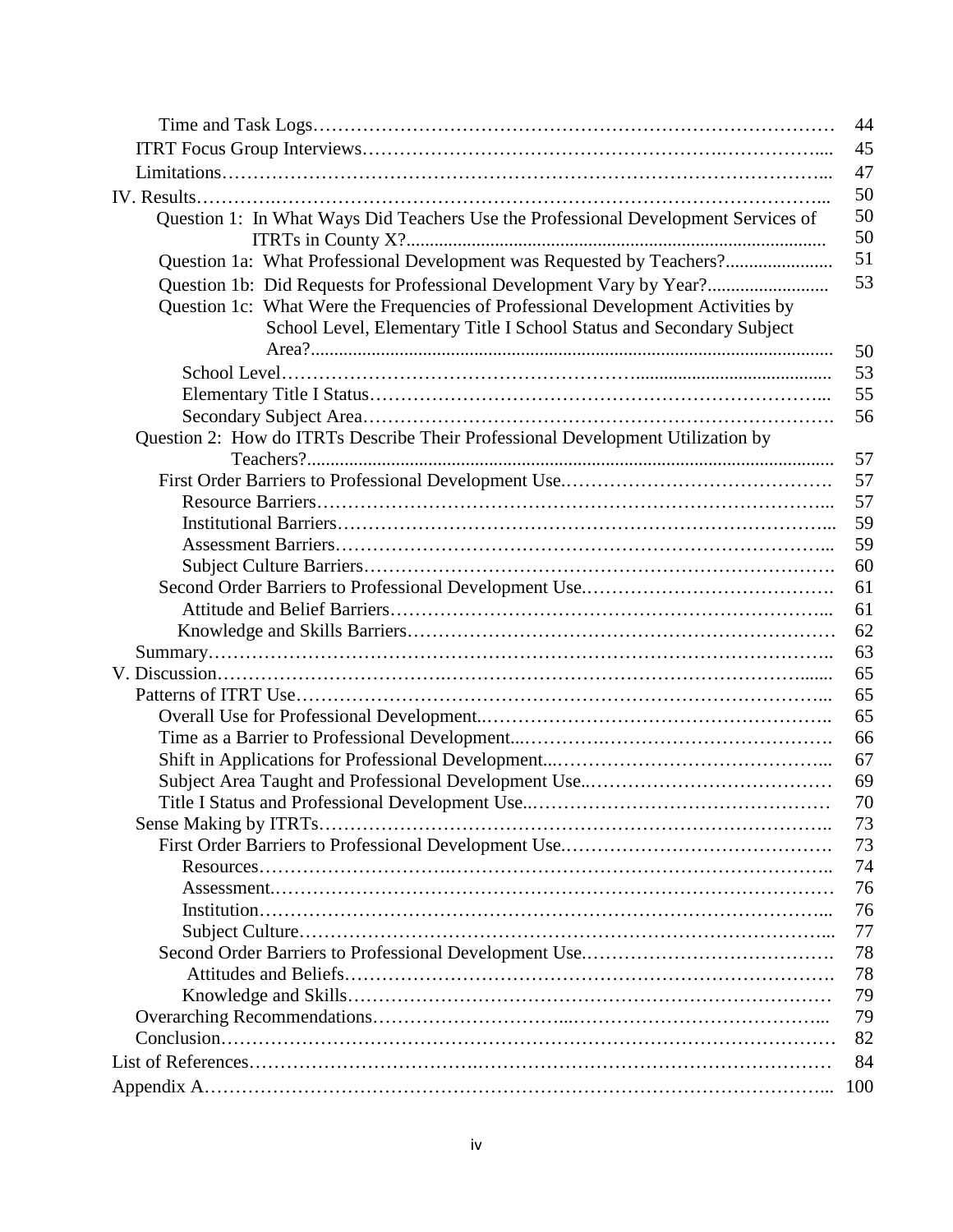| | |
|---|---|
| Time and Task Logs | 44 |
| ITRT Focus Group Interviews | 45 |
| Limitations | 47 |
| IV. Results | 50 |
| Question 1: In What Ways Did Teachers Use the Professional Development Services of ITRTs in County X? | 50 50 |
| Question 1a: What Professional Development was Requested by Teachers? | 51 |
| Question 1b: Did Requests for Professional Development Vary by Year? | 53 |
| Question 1c: What Were the Frequencies of Professional Development Activities by School Level, Elementary Title I School Status and Secondary Subject Area? | 50 |
| School Level | 53 |
| Elementary Title I Status | 55 |
| Secondary Subject Area | 56 |
| Question 2: How do ITRTs Describe Their Professional Development Utilization by Teachers? | 57 |
| First Order Barriers to Professional Development Use | 57 |
| Resource Barriers | 57 |
| Institutional Barriers | 59 |
| Assessment Barriers | 59 |
| Subject Culture Barriers | 60 |
| Second Order Barriers to Professional Development Use | 61 |
| Attitude and Belief Barriers | 61 |
| Knowledge and Skills Barriers | 62 |
| Summary | 63 |
| V. Discussion | 65 |
| Patterns of ITRT Use | 65 |
| Overall Use for Professional Development | 65 |
| Time as a Barrier to Professional Development | 66 |
| Shift in Applications for Professional Development | 67 |
| Subject Area Taught and Professional Development Use | 69 |
| Title I Status and Professional Development Use | 70 |
| Sense Making by ITRTs | 73 |
| First Order Barriers to Professional Development Use | 73 |
| Resources | 74 |
| Assessment | 76 |
| Institution | 76 |
| Subject Culture | 77 |
| Second Order Barriers to Professional Development Use | 78 |
| Attitudes and Beliefs | 78 |
| Knowledge and Skills | 79 |
| Overarching Recommendations | 79 |
| Conclusion | 82 |
| List of References | 84 |
| Appendix A | 100 |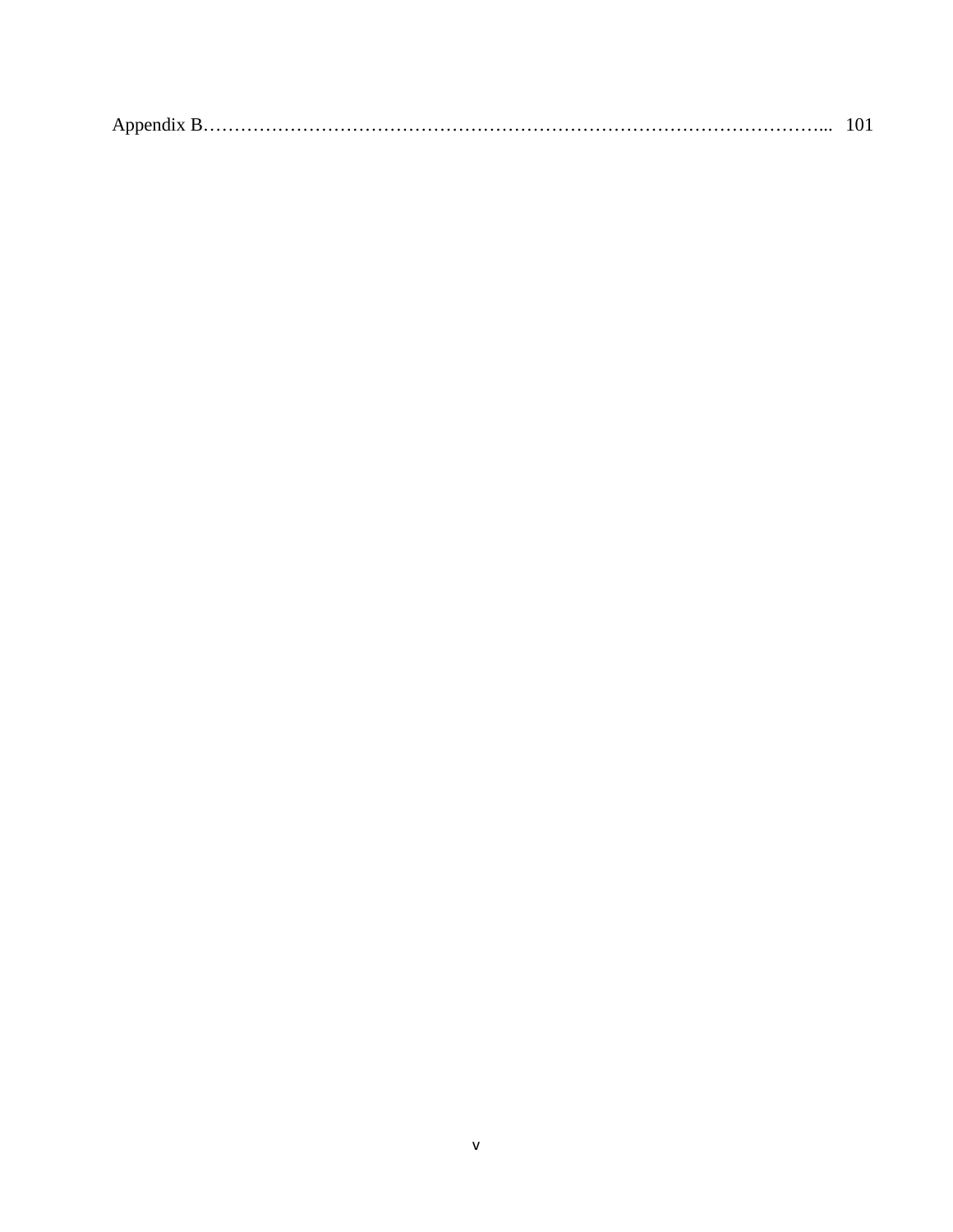Appendix B……………………………………………………………………………………... 101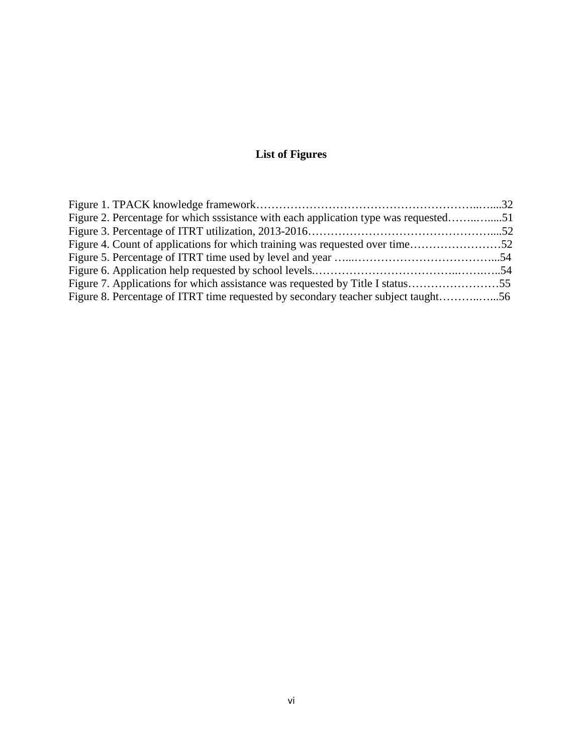## List of Figures

Figure 1. TPACK knowledge framework……………………………………………………..…....32
Figure 2. Percentage for which sssistance with each application type was requested……..…....51
Figure 3. Percentage of ITRT utilization, 2013-2016…………………………………………....52
Figure 4. Count of applications for which training was requested over time……………………52
Figure 5. Percentage of ITRT time used by level and year …...………………………………...54
Figure 6. Application help requested by school levels.………………………………..…….…..54
Figure 7. Applications for which assistance was requested by Title I status……………………55
Figure 8. Percentage of ITRT time requested by secondary teacher subject taught………..…...56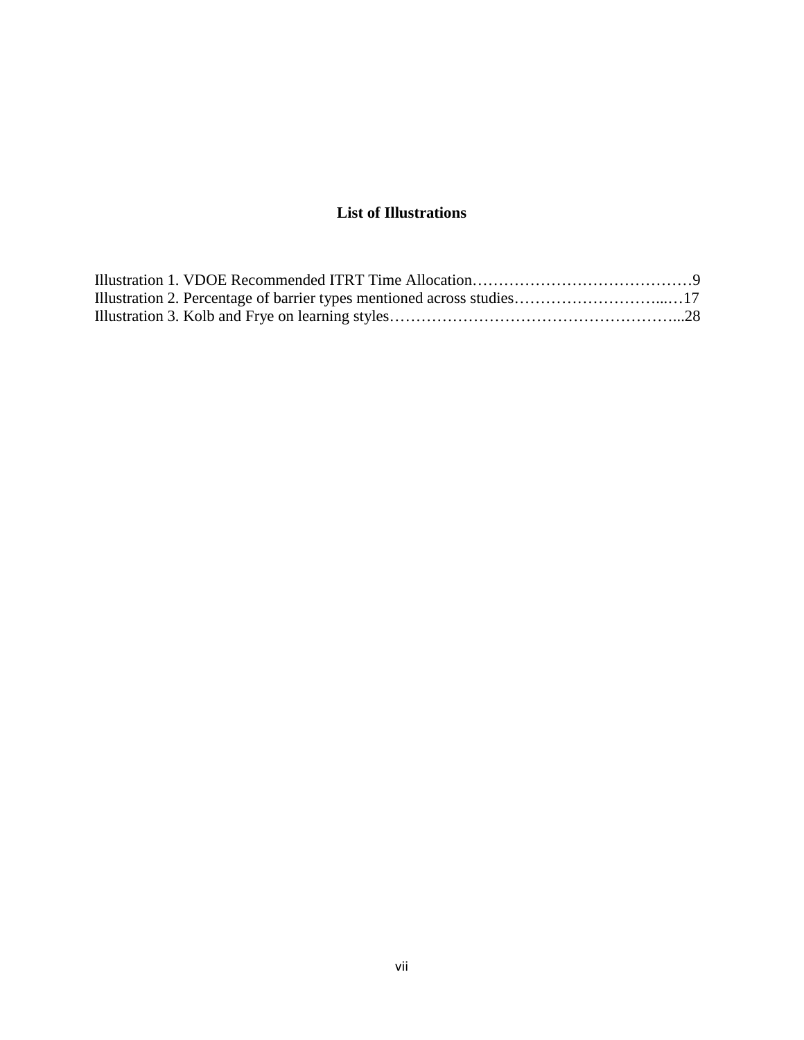# List of Illustrations

Illustration 1. VDOE Recommended ITRT Time Allocation……………………………………9
Illustration 2. Percentage of barrier types mentioned across studies………………………...…17
Illustration 3. Kolb and Frye on learning styles………………………………………………...28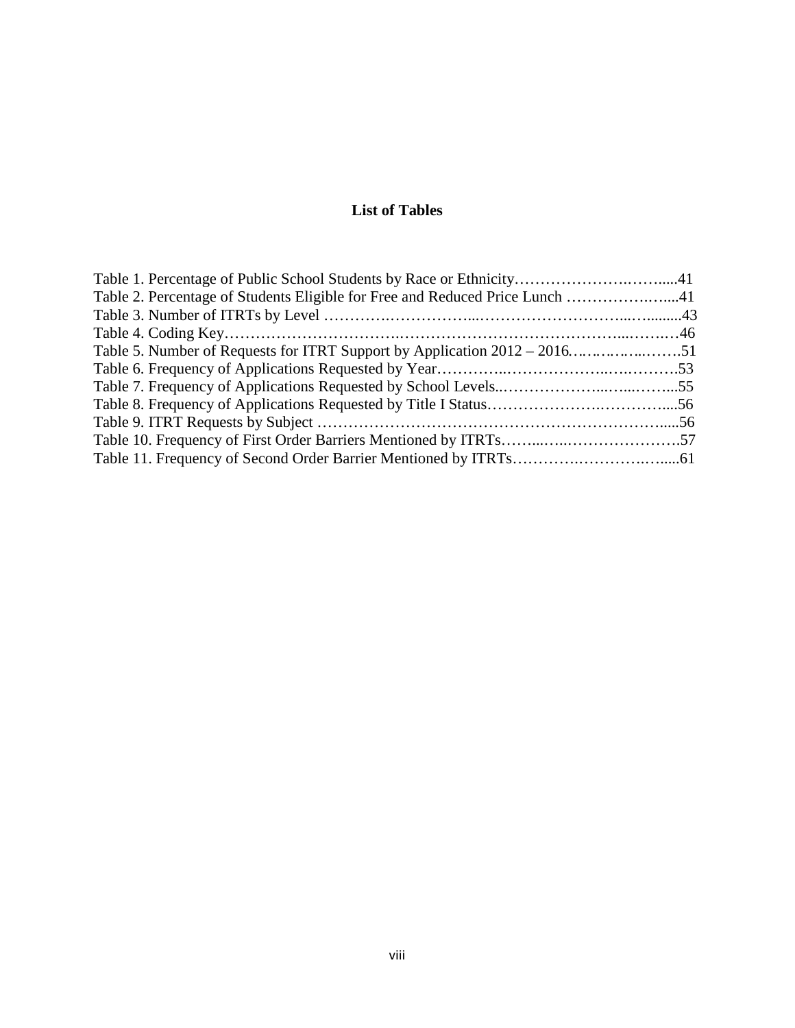## List of Tables

Table 1. Percentage of Public School Students by Race or Ethnicity……………………….…....41

Table 2. Percentage of Students Eligible for Free and Reduced Price Lunch ……………….…...41

Table 3. Number of ITRTs by Level ………….……………...………………………...….........43

Table 4. Coding Key…………………………….…………………………………...……..….46

Table 5. Number of Requests for ITRT Support by Application 2012 – 2016……………..…….51

Table 6. Frequency of Applications Requested by Year…………..………………..….……….53

Table 7. Frequency of Applications Requested by School Levels..………………..…...……...55

Table 8. Frequency of Applications Requested by Title I Status……………………….………....56

Table 9. ITRT Requests by Subject …………………………………………………………......56

Table 10. Frequency of First Order Barriers Mentioned by ITRTs……...…...………………….57

Table 11. Frequency of Second Order Barrier Mentioned by ITRTs………….………….…....61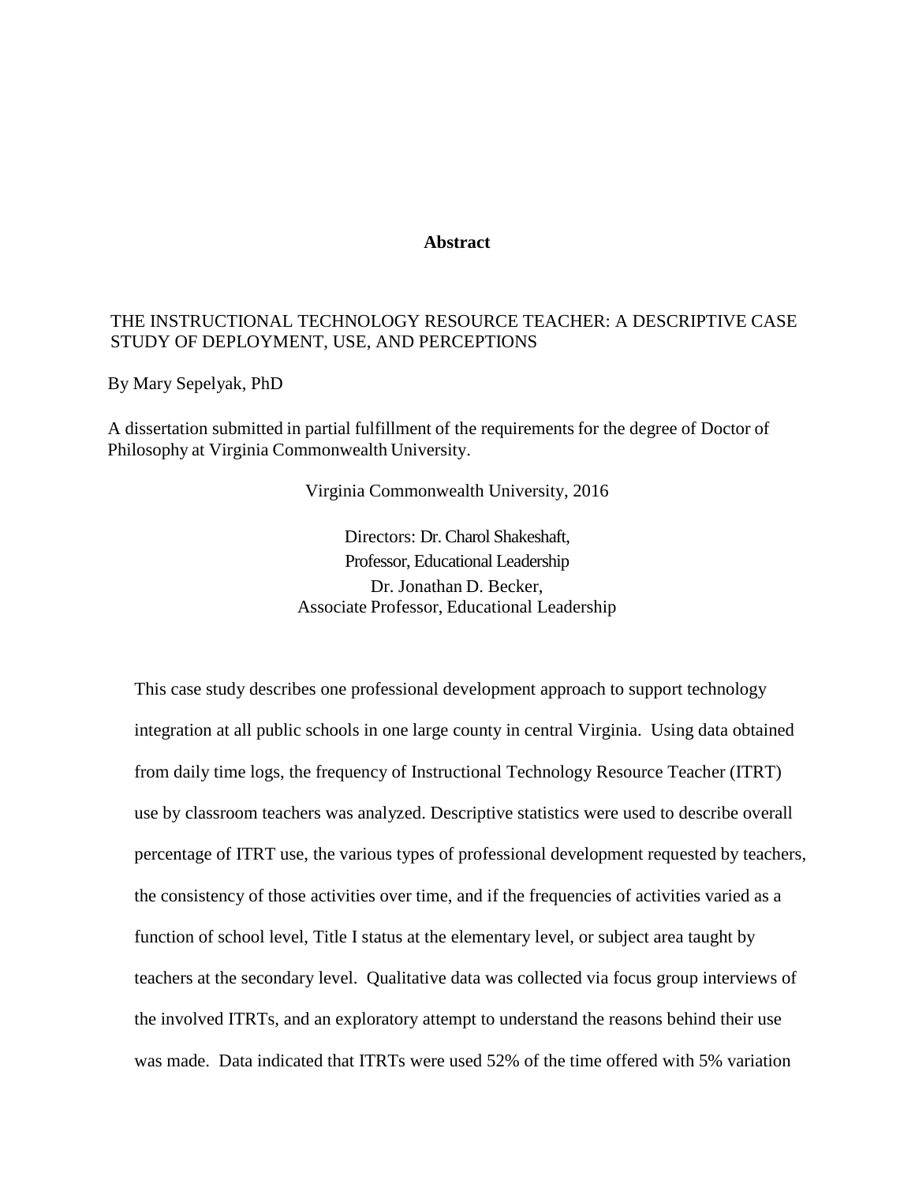# Abstract

THE INSTRUCTIONAL TECHNOLOGY RESOURCE TEACHER: A DESCRIPTIVE CASE STUDY OF DEPLOYMENT, USE, AND PERCEPTIONS

By Mary Sepelyak, PhD

A dissertation submitted in partial fulfillment of the requirements for the degree of Doctor of Philosophy at Virginia Commonwealth University.

Virginia Commonwealth University, 2016

Directors: Dr. Charol Shakeshaft,
Professor, Educational Leadership
Dr. Jonathan D. Becker,
Associate Professor, Educational Leadership

This case study describes one professional development approach to support technology integration at all public schools in one large county in central Virginia. Using data obtained from daily time logs, the frequency of Instructional Technology Resource Teacher (ITRT) use by classroom teachers was analyzed. Descriptive statistics were used to describe overall percentage of ITRT use, the various types of professional development requested by teachers, the consistency of those activities over time, and if the frequencies of activities varied as a function of school level, Title I status at the elementary level, or subject area taught by teachers at the secondary level. Qualitative data was collected via focus group interviews of the involved ITRTs, and an exploratory attempt to understand the reasons behind their use was made. Data indicated that ITRTs were used 52% of the time offered with 5% variation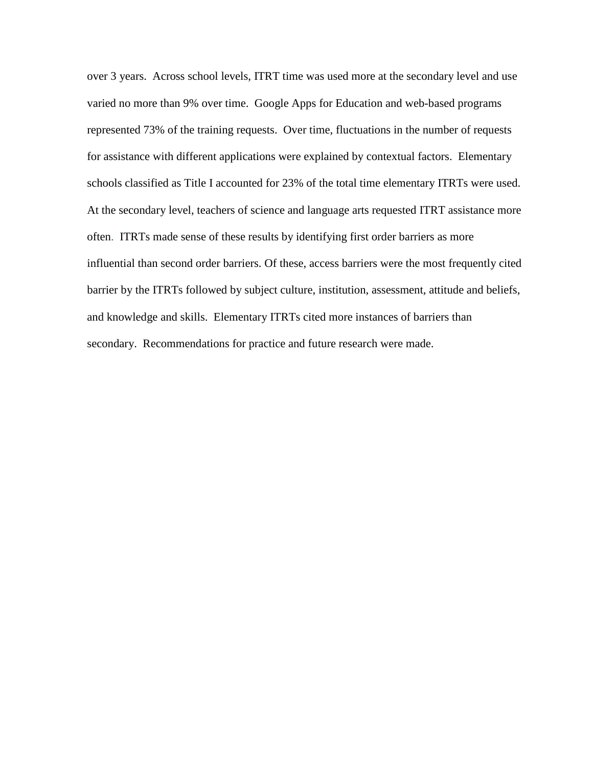over 3 years. Across school levels, ITRT time was used more at the secondary level and use varied no more than 9% over time. Google Apps for Education and web-based programs represented 73% of the training requests. Over time, fluctuations in the number of requests for assistance with different applications were explained by contextual factors. Elementary schools classified as Title I accounted for 23% of the total time elementary ITRTs were used. At the secondary level, teachers of science and language arts requested ITRT assistance more often. ITRTs made sense of these results by identifying first order barriers as more influential than second order barriers. Of these, access barriers were the most frequently cited barrier by the ITRTs followed by subject culture, institution, assessment, attitude and beliefs, and knowledge and skills. Elementary ITRTs cited more instances of barriers than secondary. Recommendations for practice and future research were made.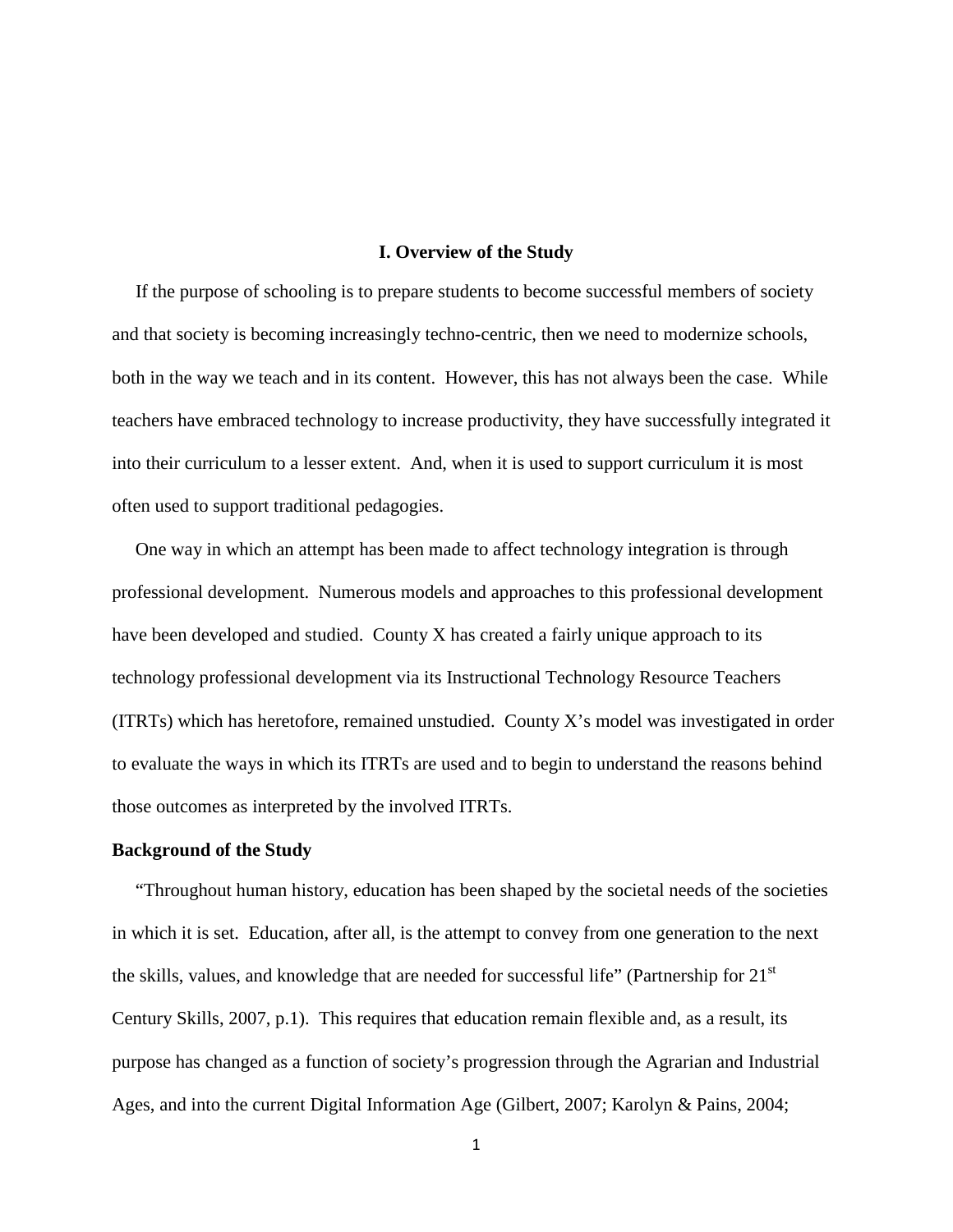# I. Overview of the Study

If the purpose of schooling is to prepare students to become successful members of society and that society is becoming increasingly techno-centric, then we need to modernize schools, both in the way we teach and in its content. However, this has not always been the case. While teachers have embraced technology to increase productivity, they have successfully integrated it into their curriculum to a lesser extent. And, when it is used to support curriculum it is most often used to support traditional pedagogies.

One way in which an attempt has been made to affect technology integration is through professional development. Numerous models and approaches to this professional development have been developed and studied. County X has created a fairly unique approach to its technology professional development via its Instructional Technology Resource Teachers (ITRTs) which has heretofore, remained unstudied. County X's model was investigated in order to evaluate the ways in which its ITRTs are used and to begin to understand the reasons behind those outcomes as interpreted by the involved ITRTs.

## Background of the Study

"Throughout human history, education has been shaped by the societal needs of the societies in which it is set. Education, after all, is the attempt to convey from one generation to the next the skills, values, and knowledge that are needed for successful life" (Partnership for 21st Century Skills, 2007, p.1). This requires that education remain flexible and, as a result, its purpose has changed as a function of society's progression through the Agrarian and Industrial Ages, and into the current Digital Information Age (Gilbert, 2007; Karolyn & Pains, 2004;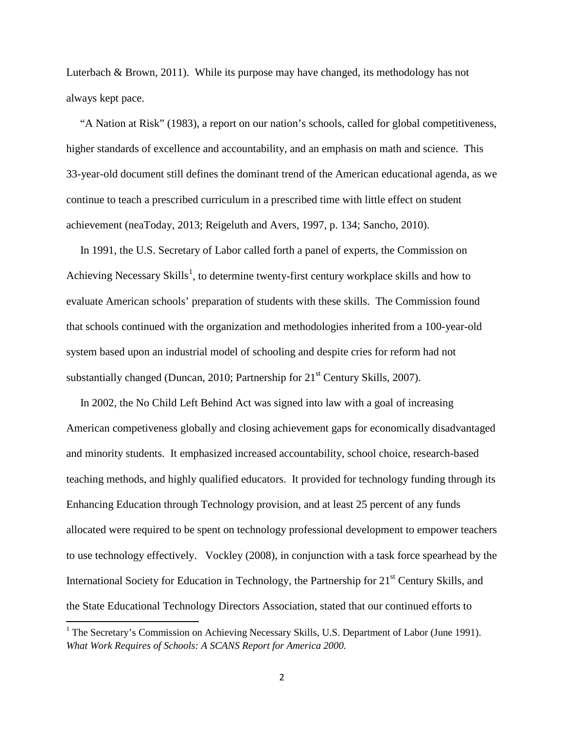Luterbach & Brown, 2011). While its purpose may have changed, its methodology has not always kept pace.

"A Nation at Risk" (1983), a report on our nation's schools, called for global competitiveness, higher standards of excellence and accountability, and an emphasis on math and science. This 33-year-old document still defines the dominant trend of the American educational agenda, as we continue to teach a prescribed curriculum in a prescribed time with little effect on student achievement (neaToday, 2013; Reigeluth and Avers, 1997, p. 134; Sancho, 2010).

In 1991, the U.S. Secretary of Labor called forth a panel of experts, the Commission on Achieving Necessary Skills[1], to determine twenty-first century workplace skills and how to evaluate American schools' preparation of students with these skills. The Commission found that schools continued with the organization and methodologies inherited from a 100-year-old system based upon an industrial model of schooling and despite cries for reform had not substantially changed (Duncan, 2010; Partnership for 21st Century Skills, 2007).

In 2002, the No Child Left Behind Act was signed into law with a goal of increasing American competiveness globally and closing achievement gaps for economically disadvantaged and minority students. It emphasized increased accountability, school choice, research-based teaching methods, and highly qualified educators. It provided for technology funding through its Enhancing Education through Technology provision, and at least 25 percent of any funds allocated were required to be spent on technology professional development to empower teachers to use technology effectively. Vockley (2008), in conjunction with a task force spearhead by the International Society for Education in Technology, the Partnership for 21st Century Skills, and the State Educational Technology Directors Association, stated that our continued efforts to

[1] The Secretary's Commission on Achieving Necessary Skills, U.S. Department of Labor (June 1991). *What Work Requires of Schools: A SCANS Report for America 2000.*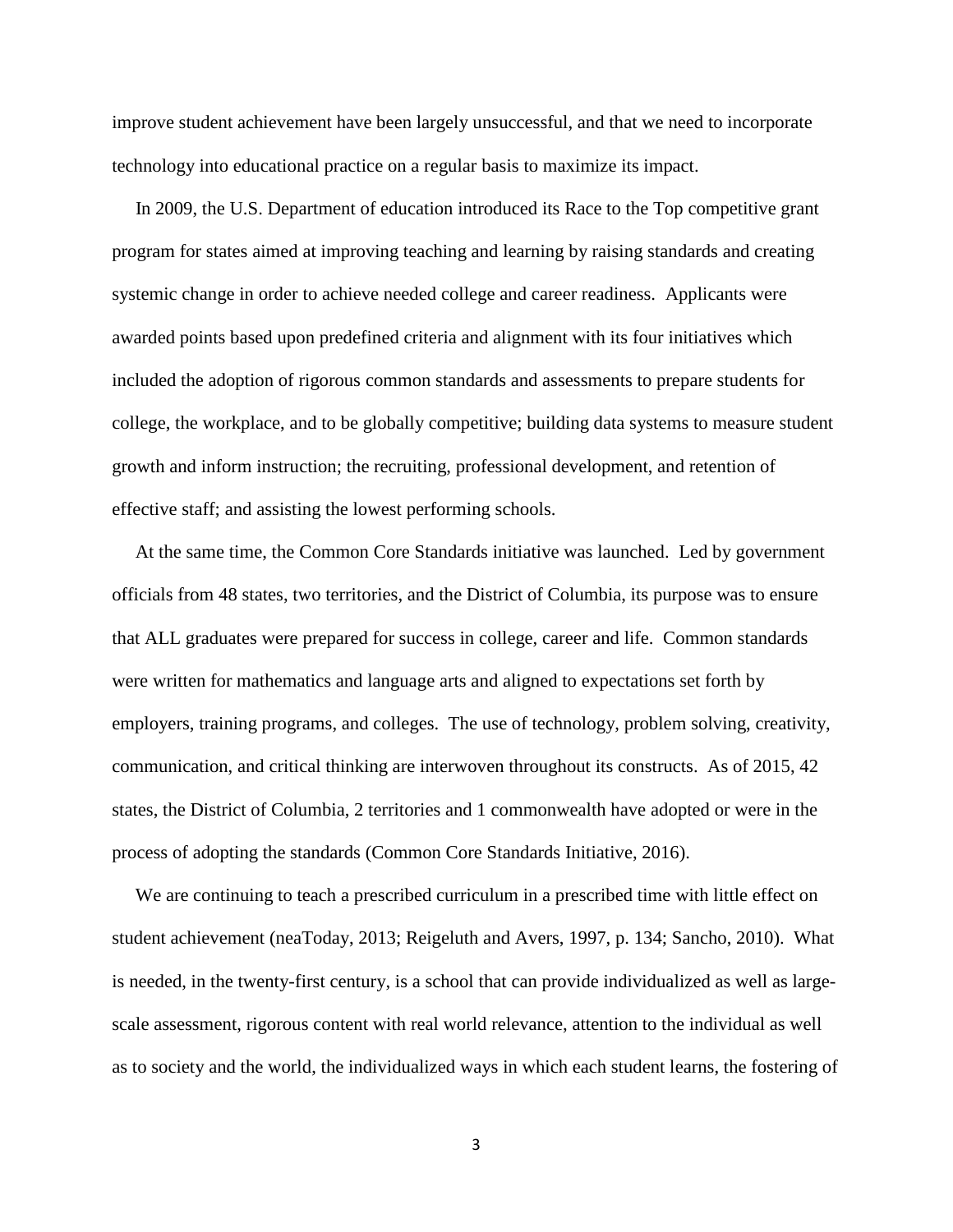improve student achievement have been largely unsuccessful, and that we need to incorporate technology into educational practice on a regular basis to maximize its impact.

In 2009, the U.S. Department of education introduced its Race to the Top competitive grant program for states aimed at improving teaching and learning by raising standards and creating systemic change in order to achieve needed college and career readiness. Applicants were awarded points based upon predefined criteria and alignment with its four initiatives which included the adoption of rigorous common standards and assessments to prepare students for college, the workplace, and to be globally competitive; building data systems to measure student growth and inform instruction; the recruiting, professional development, and retention of effective staff; and assisting the lowest performing schools.

At the same time, the Common Core Standards initiative was launched. Led by government officials from 48 states, two territories, and the District of Columbia, its purpose was to ensure that ALL graduates were prepared for success in college, career and life. Common standards were written for mathematics and language arts and aligned to expectations set forth by employers, training programs, and colleges. The use of technology, problem solving, creativity, communication, and critical thinking are interwoven throughout its constructs. As of 2015, 42 states, the District of Columbia, 2 territories and 1 commonwealth have adopted or were in the process of adopting the standards (Common Core Standards Initiative, 2016).

We are continuing to teach a prescribed curriculum in a prescribed time with little effect on student achievement (neaToday, 2013; Reigeluth and Avers, 1997, p. 134; Sancho, 2010). What is needed, in the twenty-first century, is a school that can provide individualized as well as large-scale assessment, rigorous content with real world relevance, attention to the individual as well as to society and the world, the individualized ways in which each student learns, the fostering of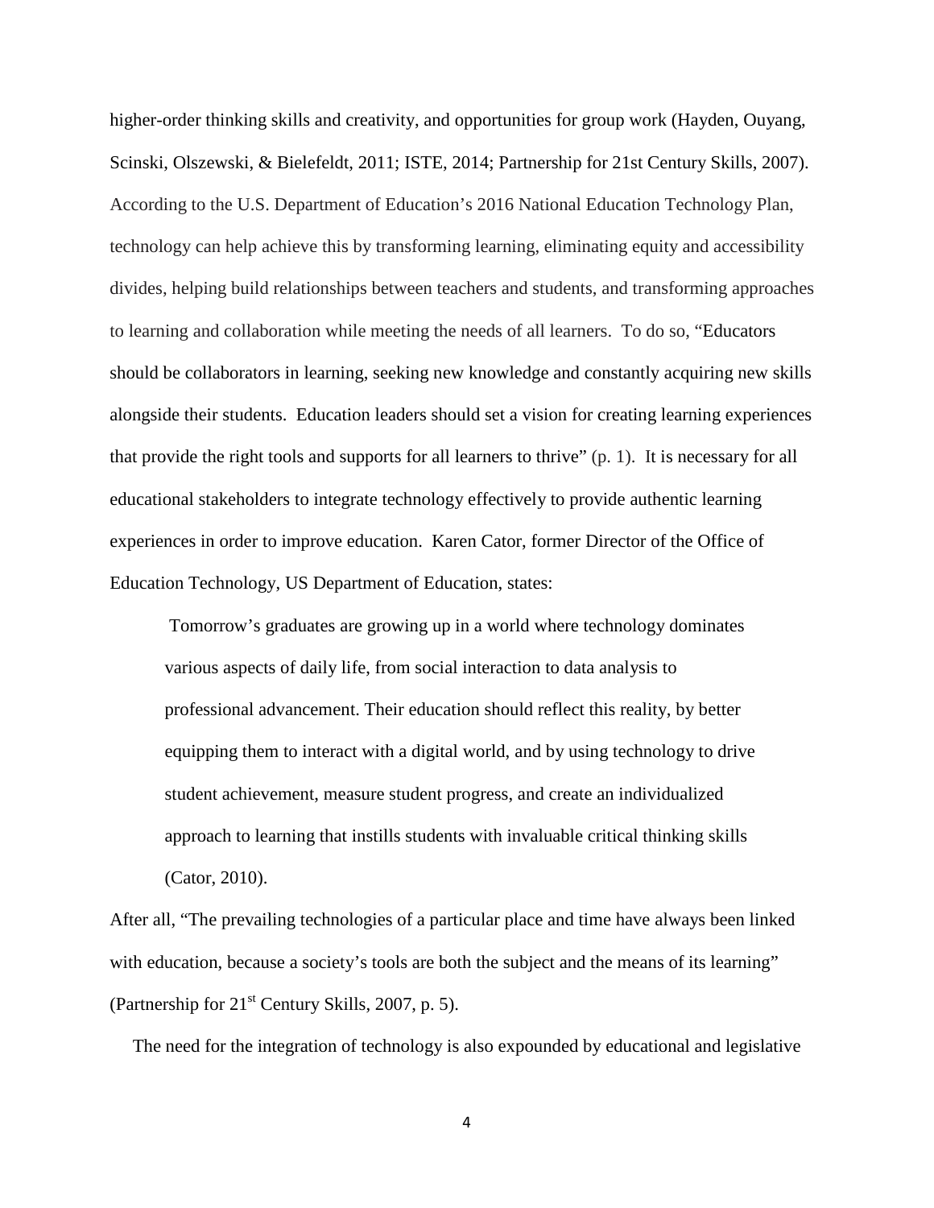higher-order thinking skills and creativity, and opportunities for group work (Hayden, Ouyang, Scinski, Olszewski, & Bielefeldt, 2011; ISTE, 2014; Partnership for 21st Century Skills, 2007). According to the U.S. Department of Education's 2016 National Education Technology Plan, technology can help achieve this by transforming learning, eliminating equity and accessibility divides, helping build relationships between teachers and students, and transforming approaches to learning and collaboration while meeting the needs of all learners. To do so, "Educators should be collaborators in learning, seeking new knowledge and constantly acquiring new skills alongside their students. Education leaders should set a vision for creating learning experiences that provide the right tools and supports for all learners to thrive" (p. 1). It is necessary for all educational stakeholders to integrate technology effectively to provide authentic learning experiences in order to improve education. Karen Cator, former Director of the Office of Education Technology, US Department of Education, states:

> Tomorrow's graduates are growing up in a world where technology dominates various aspects of daily life, from social interaction to data analysis to professional advancement. Their education should reflect this reality, by better equipping them to interact with a digital world, and by using technology to drive student achievement, measure student progress, and create an individualized approach to learning that instills students with invaluable critical thinking skills (Cator, 2010).

After all, "The prevailing technologies of a particular place and time have always been linked with education, because a society's tools are both the subject and the means of its learning" (Partnership for 21st Century Skills, 2007, p. 5).

The need for the integration of technology is also expounded by educational and legislative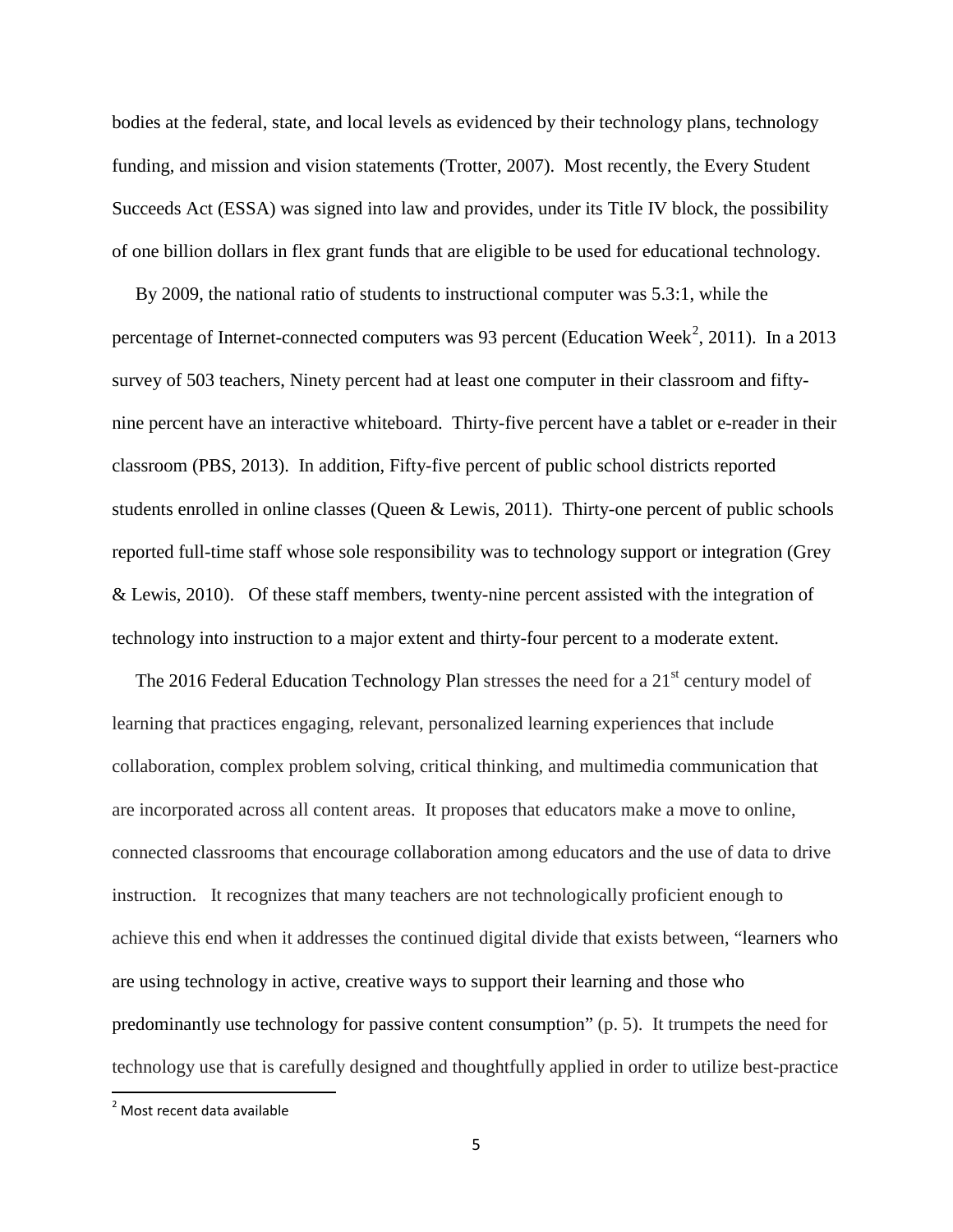bodies at the federal, state, and local levels as evidenced by their technology plans, technology funding, and mission and vision statements (Trotter, 2007). Most recently, the Every Student Succeeds Act (ESSA) was signed into law and provides, under its Title IV block, the possibility of one billion dollars in flex grant funds that are eligible to be used for educational technology.

By 2009, the national ratio of students to instructional computer was 5.3:1, while the percentage of Internet-connected computers was 93 percent (Education Week[2], 2011). In a 2013 survey of 503 teachers, Ninety percent had at least one computer in their classroom and fifty-nine percent have an interactive whiteboard. Thirty-five percent have a tablet or e-reader in their classroom (PBS, 2013). In addition, Fifty-five percent of public school districts reported students enrolled in online classes (Queen & Lewis, 2011). Thirty-one percent of public schools reported full-time staff whose sole responsibility was to technology support or integration (Grey & Lewis, 2010). Of these staff members, twenty-nine percent assisted with the integration of technology into instruction to a major extent and thirty-four percent to a moderate extent.

The 2016 Federal Education Technology Plan stresses the need for a 21st century model of learning that practices engaging, relevant, personalized learning experiences that include collaboration, complex problem solving, critical thinking, and multimedia communication that are incorporated across all content areas. It proposes that educators make a move to online, connected classrooms that encourage collaboration among educators and the use of data to drive instruction. It recognizes that many teachers are not technologically proficient enough to achieve this end when it addresses the continued digital divide that exists between, "learners who are using technology in active, creative ways to support their learning and those who predominantly use technology for passive content consumption" (p. 5). It trumpets the need for technology use that is carefully designed and thoughtfully applied in order to utilize best-practice

[2] Most recent data available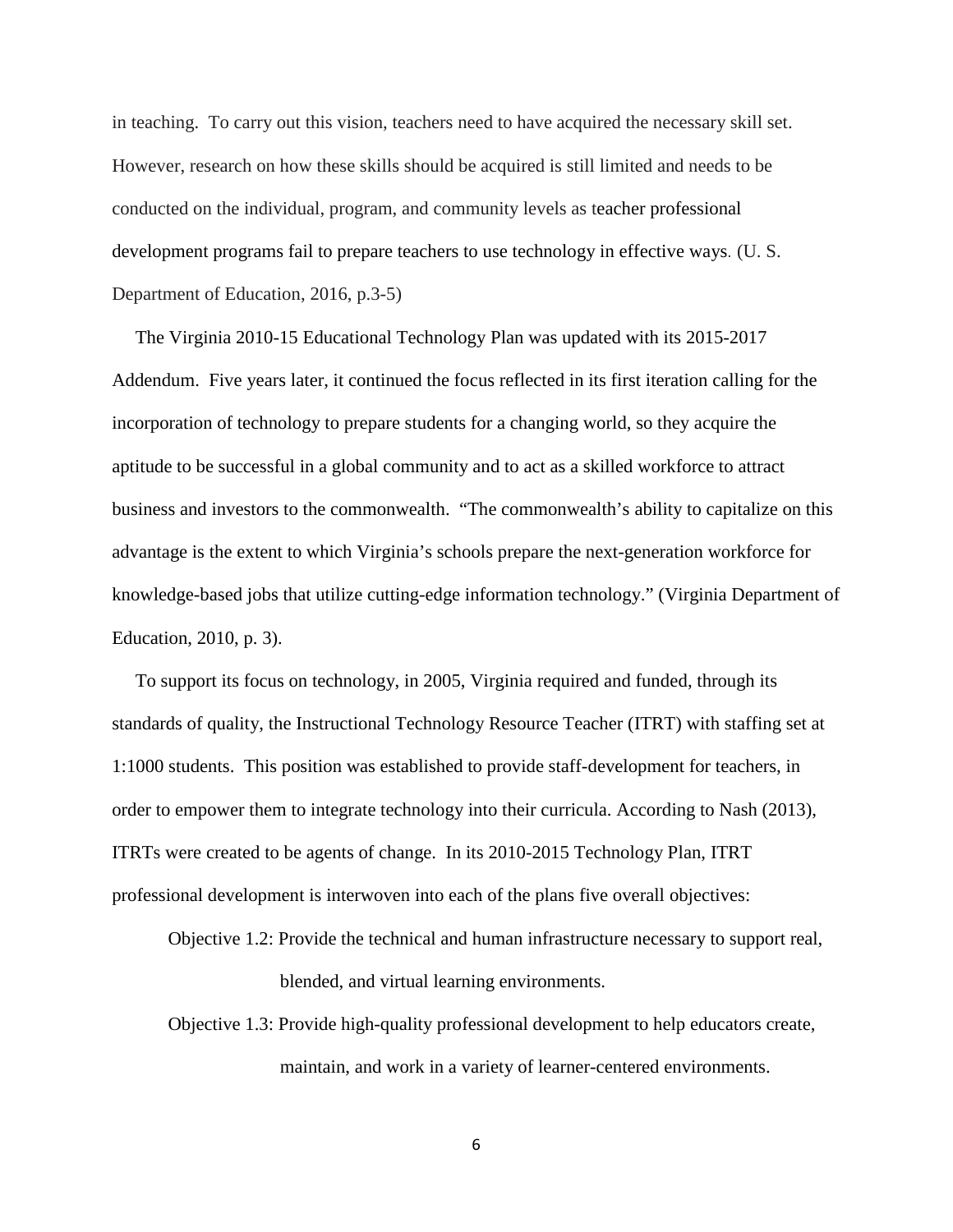in teaching. To carry out this vision, teachers need to have acquired the necessary skill set. However, research on how these skills should be acquired is still limited and needs to be conducted on the individual, program, and community levels as teacher professional development programs fail to prepare teachers to use technology in effective ways. (U. S. Department of Education, 2016, p.3-5)

The Virginia 2010-15 Educational Technology Plan was updated with its 2015-2017 Addendum. Five years later, it continued the focus reflected in its first iteration calling for the incorporation of technology to prepare students for a changing world, so they acquire the aptitude to be successful in a global community and to act as a skilled workforce to attract business and investors to the commonwealth. "The commonwealth's ability to capitalize on this advantage is the extent to which Virginia's schools prepare the next-generation workforce for knowledge-based jobs that utilize cutting-edge information technology." (Virginia Department of Education, 2010, p. 3).

To support its focus on technology, in 2005, Virginia required and funded, through its standards of quality, the Instructional Technology Resource Teacher (ITRT) with staffing set at 1:1000 students. This position was established to provide staff-development for teachers, in order to empower them to integrate technology into their curricula. According to Nash (2013), ITRTs were created to be agents of change. In its 2010-2015 Technology Plan, ITRT professional development is interwoven into each of the plans five overall objectives:

Objective 1.2: Provide the technical and human infrastructure necessary to support real, blended, and virtual learning environments.

Objective 1.3: Provide high-quality professional development to help educators create, maintain, and work in a variety of learner-centered environments.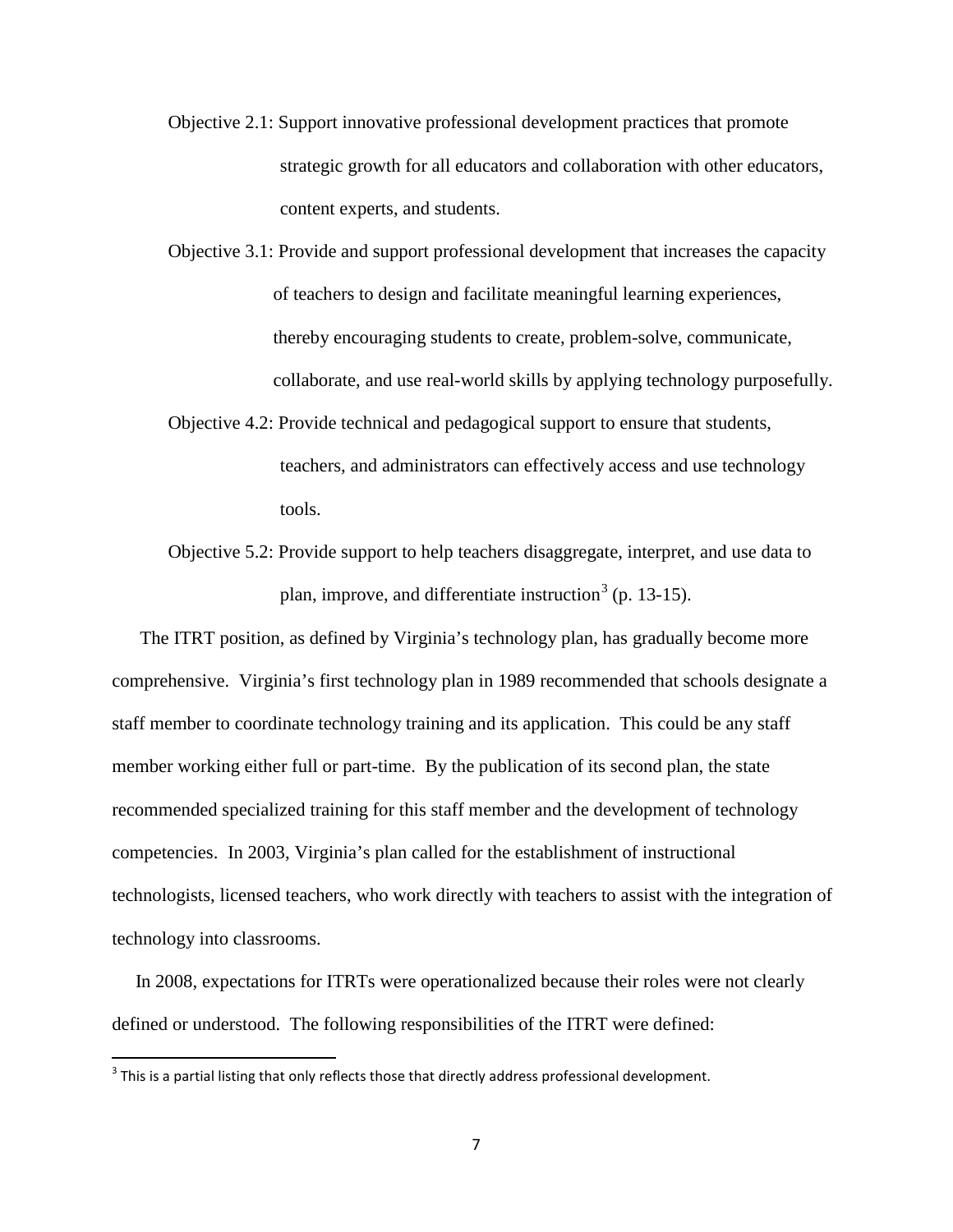Objective 2.1: Support innovative professional development practices that promote strategic growth for all educators and collaboration with other educators, content experts, and students.

Objective 3.1: Provide and support professional development that increases the capacity of teachers to design and facilitate meaningful learning experiences, thereby encouraging students to create, problem-solve, communicate, collaborate, and use real-world skills by applying technology purposefully.

Objective 4.2: Provide technical and pedagogical support to ensure that students, teachers, and administrators can effectively access and use technology tools.

Objective 5.2: Provide support to help teachers disaggregate, interpret, and use data to plan, improve, and differentiate instruction[3] (p. 13-15).

The ITRT position, as defined by Virginia's technology plan, has gradually become more comprehensive. Virginia's first technology plan in 1989 recommended that schools designate a staff member to coordinate technology training and its application. This could be any staff member working either full or part-time. By the publication of its second plan, the state recommended specialized training for this staff member and the development of technology competencies. In 2003, Virginia's plan called for the establishment of instructional technologists, licensed teachers, who work directly with teachers to assist with the integration of technology into classrooms.

In 2008, expectations for ITRTs were operationalized because their roles were not clearly defined or understood. The following responsibilities of the ITRT were defined:

[3] This is a partial listing that only reflects those that directly address professional development.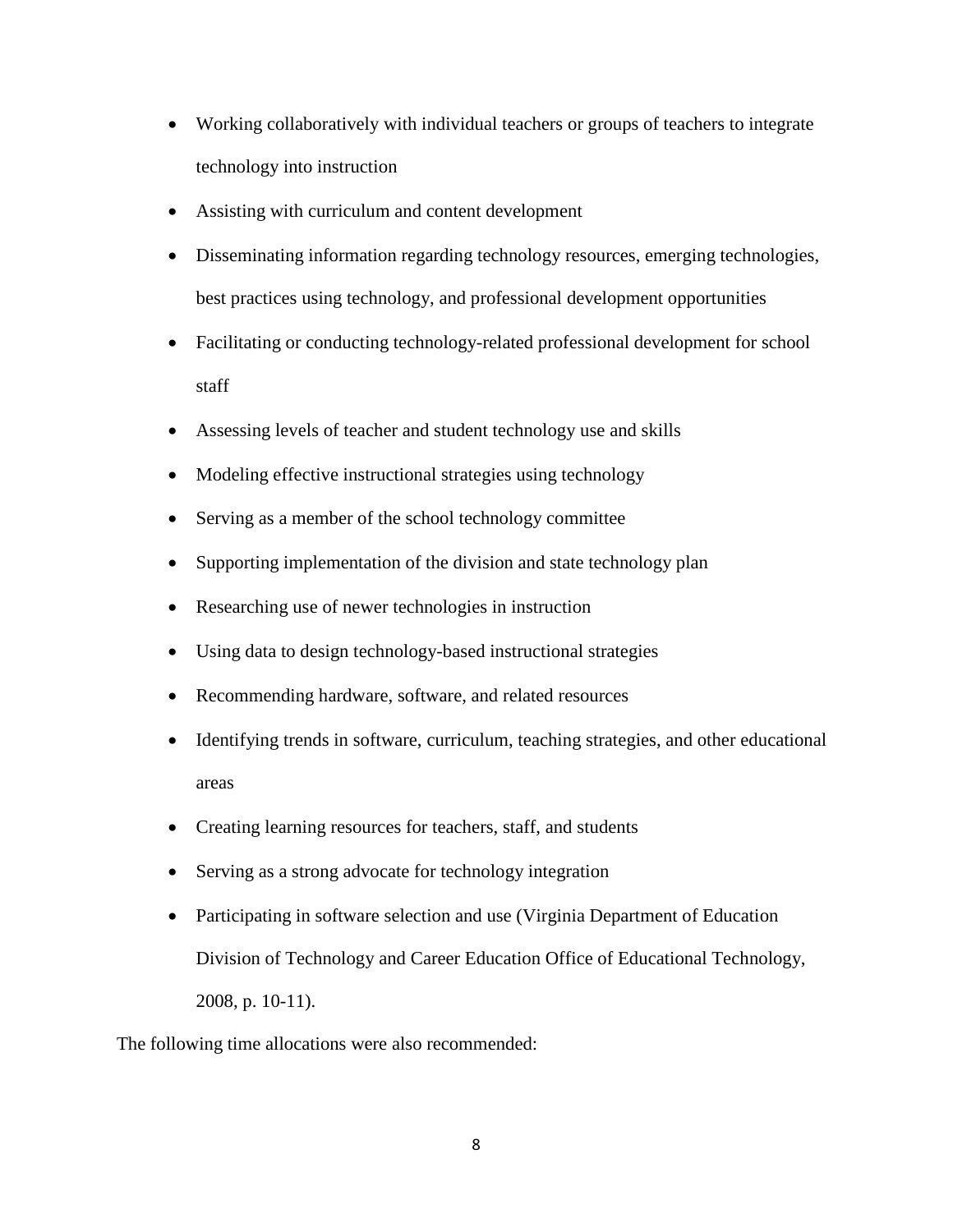- Working collaboratively with individual teachers or groups of teachers to integrate technology into instruction
- Assisting with curriculum and content development
- Disseminating information regarding technology resources, emerging technologies, best practices using technology, and professional development opportunities
- Facilitating or conducting technology-related professional development for school staff
- Assessing levels of teacher and student technology use and skills
- Modeling effective instructional strategies using technology
- Serving as a member of the school technology committee
- Supporting implementation of the division and state technology plan
- Researching use of newer technologies in instruction
- Using data to design technology-based instructional strategies
- Recommending hardware, software, and related resources
- Identifying trends in software, curriculum, teaching strategies, and other educational areas
- Creating learning resources for teachers, staff, and students
- Serving as a strong advocate for technology integration
- Participating in software selection and use (Virginia Department of Education Division of Technology and Career Education Office of Educational Technology, 2008, p. 10-11).

The following time allocations were also recommended: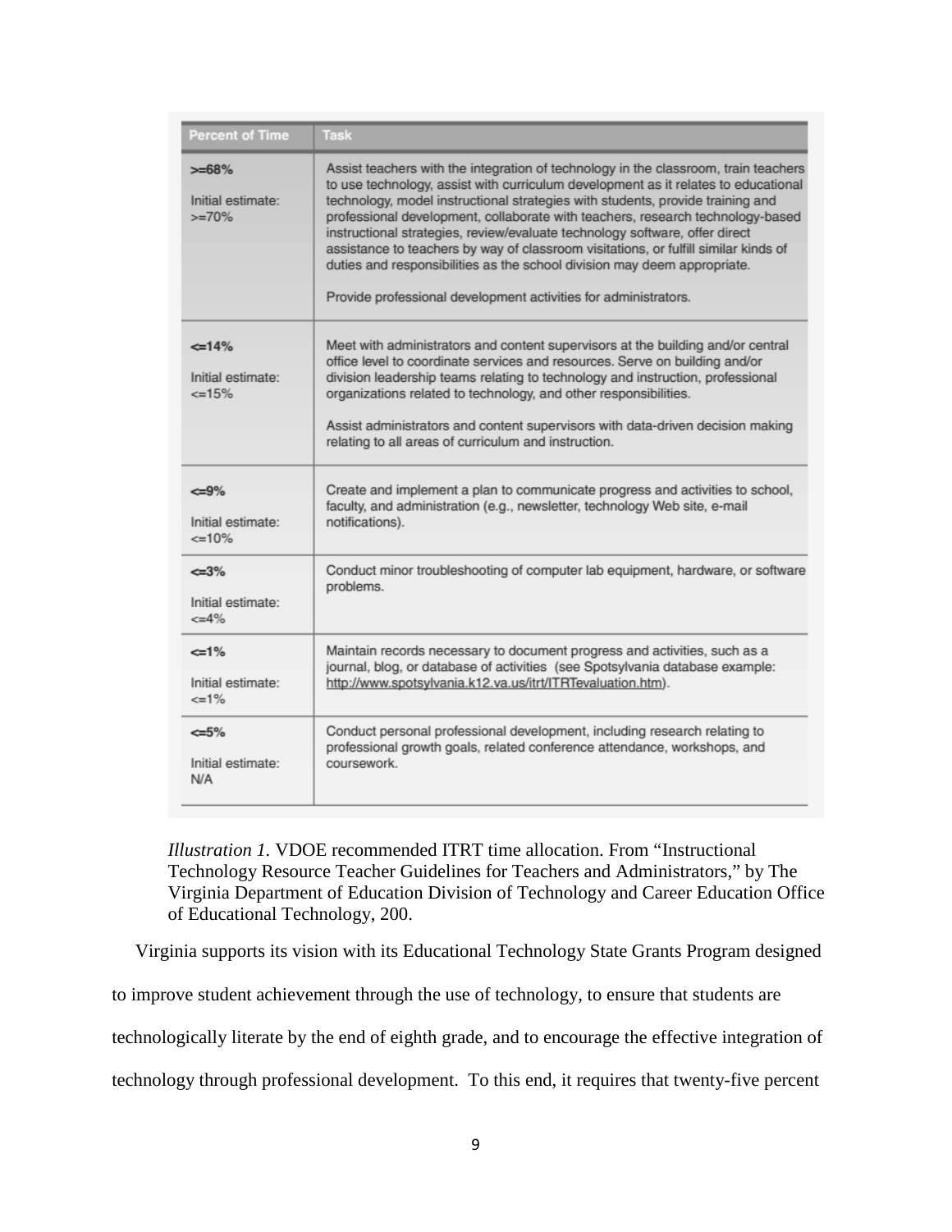| Percent of Time | Task |
|---|---|
| >=68%<br><br>Initial estimate: >=70% | Assist teachers with the integration of technology in the classroom, train teachers to use technology, assist with curriculum development as it relates to educational technology, model instructional strategies with students, provide training and professional development, collaborate with teachers, research technology-based instructional strategies, review/evaluate technology software, offer direct assistance to teachers by way of classroom visitations, or fulfill similar kinds of duties and responsibilities as the school division may deem appropriate.<br><br>Provide professional development activities for administrators. |
| <=14%<br><br>Initial estimate: <=15% | Meet with administrators and content supervisors at the building and/or central office level to coordinate services and resources. Serve on building and/or division leadership teams relating to technology and instruction, professional organizations related to technology, and other responsibilities.<br><br>Assist administrators and content supervisors with data-driven decision making relating to all areas of curriculum and instruction. |
| <=9%<br><br>Initial estimate: <=10% | Create and implement a plan to communicate progress and activities to school, faculty, and administration (e.g., newsletter, technology Web site, e-mail notifications). |
| <=3%<br><br>Initial estimate: <=4% | Conduct minor troubleshooting of computer lab equipment, hardware, or software problems. |
| <=1%<br><br>Initial estimate: <=1% | Maintain records necessary to document progress and activities, such as a journal, blog, or database of activities (see Spotsylvania database example: http://www.spotsylvania.k12.va.us/itrt/ITRTevaluation.htm). |
| <=5%<br><br>Initial estimate: N/A | Conduct personal professional development, including research relating to professional growth goals, related conference attendance, workshops, and coursework. |

*Illustration 1.* VDOE recommended ITRT time allocation. From "Instructional Technology Resource Teacher Guidelines for Teachers and Administrators," by The Virginia Department of Education Division of Technology and Career Education Office of Educational Technology, 200.

Virginia supports its vision with its Educational Technology State Grants Program designed to improve student achievement through the use of technology, to ensure that students are technologically literate by the end of eighth grade, and to encourage the effective integration of technology through professional development. To this end, it requires that twenty-five percent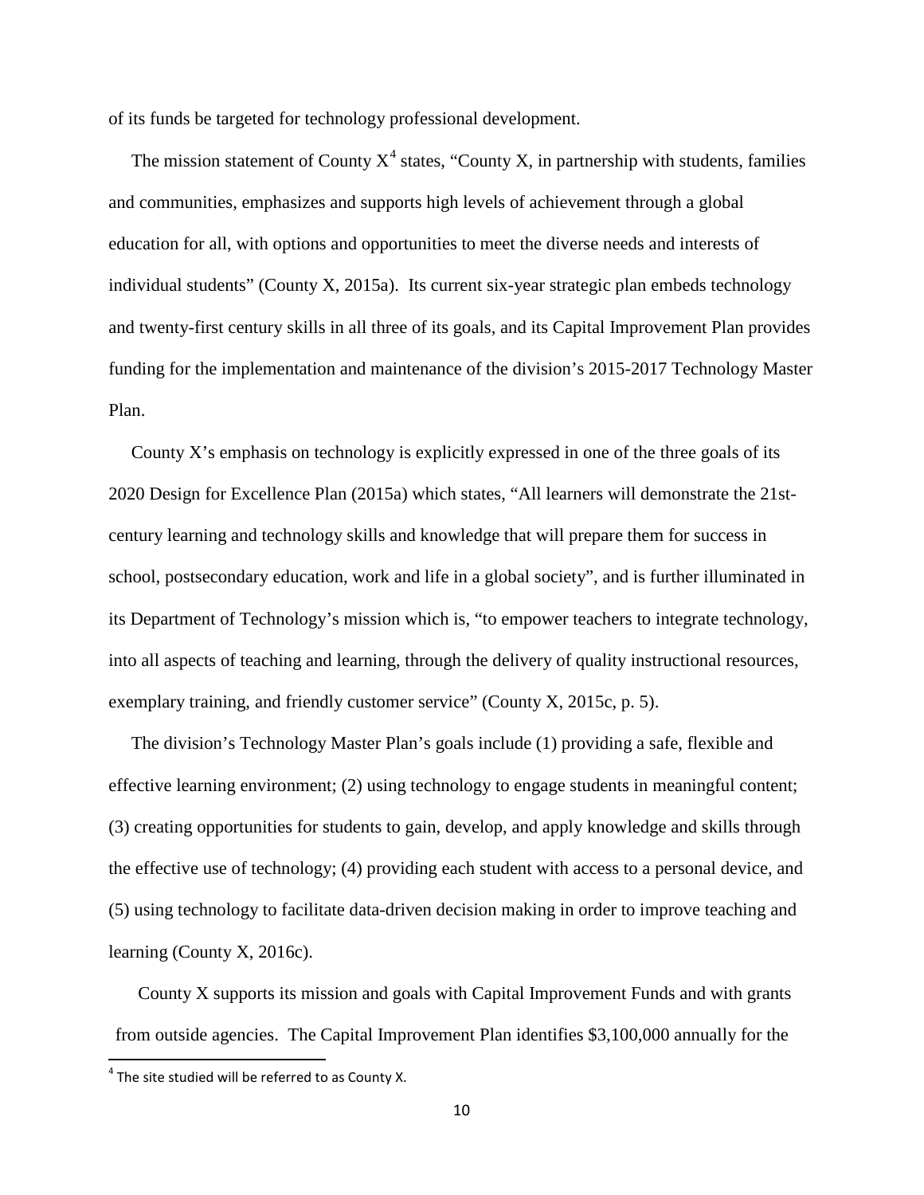of its funds be targeted for technology professional development.

The mission statement of County X[4] states, "County X, in partnership with students, families and communities, emphasizes and supports high levels of achievement through a global education for all, with options and opportunities to meet the diverse needs and interests of individual students" (County X, 2015a). Its current six-year strategic plan embeds technology and twenty-first century skills in all three of its goals, and its Capital Improvement Plan provides funding for the implementation and maintenance of the division's 2015-2017 Technology Master Plan.

County X's emphasis on technology is explicitly expressed in one of the three goals of its 2020 Design for Excellence Plan (2015a) which states, "All learners will demonstrate the 21st-century learning and technology skills and knowledge that will prepare them for success in school, postsecondary education, work and life in a global society", and is further illuminated in its Department of Technology's mission which is, "to empower teachers to integrate technology, into all aspects of teaching and learning, through the delivery of quality instructional resources, exemplary training, and friendly customer service" (County X, 2015c, p. 5).

The division's Technology Master Plan's goals include (1) providing a safe, flexible and effective learning environment; (2) using technology to engage students in meaningful content; (3) creating opportunities for students to gain, develop, and apply knowledge and skills through the effective use of technology; (4) providing each student with access to a personal device, and (5) using technology to facilitate data-driven decision making in order to improve teaching and learning (County X, 2016c).

County X supports its mission and goals with Capital Improvement Funds and with grants from outside agencies. The Capital Improvement Plan identifies $3,100,000 annually for the

[4] The site studied will be referred to as County X.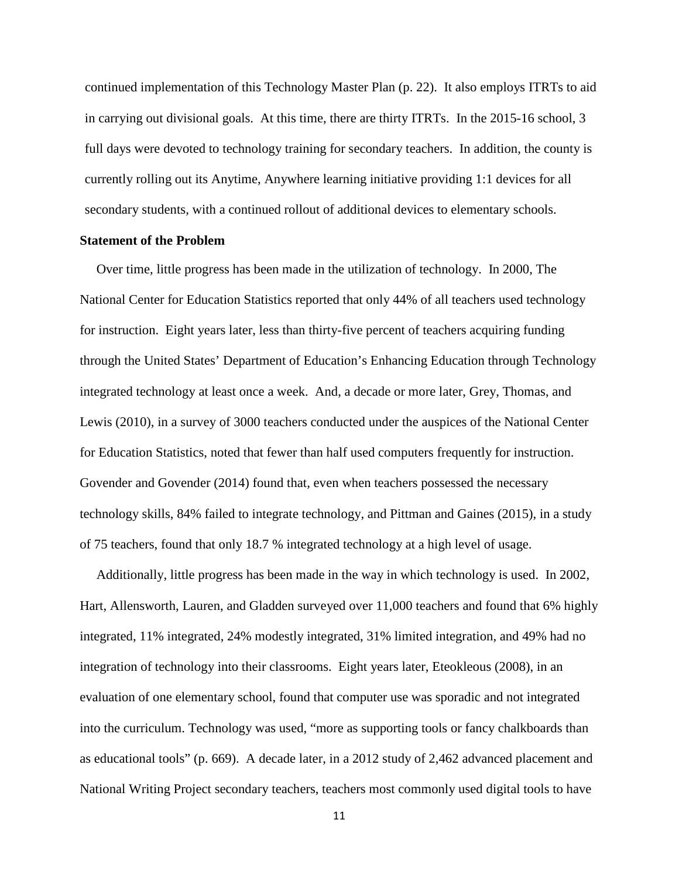continued implementation of this Technology Master Plan (p. 22). It also employs ITRTs to aid in carrying out divisional goals. At this time, there are thirty ITRTs. In the 2015-16 school, 3 full days were devoted to technology training for secondary teachers. In addition, the county is currently rolling out its Anytime, Anywhere learning initiative providing 1:1 devices for all secondary students, with a continued rollout of additional devices to elementary schools.

**Statement of the Problem**

Over time, little progress has been made in the utilization of technology. In 2000, The National Center for Education Statistics reported that only 44% of all teachers used technology for instruction. Eight years later, less than thirty-five percent of teachers acquiring funding through the United States' Department of Education's Enhancing Education through Technology integrated technology at least once a week. And, a decade or more later, Grey, Thomas, and Lewis (2010), in a survey of 3000 teachers conducted under the auspices of the National Center for Education Statistics, noted that fewer than half used computers frequently for instruction. Govender and Govender (2014) found that, even when teachers possessed the necessary technology skills, 84% failed to integrate technology, and Pittman and Gaines (2015), in a study of 75 teachers, found that only 18.7 % integrated technology at a high level of usage.

Additionally, little progress has been made in the way in which technology is used. In 2002, Hart, Allensworth, Lauren, and Gladden surveyed over 11,000 teachers and found that 6% highly integrated, 11% integrated, 24% modestly integrated, 31% limited integration, and 49% had no integration of technology into their classrooms. Eight years later, Eteokleous (2008), in an evaluation of one elementary school, found that computer use was sporadic and not integrated into the curriculum. Technology was used, "more as supporting tools or fancy chalkboards than as educational tools" (p. 669). A decade later, in a 2012 study of 2,462 advanced placement and National Writing Project secondary teachers, teachers most commonly used digital tools to have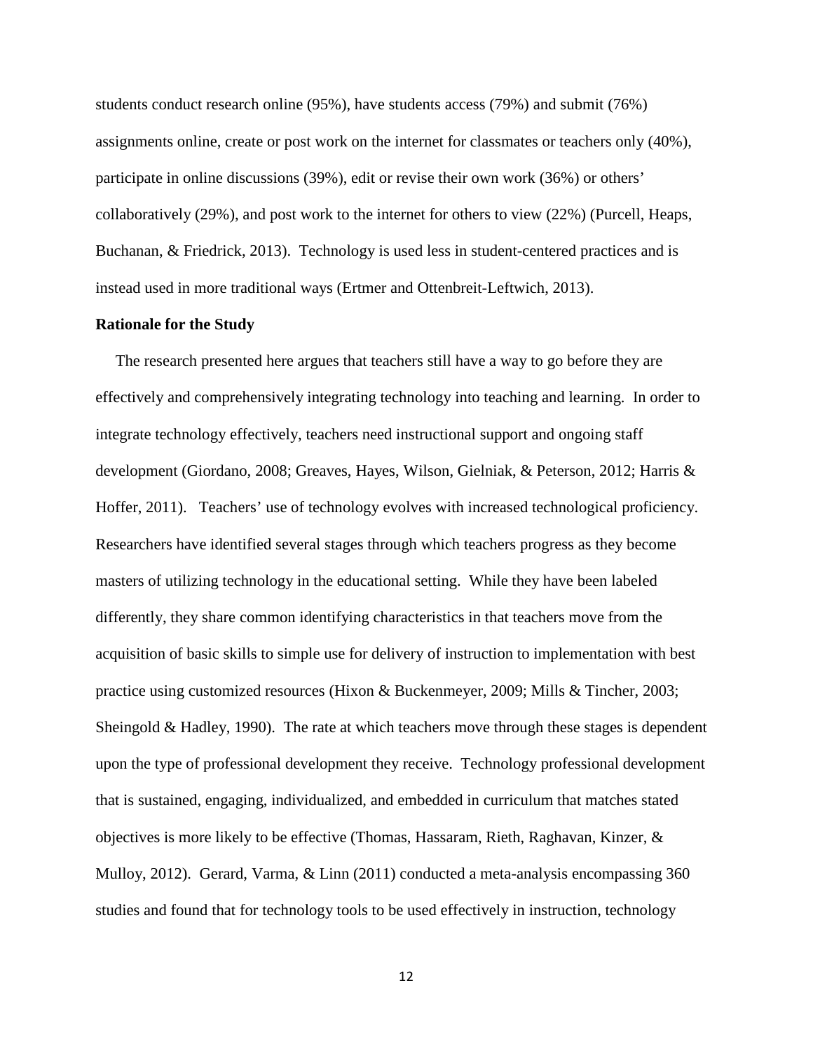students conduct research online (95%), have students access (79%) and submit (76%) assignments online, create or post work on the internet for classmates or teachers only (40%), participate in online discussions (39%), edit or revise their own work (36%) or others' collaboratively (29%), and post work to the internet for others to view (22%) (Purcell, Heaps, Buchanan, & Friedrick, 2013). Technology is used less in student-centered practices and is instead used in more traditional ways (Ertmer and Ottenbreit-Leftwich, 2013).

**Rationale for the Study**

The research presented here argues that teachers still have a way to go before they are effectively and comprehensively integrating technology into teaching and learning. In order to integrate technology effectively, teachers need instructional support and ongoing staff development (Giordano, 2008; Greaves, Hayes, Wilson, Gielniak, & Peterson, 2012; Harris & Hoffer, 2011). Teachers' use of technology evolves with increased technological proficiency. Researchers have identified several stages through which teachers progress as they become masters of utilizing technology in the educational setting. While they have been labeled differently, they share common identifying characteristics in that teachers move from the acquisition of basic skills to simple use for delivery of instruction to implementation with best practice using customized resources (Hixon & Buckenmeyer, 2009; Mills & Tincher, 2003; Sheingold & Hadley, 1990). The rate at which teachers move through these stages is dependent upon the type of professional development they receive. Technology professional development that is sustained, engaging, individualized, and embedded in curriculum that matches stated objectives is more likely to be effective (Thomas, Hassaram, Rieth, Raghavan, Kinzer, & Mulloy, 2012). Gerard, Varma, & Linn (2011) conducted a meta-analysis encompassing 360 studies and found that for technology tools to be used effectively in instruction, technology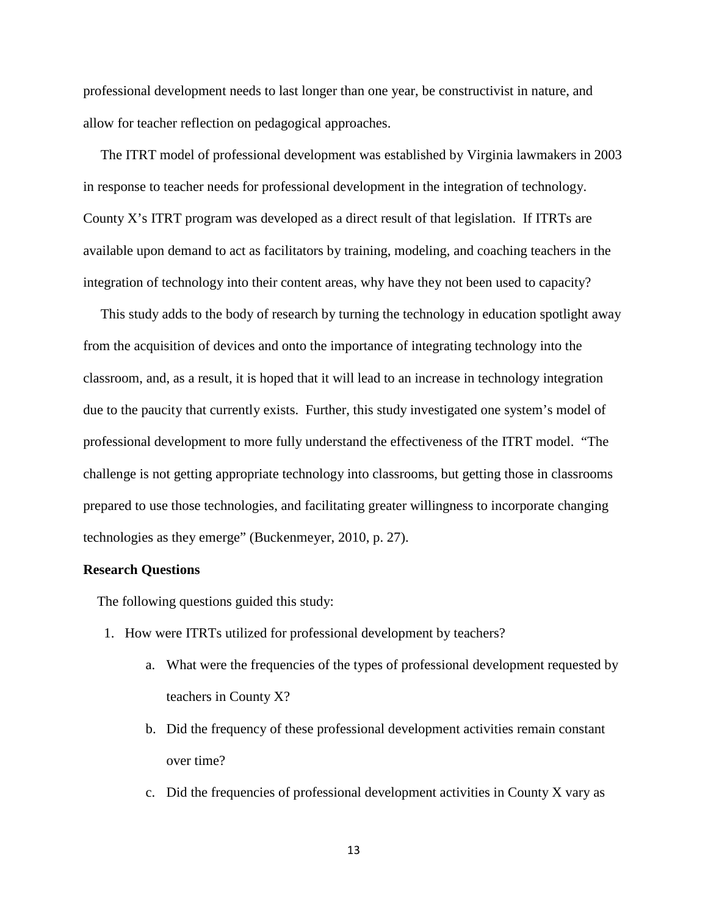professional development needs to last longer than one year, be constructivist in nature, and allow for teacher reflection on pedagogical approaches.

The ITRT model of professional development was established by Virginia lawmakers in 2003 in response to teacher needs for professional development in the integration of technology. County X's ITRT program was developed as a direct result of that legislation. If ITRTs are available upon demand to act as facilitators by training, modeling, and coaching teachers in the integration of technology into their content areas, why have they not been used to capacity?

This study adds to the body of research by turning the technology in education spotlight away from the acquisition of devices and onto the importance of integrating technology into the classroom, and, as a result, it is hoped that it will lead to an increase in technology integration due to the paucity that currently exists. Further, this study investigated one system's model of professional development to more fully understand the effectiveness of the ITRT model. "The challenge is not getting appropriate technology into classrooms, but getting those in classrooms prepared to use those technologies, and facilitating greater willingness to incorporate changing technologies as they emerge" (Buckenmeyer, 2010, p. 27).

**Research Questions**

The following questions guided this study:

1. How were ITRTs utilized for professional development by teachers?
    a. What were the frequencies of the types of professional development requested by teachers in County X?
    b. Did the frequency of these professional development activities remain constant over time?
    c. Did the frequencies of professional development activities in County X vary as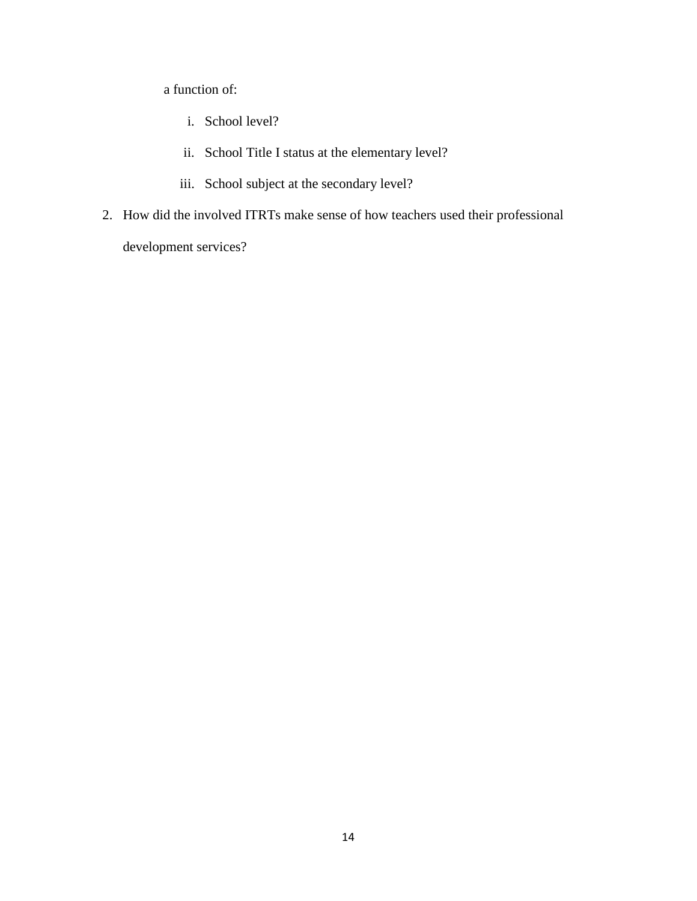a function of:

   i. School level?

   ii. School Title I status at the elementary level?

   iii. School subject at the secondary level?

2. How did the involved ITRTs make sense of how teachers used their professional development services?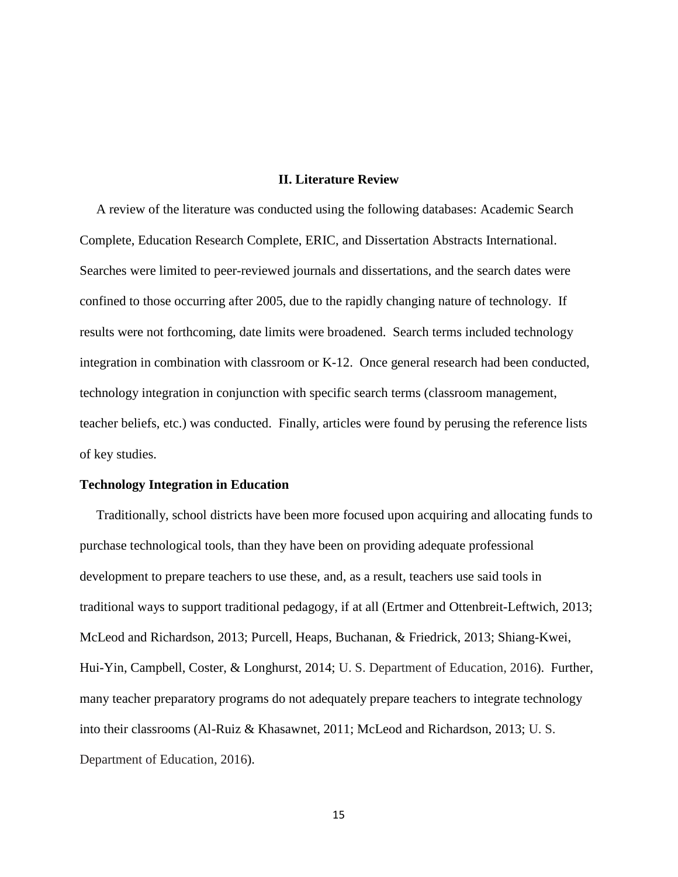## II. Literature Review

A review of the literature was conducted using the following databases: Academic Search Complete, Education Research Complete, ERIC, and Dissertation Abstracts International. Searches were limited to peer-reviewed journals and dissertations, and the search dates were confined to those occurring after 2005, due to the rapidly changing nature of technology. If results were not forthcoming, date limits were broadened. Search terms included technology integration in combination with classroom or K-12. Once general research had been conducted, technology integration in conjunction with specific search terms (classroom management, teacher beliefs, etc.) was conducted. Finally, articles were found by perusing the reference lists of key studies.

### Technology Integration in Education

Traditionally, school districts have been more focused upon acquiring and allocating funds to purchase technological tools, than they have been on providing adequate professional development to prepare teachers to use these, and, as a result, teachers use said tools in traditional ways to support traditional pedagogy, if at all (Ertmer and Ottenbreit-Leftwich, 2013; McLeod and Richardson, 2013; Purcell, Heaps, Buchanan, & Friedrick, 2013; Shiang-Kwei, Hui-Yin, Campbell, Coster, & Longhurst, 2014; U. S. Department of Education, 2016). Further, many teacher preparatory programs do not adequately prepare teachers to integrate technology into their classrooms (Al-Ruiz & Khasawnet, 2011; McLeod and Richardson, 2013; U. S. Department of Education, 2016).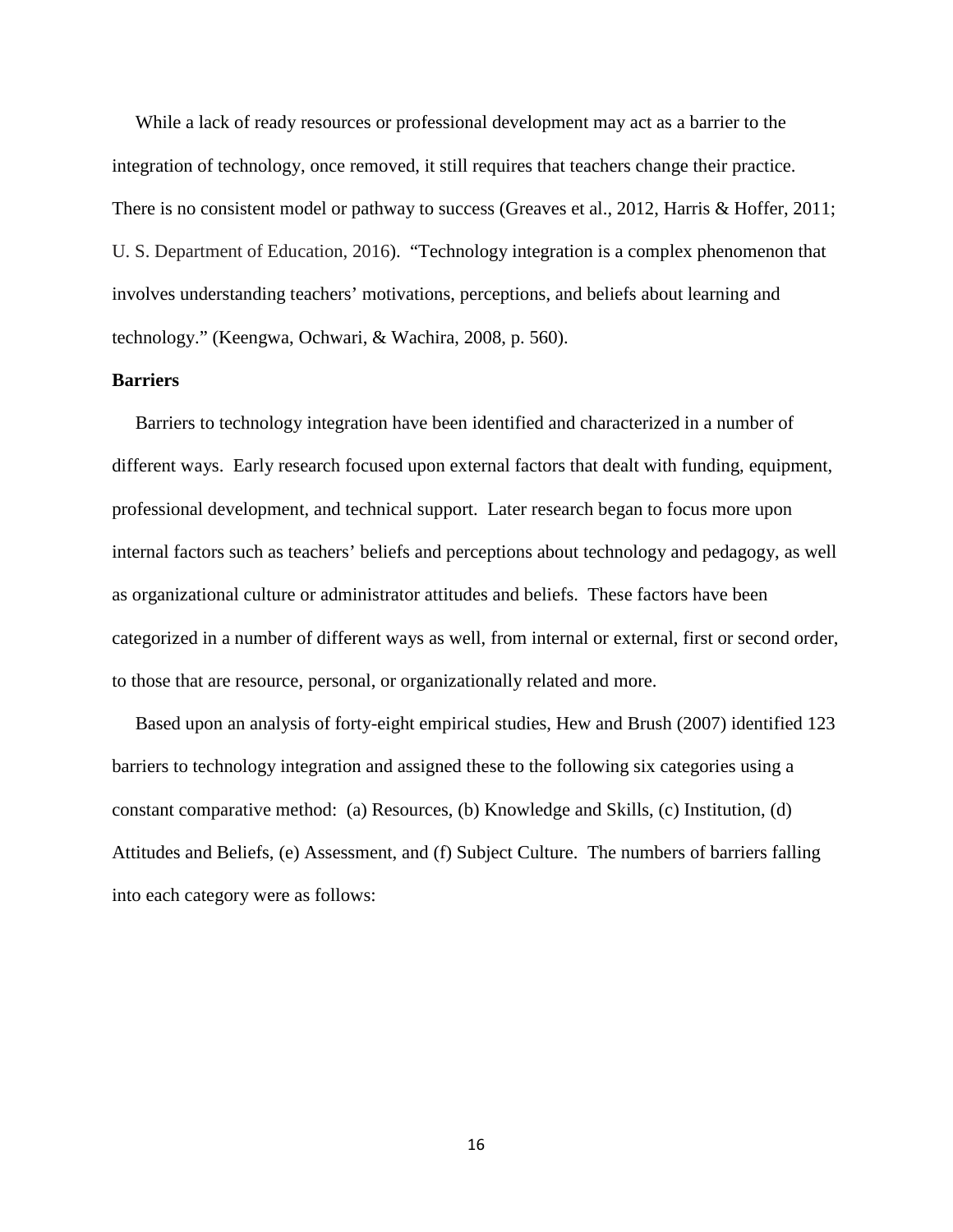While a lack of ready resources or professional development may act as a barrier to the integration of technology, once removed, it still requires that teachers change their practice. There is no consistent model or pathway to success (Greaves et al., 2012, Harris & Hoffer, 2011; U. S. Department of Education, 2016). "Technology integration is a complex phenomenon that involves understanding teachers' motivations, perceptions, and beliefs about learning and technology." (Keengwa, Ochwari, & Wachira, 2008, p. 560).

**Barriers**

Barriers to technology integration have been identified and characterized in a number of different ways. Early research focused upon external factors that dealt with funding, equipment, professional development, and technical support. Later research began to focus more upon internal factors such as teachers' beliefs and perceptions about technology and pedagogy, as well as organizational culture or administrator attitudes and beliefs. These factors have been categorized in a number of different ways as well, from internal or external, first or second order, to those that are resource, personal, or organizationally related and more.

Based upon an analysis of forty-eight empirical studies, Hew and Brush (2007) identified 123 barriers to technology integration and assigned these to the following six categories using a constant comparative method: (a) Resources, (b) Knowledge and Skills, (c) Institution, (d) Attitudes and Beliefs, (e) Assessment, and (f) Subject Culture. The numbers of barriers falling into each category were as follows: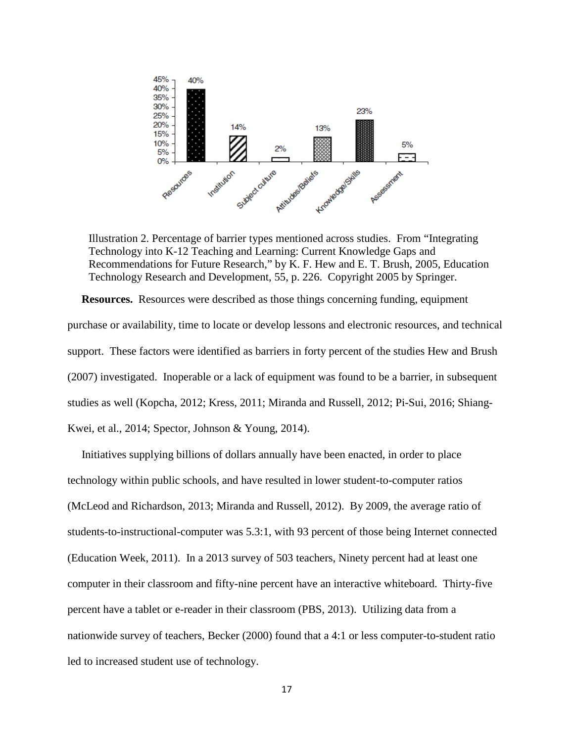Illustration 2. Percentage of barrier types mentioned across studies. From "Integrating Technology into K-12 Teaching and Learning: Current Knowledge Gaps and Recommendations for Future Research," by K. F. Hew and E. T. Brush, 2005, Education Technology Research and Development, 55, p. 226. Copyright 2005 by Springer.

**Resources.** Resources were described as those things concerning funding, equipment purchase or availability, time to locate or develop lessons and electronic resources, and technical support. These factors were identified as barriers in forty percent of the studies Hew and Brush (2007) investigated. Inoperable or a lack of equipment was found to be a barrier, in subsequent studies as well (Kopcha, 2012; Kress, 2011; Miranda and Russell, 2012; Pi-Sui, 2016; Shiang-Kwei, et al., 2014; Spector, Johnson & Young, 2014).

Initiatives supplying billions of dollars annually have been enacted, in order to place technology within public schools, and have resulted in lower student-to-computer ratios (McLeod and Richardson, 2013; Miranda and Russell, 2012). By 2009, the average ratio of students-to-instructional-computer was 5.3:1, with 93 percent of those being Internet connected (Education Week, 2011). In a 2013 survey of 503 teachers, Ninety percent had at least one computer in their classroom and fifty-nine percent have an interactive whiteboard. Thirty-five percent have a tablet or e-reader in their classroom (PBS, 2013). Utilizing data from a nationwide survey of teachers, Becker (2000) found that a 4:1 or less computer-to-student ratio led to increased student use of technology.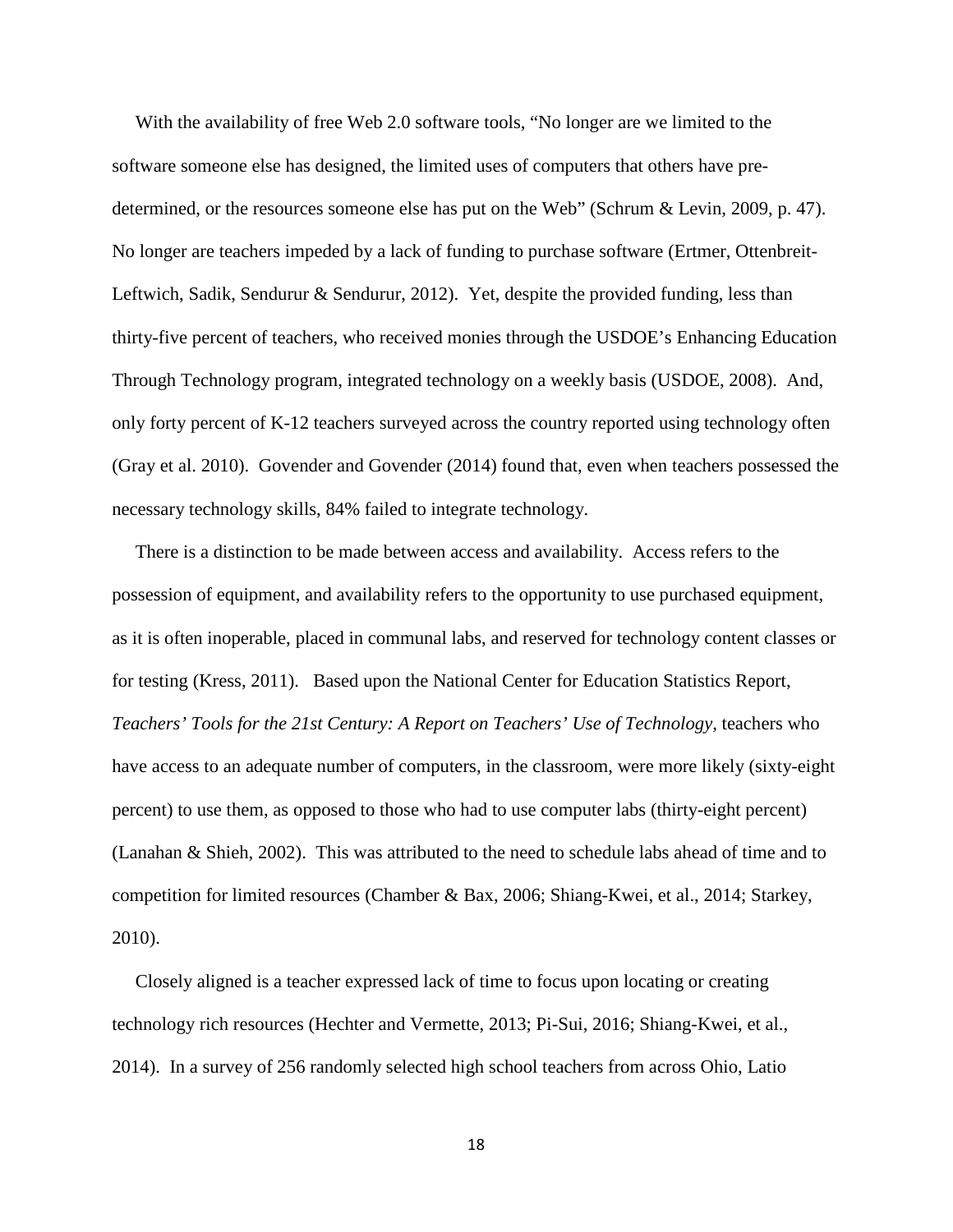With the availability of free Web 2.0 software tools, "No longer are we limited to the software someone else has designed, the limited uses of computers that others have pre-determined, or the resources someone else has put on the Web" (Schrum & Levin, 2009, p. 47). No longer are teachers impeded by a lack of funding to purchase software (Ertmer, Ottenbreit-Leftwich, Sadik, Sendurur & Sendurur, 2012). Yet, despite the provided funding, less than thirty-five percent of teachers, who received monies through the USDOE's Enhancing Education Through Technology program, integrated technology on a weekly basis (USDOE, 2008). And, only forty percent of K-12 teachers surveyed across the country reported using technology often (Gray et al. 2010). Govender and Govender (2014) found that, even when teachers possessed the necessary technology skills, 84% failed to integrate technology.

There is a distinction to be made between access and availability. Access refers to the possession of equipment, and availability refers to the opportunity to use purchased equipment, as it is often inoperable, placed in communal labs, and reserved for technology content classes or for testing (Kress, 2011). Based upon the National Center for Education Statistics Report, *Teachers' Tools for the 21st Century: A Report on Teachers' Use of Technology*, teachers who have access to an adequate number of computers, in the classroom, were more likely (sixty-eight percent) to use them, as opposed to those who had to use computer labs (thirty-eight percent) (Lanahan & Shieh, 2002). This was attributed to the need to schedule labs ahead of time and to competition for limited resources (Chamber & Bax, 2006; Shiang-Kwei, et al., 2014; Starkey, 2010).

Closely aligned is a teacher expressed lack of time to focus upon locating or creating technology rich resources (Hechter and Vermette, 2013; Pi-Sui, 2016; Shiang-Kwei, et al., 2014). In a survey of 256 randomly selected high school teachers from across Ohio, Latio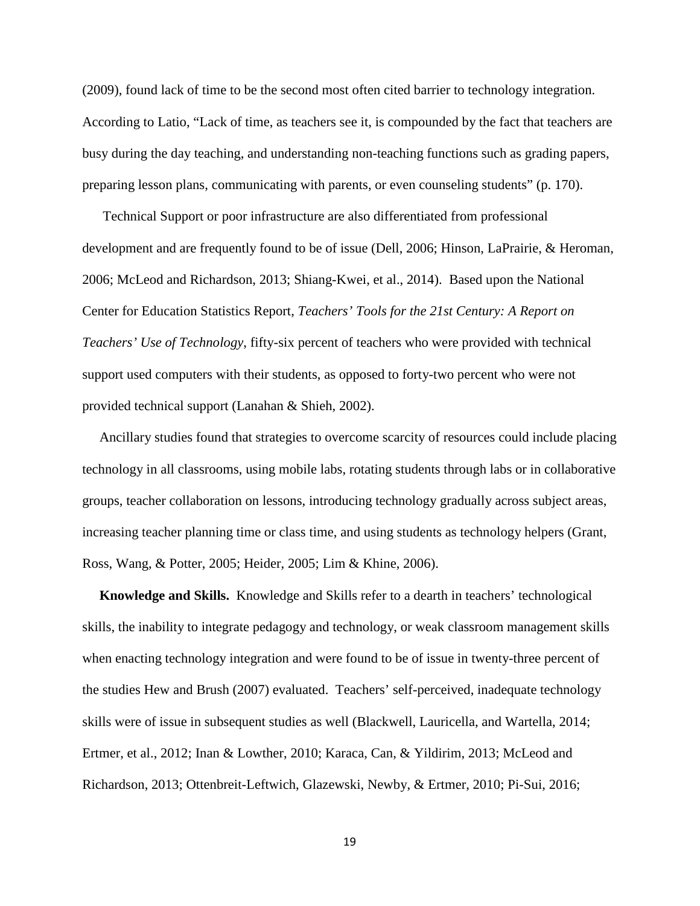(2009), found lack of time to be the second most often cited barrier to technology integration. According to Latio, "Lack of time, as teachers see it, is compounded by the fact that teachers are busy during the day teaching, and understanding non-teaching functions such as grading papers, preparing lesson plans, communicating with parents, or even counseling students" (p. 170).

Technical Support or poor infrastructure are also differentiated from professional development and are frequently found to be of issue (Dell, 2006; Hinson, LaPrairie, & Heroman, 2006; McLeod and Richardson, 2013; Shiang-Kwei, et al., 2014). Based upon the National Center for Education Statistics Report, *Teachers' Tools for the 21st Century: A Report on Teachers' Use of Technology*, fifty-six percent of teachers who were provided with technical support used computers with their students, as opposed to forty-two percent who were not provided technical support (Lanahan & Shieh, 2002).

Ancillary studies found that strategies to overcome scarcity of resources could include placing technology in all classrooms, using mobile labs, rotating students through labs or in collaborative groups, teacher collaboration on lessons, introducing technology gradually across subject areas, increasing teacher planning time or class time, and using students as technology helpers (Grant, Ross, Wang, & Potter, 2005; Heider, 2005; Lim & Khine, 2006).

**Knowledge and Skills.** Knowledge and Skills refer to a dearth in teachers' technological skills, the inability to integrate pedagogy and technology, or weak classroom management skills when enacting technology integration and were found to be of issue in twenty-three percent of the studies Hew and Brush (2007) evaluated. Teachers' self-perceived, inadequate technology skills were of issue in subsequent studies as well (Blackwell, Lauricella, and Wartella, 2014; Ertmer, et al., 2012; Inan & Lowther, 2010; Karaca, Can, & Yildirim, 2013; McLeod and Richardson, 2013; Ottenbreit-Leftwich, Glazewski, Newby, & Ertmer, 2010; Pi-Sui, 2016;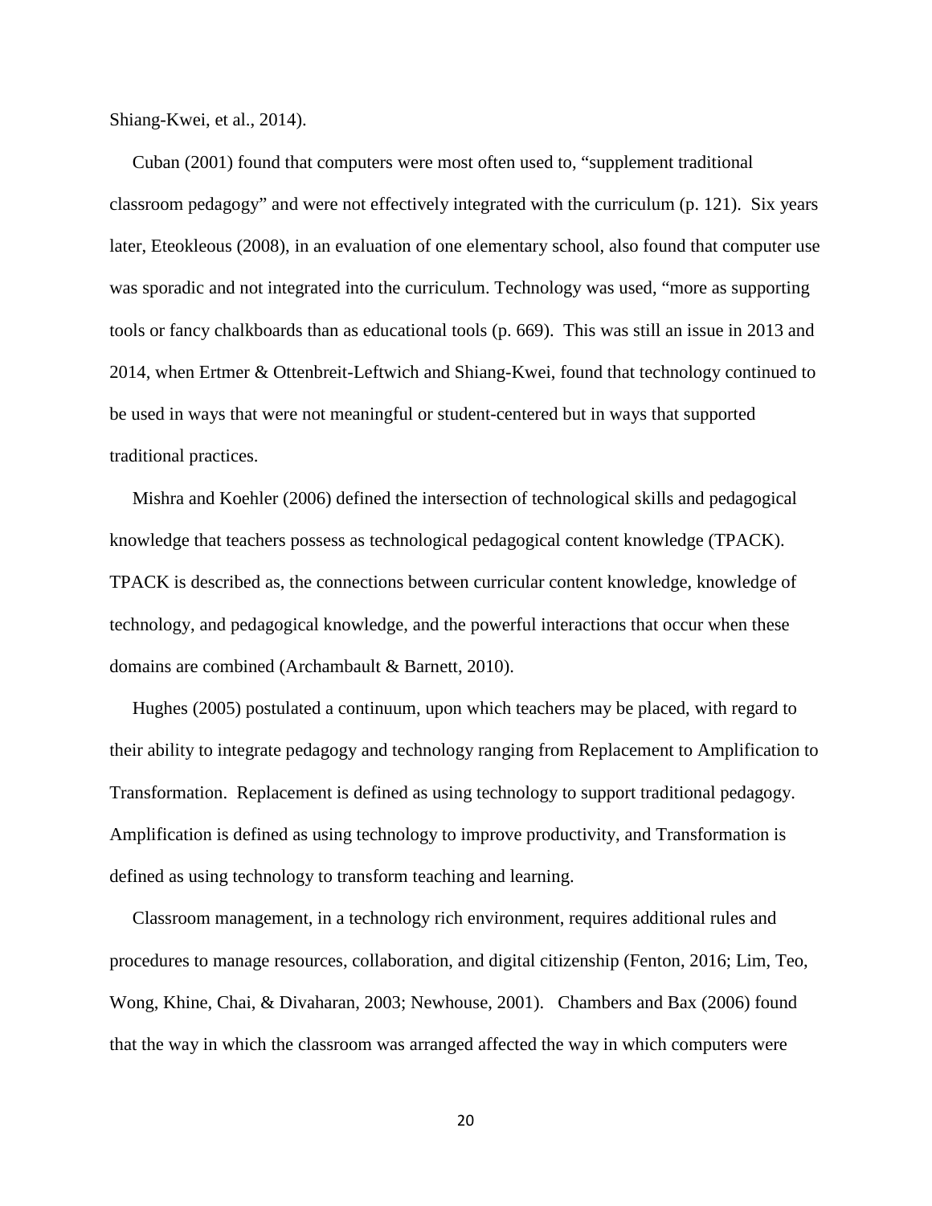Shiang-Kwei, et al., 2014).

Cuban (2001) found that computers were most often used to, “supplement traditional classroom pedagogy” and were not effectively integrated with the curriculum (p. 121). Six years later, Eteokleous (2008), in an evaluation of one elementary school, also found that computer use was sporadic and not integrated into the curriculum. Technology was used, “more as supporting tools or fancy chalkboards than as educational tools (p. 669). This was still an issue in 2013 and 2014, when Ertmer & Ottenbreit-Leftwich and Shiang-Kwei, found that technology continued to be used in ways that were not meaningful or student-centered but in ways that supported traditional practices.

Mishra and Koehler (2006) defined the intersection of technological skills and pedagogical knowledge that teachers possess as technological pedagogical content knowledge (TPACK). TPACK is described as, the connections between curricular content knowledge, knowledge of technology, and pedagogical knowledge, and the powerful interactions that occur when these domains are combined (Archambault & Barnett, 2010).

Hughes (2005) postulated a continuum, upon which teachers may be placed, with regard to their ability to integrate pedagogy and technology ranging from Replacement to Amplification to Transformation. Replacement is defined as using technology to support traditional pedagogy. Amplification is defined as using technology to improve productivity, and Transformation is defined as using technology to transform teaching and learning.

Classroom management, in a technology rich environment, requires additional rules and procedures to manage resources, collaboration, and digital citizenship (Fenton, 2016; Lim, Teo, Wong, Khine, Chai, & Divaharan, 2003; Newhouse, 2001). Chambers and Bax (2006) found that the way in which the classroom was arranged affected the way in which computers were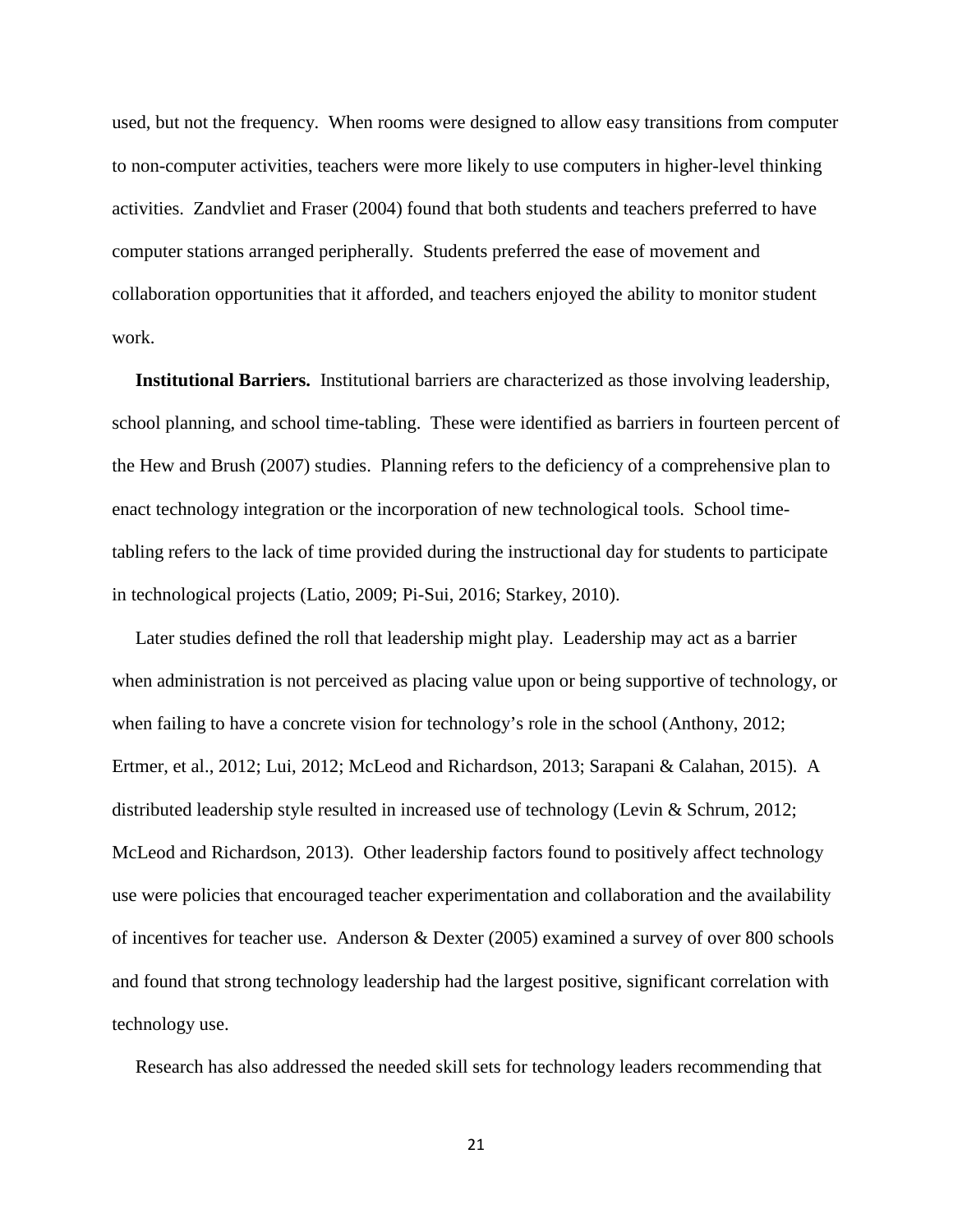used, but not the frequency. When rooms were designed to allow easy transitions from computer to non-computer activities, teachers were more likely to use computers in higher-level thinking activities. Zandvliet and Fraser (2004) found that both students and teachers preferred to have computer stations arranged peripherally. Students preferred the ease of movement and collaboration opportunities that it afforded, and teachers enjoyed the ability to monitor student work.

**Institutional Barriers.** Institutional barriers are characterized as those involving leadership, school planning, and school time-tabling. These were identified as barriers in fourteen percent of the Hew and Brush (2007) studies. Planning refers to the deficiency of a comprehensive plan to enact technology integration or the incorporation of new technological tools. School time-tabling refers to the lack of time provided during the instructional day for students to participate in technological projects (Latio, 2009; Pi-Sui, 2016; Starkey, 2010).

Later studies defined the roll that leadership might play. Leadership may act as a barrier when administration is not perceived as placing value upon or being supportive of technology, or when failing to have a concrete vision for technology's role in the school (Anthony, 2012; Ertmer, et al., 2012; Lui, 2012; McLeod and Richardson, 2013; Sarapani & Calahan, 2015). A distributed leadership style resulted in increased use of technology (Levin & Schrum, 2012; McLeod and Richardson, 2013). Other leadership factors found to positively affect technology use were policies that encouraged teacher experimentation and collaboration and the availability of incentives for teacher use. Anderson & Dexter (2005) examined a survey of over 800 schools and found that strong technology leadership had the largest positive, significant correlation with technology use.

Research has also addressed the needed skill sets for technology leaders recommending that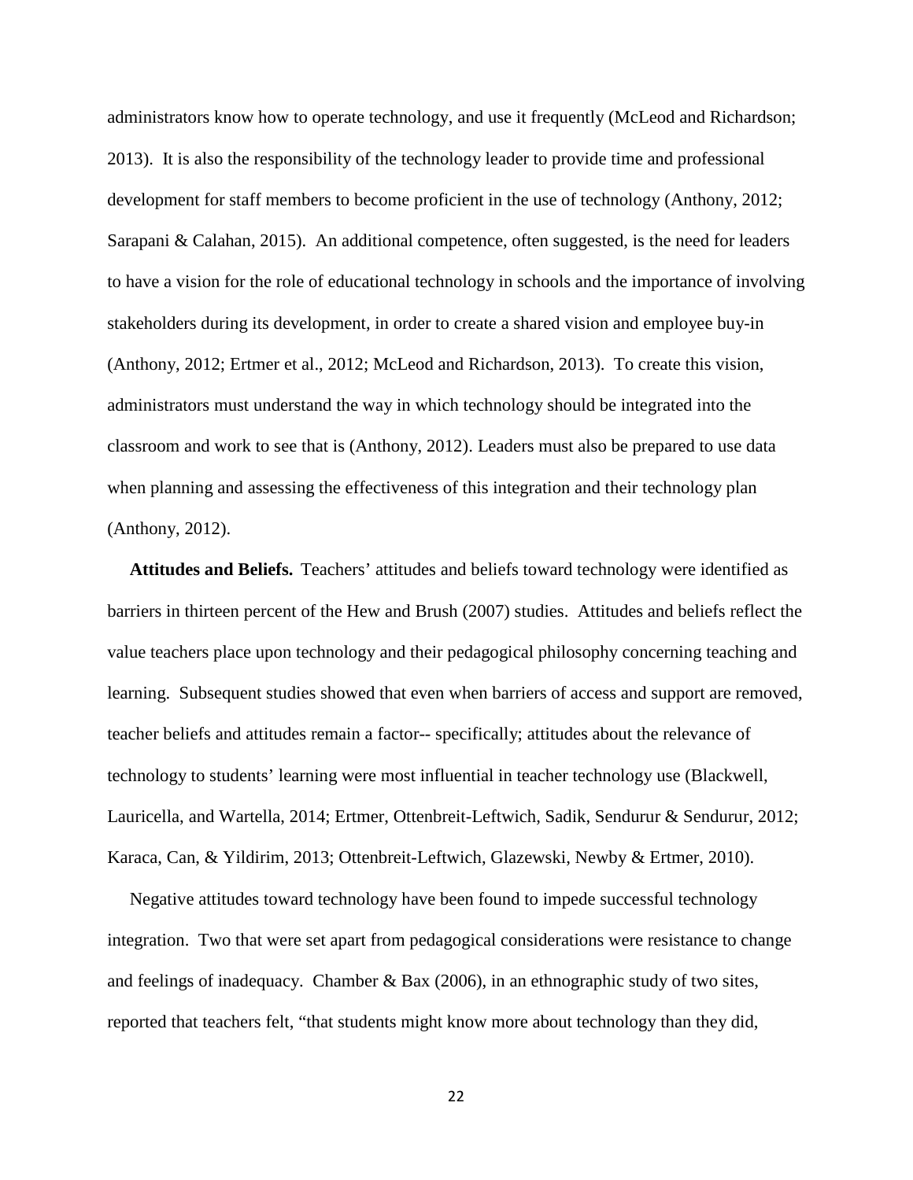administrators know how to operate technology, and use it frequently (McLeod and Richardson; 2013). It is also the responsibility of the technology leader to provide time and professional development for staff members to become proficient in the use of technology (Anthony, 2012; Sarapani & Calahan, 2015). An additional competence, often suggested, is the need for leaders to have a vision for the role of educational technology in schools and the importance of involving stakeholders during its development, in order to create a shared vision and employee buy-in (Anthony, 2012; Ertmer et al., 2012; McLeod and Richardson, 2013). To create this vision, administrators must understand the way in which technology should be integrated into the classroom and work to see that is (Anthony, 2012). Leaders must also be prepared to use data when planning and assessing the effectiveness of this integration and their technology plan (Anthony, 2012).

**Attitudes and Beliefs.** Teachers' attitudes and beliefs toward technology were identified as barriers in thirteen percent of the Hew and Brush (2007) studies. Attitudes and beliefs reflect the value teachers place upon technology and their pedagogical philosophy concerning teaching and learning. Subsequent studies showed that even when barriers of access and support are removed, teacher beliefs and attitudes remain a factor-- specifically; attitudes about the relevance of technology to students' learning were most influential in teacher technology use (Blackwell, Lauricella, and Wartella, 2014; Ertmer, Ottenbreit-Leftwich, Sadik, Sendurur & Sendurur, 2012; Karaca, Can, & Yildirim, 2013; Ottenbreit-Leftwich, Glazewski, Newby & Ertmer, 2010).

Negative attitudes toward technology have been found to impede successful technology integration. Two that were set apart from pedagogical considerations were resistance to change and feelings of inadequacy. Chamber & Bax (2006), in an ethnographic study of two sites, reported that teachers felt, "that students might know more about technology than they did,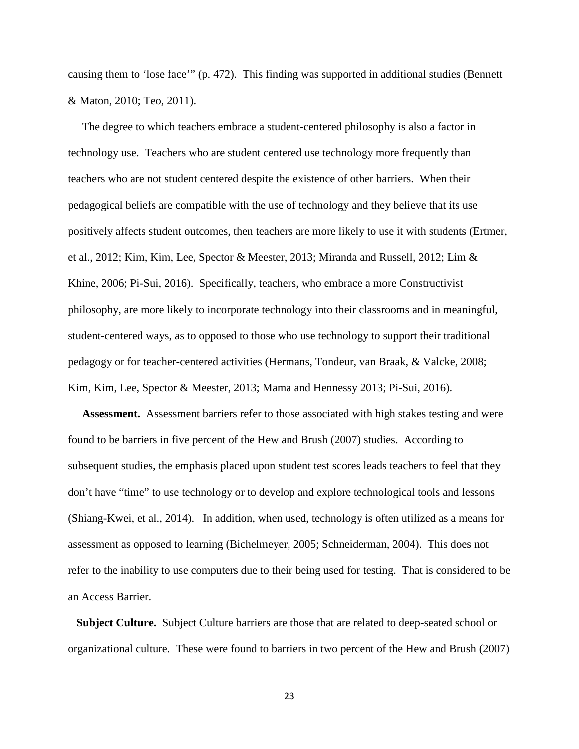causing them to 'lose face'" (p. 472). This finding was supported in additional studies (Bennett & Maton, 2010; Teo, 2011).

The degree to which teachers embrace a student-centered philosophy is also a factor in technology use. Teachers who are student centered use technology more frequently than teachers who are not student centered despite the existence of other barriers. When their pedagogical beliefs are compatible with the use of technology and they believe that its use positively affects student outcomes, then teachers are more likely to use it with students (Ertmer, et al., 2012; Kim, Kim, Lee, Spector & Meester, 2013; Miranda and Russell, 2012; Lim & Khine, 2006; Pi-Sui, 2016). Specifically, teachers, who embrace a more Constructivist philosophy, are more likely to incorporate technology into their classrooms and in meaningful, student-centered ways, as to opposed to those who use technology to support their traditional pedagogy or for teacher-centered activities (Hermans, Tondeur, van Braak, & Valcke, 2008; Kim, Kim, Lee, Spector & Meester, 2013; Mama and Hennessy 2013; Pi-Sui, 2016).

**Assessment.** Assessment barriers refer to those associated with high stakes testing and were found to be barriers in five percent of the Hew and Brush (2007) studies. According to subsequent studies, the emphasis placed upon student test scores leads teachers to feel that they don't have "time" to use technology or to develop and explore technological tools and lessons (Shiang-Kwei, et al., 2014). In addition, when used, technology is often utilized as a means for assessment as opposed to learning (Bichelmeyer, 2005; Schneiderman, 2004). This does not refer to the inability to use computers due to their being used for testing. That is considered to be an Access Barrier.

**Subject Culture.** Subject Culture barriers are those that are related to deep-seated school or organizational culture. These were found to barriers in two percent of the Hew and Brush (2007)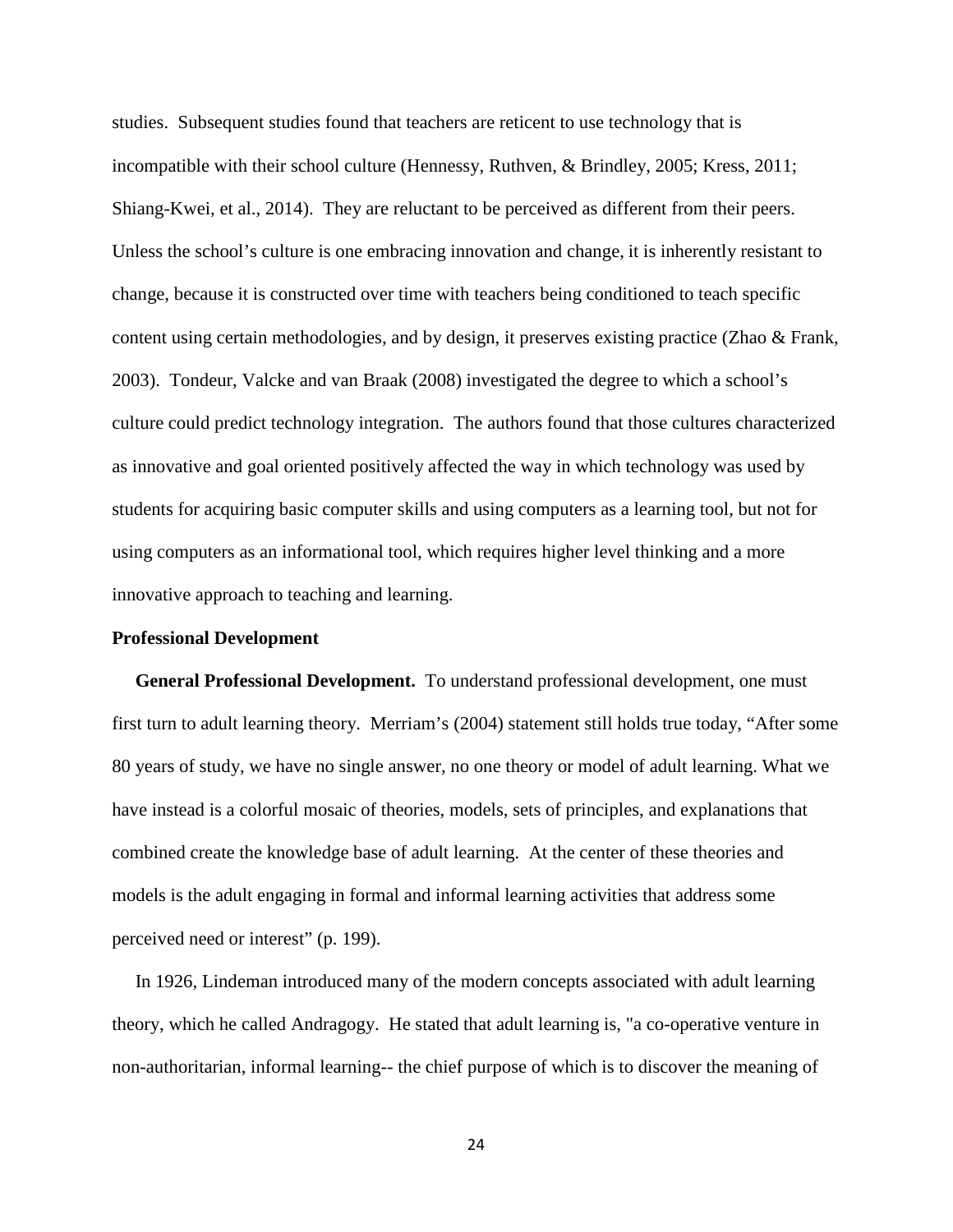studies. Subsequent studies found that teachers are reticent to use technology that is incompatible with their school culture (Hennessy, Ruthven, & Brindley, 2005; Kress, 2011; Shiang-Kwei, et al., 2014). They are reluctant to be perceived as different from their peers. Unless the school's culture is one embracing innovation and change, it is inherently resistant to change, because it is constructed over time with teachers being conditioned to teach specific content using certain methodologies, and by design, it preserves existing practice (Zhao & Frank, 2003). Tondeur, Valcke and van Braak (2008) investigated the degree to which a school's culture could predict technology integration. The authors found that those cultures characterized as innovative and goal oriented positively affected the way in which technology was used by students for acquiring basic computer skills and using computers as a learning tool, but not for using computers as an informational tool, which requires higher level thinking and a more innovative approach to teaching and learning.

## Professional Development

**General Professional Development.** To understand professional development, one must first turn to adult learning theory. Merriam's (2004) statement still holds true today, "After some 80 years of study, we have no single answer, no one theory or model of adult learning. What we have instead is a colorful mosaic of theories, models, sets of principles, and explanations that combined create the knowledge base of adult learning. At the center of these theories and models is the adult engaging in formal and informal learning activities that address some perceived need or interest" (p. 199).

In 1926, Lindeman introduced many of the modern concepts associated with adult learning theory, which he called Andragogy. He stated that adult learning is, "a co-operative venture in non-authoritarian, informal learning-- the chief purpose of which is to discover the meaning of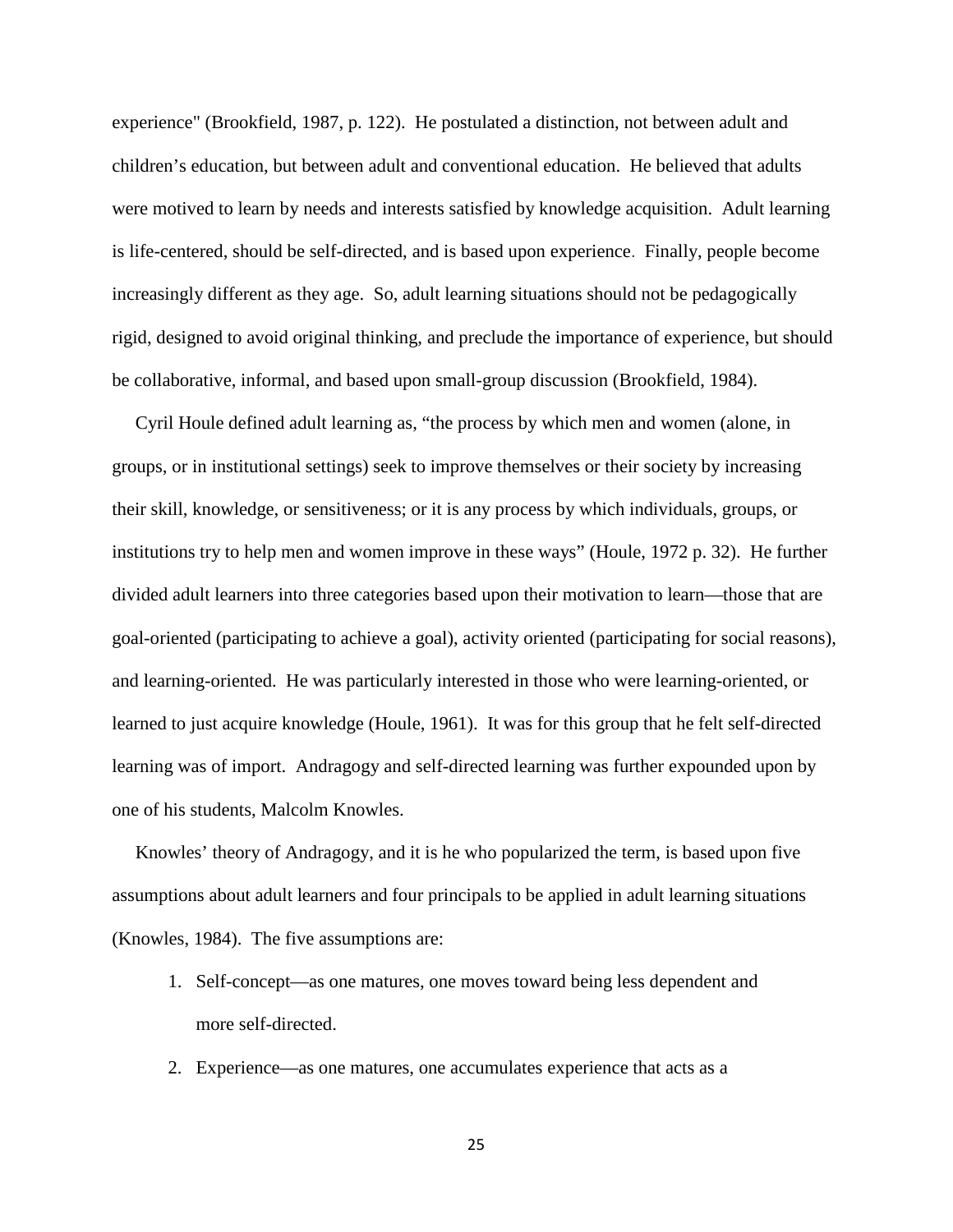experience" (Brookfield, 1987, p. 122). He postulated a distinction, not between adult and children's education, but between adult and conventional education. He believed that adults were motived to learn by needs and interests satisfied by knowledge acquisition. Adult learning is life-centered, should be self-directed, and is based upon experience. Finally, people become increasingly different as they age. So, adult learning situations should not be pedagogically rigid, designed to avoid original thinking, and preclude the importance of experience, but should be collaborative, informal, and based upon small-group discussion (Brookfield, 1984).

Cyril Houle defined adult learning as, "the process by which men and women (alone, in groups, or in institutional settings) seek to improve themselves or their society by increasing their skill, knowledge, or sensitiveness; or it is any process by which individuals, groups, or institutions try to help men and women improve in these ways" (Houle, 1972 p. 32). He further divided adult learners into three categories based upon their motivation to learn—those that are goal-oriented (participating to achieve a goal), activity oriented (participating for social reasons), and learning-oriented. He was particularly interested in those who were learning-oriented, or learned to just acquire knowledge (Houle, 1961). It was for this group that he felt self-directed learning was of import. Andragogy and self-directed learning was further expounded upon by one of his students, Malcolm Knowles.

Knowles' theory of Andragogy, and it is he who popularized the term, is based upon five assumptions about adult learners and four principals to be applied in adult learning situations (Knowles, 1984). The five assumptions are:

1. Self-concept—as one matures, one moves toward being less dependent and more self-directed.
2. Experience—as one matures, one accumulates experience that acts as a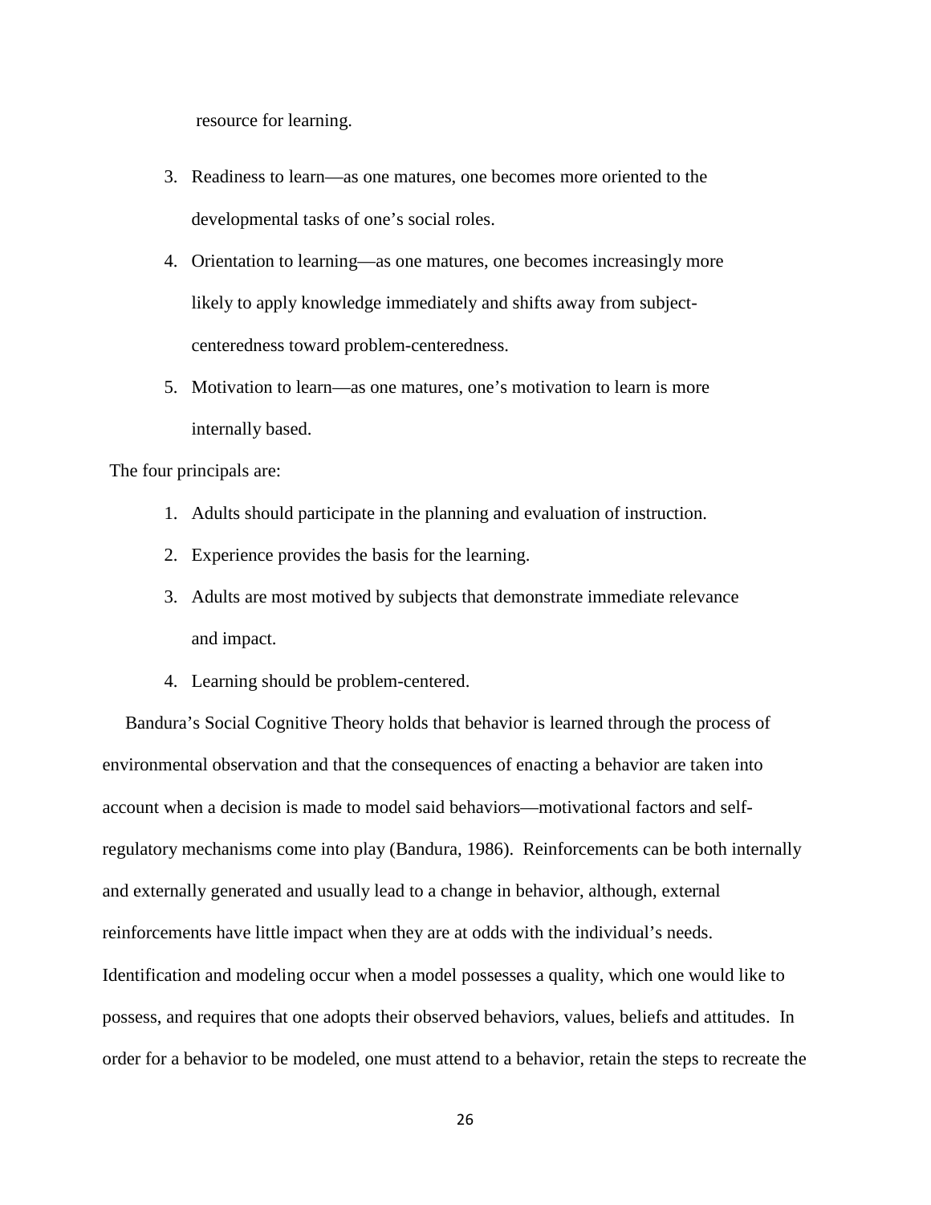resource for learning.

3. Readiness to learn—as one matures, one becomes more oriented to the developmental tasks of one's social roles.
4. Orientation to learning—as one matures, one becomes increasingly more likely to apply knowledge immediately and shifts away from subject-centeredness toward problem-centeredness.
5. Motivation to learn—as one matures, one's motivation to learn is more internally based.

The four principals are:

1. Adults should participate in the planning and evaluation of instruction.
2. Experience provides the basis for the learning.
3. Adults are most motived by subjects that demonstrate immediate relevance and impact.
4. Learning should be problem-centered.

Bandura's Social Cognitive Theory holds that behavior is learned through the process of environmental observation and that the consequences of enacting a behavior are taken into account when a decision is made to model said behaviors—motivational factors and self-regulatory mechanisms come into play (Bandura, 1986). Reinforcements can be both internally and externally generated and usually lead to a change in behavior, although, external reinforcements have little impact when they are at odds with the individual's needs. Identification and modeling occur when a model possesses a quality, which one would like to possess, and requires that one adopts their observed behaviors, values, beliefs and attitudes. In order for a behavior to be modeled, one must attend to a behavior, retain the steps to recreate the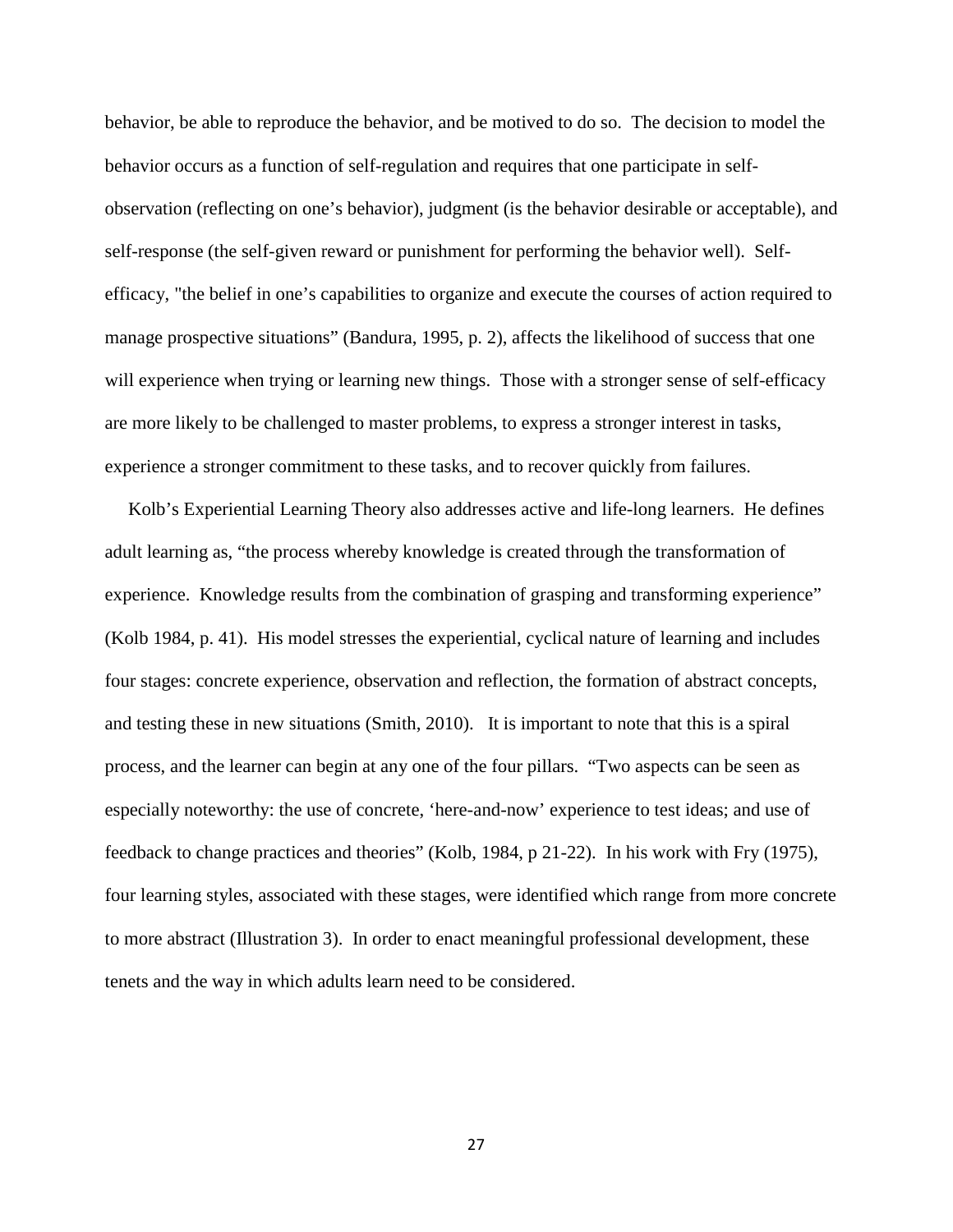behavior, be able to reproduce the behavior, and be motived to do so. The decision to model the behavior occurs as a function of self-regulation and requires that one participate in self-observation (reflecting on one's behavior), judgment (is the behavior desirable or acceptable), and self-response (the self-given reward or punishment for performing the behavior well). Self-efficacy, "the belief in one's capabilities to organize and execute the courses of action required to manage prospective situations" (Bandura, 1995, p. 2), affects the likelihood of success that one will experience when trying or learning new things. Those with a stronger sense of self-efficacy are more likely to be challenged to master problems, to express a stronger interest in tasks, experience a stronger commitment to these tasks, and to recover quickly from failures.

Kolb's Experiential Learning Theory also addresses active and life-long learners. He defines adult learning as, "the process whereby knowledge is created through the transformation of experience. Knowledge results from the combination of grasping and transforming experience" (Kolb 1984, p. 41). His model stresses the experiential, cyclical nature of learning and includes four stages: concrete experience, observation and reflection, the formation of abstract concepts, and testing these in new situations (Smith, 2010). It is important to note that this is a spiral process, and the learner can begin at any one of the four pillars. "Two aspects can be seen as especially noteworthy: the use of concrete, 'here-and-now' experience to test ideas; and use of feedback to change practices and theories" (Kolb, 1984, p 21-22). In his work with Fry (1975), four learning styles, associated with these stages, were identified which range from more concrete to more abstract (Illustration 3). In order to enact meaningful professional development, these tenets and the way in which adults learn need to be considered.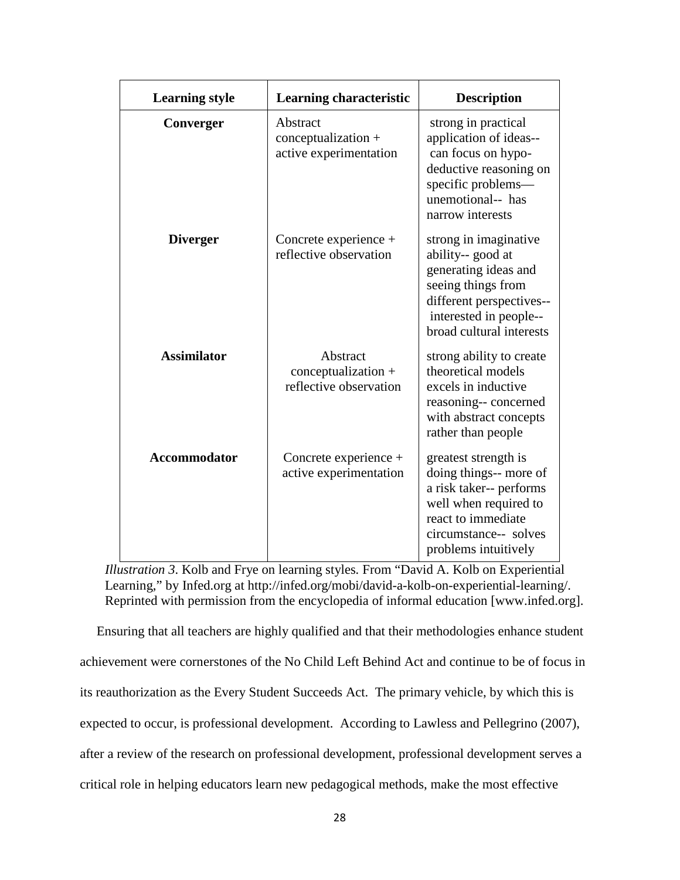| Learning style | Learning characteristic | Description |
|---|---|---|
| **Converger** | Abstract conceptualization + active experimentation | strong in practical application of ideas-- can focus on hypo-deductive reasoning on specific problems— unemotional-- has narrow interests |
| **Diverger** | Concrete experience + reflective observation | strong in imaginative ability-- good at generating ideas and seeing things from different perspectives-- interested in people-- broad cultural interests |
| **Assimilator** | Abstract conceptualization + reflective observation | strong ability to create theoretical models excels in inductive reasoning-- concerned with abstract concepts rather than people |
| **Accommodator** | Concrete experience + active experimentation | greatest strength is doing things-- more of a risk taker-- performs well when required to react to immediate circumstance-- solves problems intuitively |

*Illustration 3*. Kolb and Frye on learning styles. From "David A. Kolb on Experiential Learning," by Infed.org at http://infed.org/mobi/david-a-kolb-on-experiential-learning/. Reprinted with permission from the encyclopedia of informal education [www.infed.org].

Ensuring that all teachers are highly qualified and that their methodologies enhance student achievement were cornerstones of the No Child Left Behind Act and continue to be of focus in its reauthorization as the Every Student Succeeds Act. The primary vehicle, by which this is expected to occur, is professional development. According to Lawless and Pellegrino (2007), after a review of the research on professional development, professional development serves a critical role in helping educators learn new pedagogical methods, make the most effective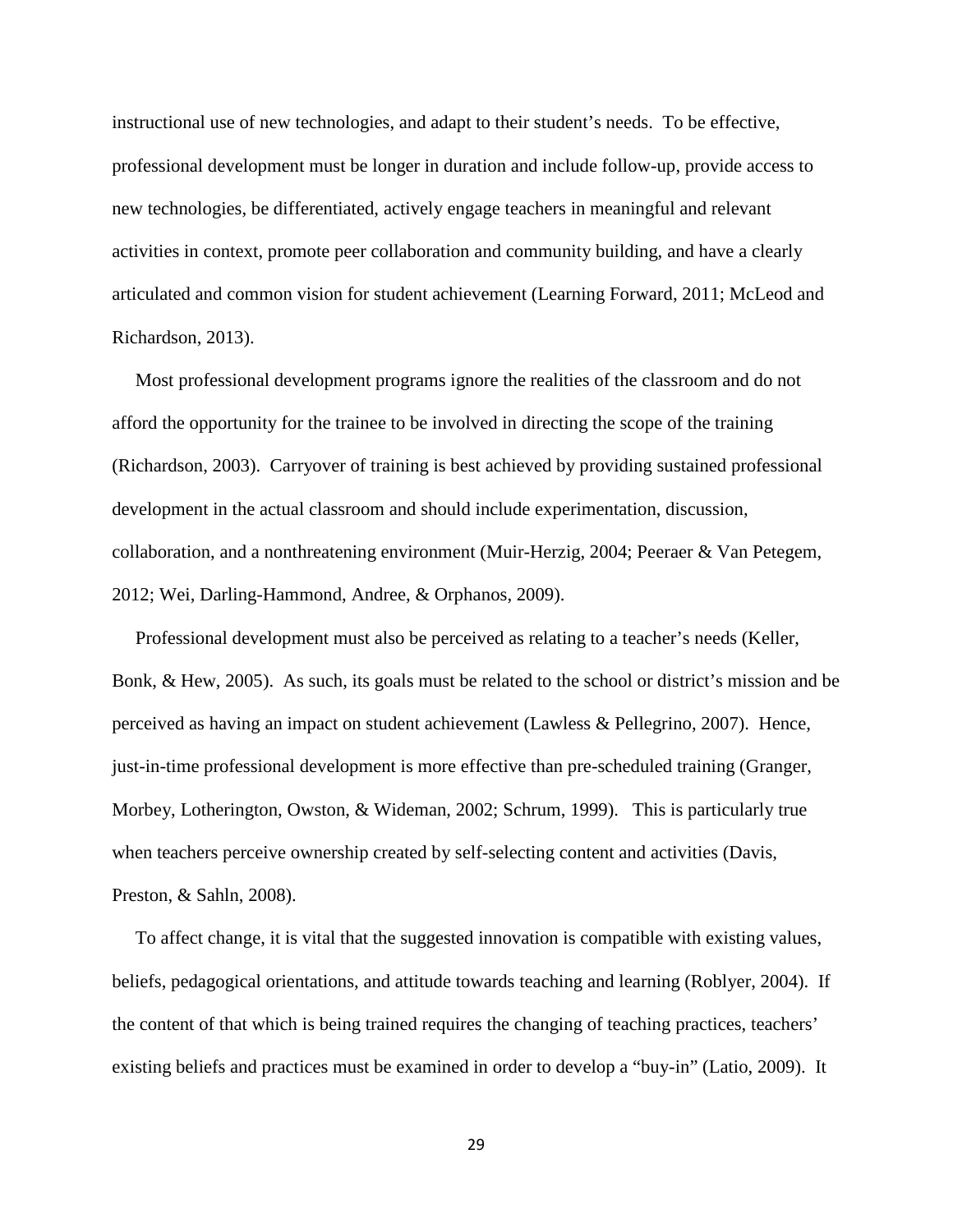instructional use of new technologies, and adapt to their student's needs. To be effective, professional development must be longer in duration and include follow-up, provide access to new technologies, be differentiated, actively engage teachers in meaningful and relevant activities in context, promote peer collaboration and community building, and have a clearly articulated and common vision for student achievement (Learning Forward, 2011; McLeod and Richardson, 2013).

Most professional development programs ignore the realities of the classroom and do not afford the opportunity for the trainee to be involved in directing the scope of the training (Richardson, 2003). Carryover of training is best achieved by providing sustained professional development in the actual classroom and should include experimentation, discussion, collaboration, and a nonthreatening environment (Muir-Herzig, 2004; Peeraer & Van Petegem, 2012; Wei, Darling-Hammond, Andree, & Orphanos, 2009).

Professional development must also be perceived as relating to a teacher's needs (Keller, Bonk, & Hew, 2005). As such, its goals must be related to the school or district's mission and be perceived as having an impact on student achievement (Lawless & Pellegrino, 2007). Hence, just-in-time professional development is more effective than pre-scheduled training (Granger, Morbey, Lotherington, Owston, & Wideman, 2002; Schrum, 1999). This is particularly true when teachers perceive ownership created by self-selecting content and activities (Davis, Preston, & Sahln, 2008).

To affect change, it is vital that the suggested innovation is compatible with existing values, beliefs, pedagogical orientations, and attitude towards teaching and learning (Roblyer, 2004). If the content of that which is being trained requires the changing of teaching practices, teachers' existing beliefs and practices must be examined in order to develop a "buy-in" (Latio, 2009). It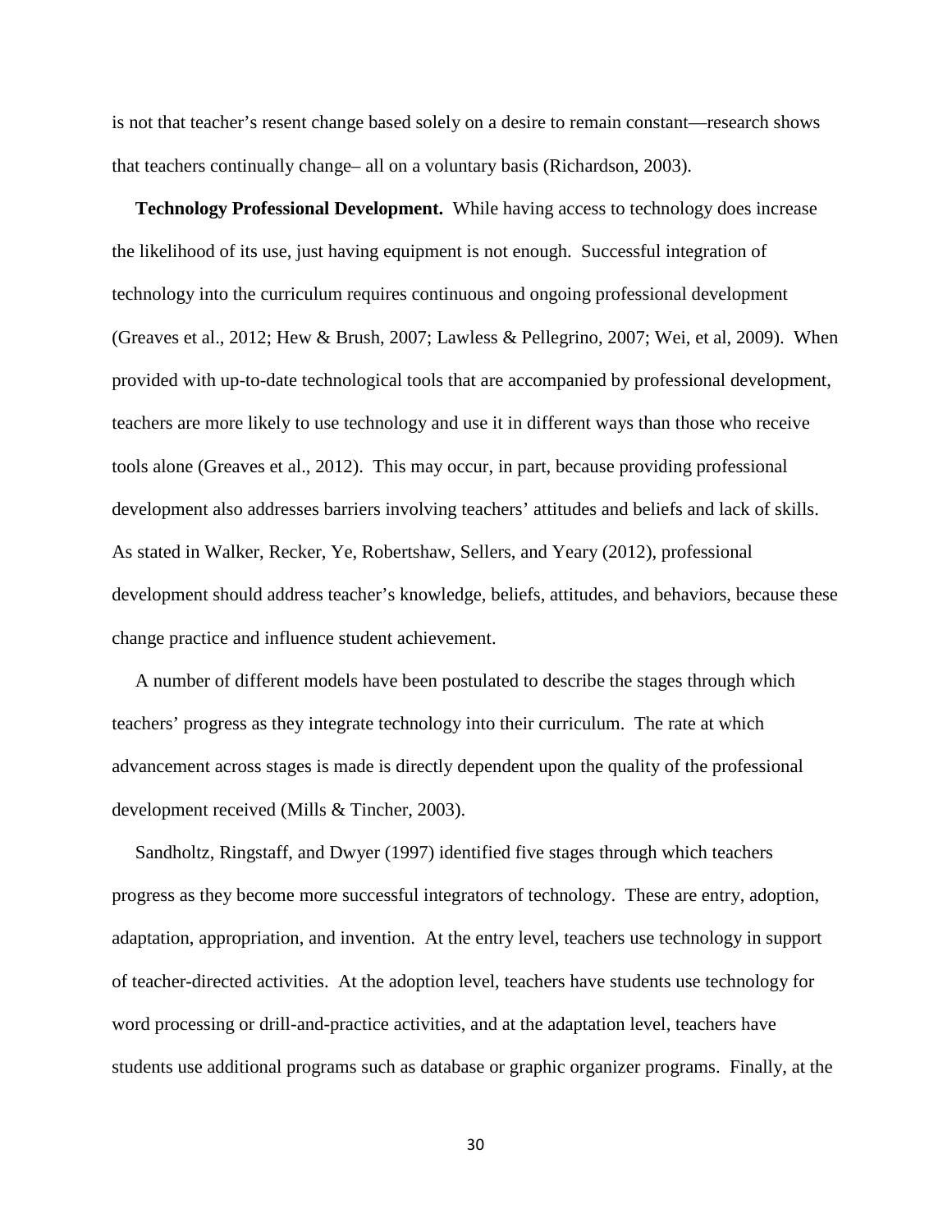is not that teacher's resent change based solely on a desire to remain constant—research shows that teachers continually change– all on a voluntary basis (Richardson, 2003).

**Technology Professional Development.** While having access to technology does increase the likelihood of its use, just having equipment is not enough. Successful integration of technology into the curriculum requires continuous and ongoing professional development (Greaves et al., 2012; Hew & Brush, 2007; Lawless & Pellegrino, 2007; Wei, et al, 2009). When provided with up-to-date technological tools that are accompanied by professional development, teachers are more likely to use technology and use it in different ways than those who receive tools alone (Greaves et al., 2012). This may occur, in part, because providing professional development also addresses barriers involving teachers' attitudes and beliefs and lack of skills. As stated in Walker, Recker, Ye, Robertshaw, Sellers, and Yeary (2012), professional development should address teacher's knowledge, beliefs, attitudes, and behaviors, because these change practice and influence student achievement.

A number of different models have been postulated to describe the stages through which teachers' progress as they integrate technology into their curriculum. The rate at which advancement across stages is made is directly dependent upon the quality of the professional development received (Mills & Tincher, 2003).

Sandholtz, Ringstaff, and Dwyer (1997) identified five stages through which teachers progress as they become more successful integrators of technology. These are entry, adoption, adaptation, appropriation, and invention. At the entry level, teachers use technology in support of teacher-directed activities. At the adoption level, teachers have students use technology for word processing or drill-and-practice activities, and at the adaptation level, teachers have students use additional programs such as database or graphic organizer programs. Finally, at the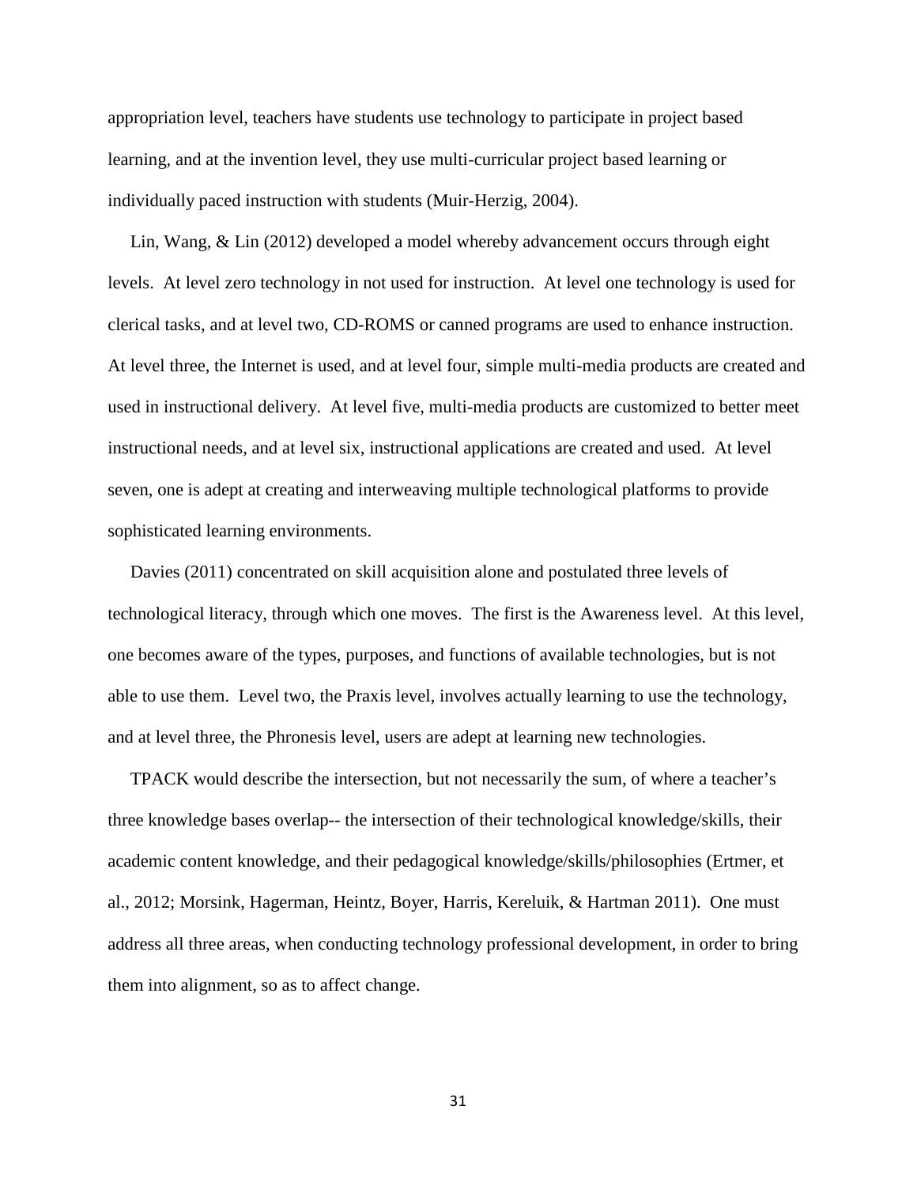appropriation level, teachers have students use technology to participate in project based learning, and at the invention level, they use multi-curricular project based learning or individually paced instruction with students (Muir-Herzig, 2004).

Lin, Wang, & Lin (2012) developed a model whereby advancement occurs through eight levels. At level zero technology in not used for instruction. At level one technology is used for clerical tasks, and at level two, CD-ROMS or canned programs are used to enhance instruction. At level three, the Internet is used, and at level four, simple multi-media products are created and used in instructional delivery. At level five, multi-media products are customized to better meet instructional needs, and at level six, instructional applications are created and used. At level seven, one is adept at creating and interweaving multiple technological platforms to provide sophisticated learning environments.

Davies (2011) concentrated on skill acquisition alone and postulated three levels of technological literacy, through which one moves. The first is the Awareness level. At this level, one becomes aware of the types, purposes, and functions of available technologies, but is not able to use them. Level two, the Praxis level, involves actually learning to use the technology, and at level three, the Phronesis level, users are adept at learning new technologies.

TPACK would describe the intersection, but not necessarily the sum, of where a teacher's three knowledge bases overlap-- the intersection of their technological knowledge/skills, their academic content knowledge, and their pedagogical knowledge/skills/philosophies (Ertmer, et al., 2012; Morsink, Hagerman, Heintz, Boyer, Harris, Kereluik, & Hartman 2011). One must address all three areas, when conducting technology professional development, in order to bring them into alignment, so as to affect change.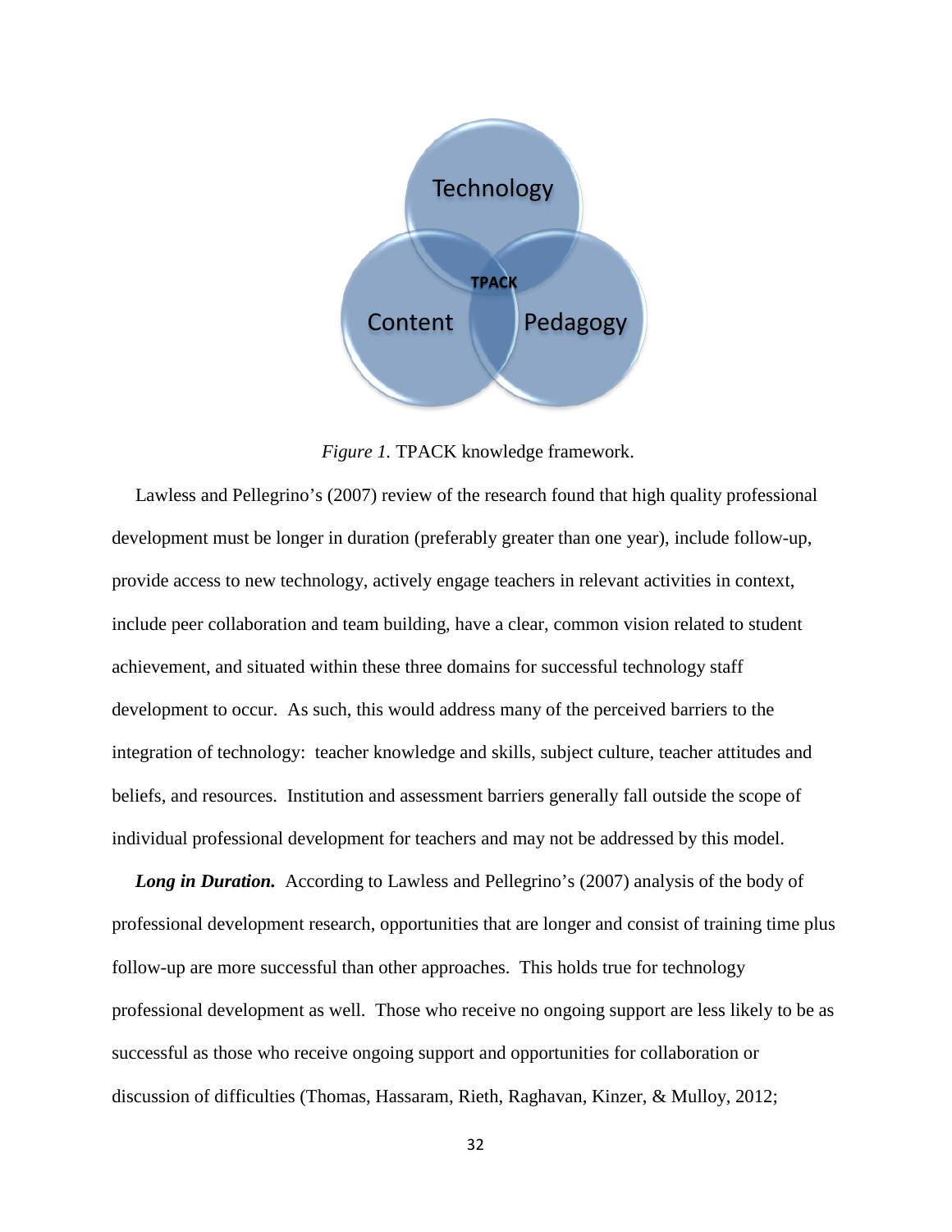*Figure 1.* TPACK knowledge framework.

Lawless and Pellegrino's (2007) review of the research found that high quality professional development must be longer in duration (preferably greater than one year), include follow-up, provide access to new technology, actively engage teachers in relevant activities in context, include peer collaboration and team building, have a clear, common vision related to student achievement, and situated within these three domains for successful technology staff development to occur. As such, this would address many of the perceived barriers to the integration of technology: teacher knowledge and skills, subject culture, teacher attitudes and beliefs, and resources. Institution and assessment barriers generally fall outside the scope of individual professional development for teachers and may not be addressed by this model.

***Long in Duration.*** According to Lawless and Pellegrino's (2007) analysis of the body of professional development research, opportunities that are longer and consist of training time plus follow-up are more successful than other approaches. This holds true for technology professional development as well. Those who receive no ongoing support are less likely to be as successful as those who receive ongoing support and opportunities for collaboration or discussion of difficulties (Thomas, Hassaram, Rieth, Raghavan, Kinzer, & Mulloy, 2012;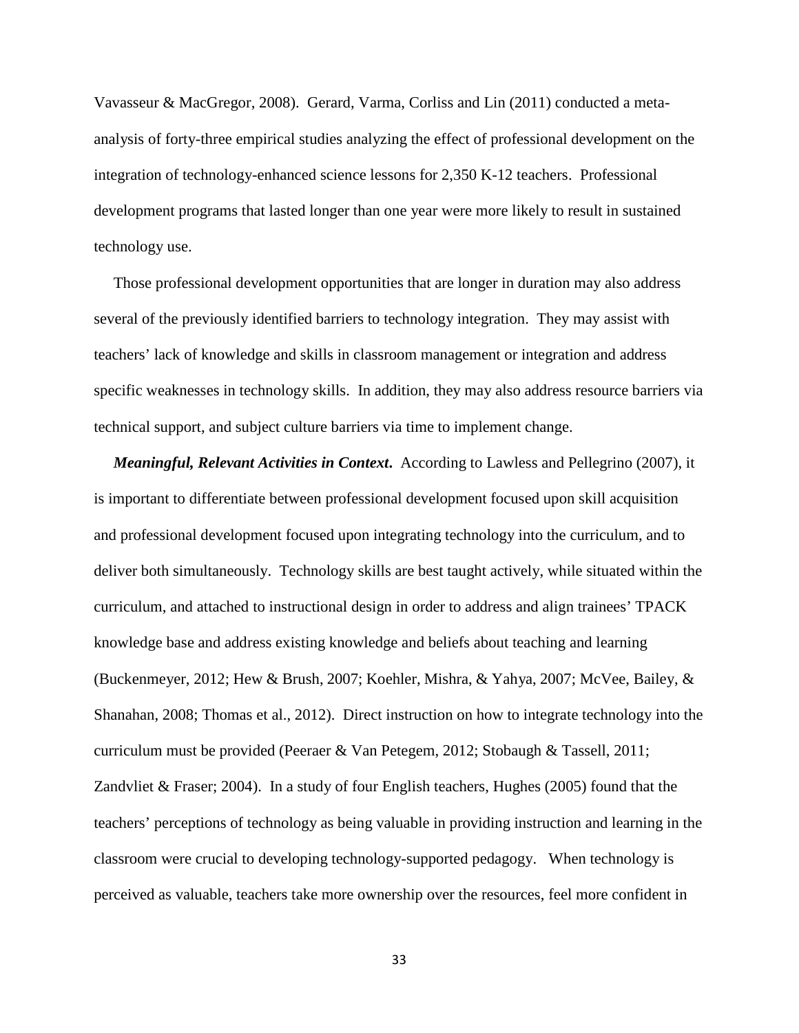Vavasseur & MacGregor, 2008). Gerard, Varma, Corliss and Lin (2011) conducted a meta-analysis of forty-three empirical studies analyzing the effect of professional development on the integration of technology-enhanced science lessons for 2,350 K-12 teachers. Professional development programs that lasted longer than one year were more likely to result in sustained technology use.

Those professional development opportunities that are longer in duration may also address several of the previously identified barriers to technology integration. They may assist with teachers' lack of knowledge and skills in classroom management or integration and address specific weaknesses in technology skills. In addition, they may also address resource barriers via technical support, and subject culture barriers via time to implement change.

***Meaningful, Relevant Activities in Context*.** According to Lawless and Pellegrino (2007), it is important to differentiate between professional development focused upon skill acquisition and professional development focused upon integrating technology into the curriculum, and to deliver both simultaneously. Technology skills are best taught actively, while situated within the curriculum, and attached to instructional design in order to address and align trainees' TPACK knowledge base and address existing knowledge and beliefs about teaching and learning (Buckenmeyer, 2012; Hew & Brush, 2007; Koehler, Mishra, & Yahya, 2007; McVee, Bailey, & Shanahan, 2008; Thomas et al., 2012). Direct instruction on how to integrate technology into the curriculum must be provided (Peeraer & Van Petegem, 2012; Stobaugh & Tassell, 2011; Zandvliet & Fraser; 2004). In a study of four English teachers, Hughes (2005) found that the teachers' perceptions of technology as being valuable in providing instruction and learning in the classroom were crucial to developing technology-supported pedagogy. When technology is perceived as valuable, teachers take more ownership over the resources, feel more confident in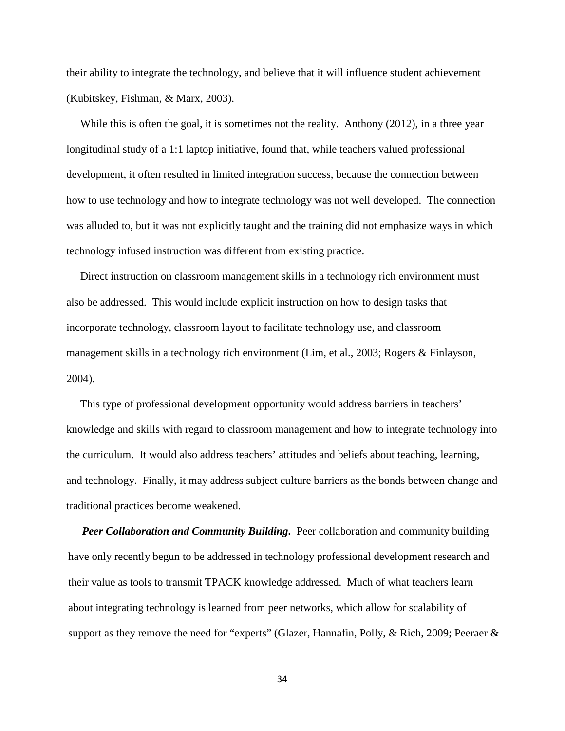their ability to integrate the technology, and believe that it will influence student achievement (Kubitskey, Fishman, & Marx, 2003).

While this is often the goal, it is sometimes not the reality. Anthony (2012), in a three year longitudinal study of a 1:1 laptop initiative, found that, while teachers valued professional development, it often resulted in limited integration success, because the connection between how to use technology and how to integrate technology was not well developed. The connection was alluded to, but it was not explicitly taught and the training did not emphasize ways in which technology infused instruction was different from existing practice.

Direct instruction on classroom management skills in a technology rich environment must also be addressed. This would include explicit instruction on how to design tasks that incorporate technology, classroom layout to facilitate technology use, and classroom management skills in a technology rich environment (Lim, et al., 2003; Rogers & Finlayson, 2004).

This type of professional development opportunity would address barriers in teachers' knowledge and skills with regard to classroom management and how to integrate technology into the curriculum. It would also address teachers' attitudes and beliefs about teaching, learning, and technology. Finally, it may address subject culture barriers as the bonds between change and traditional practices become weakened.

***Peer Collaboration and Community Building.*** Peer collaboration and community building have only recently begun to be addressed in technology professional development research and their value as tools to transmit TPACK knowledge addressed. Much of what teachers learn about integrating technology is learned from peer networks, which allow for scalability of support as they remove the need for "experts" (Glazer, Hannafin, Polly, & Rich, 2009; Peeraer &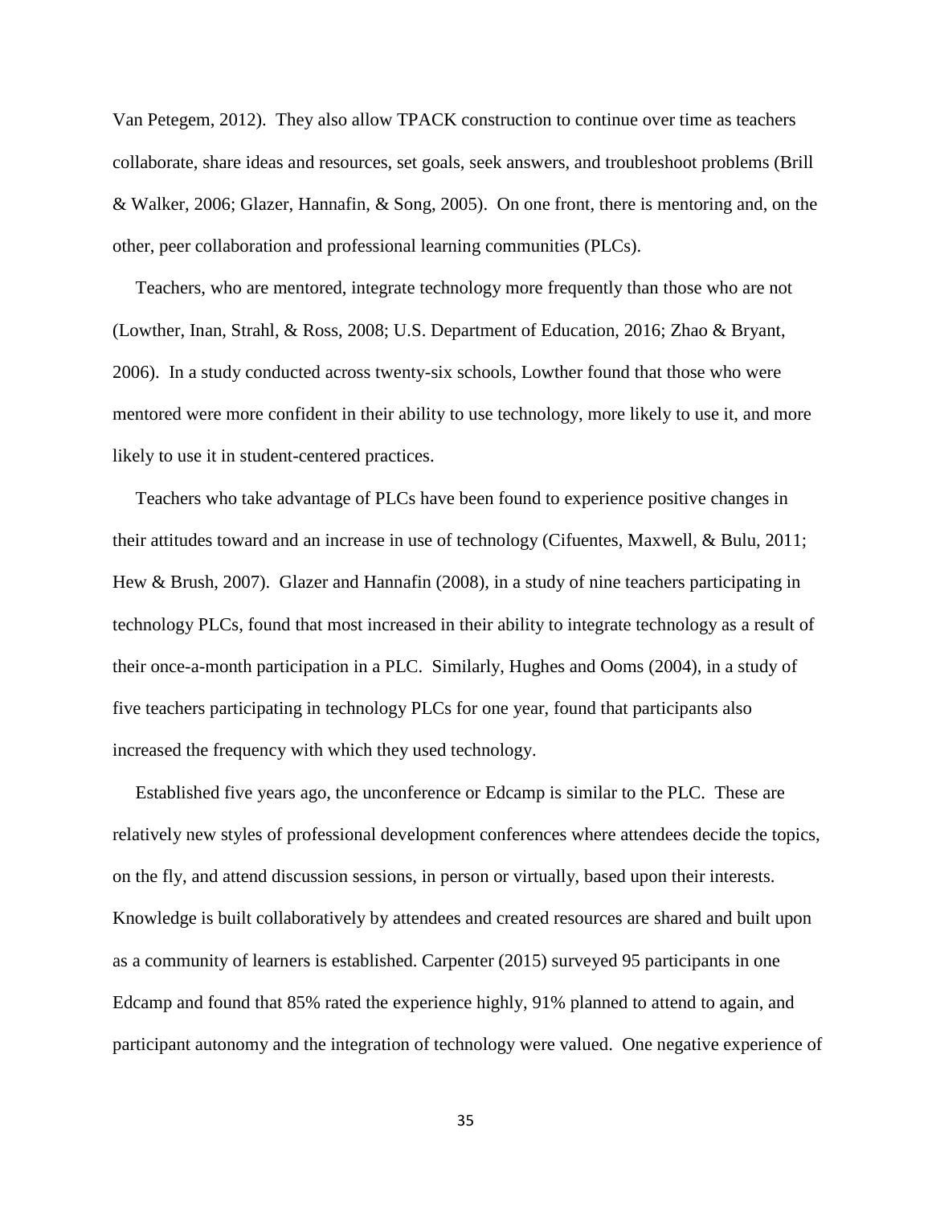Van Petegem, 2012). They also allow TPACK construction to continue over time as teachers collaborate, share ideas and resources, set goals, seek answers, and troubleshoot problems (Brill & Walker, 2006; Glazer, Hannafin, & Song, 2005). On one front, there is mentoring and, on the other, peer collaboration and professional learning communities (PLCs).

Teachers, who are mentored, integrate technology more frequently than those who are not (Lowther, Inan, Strahl, & Ross, 2008; U.S. Department of Education, 2016; Zhao & Bryant, 2006). In a study conducted across twenty-six schools, Lowther found that those who were mentored were more confident in their ability to use technology, more likely to use it, and more likely to use it in student-centered practices.

Teachers who take advantage of PLCs have been found to experience positive changes in their attitudes toward and an increase in use of technology (Cifuentes, Maxwell, & Bulu, 2011; Hew & Brush, 2007). Glazer and Hannafin (2008), in a study of nine teachers participating in technology PLCs, found that most increased in their ability to integrate technology as a result of their once-a-month participation in a PLC. Similarly, Hughes and Ooms (2004), in a study of five teachers participating in technology PLCs for one year, found that participants also increased the frequency with which they used technology.

Established five years ago, the unconference or Edcamp is similar to the PLC. These are relatively new styles of professional development conferences where attendees decide the topics, on the fly, and attend discussion sessions, in person or virtually, based upon their interests. Knowledge is built collaboratively by attendees and created resources are shared and built upon as a community of learners is established. Carpenter (2015) surveyed 95 participants in one Edcamp and found that 85% rated the experience highly, 91% planned to attend to again, and participant autonomy and the integration of technology were valued. One negative experience of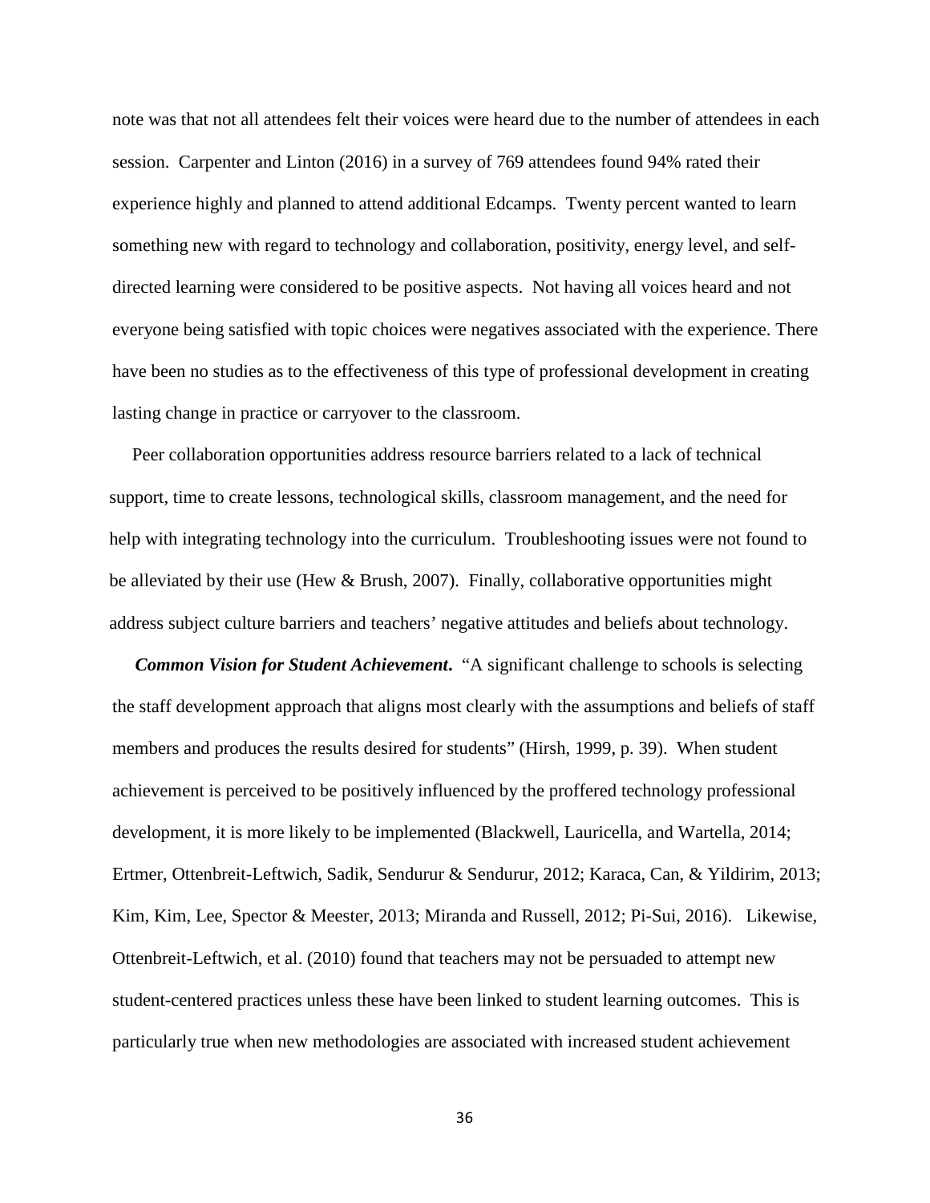note was that not all attendees felt their voices were heard due to the number of attendees in each session. Carpenter and Linton (2016) in a survey of 769 attendees found 94% rated their experience highly and planned to attend additional Edcamps. Twenty percent wanted to learn something new with regard to technology and collaboration, positivity, energy level, and self-directed learning were considered to be positive aspects. Not having all voices heard and not everyone being satisfied with topic choices were negatives associated with the experience. There have been no studies as to the effectiveness of this type of professional development in creating lasting change in practice or carryover to the classroom.

Peer collaboration opportunities address resource barriers related to a lack of technical support, time to create lessons, technological skills, classroom management, and the need for help with integrating technology into the curriculum. Troubleshooting issues were not found to be alleviated by their use (Hew & Brush, 2007). Finally, collaborative opportunities might address subject culture barriers and teachers' negative attitudes and beliefs about technology.

***Common Vision for Student Achievement.*** "A significant challenge to schools is selecting the staff development approach that aligns most clearly with the assumptions and beliefs of staff members and produces the results desired for students" (Hirsh, 1999, p. 39). When student achievement is perceived to be positively influenced by the proffered technology professional development, it is more likely to be implemented (Blackwell, Lauricella, and Wartella, 2014; Ertmer, Ottenbreit-Leftwich, Sadik, Sendurur & Sendurur, 2012; Karaca, Can, & Yildirim, 2013; Kim, Kim, Lee, Spector & Meester, 2013; Miranda and Russell, 2012; Pi-Sui, 2016). Likewise, Ottenbreit-Leftwich, et al. (2010) found that teachers may not be persuaded to attempt new student-centered practices unless these have been linked to student learning outcomes. This is particularly true when new methodologies are associated with increased student achievement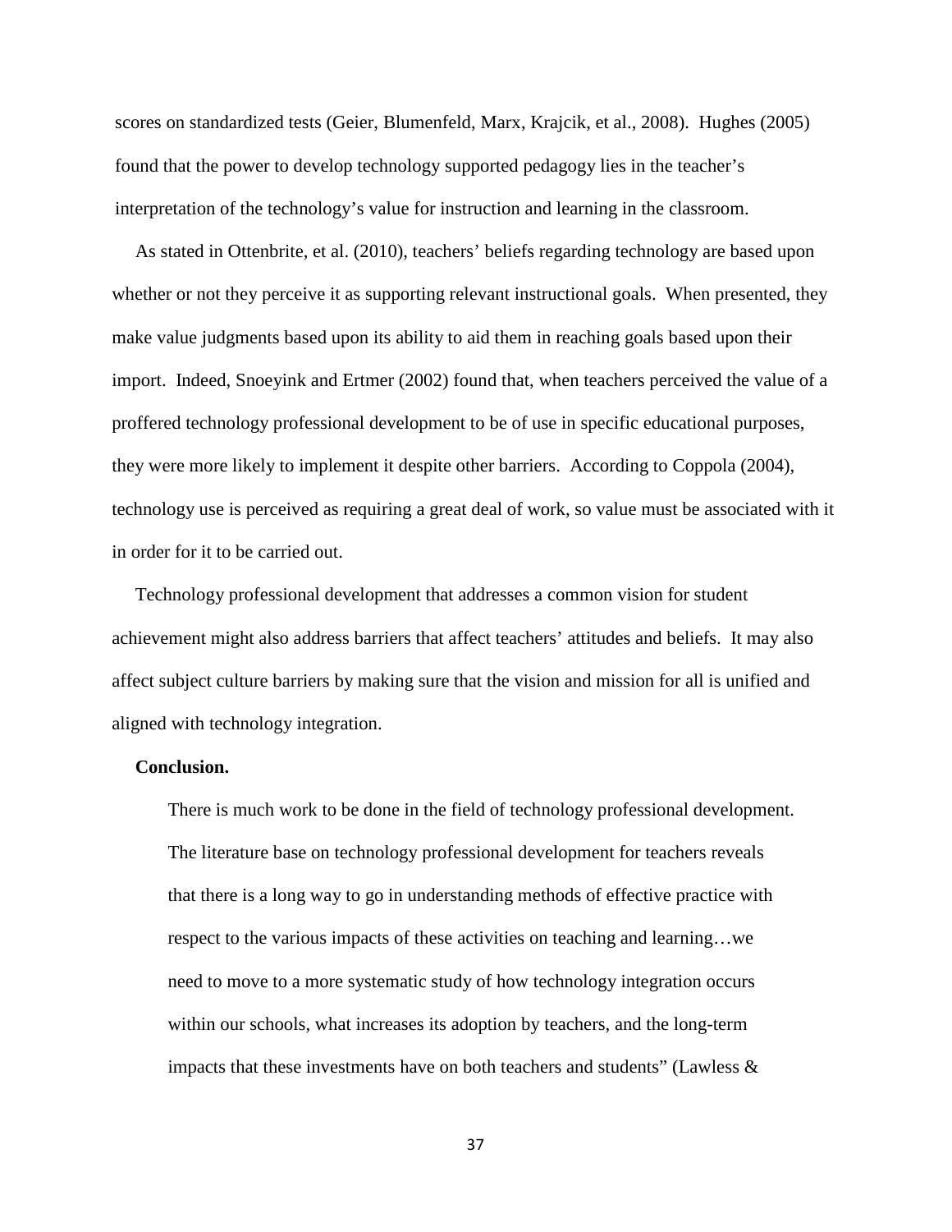scores on standardized tests (Geier, Blumenfeld, Marx, Krajcik, et al., 2008). Hughes (2005) found that the power to develop technology supported pedagogy lies in the teacher's interpretation of the technology's value for instruction and learning in the classroom.

As stated in Ottenbrite, et al. (2010), teachers' beliefs regarding technology are based upon whether or not they perceive it as supporting relevant instructional goals. When presented, they make value judgments based upon its ability to aid them in reaching goals based upon their import. Indeed, Snoeyink and Ertmer (2002) found that, when teachers perceived the value of a proffered technology professional development to be of use in specific educational purposes, they were more likely to implement it despite other barriers. According to Coppola (2004), technology use is perceived as requiring a great deal of work, so value must be associated with it in order for it to be carried out.

Technology professional development that addresses a common vision for student achievement might also address barriers that affect teachers' attitudes and beliefs. It may also affect subject culture barriers by making sure that the vision and mission for all is unified and aligned with technology integration.

**Conclusion.**

> There is much work to be done in the field of technology professional development. The literature base on technology professional development for teachers reveals that there is a long way to go in understanding methods of effective practice with respect to the various impacts of these activities on teaching and learning…we need to move to a more systematic study of how technology integration occurs within our schools, what increases its adoption by teachers, and the long-term impacts that these investments have on both teachers and students" (Lawless &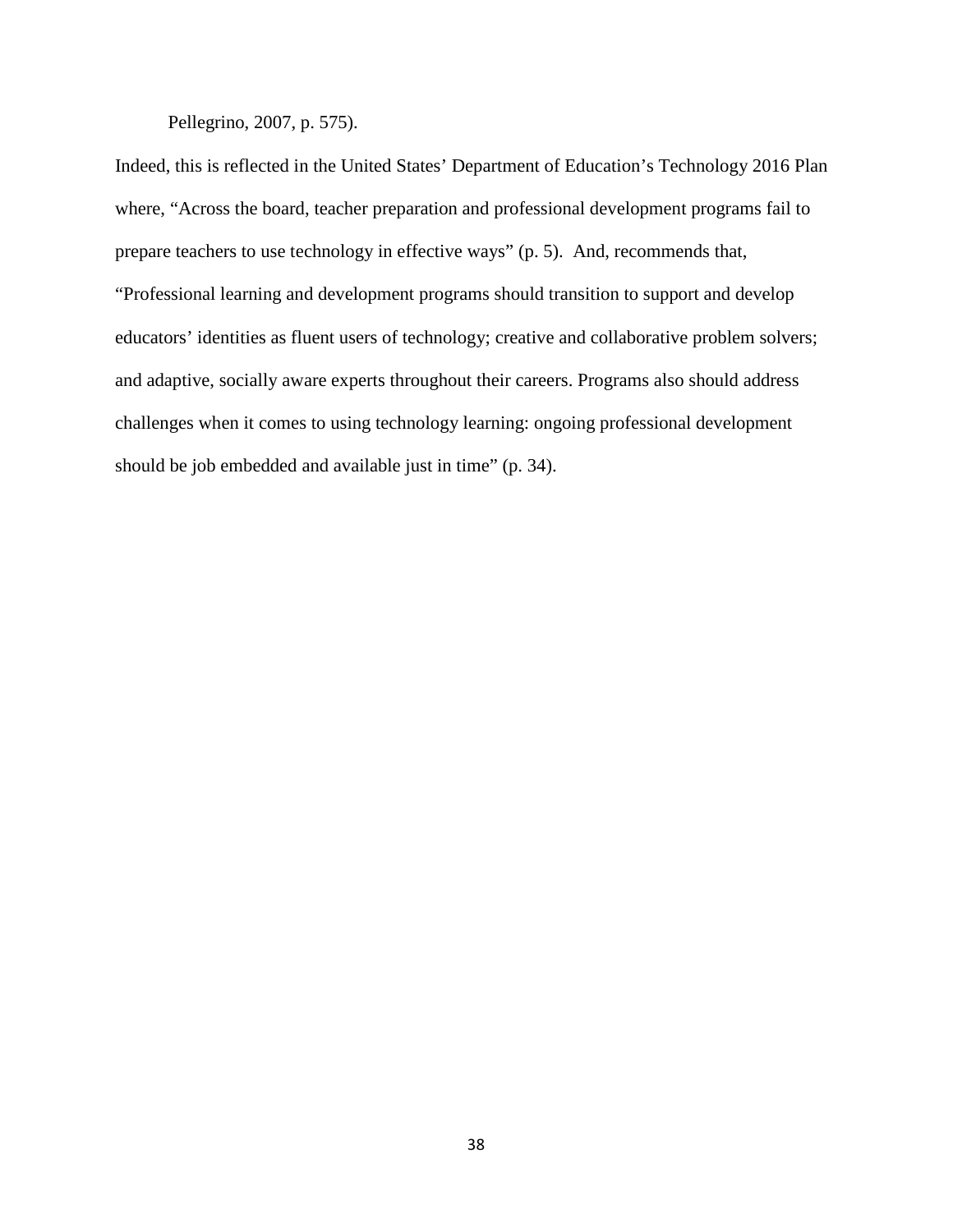Pellegrino, 2007, p. 575).

Indeed, this is reflected in the United States' Department of Education's Technology 2016 Plan where, "Across the board, teacher preparation and professional development programs fail to prepare teachers to use technology in effective ways" (p. 5). And, recommends that, "Professional learning and development programs should transition to support and develop educators' identities as fluent users of technology; creative and collaborative problem solvers; and adaptive, socially aware experts throughout their careers. Programs also should address challenges when it comes to using technology learning: ongoing professional development should be job embedded and available just in time" (p. 34).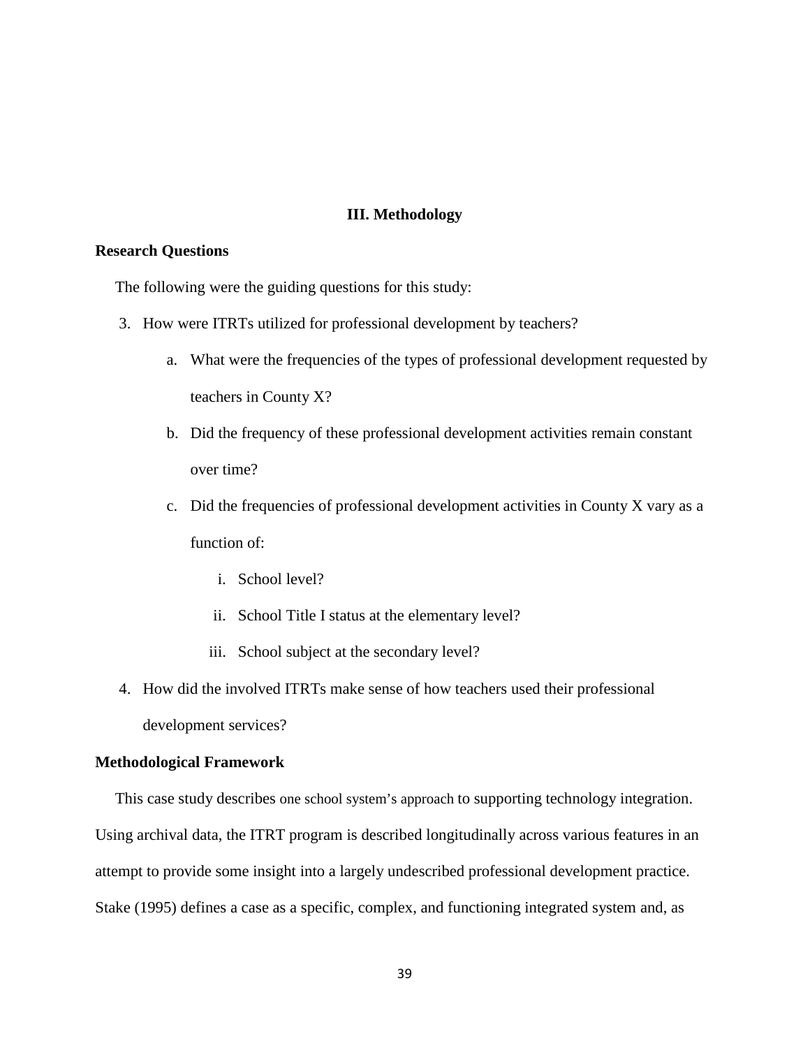# III. Methodology

## Research Questions

The following were the guiding questions for this study:

3. How were ITRTs utilized for professional development by teachers?
   a. What were the frequencies of the types of professional development requested by teachers in County X?
   b. Did the frequency of these professional development activities remain constant over time?
   c. Did the frequencies of professional development activities in County X vary as a function of:
      i. School level?
      ii. School Title I status at the elementary level?
      iii. School subject at the secondary level?
4. How did the involved ITRTs make sense of how teachers used their professional development services?

## Methodological Framework

This case study describes one school system's approach to supporting technology integration. Using archival data, the ITRT program is described longitudinally across various features in an attempt to provide some insight into a largely undescribed professional development practice. Stake (1995) defines a case as a specific, complex, and functioning integrated system and, as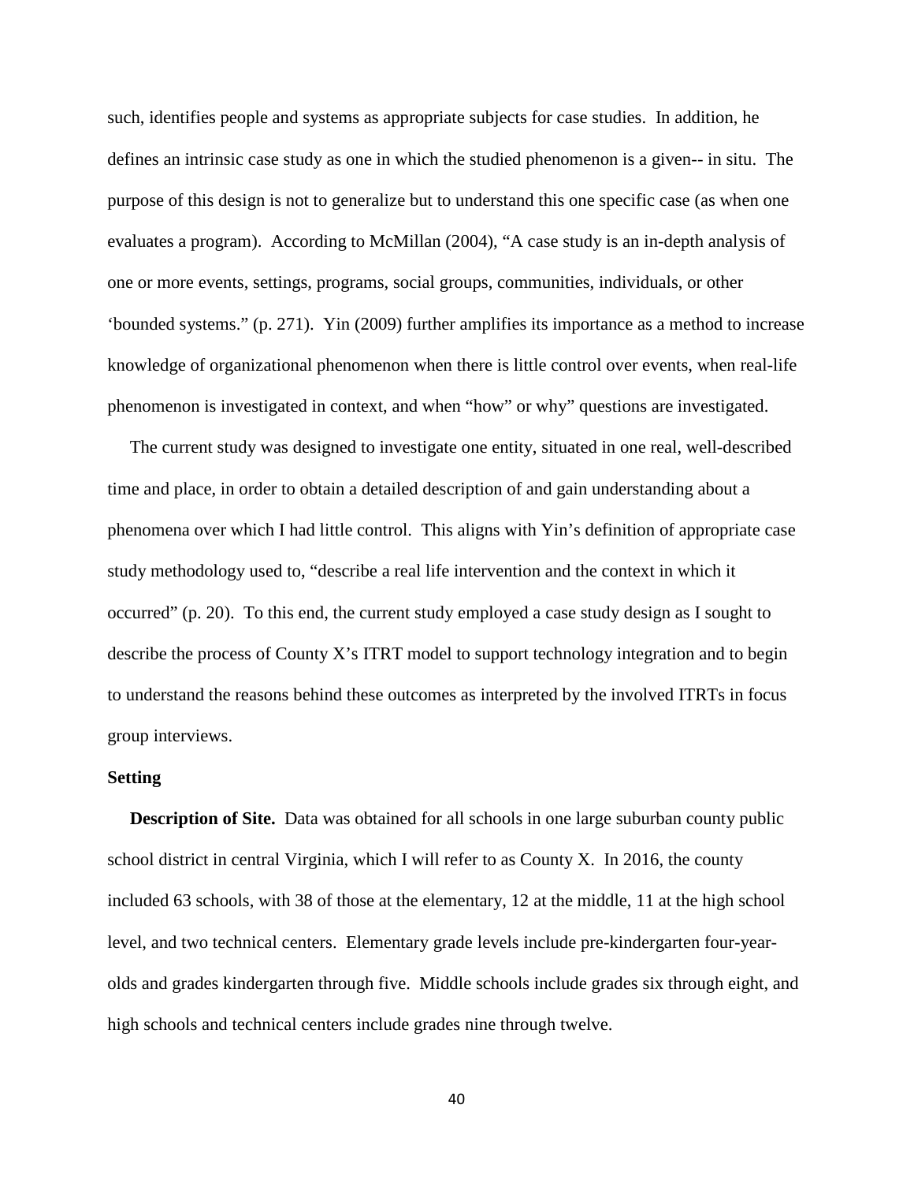such, identifies people and systems as appropriate subjects for case studies. In addition, he defines an intrinsic case study as one in which the studied phenomenon is a given-- in situ. The purpose of this design is not to generalize but to understand this one specific case (as when one evaluates a program). According to McMillan (2004), "A case study is an in-depth analysis of one or more events, settings, programs, social groups, communities, individuals, or other 'bounded systems." (p. 271). Yin (2009) further amplifies its importance as a method to increase knowledge of organizational phenomenon when there is little control over events, when real-life phenomenon is investigated in context, and when "how" or why" questions are investigated.

The current study was designed to investigate one entity, situated in one real, well-described time and place, in order to obtain a detailed description of and gain understanding about a phenomena over which I had little control. This aligns with Yin's definition of appropriate case study methodology used to, "describe a real life intervention and the context in which it occurred" (p. 20). To this end, the current study employed a case study design as I sought to describe the process of County X's ITRT model to support technology integration and to begin to understand the reasons behind these outcomes as interpreted by the involved ITRTs in focus group interviews.

### Setting

**Description of Site.** Data was obtained for all schools in one large suburban county public school district in central Virginia, which I will refer to as County X. In 2016, the county included 63 schools, with 38 of those at the elementary, 12 at the middle, 11 at the high school level, and two technical centers. Elementary grade levels include pre-kindergarten four-year-olds and grades kindergarten through five. Middle schools include grades six through eight, and high schools and technical centers include grades nine through twelve.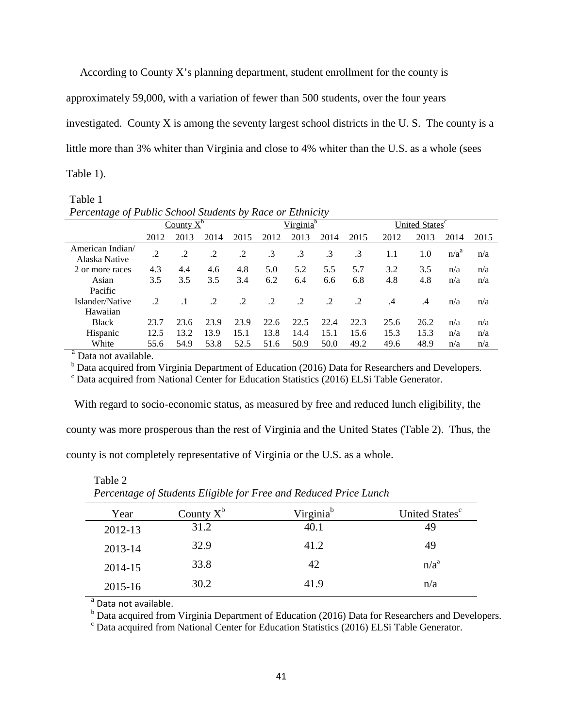According to County X's planning department, student enrollment for the county is approximately 59,000, with a variation of fewer than 500 students, over the four years investigated. County X is among the seventy largest school districts in the U. S. The county is a little more than 3% whiter than Virginia and close to 4% whiter than the U.S. as a whole (sees Table 1).

Table 1

*Percentage of Public School Students by Race or Ethnicity*

| | County X[b] | | | | Virginia[b] | | | | United States[c] | | | |
|---|---|---|---|---|---|---|---|---|---|---|---|---|
| | 2012 | 2013 | 2014 | 2015 | 2012 | 2013 | 2014 | 2015 | 2012 | 2013 | 2014 | 2015 |
| American Indian/ Alaska Native | .2 | .2 | .2 | .2 | .3 | .3 | .3 | .3 | 1.1 | 1.0 | n/a[a] | n/a |
| 2 or more races | 4.3 | 4.4 | 4.6 | 4.8 | 5.0 | 5.2 | 5.5 | 5.7 | 3.2 | 3.5 | n/a | n/a |
| Asian | 3.5 | 3.5 | 3.5 | 3.4 | 6.2 | 6.4 | 6.6 | 6.8 | 4.8 | 4.8 | n/a | n/a |
| Pacific Islander/Native Hawaiian | .2 | .1 | .2 | .2 | .2 | .2 | .2 | .2 | .4 | .4 | n/a | n/a |
| Black | 23.7 | 23.6 | 23.9 | 23.9 | 22.6 | 22.5 | 22.4 | 22.3 | 25.6 | 26.2 | n/a | n/a |
| Hispanic | 12.5 | 13.2 | 13.9 | 15.1 | 13.8 | 14.4 | 15.1 | 15.6 | 15.3 | 15.3 | n/a | n/a |
| White | 55.6 | 54.9 | 53.8 | 52.5 | 51.6 | 50.9 | 50.0 | 49.2 | 49.6 | 48.9 | n/a | n/a |

[a] Data not available.
[b] Data acquired from Virginia Department of Education (2016) Data for Researchers and Developers.
[c] Data acquired from National Center for Education Statistics (2016) ELSi Table Generator.

With regard to socio-economic status, as measured by free and reduced lunch eligibility, the county was more prosperous than the rest of Virginia and the United States (Table 2). Thus, the county is not completely representative of Virginia or the U.S. as a whole.

Table 2

*Percentage of Students Eligible for Free and Reduced Price Lunch*

| Year | County X[b] | Virginia[b] | United States[c] |
|---|---|---|---|
| 2012-13 | 31.2 | 40.1 | 49 |
| 2013-14 | 32.9 | 41.2 | 49 |
| 2014-15 | 33.8 | 42 | n/a[a] |
| 2015-16 | 30.2 | 41.9 | n/a |

[a] Data not available.
[b] Data acquired from Virginia Department of Education (2016) Data for Researchers and Developers.
[c] Data acquired from National Center for Education Statistics (2016) ELSi Table Generator.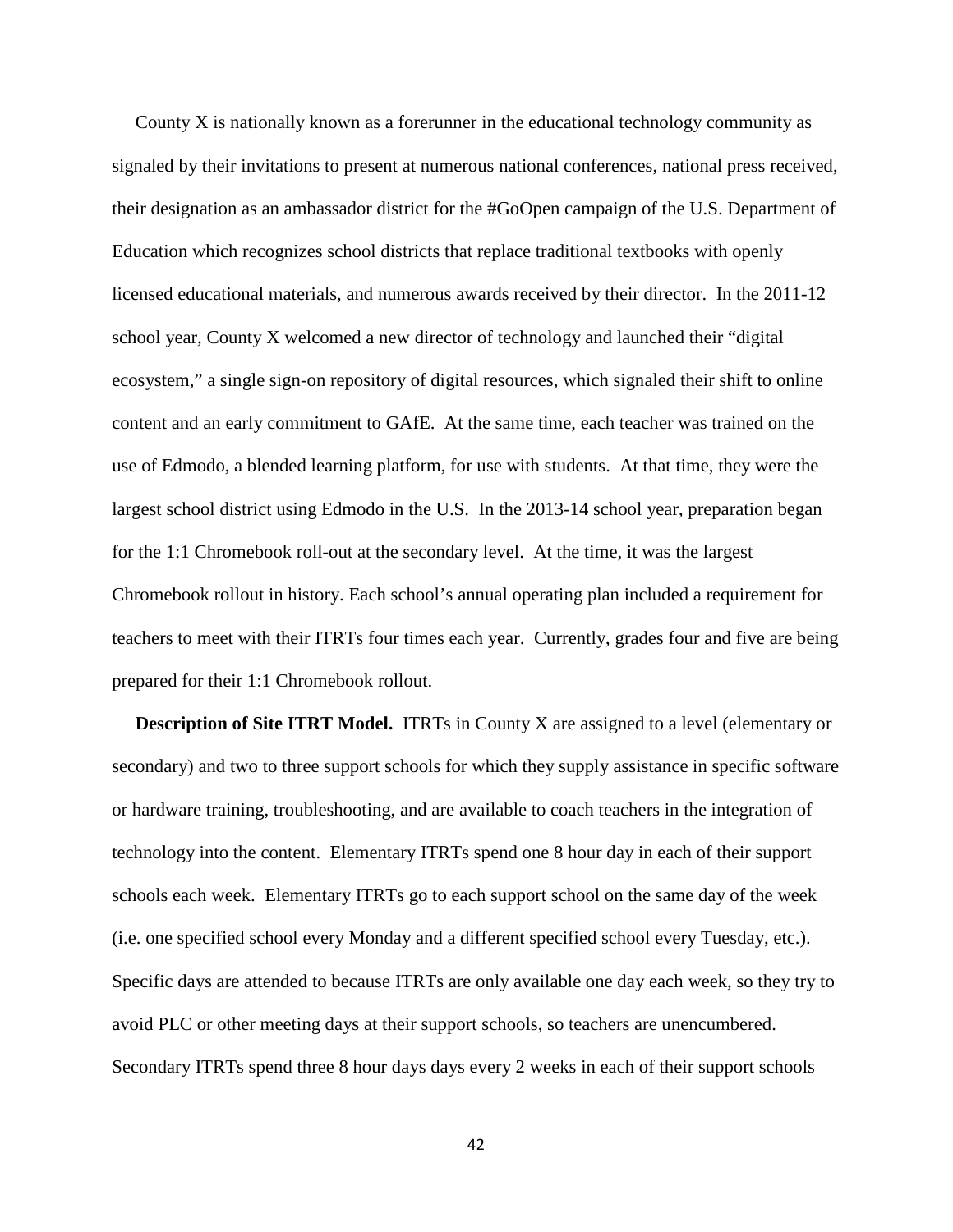County X is nationally known as a forerunner in the educational technology community as signaled by their invitations to present at numerous national conferences, national press received, their designation as an ambassador district for the #GoOpen campaign of the U.S. Department of Education which recognizes school districts that replace traditional textbooks with openly licensed educational materials, and numerous awards received by their director. In the 2011-12 school year, County X welcomed a new director of technology and launched their "digital ecosystem," a single sign-on repository of digital resources, which signaled their shift to online content and an early commitment to GAfE. At the same time, each teacher was trained on the use of Edmodo, a blended learning platform, for use with students. At that time, they were the largest school district using Edmodo in the U.S. In the 2013-14 school year, preparation began for the 1:1 Chromebook roll-out at the secondary level. At the time, it was the largest Chromebook rollout in history. Each school's annual operating plan included a requirement for teachers to meet with their ITRTs four times each year. Currently, grades four and five are being prepared for their 1:1 Chromebook rollout.

**Description of Site ITRT Model.** ITRTs in County X are assigned to a level (elementary or secondary) and two to three support schools for which they supply assistance in specific software or hardware training, troubleshooting, and are available to coach teachers in the integration of technology into the content. Elementary ITRTs spend one 8 hour day in each of their support schools each week. Elementary ITRTs go to each support school on the same day of the week (i.e. one specified school every Monday and a different specified school every Tuesday, etc.). Specific days are attended to because ITRTs are only available one day each week, so they try to avoid PLC or other meeting days at their support schools, so teachers are unencumbered. Secondary ITRTs spend three 8 hour days days every 2 weeks in each of their support schools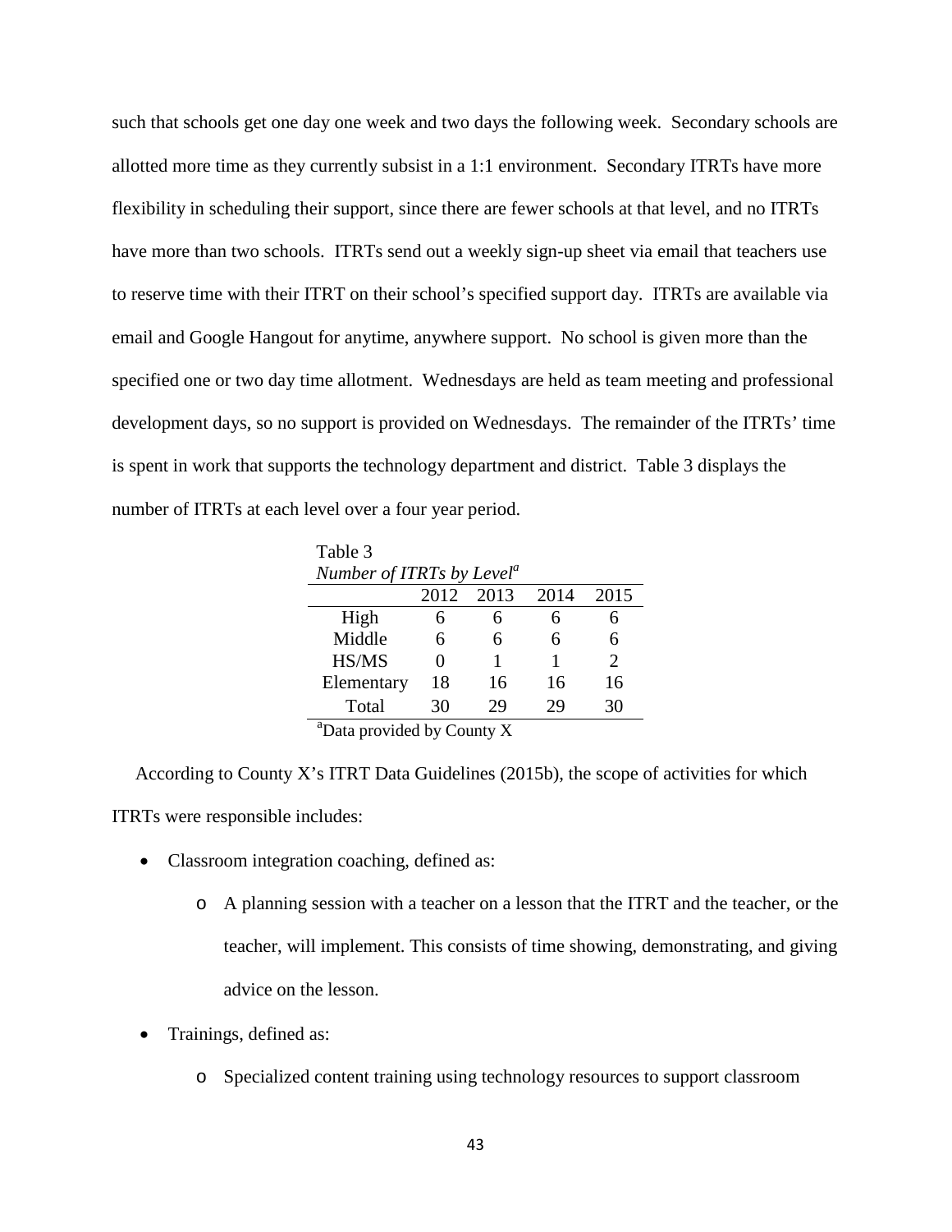such that schools get one day one week and two days the following week. Secondary schools are allotted more time as they currently subsist in a 1:1 environment. Secondary ITRTs have more flexibility in scheduling their support, since there are fewer schools at that level, and no ITRTs have more than two schools. ITRTs send out a weekly sign-up sheet via email that teachers use to reserve time with their ITRT on their school's specified support day. ITRTs are available via email and Google Hangout for anytime, anywhere support. No school is given more than the specified one or two day time allotment. Wednesdays are held as team meeting and professional development days, so no support is provided on Wednesdays. The remainder of the ITRTs' time is spent in work that supports the technology department and district. Table 3 displays the number of ITRTs at each level over a four year period.

Table 3

*Number of ITRTs by Level*[a]

| | 2012 | 2013 | 2014 | 2015 |
|---|---|---|---|---|
| High | 6 | 6 | 6 | 6 |
| Middle | 6 | 6 | 6 | 6 |
| HS/MS | 0 | 1 | 1 | 2 |
| Elementary | 18 | 16 | 16 | 16 |
| Total | 30 | 29 | 29 | 30 |

[a]Data provided by County X

According to County X's ITRT Data Guidelines (2015b), the scope of activities for which ITRTs were responsible includes:

- Classroom integration coaching, defined as:
  - A planning session with a teacher on a lesson that the ITRT and the teacher, or the teacher, will implement. This consists of time showing, demonstrating, and giving advice on the lesson.
- Trainings, defined as:
  - Specialized content training using technology resources to support classroom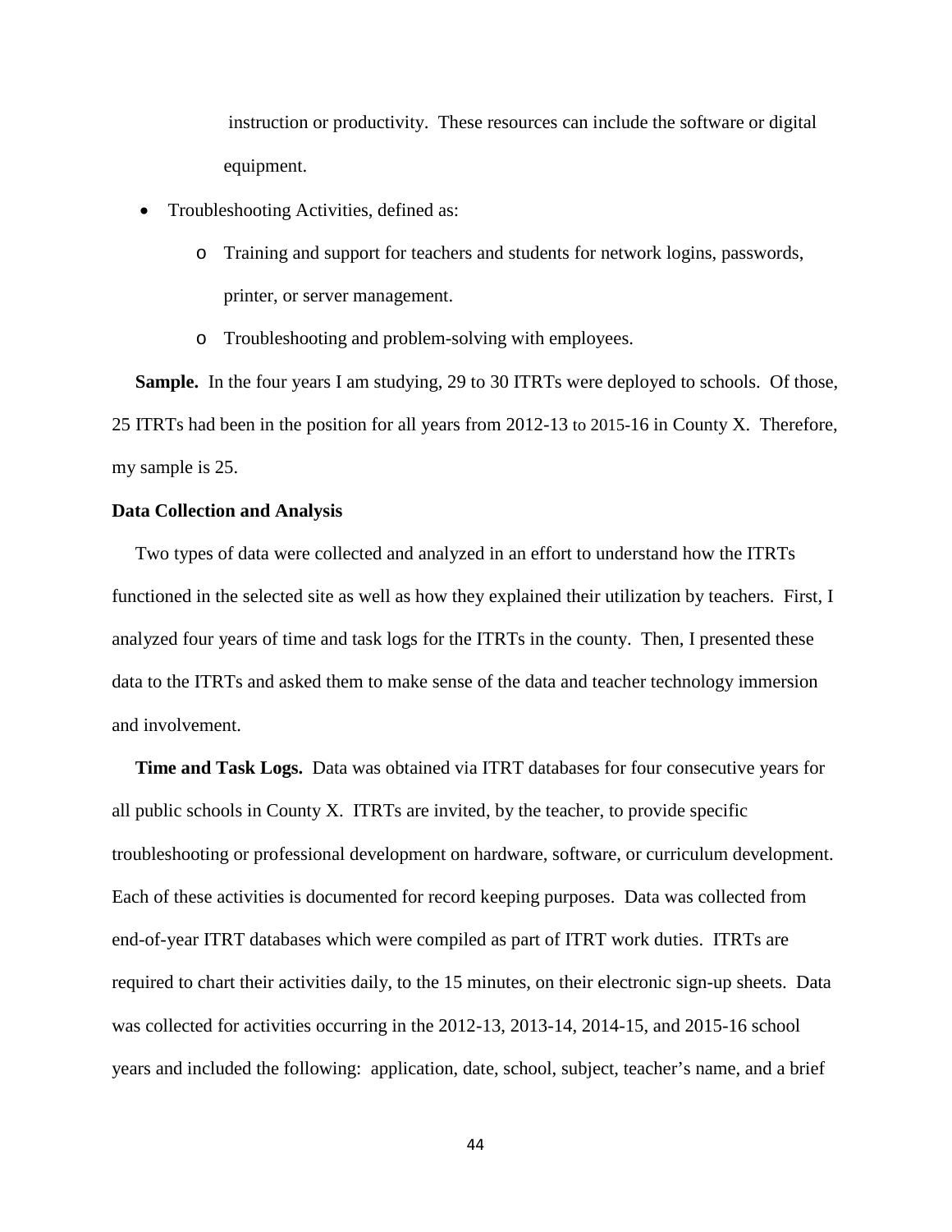instruction or productivity. These resources can include the software or digital equipment.

- Troubleshooting Activities, defined as:
  - Training and support for teachers and students for network logins, passwords, printer, or server management.
  - Troubleshooting and problem-solving with employees.

**Sample.** In the four years I am studying, 29 to 30 ITRTs were deployed to schools. Of those, 25 ITRTs had been in the position for all years from 2012-13 to 2015-16 in County X. Therefore, my sample is 25.

### Data Collection and Analysis

Two types of data were collected and analyzed in an effort to understand how the ITRTs functioned in the selected site as well as how they explained their utilization by teachers. First, I analyzed four years of time and task logs for the ITRTs in the county. Then, I presented these data to the ITRTs and asked them to make sense of the data and teacher technology immersion and involvement.

**Time and Task Logs.** Data was obtained via ITRT databases for four consecutive years for all public schools in County X. ITRTs are invited, by the teacher, to provide specific troubleshooting or professional development on hardware, software, or curriculum development. Each of these activities is documented for record keeping purposes. Data was collected from end-of-year ITRT databases which were compiled as part of ITRT work duties. ITRTs are required to chart their activities daily, to the 15 minutes, on their electronic sign-up sheets. Data was collected for activities occurring in the 2012-13, 2013-14, 2014-15, and 2015-16 school years and included the following: application, date, school, subject, teacher's name, and a brief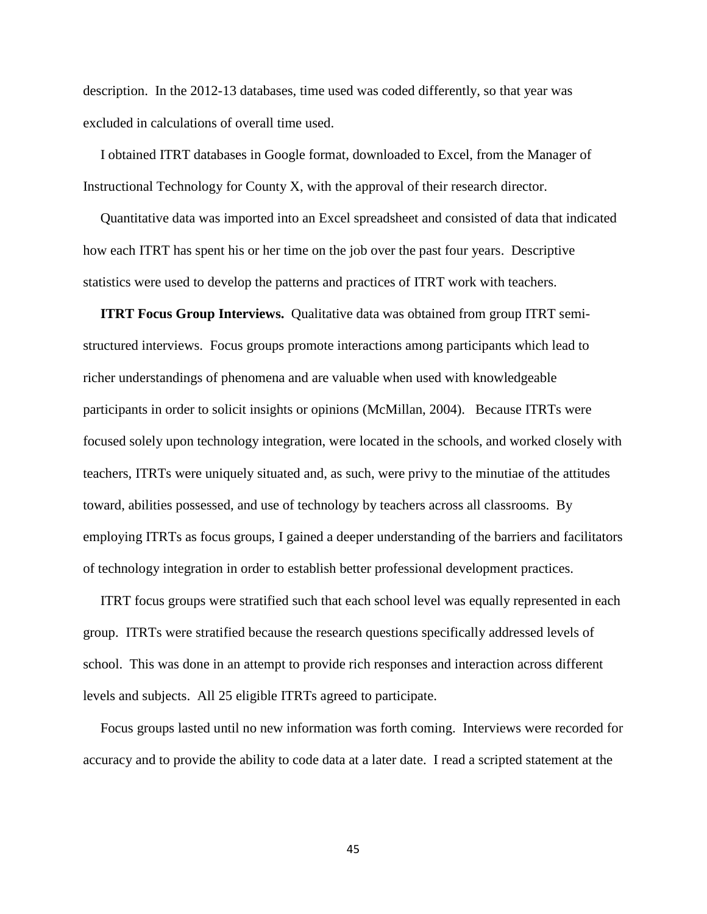description. In the 2012-13 databases, time used was coded differently, so that year was excluded in calculations of overall time used.

I obtained ITRT databases in Google format, downloaded to Excel, from the Manager of Instructional Technology for County X, with the approval of their research director.

Quantitative data was imported into an Excel spreadsheet and consisted of data that indicated how each ITRT has spent his or her time on the job over the past four years. Descriptive statistics were used to develop the patterns and practices of ITRT work with teachers.

**ITRT Focus Group Interviews.** Qualitative data was obtained from group ITRT semi-structured interviews. Focus groups promote interactions among participants which lead to richer understandings of phenomena and are valuable when used with knowledgeable participants in order to solicit insights or opinions (McMillan, 2004). Because ITRTs were focused solely upon technology integration, were located in the schools, and worked closely with teachers, ITRTs were uniquely situated and, as such, were privy to the minutiae of the attitudes toward, abilities possessed, and use of technology by teachers across all classrooms. By employing ITRTs as focus groups, I gained a deeper understanding of the barriers and facilitators of technology integration in order to establish better professional development practices.

ITRT focus groups were stratified such that each school level was equally represented in each group. ITRTs were stratified because the research questions specifically addressed levels of school. This was done in an attempt to provide rich responses and interaction across different levels and subjects. All 25 eligible ITRTs agreed to participate.

Focus groups lasted until no new information was forth coming. Interviews were recorded for accuracy and to provide the ability to code data at a later date. I read a scripted statement at the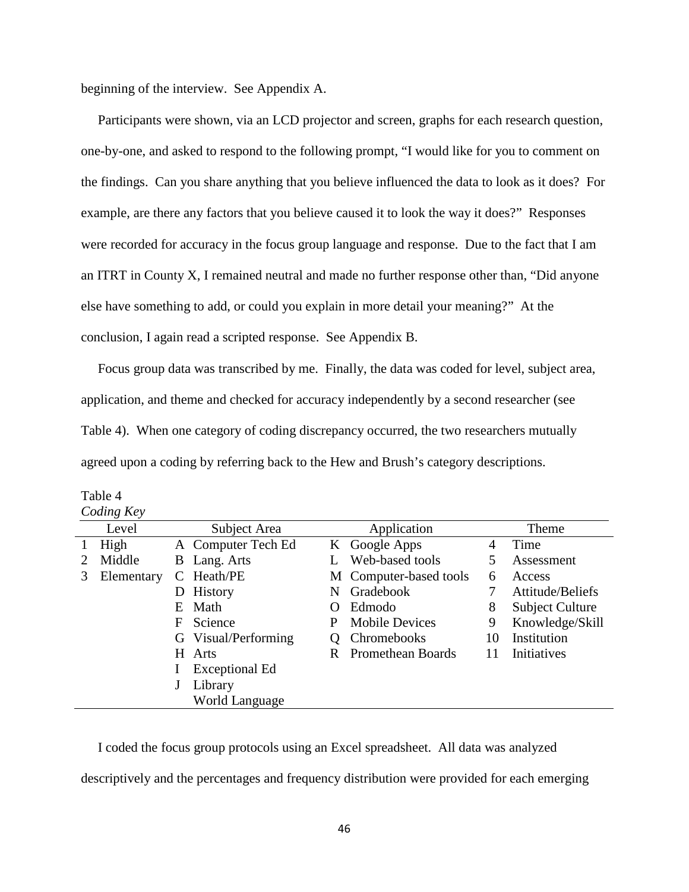beginning of the interview. See Appendix A.

Participants were shown, via an LCD projector and screen, graphs for each research question, one-by-one, and asked to respond to the following prompt, "I would like for you to comment on the findings. Can you share anything that you believe influenced the data to look as it does? For example, are there any factors that you believe caused it to look the way it does?" Responses were recorded for accuracy in the focus group language and response. Due to the fact that I am an ITRT in County X, I remained neutral and made no further response other than, "Did anyone else have something to add, or could you explain in more detail your meaning?" At the conclusion, I again read a scripted response. See Appendix B.

Focus group data was transcribed by me. Finally, the data was coded for level, subject area, application, and theme and checked for accuracy independently by a second researcher (see Table 4). When one category of coding discrepancy occurred, the two researchers mutually agreed upon a coding by referring back to the Hew and Brush's category descriptions.

Table 4
*Coding Key*

| Level | | Subject Area | | Application | | Theme | |
|---|---|---|---|---|---|---|---|
| 1 | High | A | Computer Tech Ed | K | Google Apps | 4 | Time |
| 2 | Middle | B | Lang. Arts | L | Web-based tools | 5 | Assessment |
| 3 | Elementary | C | Heath/PE | M | Computer-based tools | 6 | Access |
| | | D | History | N | Gradebook | 7 | Attitude/Beliefs |
| | | E | Math | O | Edmodo | 8 | Subject Culture |
| | | F | Science | P | Mobile Devices | 9 | Knowledge/Skill |
| | | G | Visual/Performing | Q | Chromebooks | 10 | Institution |
| | | H | Arts | R | Promethean Boards | 11 | Initiatives |
| | | I | Exceptional Ed | | | | |
| | | J | Library | | | | |
| | | | World Language | | | | |

I coded the focus group protocols using an Excel spreadsheet. All data was analyzed descriptively and the percentages and frequency distribution were provided for each emerging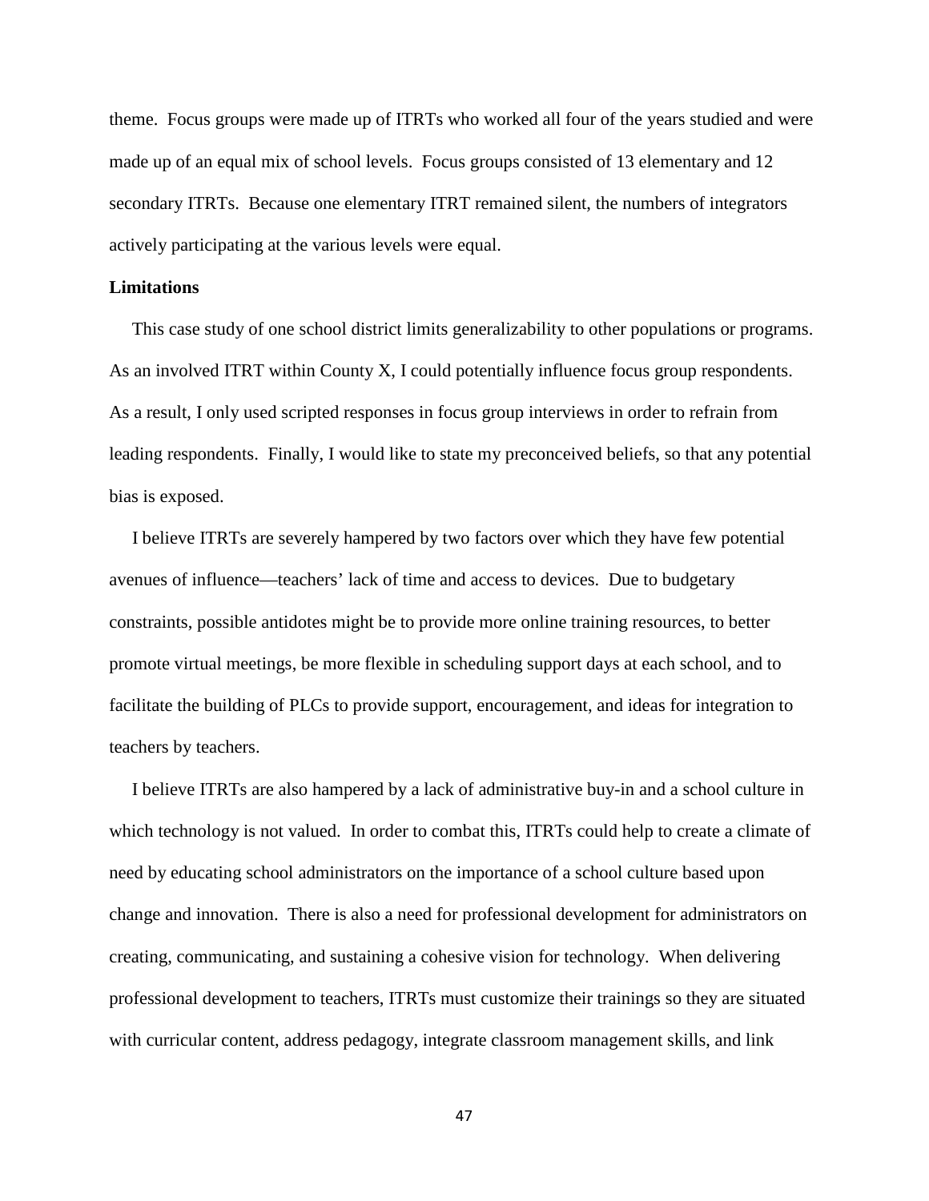theme. Focus groups were made up of ITRTs who worked all four of the years studied and were made up of an equal mix of school levels. Focus groups consisted of 13 elementary and 12 secondary ITRTs. Because one elementary ITRT remained silent, the numbers of integrators actively participating at the various levels were equal.

**Limitations**

This case study of one school district limits generalizability to other populations or programs. As an involved ITRT within County X, I could potentially influence focus group respondents. As a result, I only used scripted responses in focus group interviews in order to refrain from leading respondents. Finally, I would like to state my preconceived beliefs, so that any potential bias is exposed.

I believe ITRTs are severely hampered by two factors over which they have few potential avenues of influence—teachers' lack of time and access to devices. Due to budgetary constraints, possible antidotes might be to provide more online training resources, to better promote virtual meetings, be more flexible in scheduling support days at each school, and to facilitate the building of PLCs to provide support, encouragement, and ideas for integration to teachers by teachers.

I believe ITRTs are also hampered by a lack of administrative buy-in and a school culture in which technology is not valued. In order to combat this, ITRTs could help to create a climate of need by educating school administrators on the importance of a school culture based upon change and innovation. There is also a need for professional development for administrators on creating, communicating, and sustaining a cohesive vision for technology. When delivering professional development to teachers, ITRTs must customize their trainings so they are situated with curricular content, address pedagogy, integrate classroom management skills, and link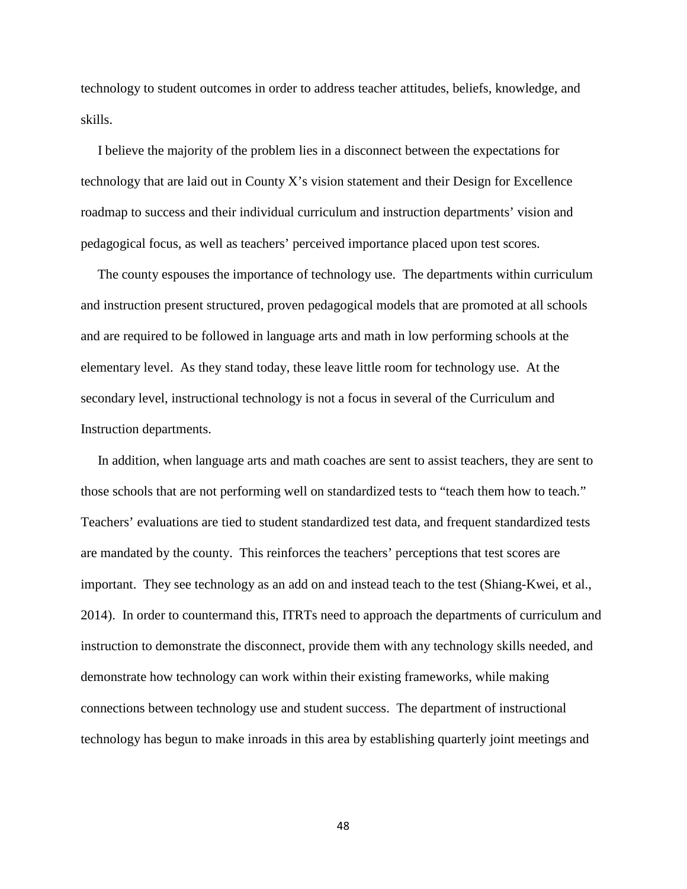technology to student outcomes in order to address teacher attitudes, beliefs, knowledge, and skills.

I believe the majority of the problem lies in a disconnect between the expectations for technology that are laid out in County X's vision statement and their Design for Excellence roadmap to success and their individual curriculum and instruction departments' vision and pedagogical focus, as well as teachers' perceived importance placed upon test scores.

The county espouses the importance of technology use. The departments within curriculum and instruction present structured, proven pedagogical models that are promoted at all schools and are required to be followed in language arts and math in low performing schools at the elementary level. As they stand today, these leave little room for technology use. At the secondary level, instructional technology is not a focus in several of the Curriculum and Instruction departments.

In addition, when language arts and math coaches are sent to assist teachers, they are sent to those schools that are not performing well on standardized tests to "teach them how to teach." Teachers' evaluations are tied to student standardized test data, and frequent standardized tests are mandated by the county. This reinforces the teachers' perceptions that test scores are important. They see technology as an add on and instead teach to the test (Shiang-Kwei, et al., 2014). In order to countermand this, ITRTs need to approach the departments of curriculum and instruction to demonstrate the disconnect, provide them with any technology skills needed, and demonstrate how technology can work within their existing frameworks, while making connections between technology use and student success. The department of instructional technology has begun to make inroads in this area by establishing quarterly joint meetings and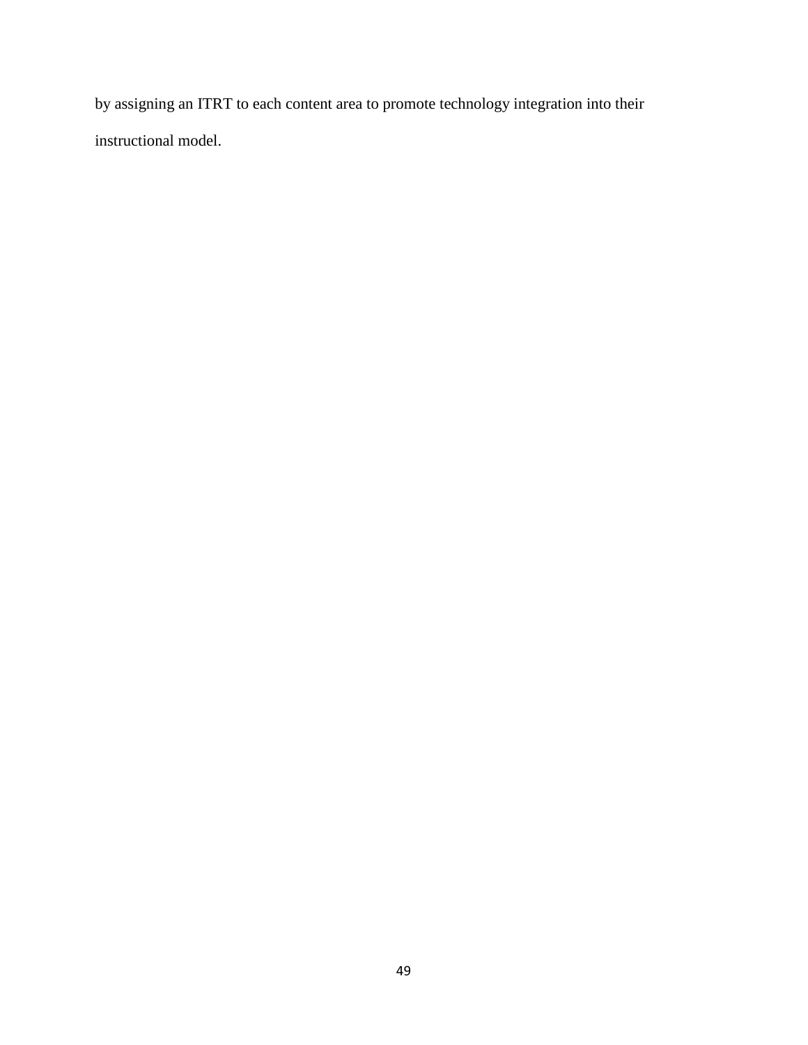by assigning an ITRT to each content area to promote technology integration into their instructional model.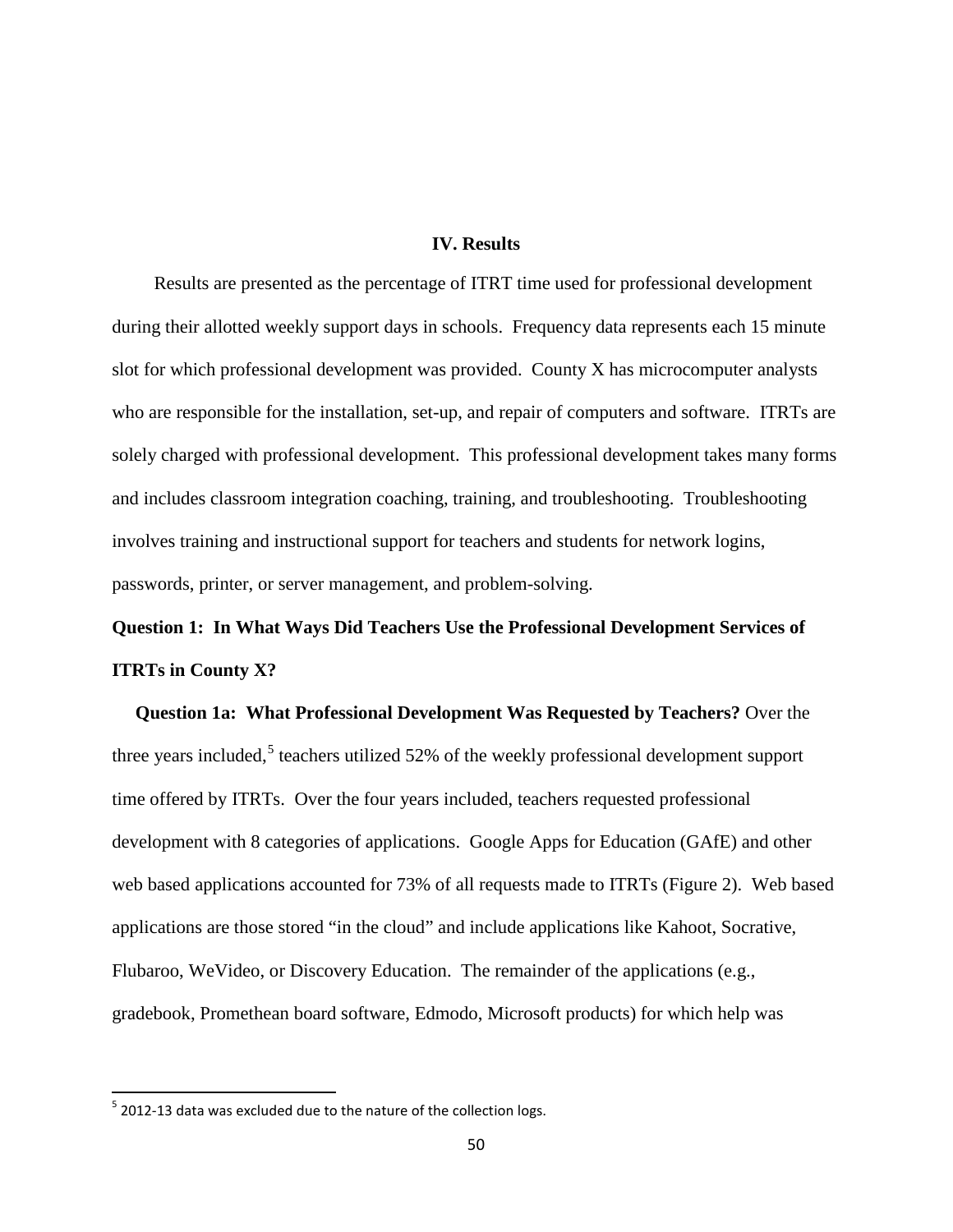# IV. Results

Results are presented as the percentage of ITRT time used for professional development during their allotted weekly support days in schools. Frequency data represents each 15 minute slot for which professional development was provided. County X has microcomputer analysts who are responsible for the installation, set-up, and repair of computers and software. ITRTs are solely charged with professional development. This professional development takes many forms and includes classroom integration coaching, training, and troubleshooting. Troubleshooting involves training and instructional support for teachers and students for network logins, passwords, printer, or server management, and problem-solving.

## Question 1: In What Ways Did Teachers Use the Professional Development Services of ITRTs in County X?

**Question 1a: What Professional Development Was Requested by Teachers?** Over the three years included,[5] teachers utilized 52% of the weekly professional development support time offered by ITRTs. Over the four years included, teachers requested professional development with 8 categories of applications. Google Apps for Education (GAfE) and other web based applications accounted for 73% of all requests made to ITRTs (Figure 2). Web based applications are those stored "in the cloud" and include applications like Kahoot, Socrative, Flubaroo, WeVideo, or Discovery Education. The remainder of the applications (e.g., gradebook, Promethean board software, Edmodo, Microsoft products) for which help was

[5] 2012-13 data was excluded due to the nature of the collection logs.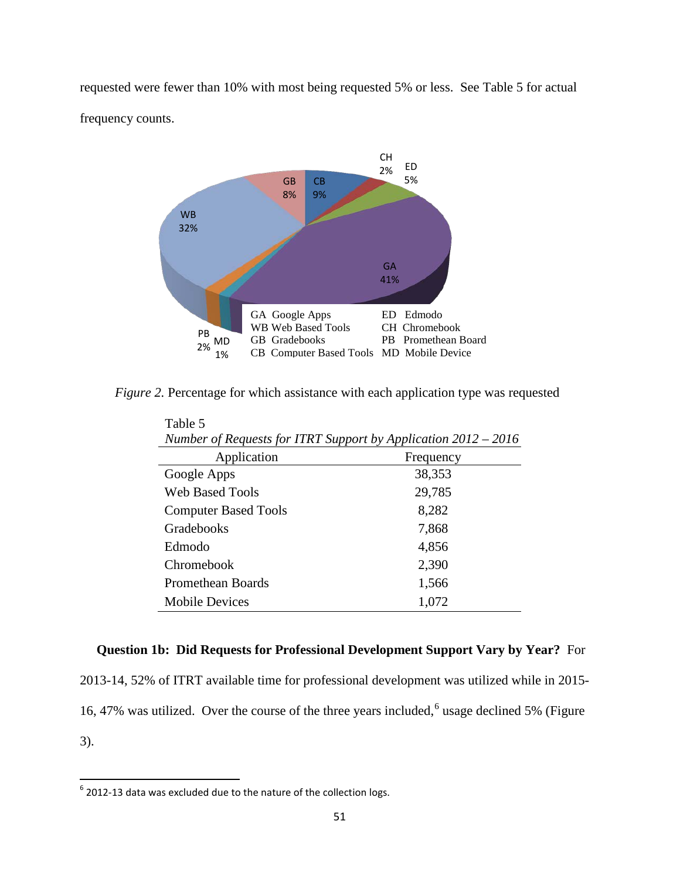requested were fewer than 10% with most being requested 5% or less. See Table 5 for actual frequency counts.

*Figure 2.* Percentage for which assistance with each application type was requested

Table 5

*Number of Requests for ITRT Support by Application 2012 – 2016*

| Application | Frequency |
|---|---|
| Google Apps | 38,353 |
| Web Based Tools | 29,785 |
| Computer Based Tools | 8,282 |
| Gradebooks | 7,868 |
| Edmodo | 4,856 |
| Chromebook | 2,390 |
| Promethean Boards | 1,566 |
| Mobile Devices | 1,072 |

**Question 1b: Did Requests for Professional Development Support Vary by Year?** For 2013-14, 52% of ITRT available time for professional development was utilized while in 2015-16, 47% was utilized. Over the course of the three years included,[6] usage declined 5% (Figure 3).

[6] 2012-13 data was excluded due to the nature of the collection logs.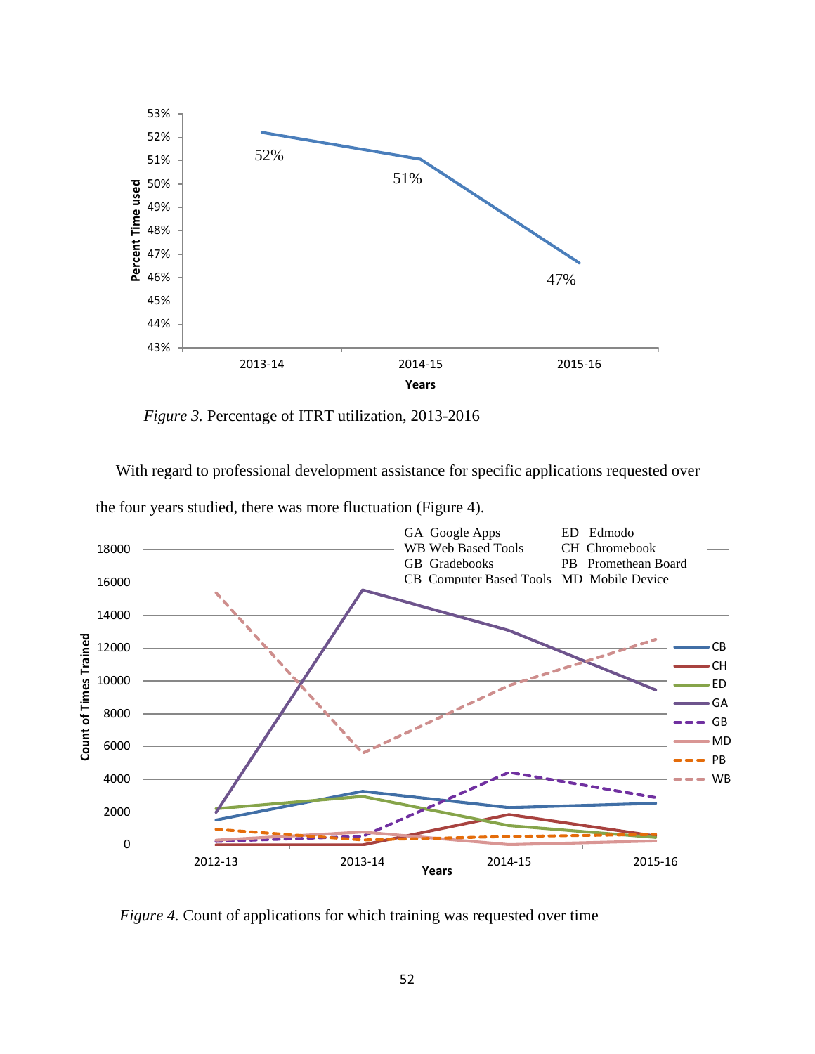*Figure 3.* Percentage of ITRT utilization, 2013-2016

With regard to professional development assistance for specific applications requested over the four years studied, there was more fluctuation (Figure 4).

*Figure 4.* Count of applications for which training was requested over time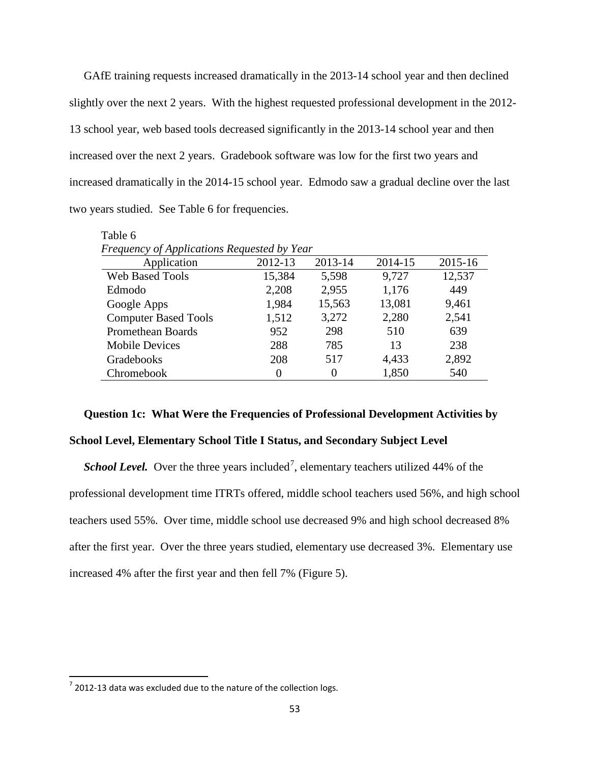GAfE training requests increased dramatically in the 2013-14 school year and then declined slightly over the next 2 years. With the highest requested professional development in the 2012-13 school year, web based tools decreased significantly in the 2013-14 school year and then increased over the next 2 years. Gradebook software was low for the first two years and increased dramatically in the 2014-15 school year. Edmodo saw a gradual decline over the last two years studied. See Table 6 for frequencies.

Table 6
*Frequency of Applications Requested by Year*

| Application | 2012-13 | 2013-14 | 2014-15 | 2015-16 |
|---|---|---|---|---|
| Web Based Tools | 15,384 | 5,598 | 9,727 | 12,537 |
| Edmodo | 2,208 | 2,955 | 1,176 | 449 |
| Google Apps | 1,984 | 15,563 | 13,081 | 9,461 |
| Computer Based Tools | 1,512 | 3,272 | 2,280 | 2,541 |
| Promethean Boards | 952 | 298 | 510 | 639 |
| Mobile Devices | 288 | 785 | 13 | 238 |
| Gradebooks | 208 | 517 | 4,433 | 2,892 |
| Chromebook | 0 | 0 | 1,850 | 540 |

**Question 1c: What Were the Frequencies of Professional Development Activities by School Level, Elementary School Title I Status, and Secondary Subject Level**

***School Level.*** Over the three years included[7], elementary teachers utilized 44% of the professional development time ITRTs offered, middle school teachers used 56%, and high school teachers used 55%. Over time, middle school use decreased 9% and high school decreased 8% after the first year. Over the three years studied, elementary use decreased 3%. Elementary use increased 4% after the first year and then fell 7% (Figure 5).

[7] 2012-13 data was excluded due to the nature of the collection logs.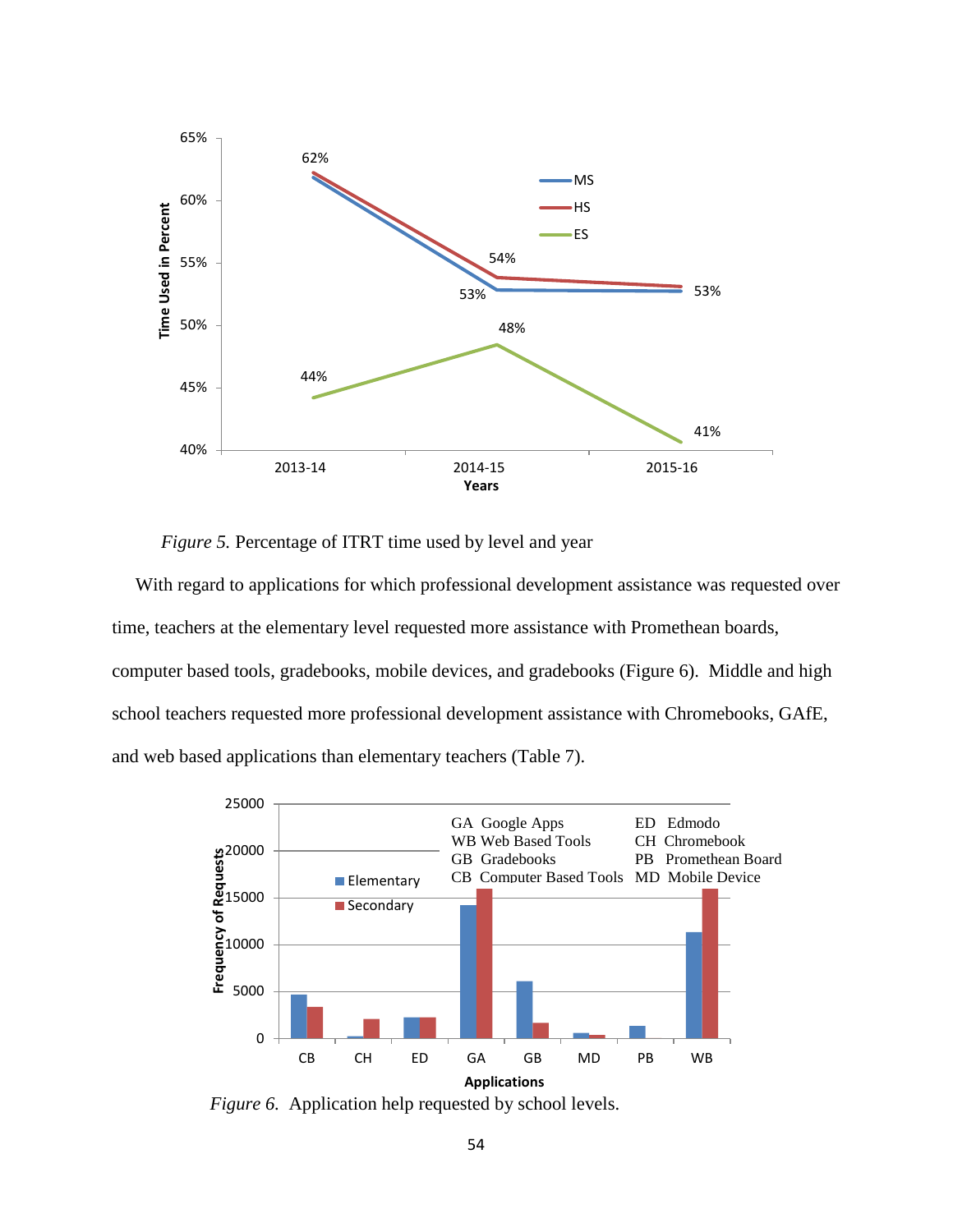*Figure 5.* Percentage of ITRT time used by level and year

With regard to applications for which professional development assistance was requested over time, teachers at the elementary level requested more assistance with Promethean boards, computer based tools, gradebooks, mobile devices, and gradebooks (Figure 6). Middle and high school teachers requested more professional development assistance with Chromebooks, GAfE, and web based applications than elementary teachers (Table 7).

*Figure 6.* Application help requested by school levels.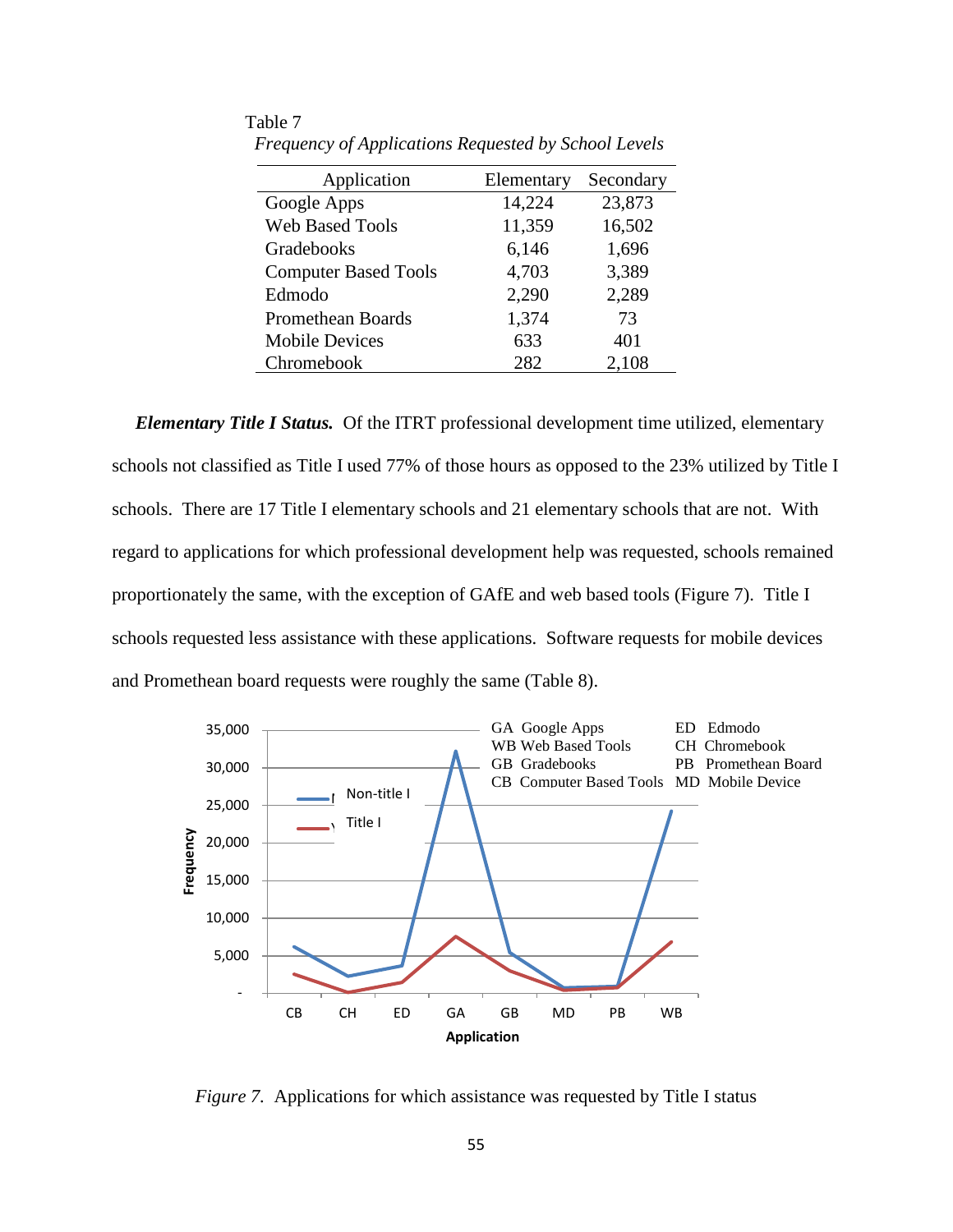Table 7

*Frequency of Applications Requested by School Levels*

| Application | Elementary | Secondary |
|---|---|---|
| Google Apps | 14,224 | 23,873 |
| Web Based Tools | 11,359 | 16,502 |
| Gradebooks | 6,146 | 1,696 |
| Computer Based Tools | 4,703 | 3,389 |
| Edmodo | 2,290 | 2,289 |
| Promethean Boards | 1,374 | 73 |
| Mobile Devices | 633 | 401 |
| Chromebook | 282 | 2,108 |

***Elementary Title I Status.*** Of the ITRT professional development time utilized, elementary schools not classified as Title I used 77% of those hours as opposed to the 23% utilized by Title I schools. There are 17 Title I elementary schools and 21 elementary schools that are not. With regard to applications for which professional development help was requested, schools remained proportionately the same, with the exception of GAfE and web based tools (Figure 7). Title I schools requested less assistance with these applications. Software requests for mobile devices and Promethean board requests were roughly the same (Table 8).

*Figure 7.* Applications for which assistance was requested by Title I status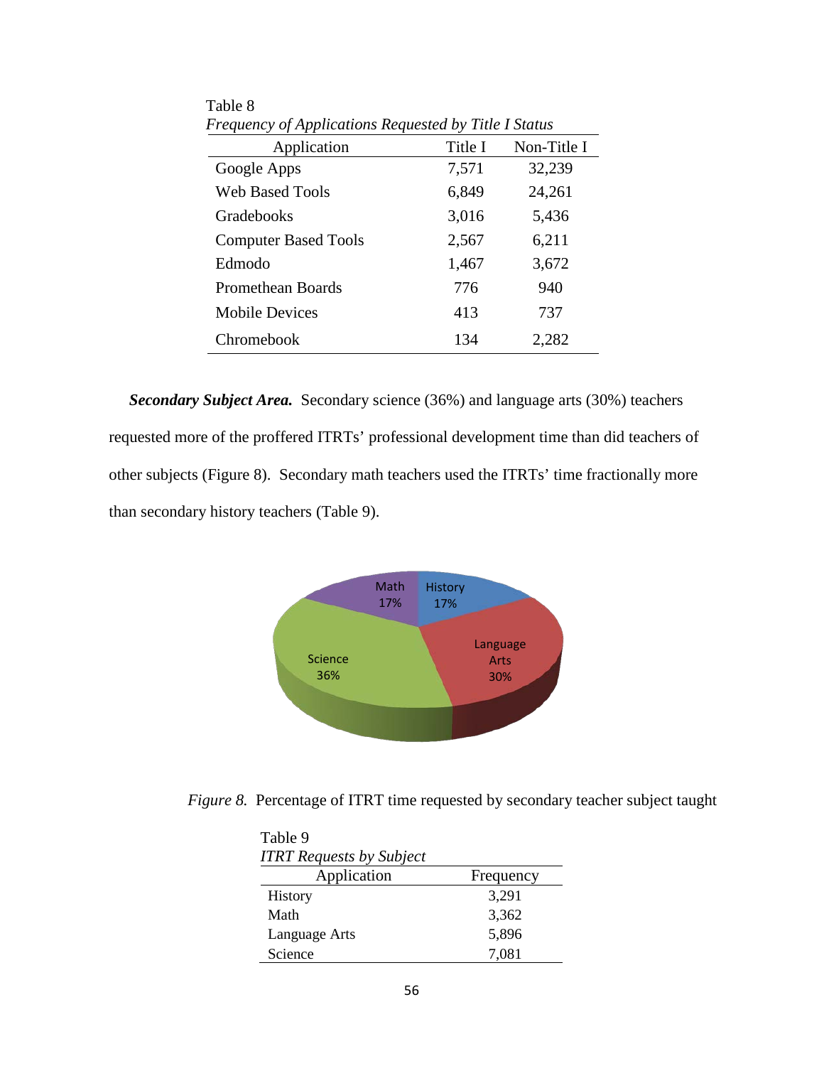Table 8

*Frequency of Applications Requested by Title I Status*

| Application | Title I | Non-Title I |
|---|---|---|
| Google Apps | 7,571 | 32,239 |
| Web Based Tools | 6,849 | 24,261 |
| Gradebooks | 3,016 | 5,436 |
| Computer Based Tools | 2,567 | 6,211 |
| Edmodo | 1,467 | 3,672 |
| Promethean Boards | 776 | 940 |
| Mobile Devices | 413 | 737 |
| Chromebook | 134 | 2,282 |

***Secondary Subject Area.*** Secondary science (36%) and language arts (30%) teachers requested more of the proffered ITRTs' professional development time than did teachers of other subjects (Figure 8). Secondary math teachers used the ITRTs' time fractionally more than secondary history teachers (Table 9).

*Figure 8.* Percentage of ITRT time requested by secondary teacher subject taught

Table 9

*ITRT Requests by Subject*

| Application | Frequency |
|---|---|
| History | 3,291 |
| Math | 3,362 |
| Language Arts | 5,896 |
| Science | 7,081 |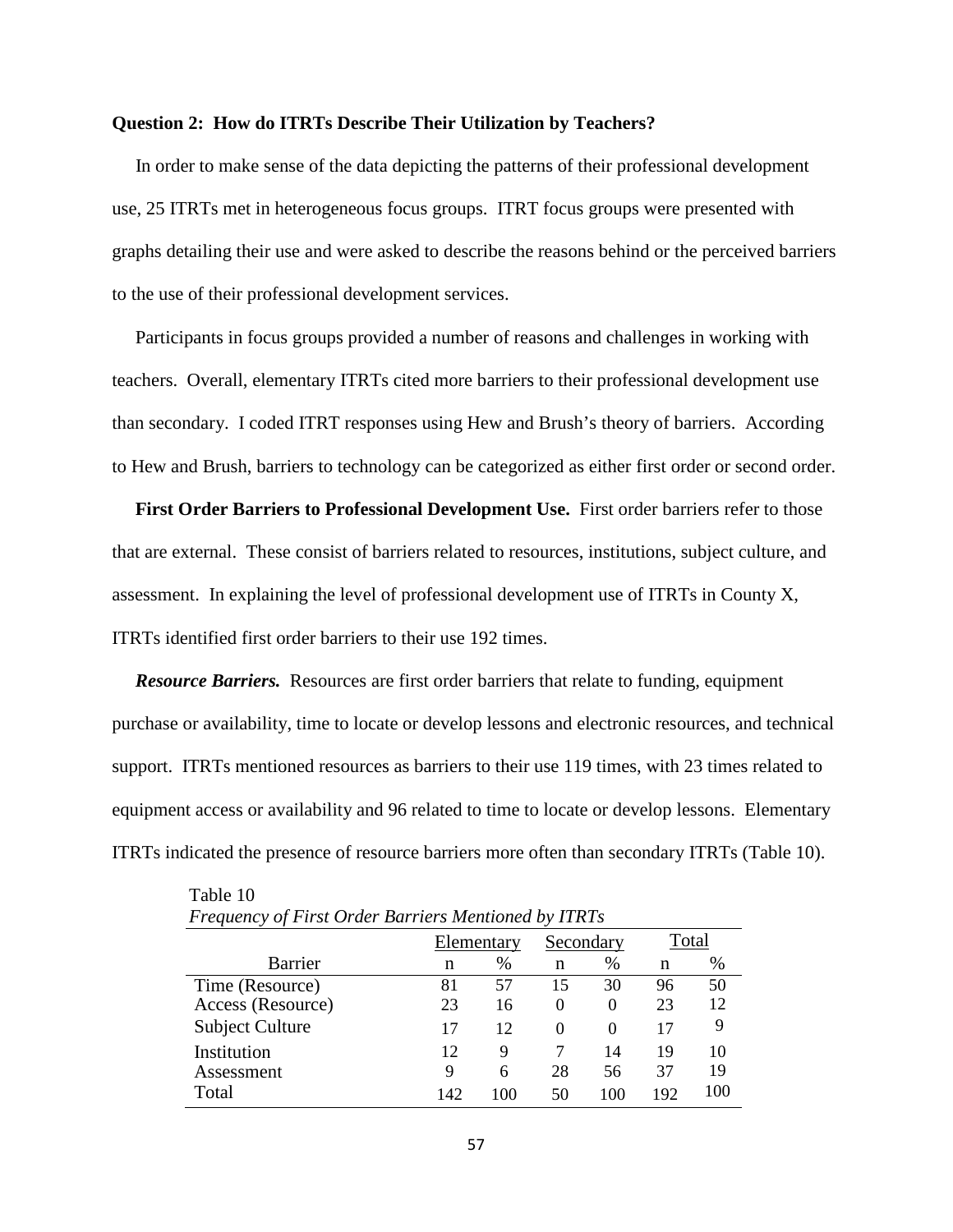**Question 2: How do ITRTs Describe Their Utilization by Teachers?**

In order to make sense of the data depicting the patterns of their professional development use, 25 ITRTs met in heterogeneous focus groups. ITRT focus groups were presented with graphs detailing their use and were asked to describe the reasons behind or the perceived barriers to the use of their professional development services.

Participants in focus groups provided a number of reasons and challenges in working with teachers. Overall, elementary ITRTs cited more barriers to their professional development use than secondary. I coded ITRT responses using Hew and Brush's theory of barriers. According to Hew and Brush, barriers to technology can be categorized as either first order or second order.

**First Order Barriers to Professional Development Use.** First order barriers refer to those that are external. These consist of barriers related to resources, institutions, subject culture, and assessment. In explaining the level of professional development use of ITRTs in County X, ITRTs identified first order barriers to their use 192 times.

***Resource Barriers.*** Resources are first order barriers that relate to funding, equipment purchase or availability, time to locate or develop lessons and electronic resources, and technical support. ITRTs mentioned resources as barriers to their use 119 times, with 23 times related to equipment access or availability and 96 related to time to locate or develop lessons. Elementary ITRTs indicated the presence of resource barriers more often than secondary ITRTs (Table 10).

Table 10

*Frequency of First Order Barriers Mentioned by ITRTs*

| | Elementary | | Secondary | | Total | |
|---|---|---|---|---|---|---|
| Barrier | n | % | n | % | n | % |
| Time (Resource) | 81 | 57 | 15 | 30 | 96 | 50 |
| Access (Resource) | 23 | 16 | 0 | 0 | 23 | 12 |
| Subject Culture | 17 | 12 | 0 | 0 | 17 | 9 |
| Institution | 12 | 9 | 7 | 14 | 19 | 10 |
| Assessment | 9 | 6 | 28 | 56 | 37 | 19 |
| Total | 142 | 100 | 50 | 100 | 192 | 100 |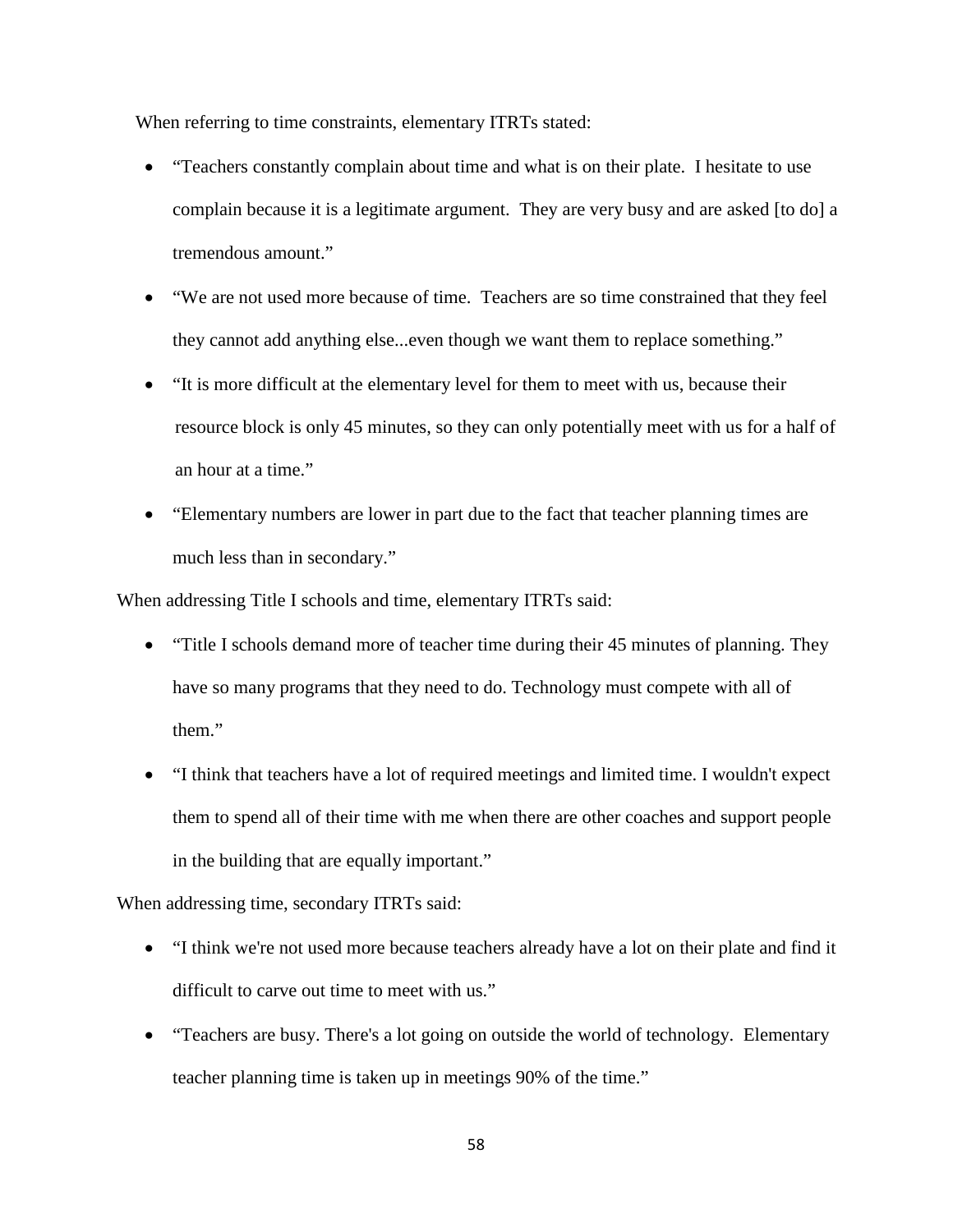When referring to time constraints, elementary ITRTs stated:

- "Teachers constantly complain about time and what is on their plate. I hesitate to use complain because it is a legitimate argument. They are very busy and are asked [to do] a tremendous amount."
- "We are not used more because of time. Teachers are so time constrained that they feel they cannot add anything else...even though we want them to replace something."
- "It is more difficult at the elementary level for them to meet with us, because their resource block is only 45 minutes, so they can only potentially meet with us for a half of an hour at a time."
- "Elementary numbers are lower in part due to the fact that teacher planning times are much less than in secondary."

When addressing Title I schools and time, elementary ITRTs said:

- "Title I schools demand more of teacher time during their 45 minutes of planning. They have so many programs that they need to do. Technology must compete with all of them."
- "I think that teachers have a lot of required meetings and limited time. I wouldn't expect them to spend all of their time with me when there are other coaches and support people in the building that are equally important."

When addressing time, secondary ITRTs said:

- "I think we're not used more because teachers already have a lot on their plate and find it difficult to carve out time to meet with us."
- "Teachers are busy. There's a lot going on outside the world of technology. Elementary teacher planning time is taken up in meetings 90% of the time."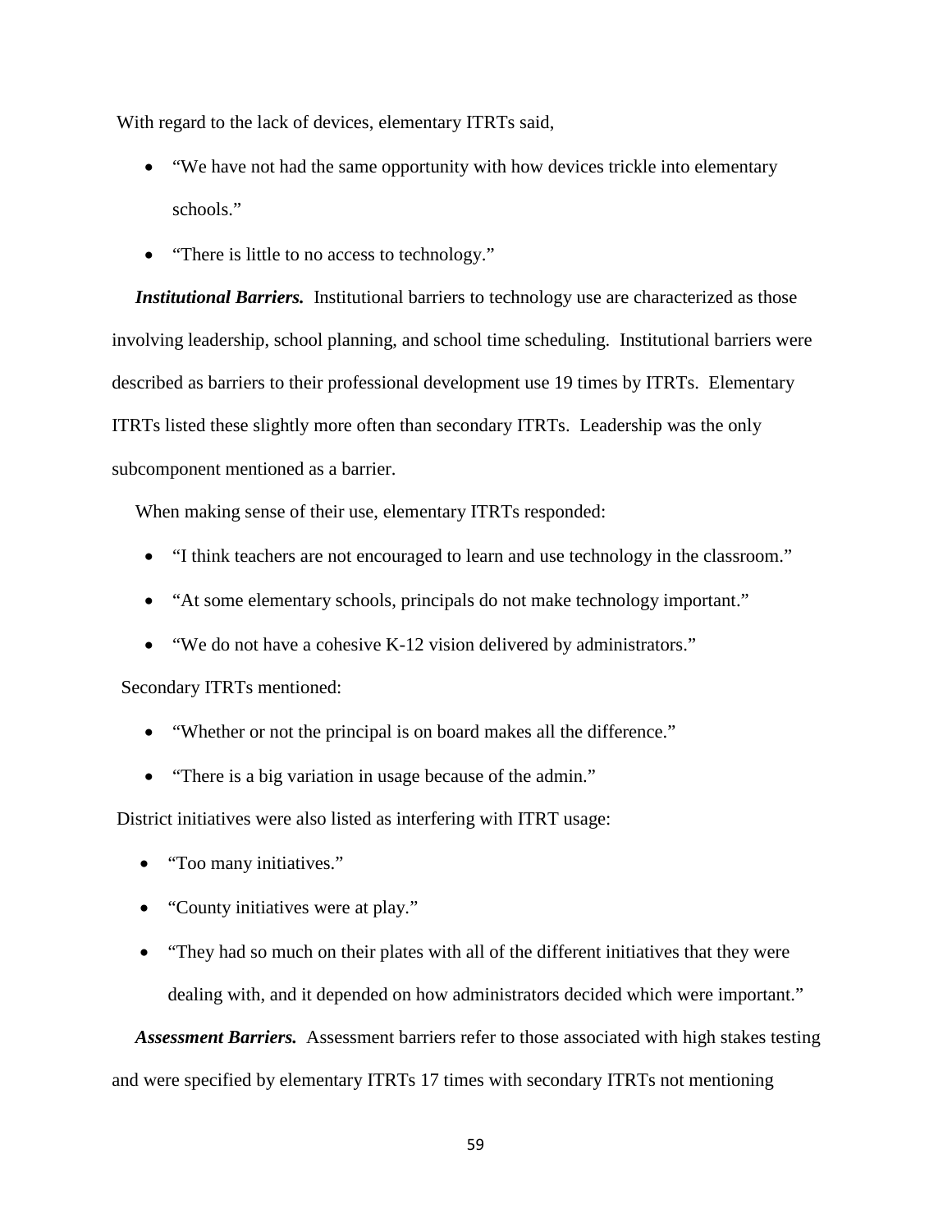With regard to the lack of devices, elementary ITRTs said,

- "We have not had the same opportunity with how devices trickle into elementary schools."
- "There is little to no access to technology."

***Institutional Barriers.*** Institutional barriers to technology use are characterized as those involving leadership, school planning, and school time scheduling. Institutional barriers were described as barriers to their professional development use 19 times by ITRTs. Elementary ITRTs listed these slightly more often than secondary ITRTs. Leadership was the only subcomponent mentioned as a barrier.

When making sense of their use, elementary ITRTs responded:

- "I think teachers are not encouraged to learn and use technology in the classroom."
- "At some elementary schools, principals do not make technology important."
- "We do not have a cohesive K-12 vision delivered by administrators."

Secondary ITRTs mentioned:

- "Whether or not the principal is on board makes all the difference."
- "There is a big variation in usage because of the admin."

District initiatives were also listed as interfering with ITRT usage:

- "Too many initiatives."
- "County initiatives were at play."
- "They had so much on their plates with all of the different initiatives that they were dealing with, and it depended on how administrators decided which were important."

***Assessment Barriers.*** Assessment barriers refer to those associated with high stakes testing and were specified by elementary ITRTs 17 times with secondary ITRTs not mentioning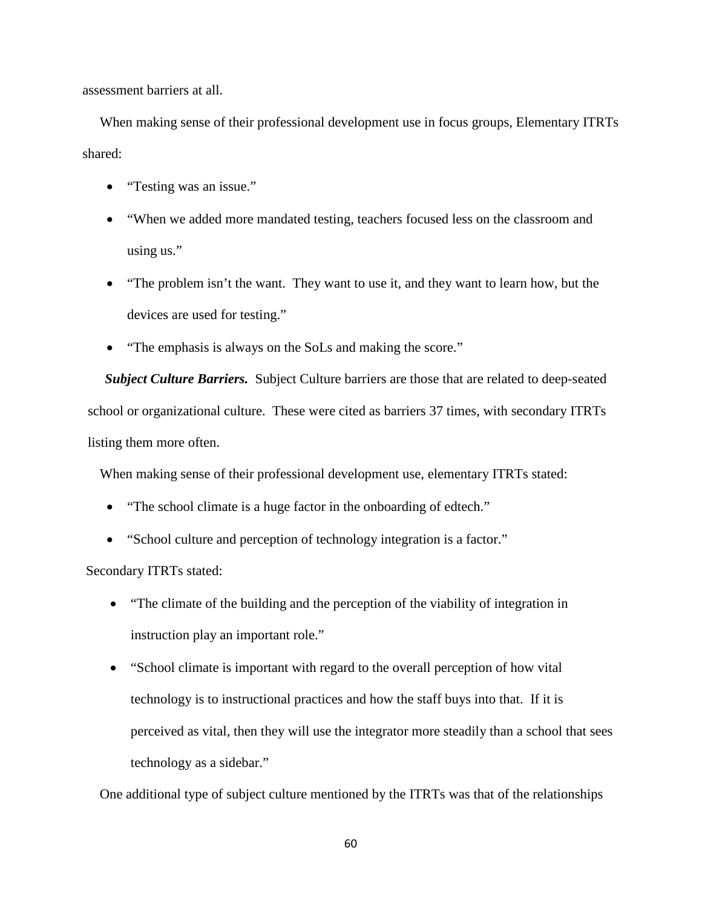assessment barriers at all.

When making sense of their professional development use in focus groups, Elementary ITRTs shared:

- “Testing was an issue.”
- “When we added more mandated testing, teachers focused less on the classroom and using us.”
- “The problem isn’t the want. They want to use it, and they want to learn how, but the devices are used for testing.”
- “The emphasis is always on the SoLs and making the score.”

***Subject Culture Barriers.*** Subject Culture barriers are those that are related to deep-seated school or organizational culture. These were cited as barriers 37 times, with secondary ITRTs listing them more often.

When making sense of their professional development use, elementary ITRTs stated:

- “The school climate is a huge factor in the onboarding of edtech.”
- “School culture and perception of technology integration is a factor.”

Secondary ITRTs stated:

- “The climate of the building and the perception of the viability of integration in instruction play an important role.”
- “School climate is important with regard to the overall perception of how vital technology is to instructional practices and how the staff buys into that. If it is perceived as vital, then they will use the integrator more steadily than a school that sees technology as a sidebar.”

One additional type of subject culture mentioned by the ITRTs was that of the relationships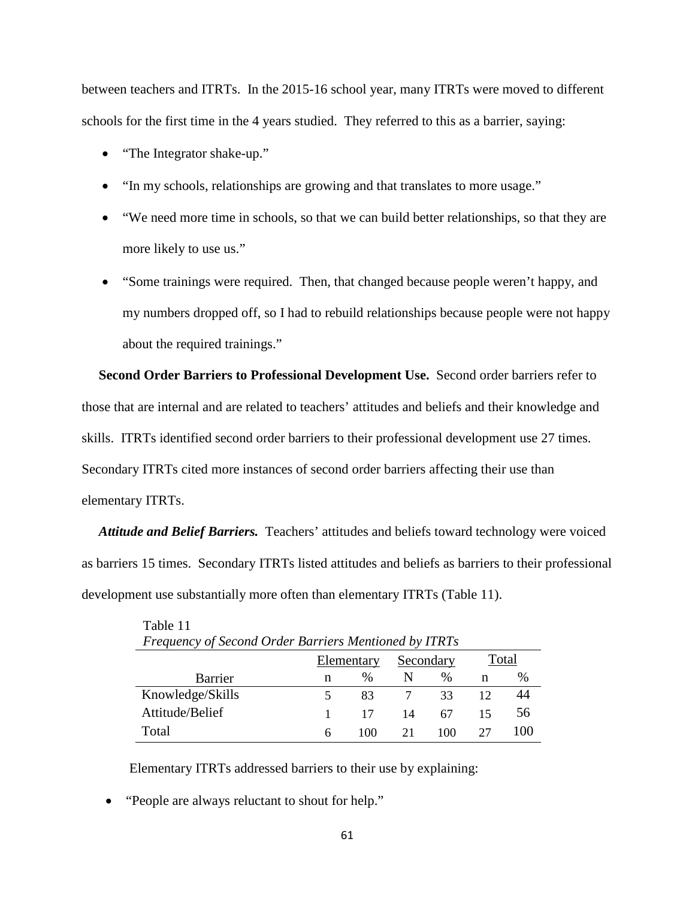between teachers and ITRTs. In the 2015-16 school year, many ITRTs were moved to different schools for the first time in the 4 years studied. They referred to this as a barrier, saying:

- "The Integrator shake-up."
- "In my schools, relationships are growing and that translates to more usage."
- "We need more time in schools, so that we can build better relationships, so that they are more likely to use us."
- "Some trainings were required. Then, that changed because people weren't happy, and my numbers dropped off, so I had to rebuild relationships because people were not happy about the required trainings."

**Second Order Barriers to Professional Development Use.** Second order barriers refer to those that are internal and are related to teachers' attitudes and beliefs and their knowledge and skills. ITRTs identified second order barriers to their professional development use 27 times. Secondary ITRTs cited more instances of second order barriers affecting their use than elementary ITRTs.

***Attitude and Belief Barriers.*** Teachers' attitudes and beliefs toward technology were voiced as barriers 15 times. Secondary ITRTs listed attitudes and beliefs as barriers to their professional development use substantially more often than elementary ITRTs (Table 11).

Table 11
*Frequency of Second Order Barriers Mentioned by ITRTs*

| | Elementary | | Secondary | | Total | |
|---|---|---|---|---|---|---|
| Barrier | n | % | N | % | n | % |
| Knowledge/Skills | 5 | 83 | 7 | 33 | 12 | 44 |
| Attitude/Belief | 1 | 17 | 14 | 67 | 15 | 56 |
| Total | 6 | 100 | 21 | 100 | 27 | 100 |

Elementary ITRTs addressed barriers to their use by explaining:

- "People are always reluctant to shout for help."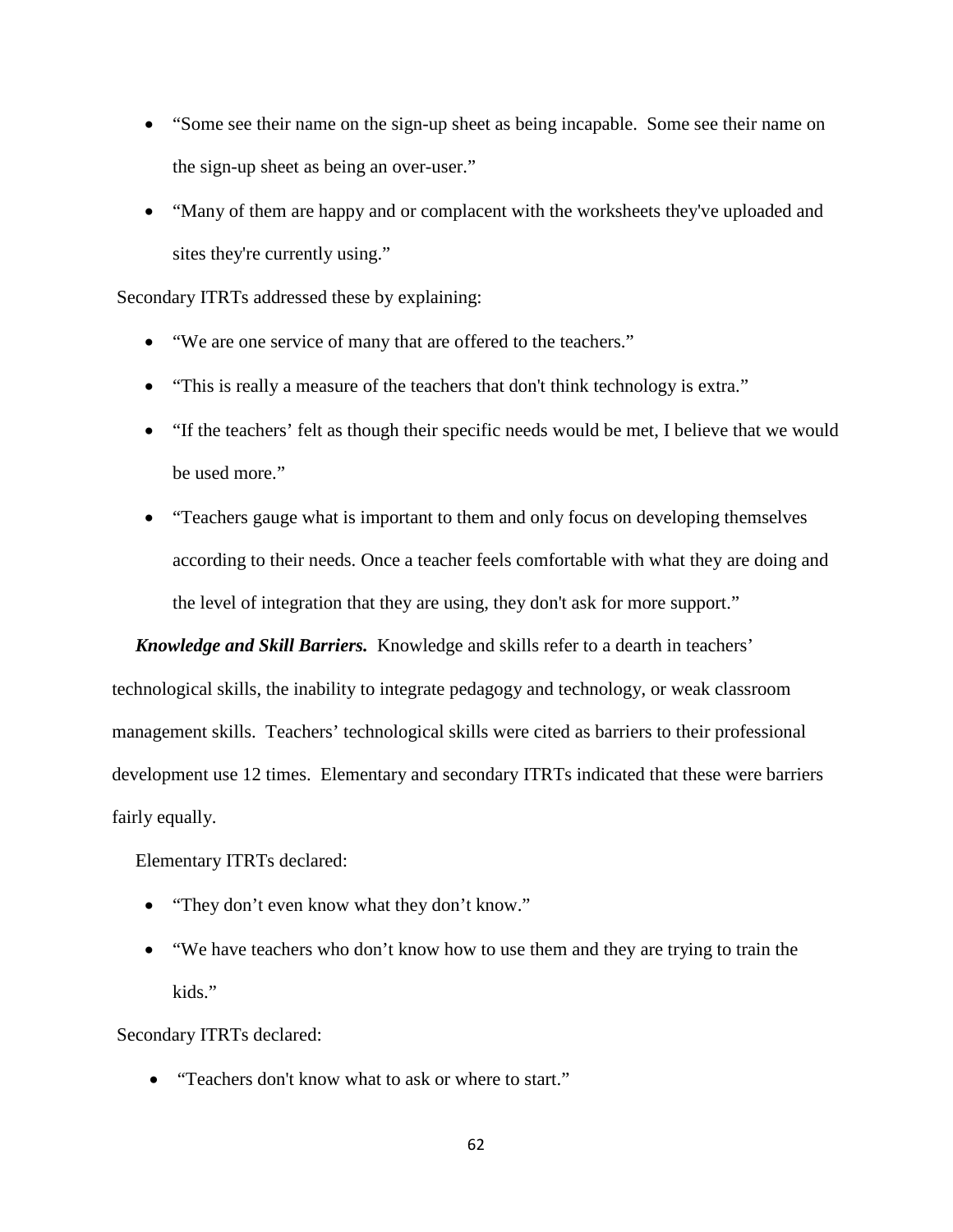- “Some see their name on the sign-up sheet as being incapable. Some see their name on the sign-up sheet as being an over-user.”
- “Many of them are happy and or complacent with the worksheets they've uploaded and sites they're currently using.”

Secondary ITRTs addressed these by explaining:

- “We are one service of many that are offered to the teachers.”
- “This is really a measure of the teachers that don't think technology is extra.”
- “If the teachers’ felt as though their specific needs would be met, I believe that we would be used more.”
- “Teachers gauge what is important to them and only focus on developing themselves according to their needs. Once a teacher feels comfortable with what they are doing and the level of integration that they are using, they don't ask for more support.”

***Knowledge and Skill Barriers.*** Knowledge and skills refer to a dearth in teachers’ technological skills, the inability to integrate pedagogy and technology, or weak classroom management skills. Teachers’ technological skills were cited as barriers to their professional development use 12 times. Elementary and secondary ITRTs indicated that these were barriers fairly equally.

Elementary ITRTs declared:

- “They don’t even know what they don’t know.”
- “We have teachers who don’t know how to use them and they are trying to train the kids.”

Secondary ITRTs declared:

- “Teachers don't know what to ask or where to start.”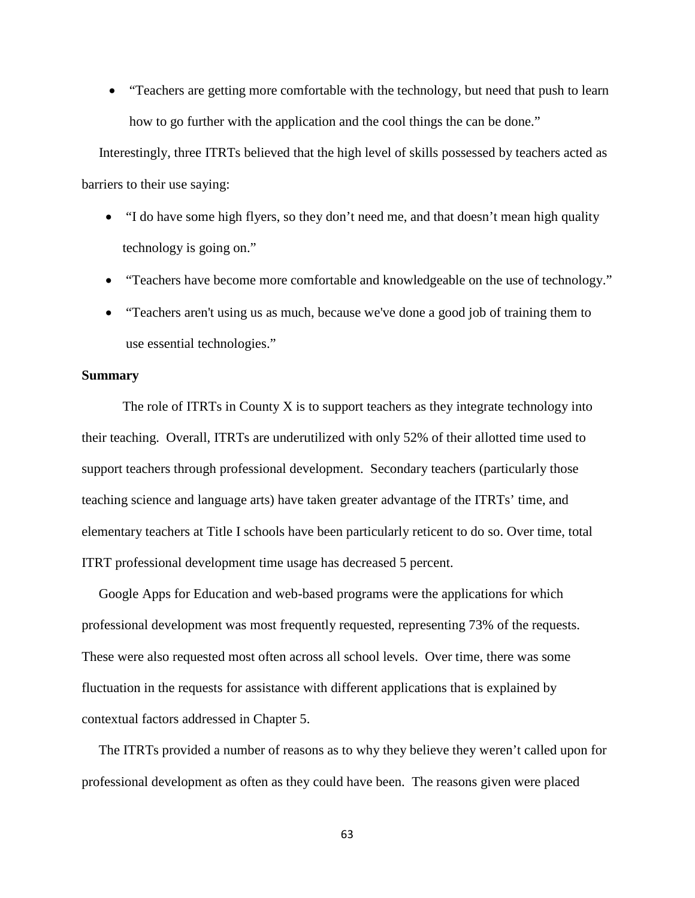- "Teachers are getting more comfortable with the technology, but need that push to learn how to go further with the application and the cool things the can be done."

Interestingly, three ITRTs believed that the high level of skills possessed by teachers acted as barriers to their use saying:

- "I do have some high flyers, so they don't need me, and that doesn't mean high quality technology is going on."
- "Teachers have become more comfortable and knowledgeable on the use of technology."
- "Teachers aren't using us as much, because we've done a good job of training them to use essential technologies."

**Summary**

The role of ITRTs in County X is to support teachers as they integrate technology into their teaching. Overall, ITRTs are underutilized with only 52% of their allotted time used to support teachers through professional development. Secondary teachers (particularly those teaching science and language arts) have taken greater advantage of the ITRTs' time, and elementary teachers at Title I schools have been particularly reticent to do so. Over time, total ITRT professional development time usage has decreased 5 percent.

Google Apps for Education and web-based programs were the applications for which professional development was most frequently requested, representing 73% of the requests. These were also requested most often across all school levels. Over time, there was some fluctuation in the requests for assistance with different applications that is explained by contextual factors addressed in Chapter 5.

The ITRTs provided a number of reasons as to why they believe they weren't called upon for professional development as often as they could have been. The reasons given were placed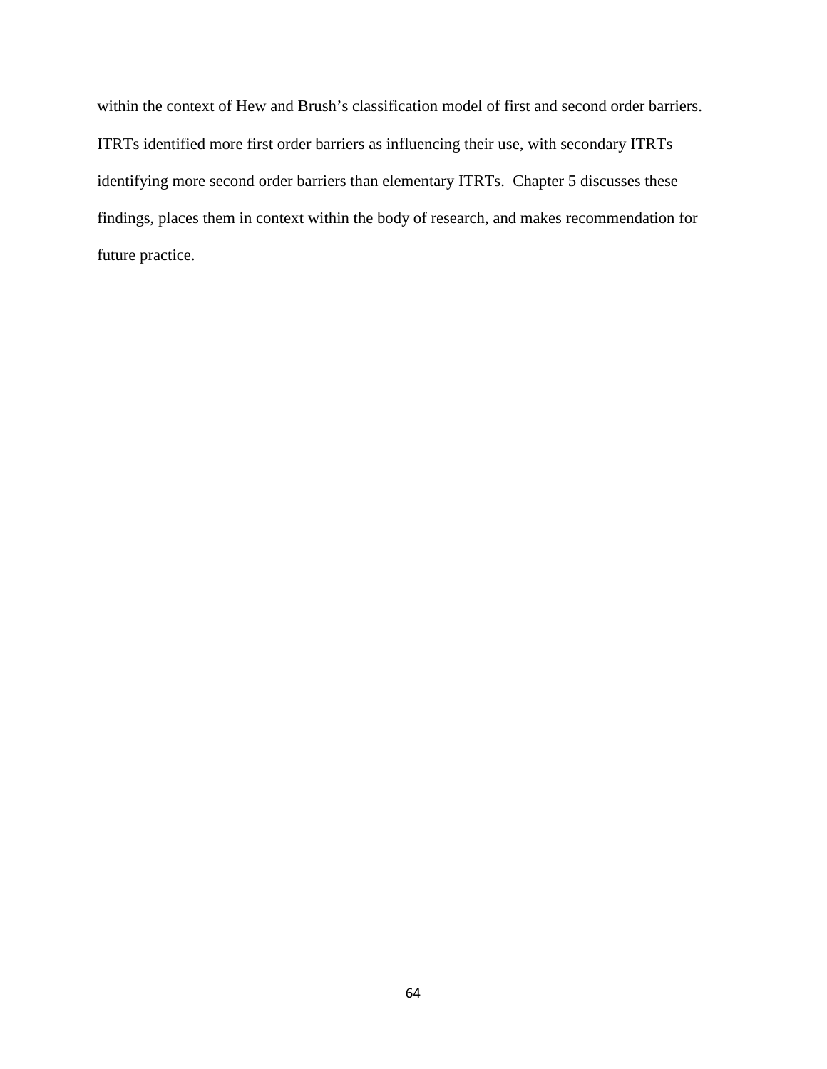within the context of Hew and Brush's classification model of first and second order barriers. ITRTs identified more first order barriers as influencing their use, with secondary ITRTs identifying more second order barriers than elementary ITRTs. Chapter 5 discusses these findings, places them in context within the body of research, and makes recommendation for future practice.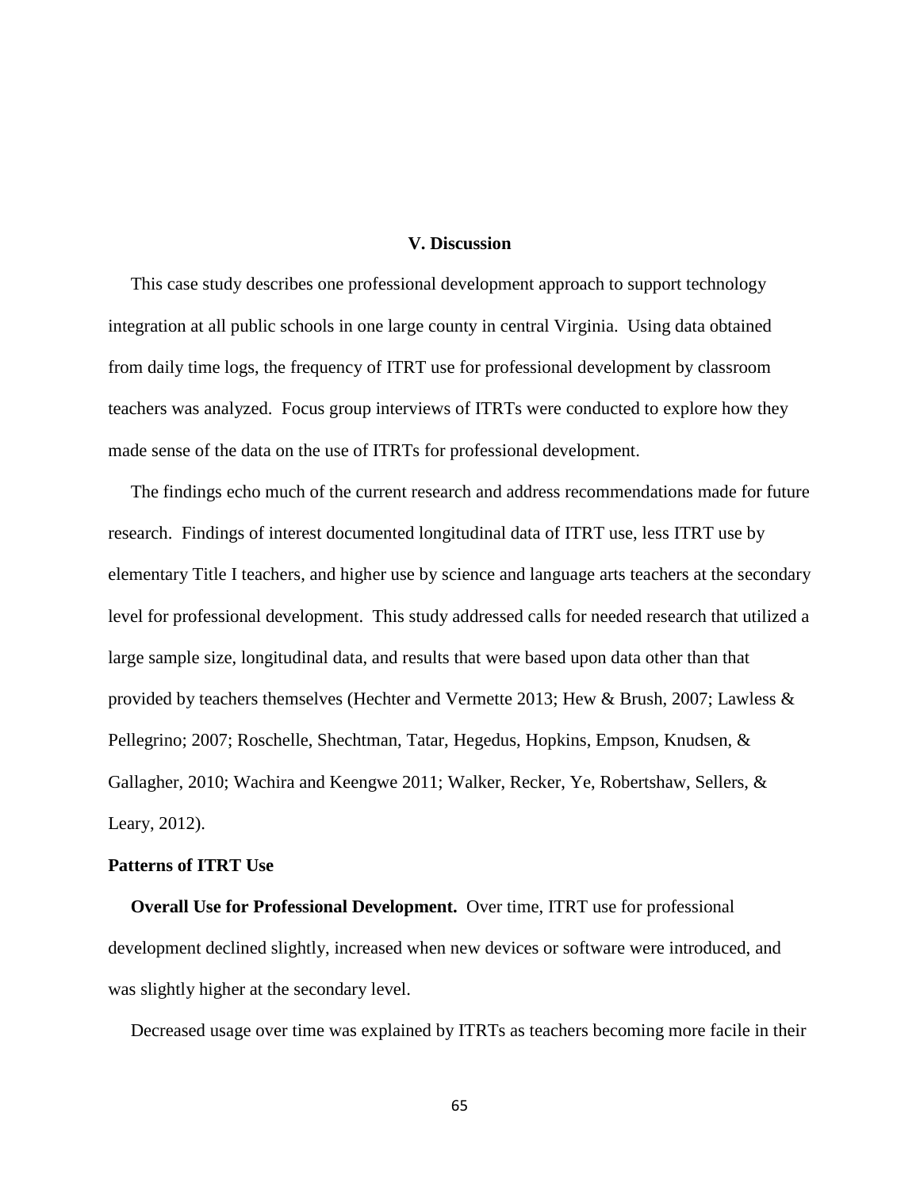## V. Discussion

This case study describes one professional development approach to support technology integration at all public schools in one large county in central Virginia. Using data obtained from daily time logs, the frequency of ITRT use for professional development by classroom teachers was analyzed. Focus group interviews of ITRTs were conducted to explore how they made sense of the data on the use of ITRTs for professional development.

The findings echo much of the current research and address recommendations made for future research. Findings of interest documented longitudinal data of ITRT use, less ITRT use by elementary Title I teachers, and higher use by science and language arts teachers at the secondary level for professional development. This study addressed calls for needed research that utilized a large sample size, longitudinal data, and results that were based upon data other than that provided by teachers themselves (Hechter and Vermette 2013; Hew & Brush, 2007; Lawless & Pellegrino; 2007; Roschelle, Shechtman, Tatar, Hegedus, Hopkins, Empson, Knudsen, & Gallagher, 2010; Wachira and Keengwe 2011; Walker, Recker, Ye, Robertshaw, Sellers, & Leary, 2012).

### Patterns of ITRT Use

**Overall Use for Professional Development.** Over time, ITRT use for professional development declined slightly, increased when new devices or software were introduced, and was slightly higher at the secondary level.

Decreased usage over time was explained by ITRTs as teachers becoming more facile in their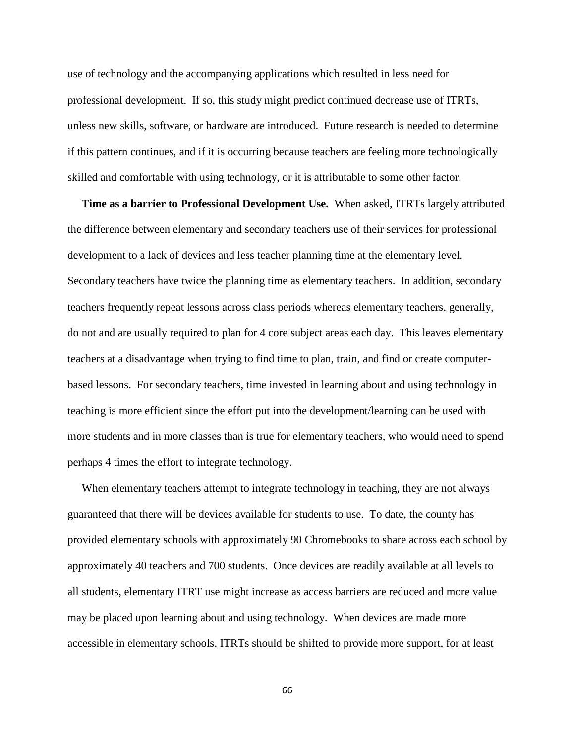use of technology and the accompanying applications which resulted in less need for professional development. If so, this study might predict continued decrease use of ITRTs, unless new skills, software, or hardware are introduced. Future research is needed to determine if this pattern continues, and if it is occurring because teachers are feeling more technologically skilled and comfortable with using technology, or it is attributable to some other factor.

**Time as a barrier to Professional Development Use.** When asked, ITRTs largely attributed the difference between elementary and secondary teachers use of their services for professional development to a lack of devices and less teacher planning time at the elementary level. Secondary teachers have twice the planning time as elementary teachers. In addition, secondary teachers frequently repeat lessons across class periods whereas elementary teachers, generally, do not and are usually required to plan for 4 core subject areas each day. This leaves elementary teachers at a disadvantage when trying to find time to plan, train, and find or create computer-based lessons. For secondary teachers, time invested in learning about and using technology in teaching is more efficient since the effort put into the development/learning can be used with more students and in more classes than is true for elementary teachers, who would need to spend perhaps 4 times the effort to integrate technology.

When elementary teachers attempt to integrate technology in teaching, they are not always guaranteed that there will be devices available for students to use. To date, the county has provided elementary schools with approximately 90 Chromebooks to share across each school by approximately 40 teachers and 700 students. Once devices are readily available at all levels to all students, elementary ITRT use might increase as access barriers are reduced and more value may be placed upon learning about and using technology. When devices are made more accessible in elementary schools, ITRTs should be shifted to provide more support, for at least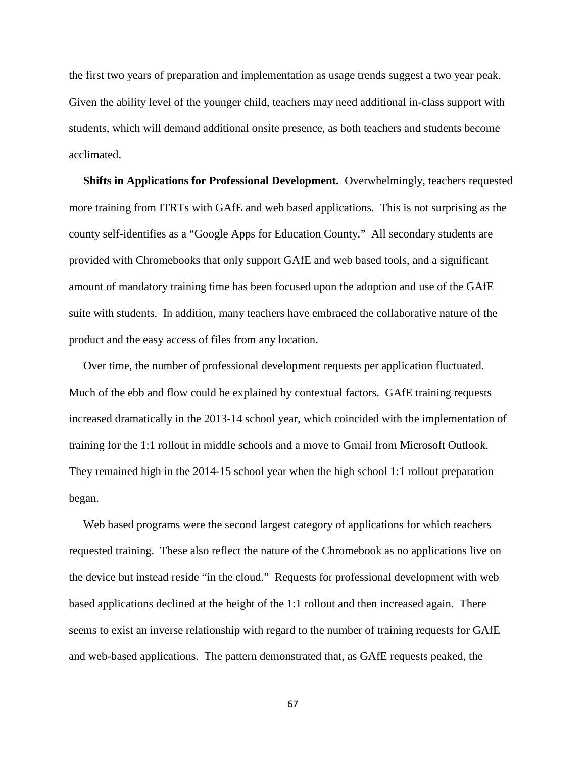the first two years of preparation and implementation as usage trends suggest a two year peak. Given the ability level of the younger child, teachers may need additional in-class support with students, which will demand additional onsite presence, as both teachers and students become acclimated.

**Shifts in Applications for Professional Development.** Overwhelmingly, teachers requested more training from ITRTs with GAfE and web based applications. This is not surprising as the county self-identifies as a "Google Apps for Education County." All secondary students are provided with Chromebooks that only support GAfE and web based tools, and a significant amount of mandatory training time has been focused upon the adoption and use of the GAfE suite with students. In addition, many teachers have embraced the collaborative nature of the product and the easy access of files from any location.

Over time, the number of professional development requests per application fluctuated. Much of the ebb and flow could be explained by contextual factors. GAfE training requests increased dramatically in the 2013-14 school year, which coincided with the implementation of training for the 1:1 rollout in middle schools and a move to Gmail from Microsoft Outlook. They remained high in the 2014-15 school year when the high school 1:1 rollout preparation began.

Web based programs were the second largest category of applications for which teachers requested training. These also reflect the nature of the Chromebook as no applications live on the device but instead reside "in the cloud." Requests for professional development with web based applications declined at the height of the 1:1 rollout and then increased again. There seems to exist an inverse relationship with regard to the number of training requests for GAfE and web-based applications. The pattern demonstrated that, as GAfE requests peaked, the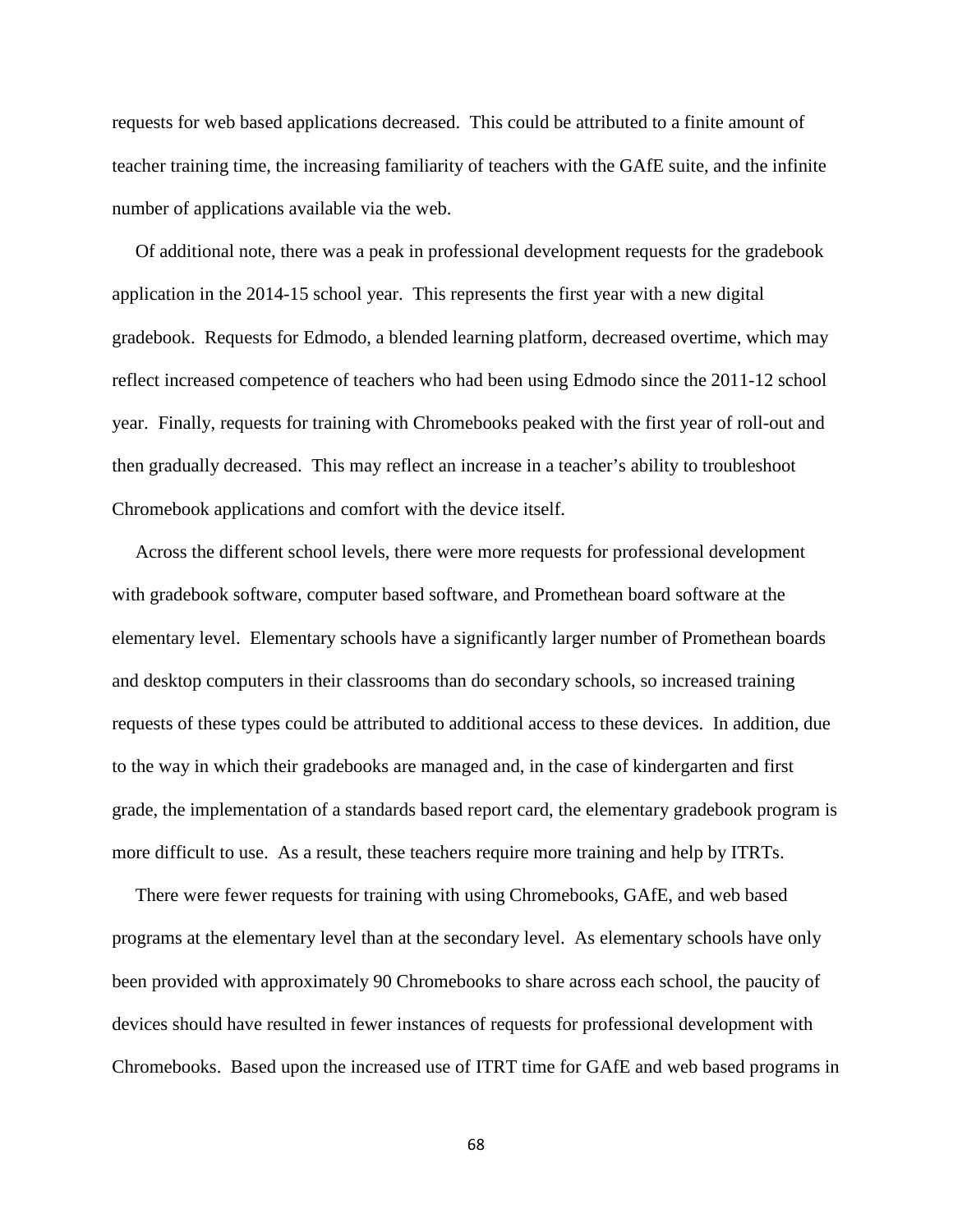requests for web based applications decreased. This could be attributed to a finite amount of teacher training time, the increasing familiarity of teachers with the GAfE suite, and the infinite number of applications available via the web.

Of additional note, there was a peak in professional development requests for the gradebook application in the 2014-15 school year. This represents the first year with a new digital gradebook. Requests for Edmodo, a blended learning platform, decreased overtime, which may reflect increased competence of teachers who had been using Edmodo since the 2011-12 school year. Finally, requests for training with Chromebooks peaked with the first year of roll-out and then gradually decreased. This may reflect an increase in a teacher's ability to troubleshoot Chromebook applications and comfort with the device itself.

Across the different school levels, there were more requests for professional development with gradebook software, computer based software, and Promethean board software at the elementary level. Elementary schools have a significantly larger number of Promethean boards and desktop computers in their classrooms than do secondary schools, so increased training requests of these types could be attributed to additional access to these devices. In addition, due to the way in which their gradebooks are managed and, in the case of kindergarten and first grade, the implementation of a standards based report card, the elementary gradebook program is more difficult to use. As a result, these teachers require more training and help by ITRTs.

There were fewer requests for training with using Chromebooks, GAfE, and web based programs at the elementary level than at the secondary level. As elementary schools have only been provided with approximately 90 Chromebooks to share across each school, the paucity of devices should have resulted in fewer instances of requests for professional development with Chromebooks. Based upon the increased use of ITRT time for GAfE and web based programs in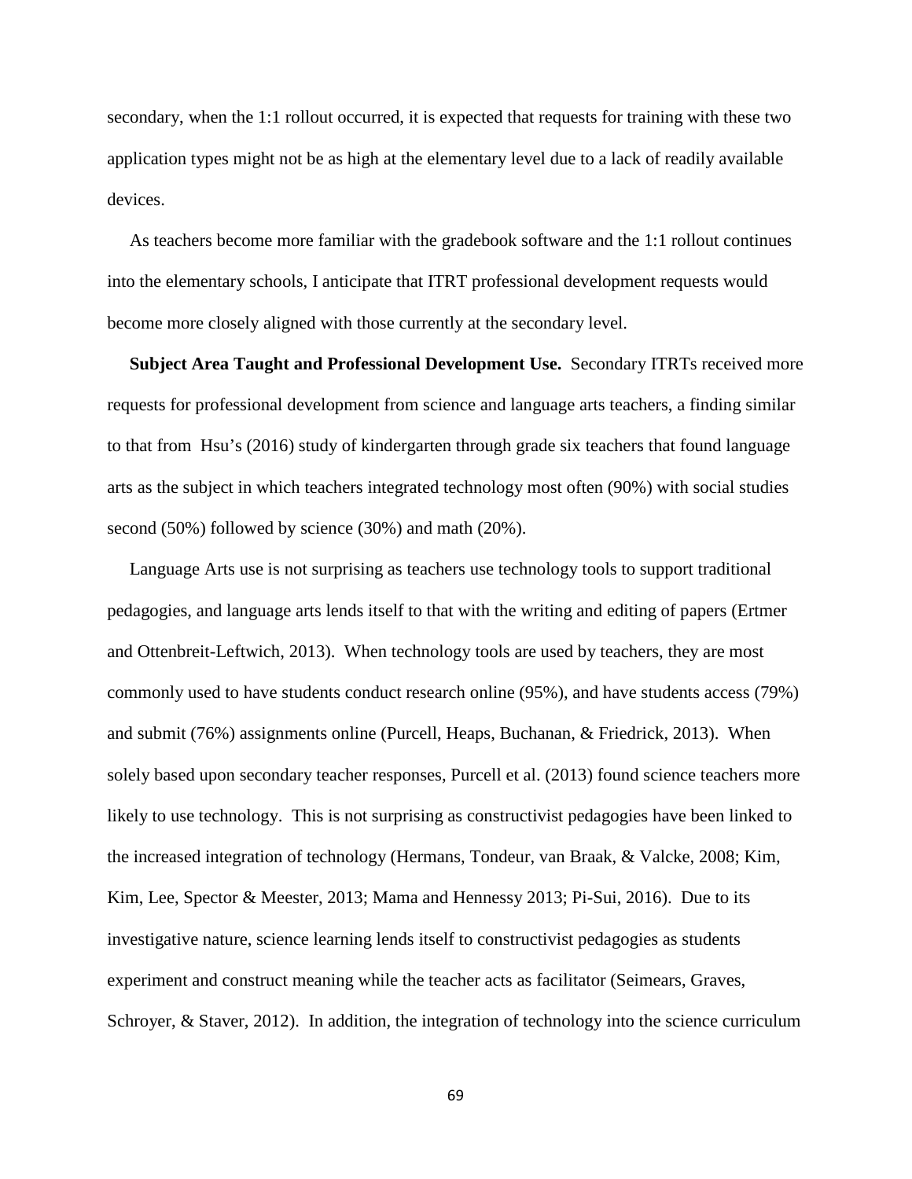secondary, when the 1:1 rollout occurred, it is expected that requests for training with these two application types might not be as high at the elementary level due to a lack of readily available devices.

As teachers become more familiar with the gradebook software and the 1:1 rollout continues into the elementary schools, I anticipate that ITRT professional development requests would become more closely aligned with those currently at the secondary level.

**Subject Area Taught and Professional Development Use.** Secondary ITRTs received more requests for professional development from science and language arts teachers, a finding similar to that from Hsu's (2016) study of kindergarten through grade six teachers that found language arts as the subject in which teachers integrated technology most often (90%) with social studies second (50%) followed by science (30%) and math (20%).

Language Arts use is not surprising as teachers use technology tools to support traditional pedagogies, and language arts lends itself to that with the writing and editing of papers (Ertmer and Ottenbreit-Leftwich, 2013). When technology tools are used by teachers, they are most commonly used to have students conduct research online (95%), and have students access (79%) and submit (76%) assignments online (Purcell, Heaps, Buchanan, & Friedrick, 2013). When solely based upon secondary teacher responses, Purcell et al. (2013) found science teachers more likely to use technology. This is not surprising as constructivist pedagogies have been linked to the increased integration of technology (Hermans, Tondeur, van Braak, & Valcke, 2008; Kim, Kim, Lee, Spector & Meester, 2013; Mama and Hennessy 2013; Pi-Sui, 2016). Due to its investigative nature, science learning lends itself to constructivist pedagogies as students experiment and construct meaning while the teacher acts as facilitator (Seimears, Graves, Schroyer, & Staver, 2012). In addition, the integration of technology into the science curriculum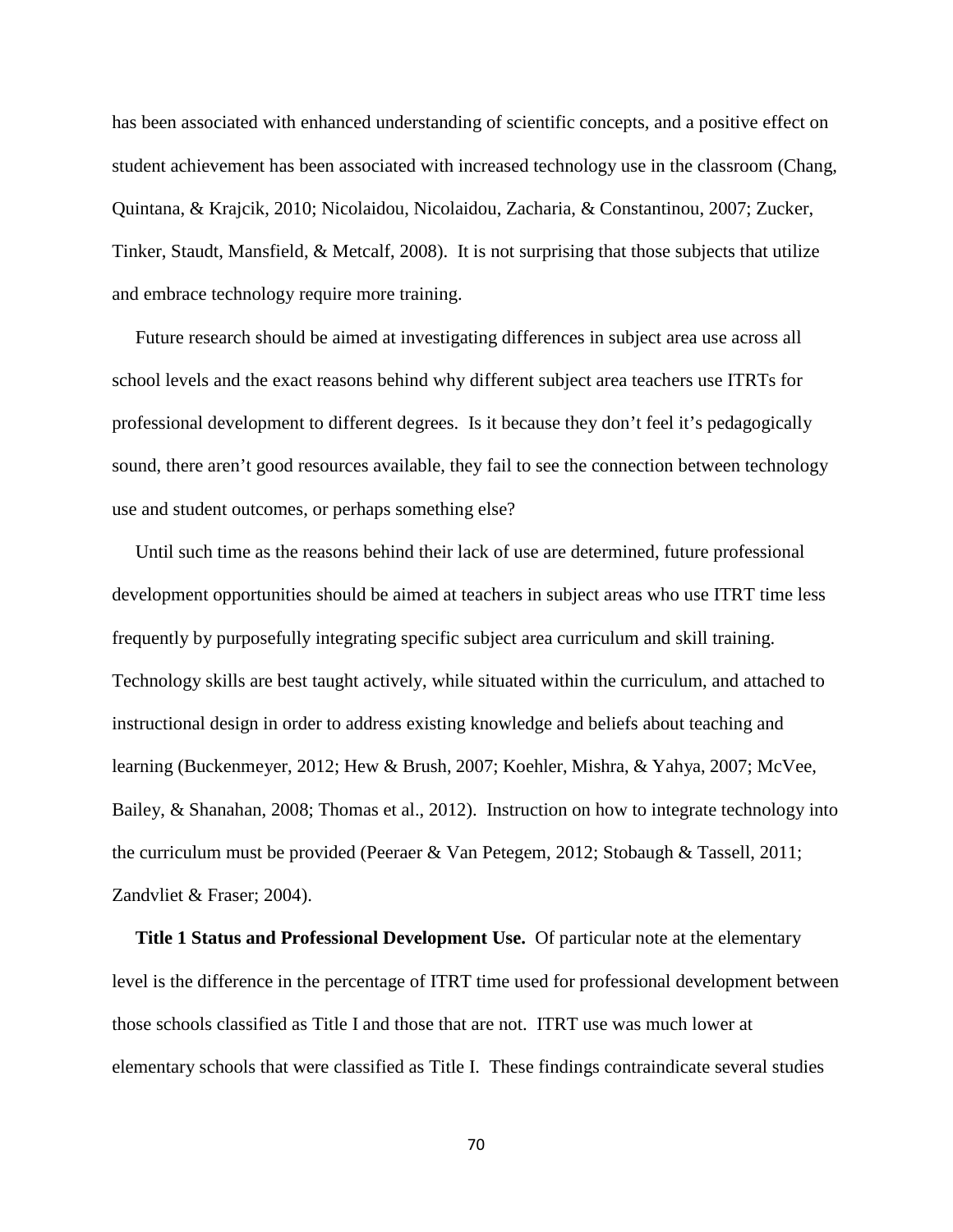has been associated with enhanced understanding of scientific concepts, and a positive effect on student achievement has been associated with increased technology use in the classroom (Chang, Quintana, & Krajcik, 2010; Nicolaidou, Nicolaidou, Zacharia, & Constantinou, 2007; Zucker, Tinker, Staudt, Mansfield, & Metcalf, 2008). It is not surprising that those subjects that utilize and embrace technology require more training.

Future research should be aimed at investigating differences in subject area use across all school levels and the exact reasons behind why different subject area teachers use ITRTs for professional development to different degrees. Is it because they don't feel it's pedagogically sound, there aren't good resources available, they fail to see the connection between technology use and student outcomes, or perhaps something else?

Until such time as the reasons behind their lack of use are determined, future professional development opportunities should be aimed at teachers in subject areas who use ITRT time less frequently by purposefully integrating specific subject area curriculum and skill training. Technology skills are best taught actively, while situated within the curriculum, and attached to instructional design in order to address existing knowledge and beliefs about teaching and learning (Buckenmeyer, 2012; Hew & Brush, 2007; Koehler, Mishra, & Yahya, 2007; McVee, Bailey, & Shanahan, 2008; Thomas et al., 2012). Instruction on how to integrate technology into the curriculum must be provided (Peeraer & Van Petegem, 2012; Stobaugh & Tassell, 2011; Zandvliet & Fraser; 2004).

**Title 1 Status and Professional Development Use.** Of particular note at the elementary level is the difference in the percentage of ITRT time used for professional development between those schools classified as Title I and those that are not. ITRT use was much lower at elementary schools that were classified as Title I. These findings contraindicate several studies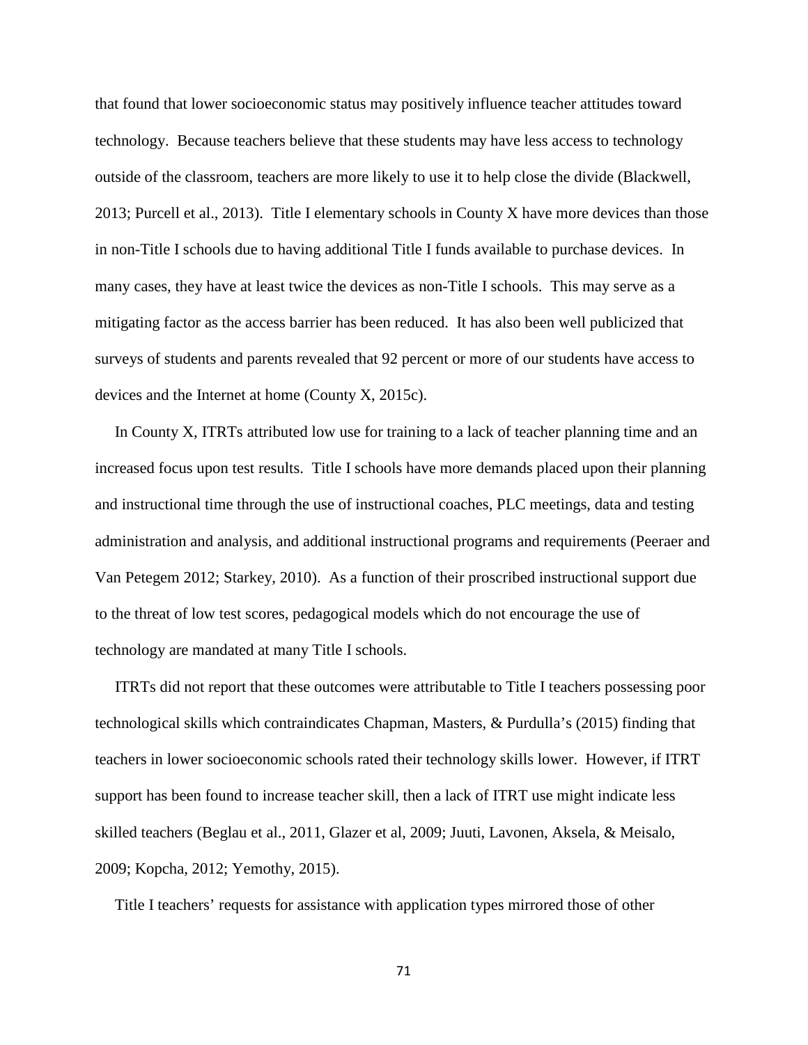that found that lower socioeconomic status may positively influence teacher attitudes toward technology. Because teachers believe that these students may have less access to technology outside of the classroom, teachers are more likely to use it to help close the divide (Blackwell, 2013; Purcell et al., 2013). Title I elementary schools in County X have more devices than those in non-Title I schools due to having additional Title I funds available to purchase devices. In many cases, they have at least twice the devices as non-Title I schools. This may serve as a mitigating factor as the access barrier has been reduced. It has also been well publicized that surveys of students and parents revealed that 92 percent or more of our students have access to devices and the Internet at home (County X, 2015c).

In County X, ITRTs attributed low use for training to a lack of teacher planning time and an increased focus upon test results. Title I schools have more demands placed upon their planning and instructional time through the use of instructional coaches, PLC meetings, data and testing administration and analysis, and additional instructional programs and requirements (Peeraer and Van Petegem 2012; Starkey, 2010). As a function of their proscribed instructional support due to the threat of low test scores, pedagogical models which do not encourage the use of technology are mandated at many Title I schools.

ITRTs did not report that these outcomes were attributable to Title I teachers possessing poor technological skills which contraindicates Chapman, Masters, & Purdulla's (2015) finding that teachers in lower socioeconomic schools rated their technology skills lower. However, if ITRT support has been found to increase teacher skill, then a lack of ITRT use might indicate less skilled teachers (Beglau et al., 2011, Glazer et al, 2009; Juuti, Lavonen, Aksela, & Meisalo, 2009; Kopcha, 2012; Yemothy, 2015).

Title I teachers' requests for assistance with application types mirrored those of other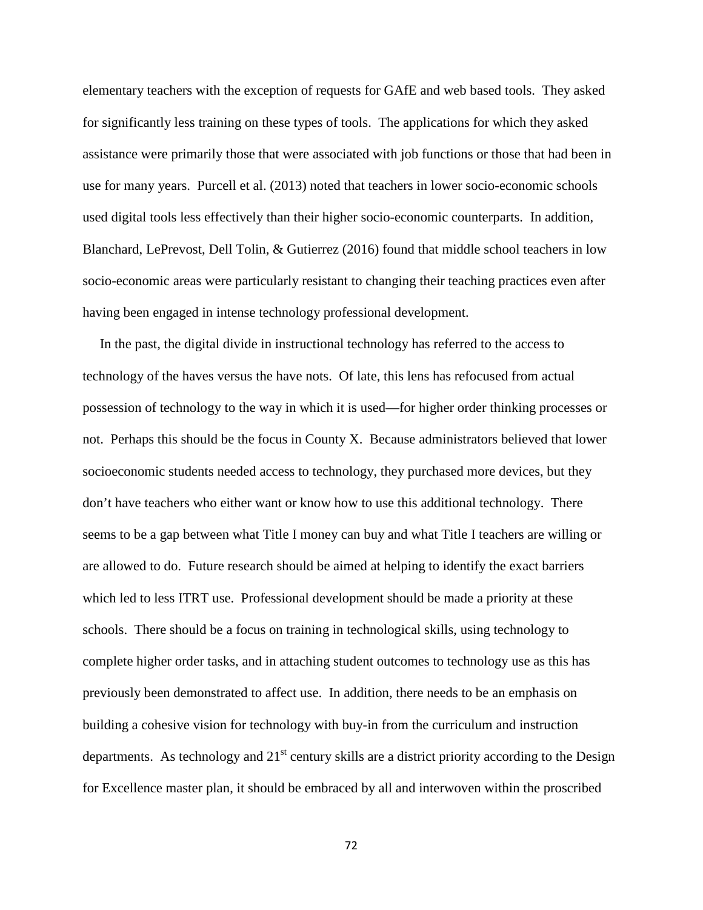elementary teachers with the exception of requests for GAfE and web based tools. They asked for significantly less training on these types of tools. The applications for which they asked assistance were primarily those that were associated with job functions or those that had been in use for many years. Purcell et al. (2013) noted that teachers in lower socio-economic schools used digital tools less effectively than their higher socio-economic counterparts. In addition, Blanchard, LePrevost, Dell Tolin, & Gutierrez (2016) found that middle school teachers in low socio-economic areas were particularly resistant to changing their teaching practices even after having been engaged in intense technology professional development.

In the past, the digital divide in instructional technology has referred to the access to technology of the haves versus the have nots. Of late, this lens has refocused from actual possession of technology to the way in which it is used—for higher order thinking processes or not. Perhaps this should be the focus in County X. Because administrators believed that lower socioeconomic students needed access to technology, they purchased more devices, but they don't have teachers who either want or know how to use this additional technology. There seems to be a gap between what Title I money can buy and what Title I teachers are willing or are allowed to do. Future research should be aimed at helping to identify the exact barriers which led to less ITRT use. Professional development should be made a priority at these schools. There should be a focus on training in technological skills, using technology to complete higher order tasks, and in attaching student outcomes to technology use as this has previously been demonstrated to affect use. In addition, there needs to be an emphasis on building a cohesive vision for technology with buy-in from the curriculum and instruction departments. As technology and 21st century skills are a district priority according to the Design for Excellence master plan, it should be embraced by all and interwoven within the proscribed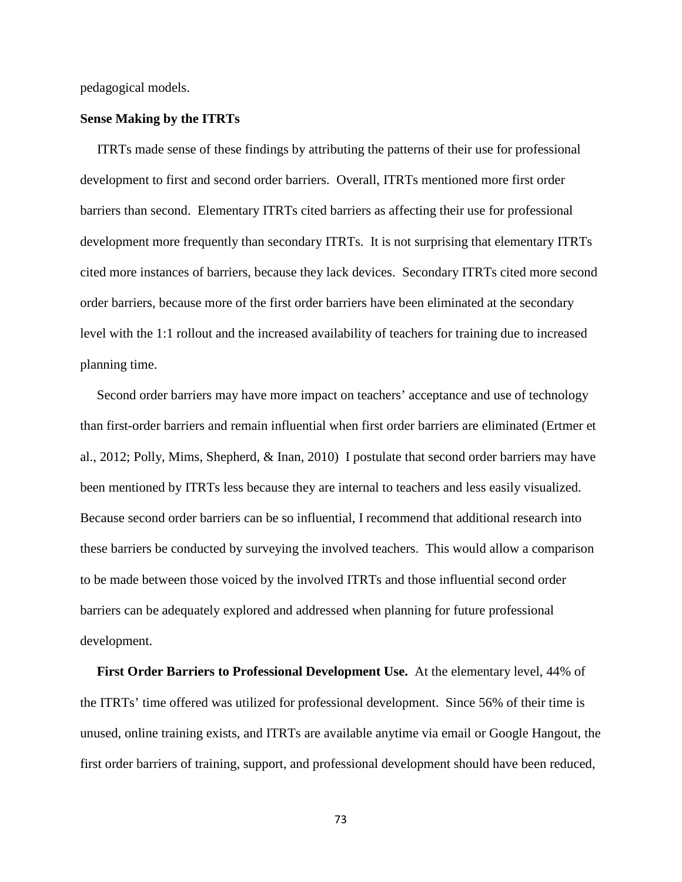pedagogical models.

## Sense Making by the ITRTs

ITRTs made sense of these findings by attributing the patterns of their use for professional development to first and second order barriers. Overall, ITRTs mentioned more first order barriers than second. Elementary ITRTs cited barriers as affecting their use for professional development more frequently than secondary ITRTs. It is not surprising that elementary ITRTs cited more instances of barriers, because they lack devices. Secondary ITRTs cited more second order barriers, because more of the first order barriers have been eliminated at the secondary level with the 1:1 rollout and the increased availability of teachers for training due to increased planning time.

Second order barriers may have more impact on teachers' acceptance and use of technology than first-order barriers and remain influential when first order barriers are eliminated (Ertmer et al., 2012; Polly, Mims, Shepherd, & Inan, 2010) I postulate that second order barriers may have been mentioned by ITRTs less because they are internal to teachers and less easily visualized. Because second order barriers can be so influential, I recommend that additional research into these barriers be conducted by surveying the involved teachers. This would allow a comparison to be made between those voiced by the involved ITRTs and those influential second order barriers can be adequately explored and addressed when planning for future professional development.

**First Order Barriers to Professional Development Use.** At the elementary level, 44% of the ITRTs' time offered was utilized for professional development. Since 56% of their time is unused, online training exists, and ITRTs are available anytime via email or Google Hangout, the first order barriers of training, support, and professional development should have been reduced,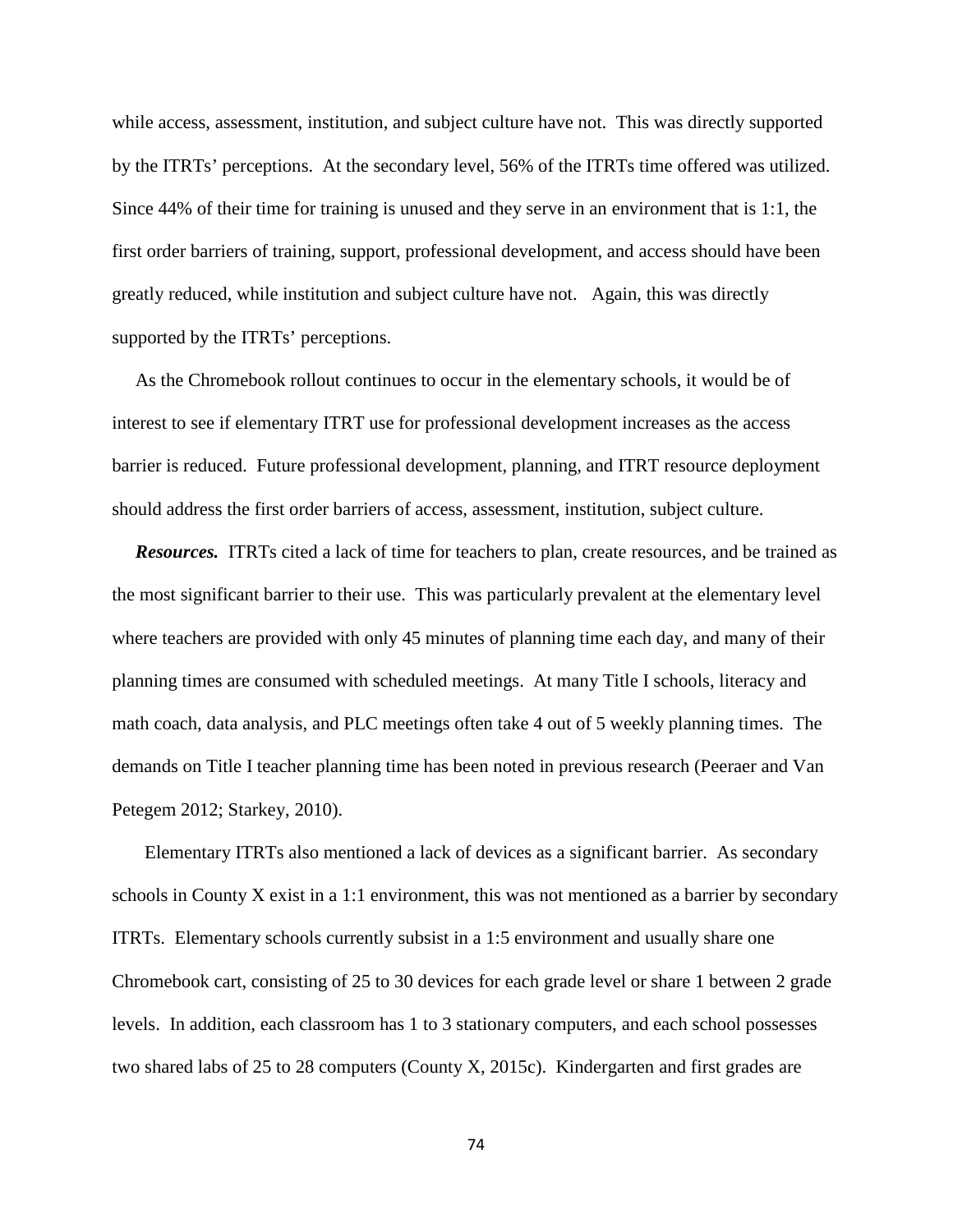while access, assessment, institution, and subject culture have not. This was directly supported by the ITRTs' perceptions. At the secondary level, 56% of the ITRTs time offered was utilized. Since 44% of their time for training is unused and they serve in an environment that is 1:1, the first order barriers of training, support, professional development, and access should have been greatly reduced, while institution and subject culture have not. Again, this was directly supported by the ITRTs' perceptions.

As the Chromebook rollout continues to occur in the elementary schools, it would be of interest to see if elementary ITRT use for professional development increases as the access barrier is reduced. Future professional development, planning, and ITRT resource deployment should address the first order barriers of access, assessment, institution, subject culture.

***Resources.*** ITRTs cited a lack of time for teachers to plan, create resources, and be trained as the most significant barrier to their use. This was particularly prevalent at the elementary level where teachers are provided with only 45 minutes of planning time each day, and many of their planning times are consumed with scheduled meetings. At many Title I schools, literacy and math coach, data analysis, and PLC meetings often take 4 out of 5 weekly planning times. The demands on Title I teacher planning time has been noted in previous research (Peeraer and Van Petegem 2012; Starkey, 2010).

Elementary ITRTs also mentioned a lack of devices as a significant barrier. As secondary schools in County X exist in a 1:1 environment, this was not mentioned as a barrier by secondary ITRTs. Elementary schools currently subsist in a 1:5 environment and usually share one Chromebook cart, consisting of 25 to 30 devices for each grade level or share 1 between 2 grade levels. In addition, each classroom has 1 to 3 stationary computers, and each school possesses two shared labs of 25 to 28 computers (County X, 2015c). Kindergarten and first grades are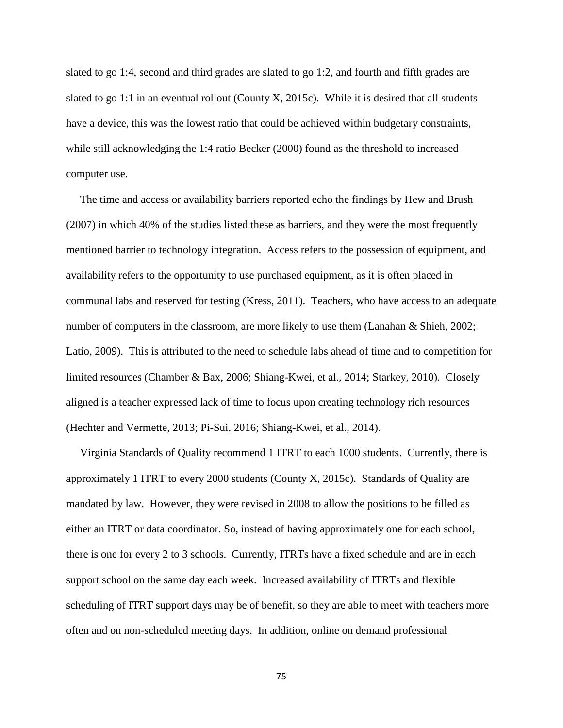slated to go 1:4, second and third grades are slated to go 1:2, and fourth and fifth grades are slated to go 1:1 in an eventual rollout (County X, 2015c). While it is desired that all students have a device, this was the lowest ratio that could be achieved within budgetary constraints, while still acknowledging the 1:4 ratio Becker (2000) found as the threshold to increased computer use.

The time and access or availability barriers reported echo the findings by Hew and Brush (2007) in which 40% of the studies listed these as barriers, and they were the most frequently mentioned barrier to technology integration. Access refers to the possession of equipment, and availability refers to the opportunity to use purchased equipment, as it is often placed in communal labs and reserved for testing (Kress, 2011). Teachers, who have access to an adequate number of computers in the classroom, are more likely to use them (Lanahan & Shieh, 2002; Latio, 2009). This is attributed to the need to schedule labs ahead of time and to competition for limited resources (Chamber & Bax, 2006; Shiang-Kwei, et al., 2014; Starkey, 2010). Closely aligned is a teacher expressed lack of time to focus upon creating technology rich resources (Hechter and Vermette, 2013; Pi-Sui, 2016; Shiang-Kwei, et al., 2014).

Virginia Standards of Quality recommend 1 ITRT to each 1000 students. Currently, there is approximately 1 ITRT to every 2000 students (County X, 2015c). Standards of Quality are mandated by law. However, they were revised in 2008 to allow the positions to be filled as either an ITRT or data coordinator. So, instead of having approximately one for each school, there is one for every 2 to 3 schools. Currently, ITRTs have a fixed schedule and are in each support school on the same day each week. Increased availability of ITRTs and flexible scheduling of ITRT support days may be of benefit, so they are able to meet with teachers more often and on non-scheduled meeting days. In addition, online on demand professional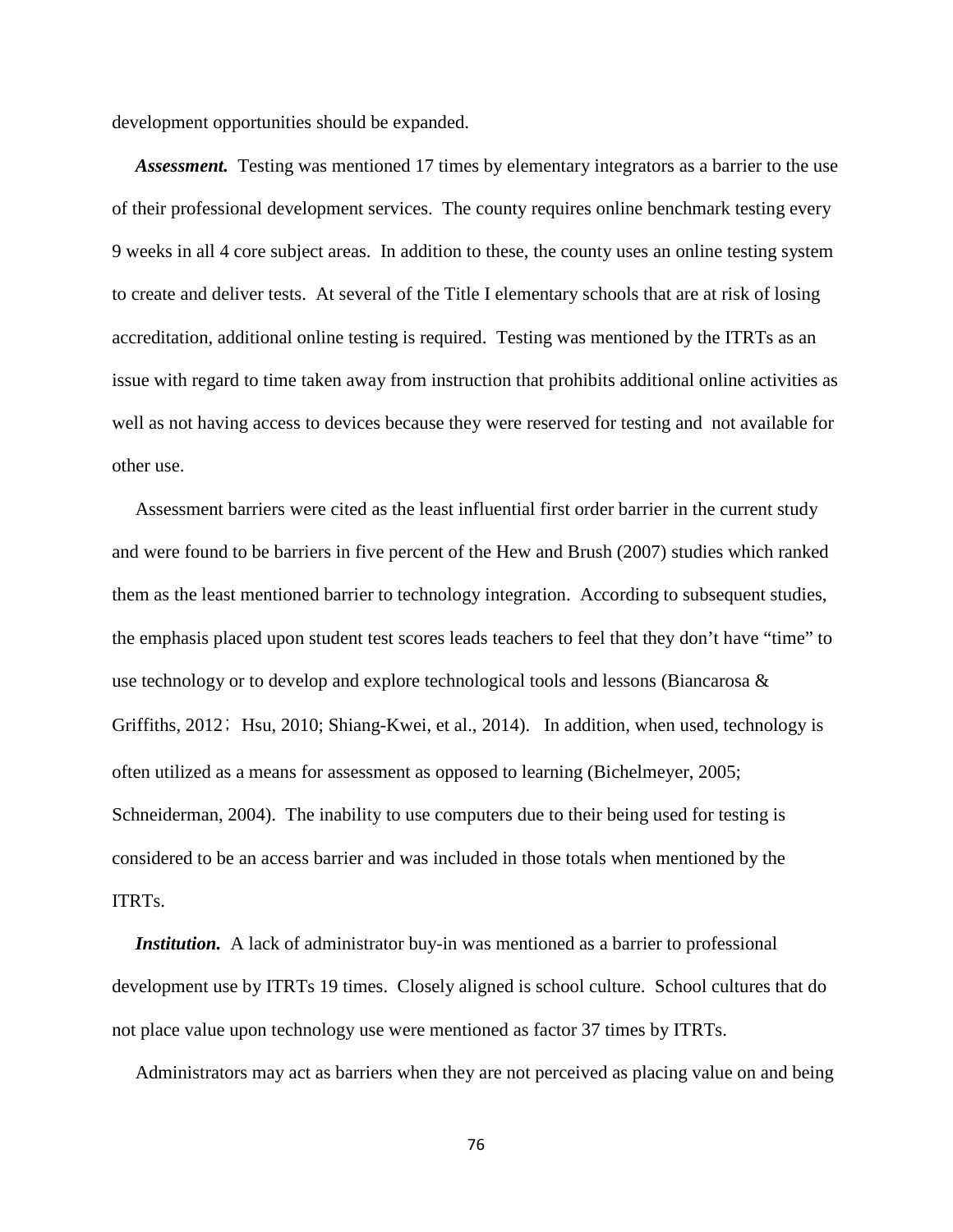development opportunities should be expanded.

***Assessment.*** Testing was mentioned 17 times by elementary integrators as a barrier to the use of their professional development services. The county requires online benchmark testing every 9 weeks in all 4 core subject areas. In addition to these, the county uses an online testing system to create and deliver tests. At several of the Title I elementary schools that are at risk of losing accreditation, additional online testing is required. Testing was mentioned by the ITRTs as an issue with regard to time taken away from instruction that prohibits additional online activities as well as not having access to devices because they were reserved for testing and not available for other use.

Assessment barriers were cited as the least influential first order barrier in the current study and were found to be barriers in five percent of the Hew and Brush (2007) studies which ranked them as the least mentioned barrier to technology integration. According to subsequent studies, the emphasis placed upon student test scores leads teachers to feel that they don't have "time" to use technology or to develop and explore technological tools and lessons (Biancarosa & Griffiths, 2012； Hsu, 2010; Shiang-Kwei, et al., 2014). In addition, when used, technology is often utilized as a means for assessment as opposed to learning (Bichelmeyer, 2005; Schneiderman, 2004). The inability to use computers due to their being used for testing is considered to be an access barrier and was included in those totals when mentioned by the ITRTs.

***Institution.*** A lack of administrator buy-in was mentioned as a barrier to professional development use by ITRTs 19 times. Closely aligned is school culture. School cultures that do not place value upon technology use were mentioned as factor 37 times by ITRTs.

Administrators may act as barriers when they are not perceived as placing value on and being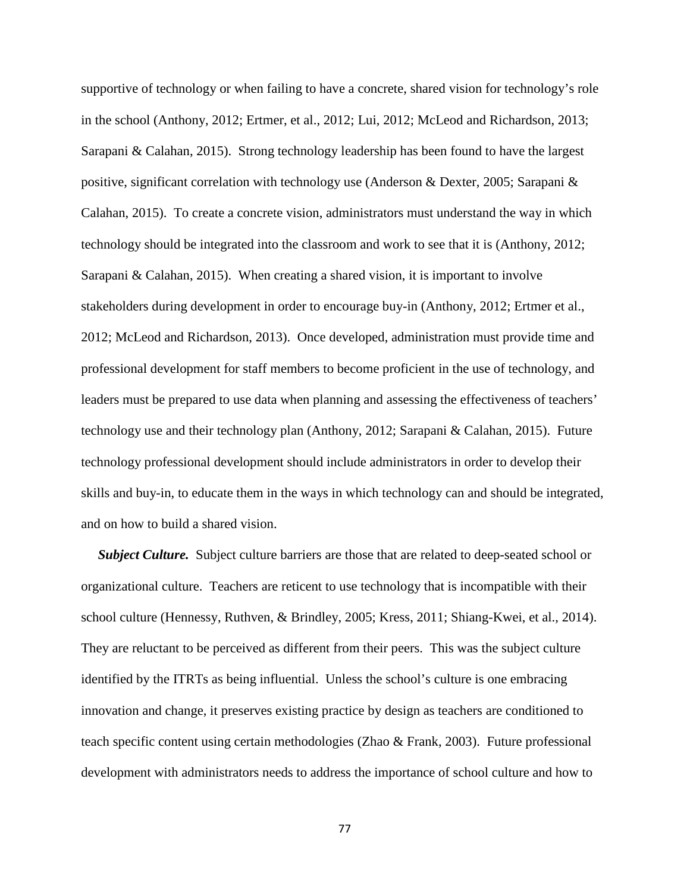supportive of technology or when failing to have a concrete, shared vision for technology's role in the school (Anthony, 2012; Ertmer, et al., 2012; Lui, 2012; McLeod and Richardson, 2013; Sarapani & Calahan, 2015). Strong technology leadership has been found to have the largest positive, significant correlation with technology use (Anderson & Dexter, 2005; Sarapani & Calahan, 2015). To create a concrete vision, administrators must understand the way in which technology should be integrated into the classroom and work to see that it is (Anthony, 2012; Sarapani & Calahan, 2015). When creating a shared vision, it is important to involve stakeholders during development in order to encourage buy-in (Anthony, 2012; Ertmer et al., 2012; McLeod and Richardson, 2013). Once developed, administration must provide time and professional development for staff members to become proficient in the use of technology, and leaders must be prepared to use data when planning and assessing the effectiveness of teachers' technology use and their technology plan (Anthony, 2012; Sarapani & Calahan, 2015). Future technology professional development should include administrators in order to develop their skills and buy-in, to educate them in the ways in which technology can and should be integrated, and on how to build a shared vision.

***Subject Culture.*** Subject culture barriers are those that are related to deep-seated school or organizational culture. Teachers are reticent to use technology that is incompatible with their school culture (Hennessy, Ruthven, & Brindley, 2005; Kress, 2011; Shiang-Kwei, et al., 2014). They are reluctant to be perceived as different from their peers. This was the subject culture identified by the ITRTs as being influential. Unless the school's culture is one embracing innovation and change, it preserves existing practice by design as teachers are conditioned to teach specific content using certain methodologies (Zhao & Frank, 2003). Future professional development with administrators needs to address the importance of school culture and how to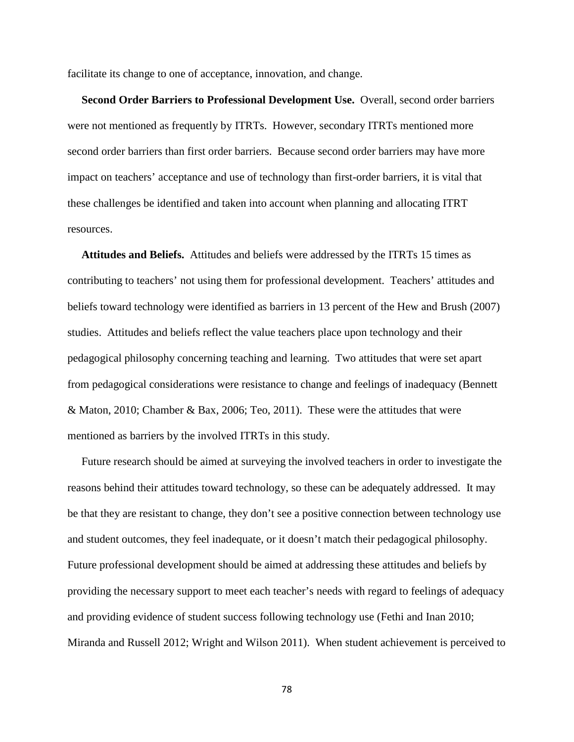facilitate its change to one of acceptance, innovation, and change.

**Second Order Barriers to Professional Development Use.** Overall, second order barriers were not mentioned as frequently by ITRTs. However, secondary ITRTs mentioned more second order barriers than first order barriers. Because second order barriers may have more impact on teachers' acceptance and use of technology than first-order barriers, it is vital that these challenges be identified and taken into account when planning and allocating ITRT resources.

**Attitudes and Beliefs.** Attitudes and beliefs were addressed by the ITRTs 15 times as contributing to teachers' not using them for professional development. Teachers' attitudes and beliefs toward technology were identified as barriers in 13 percent of the Hew and Brush (2007) studies. Attitudes and beliefs reflect the value teachers place upon technology and their pedagogical philosophy concerning teaching and learning. Two attitudes that were set apart from pedagogical considerations were resistance to change and feelings of inadequacy (Bennett & Maton, 2010; Chamber & Bax, 2006; Teo, 2011). These were the attitudes that were mentioned as barriers by the involved ITRTs in this study.

Future research should be aimed at surveying the involved teachers in order to investigate the reasons behind their attitudes toward technology, so these can be adequately addressed. It may be that they are resistant to change, they don't see a positive connection between technology use and student outcomes, they feel inadequate, or it doesn't match their pedagogical philosophy. Future professional development should be aimed at addressing these attitudes and beliefs by providing the necessary support to meet each teacher's needs with regard to feelings of adequacy and providing evidence of student success following technology use (Fethi and Inan 2010; Miranda and Russell 2012; Wright and Wilson 2011). When student achievement is perceived to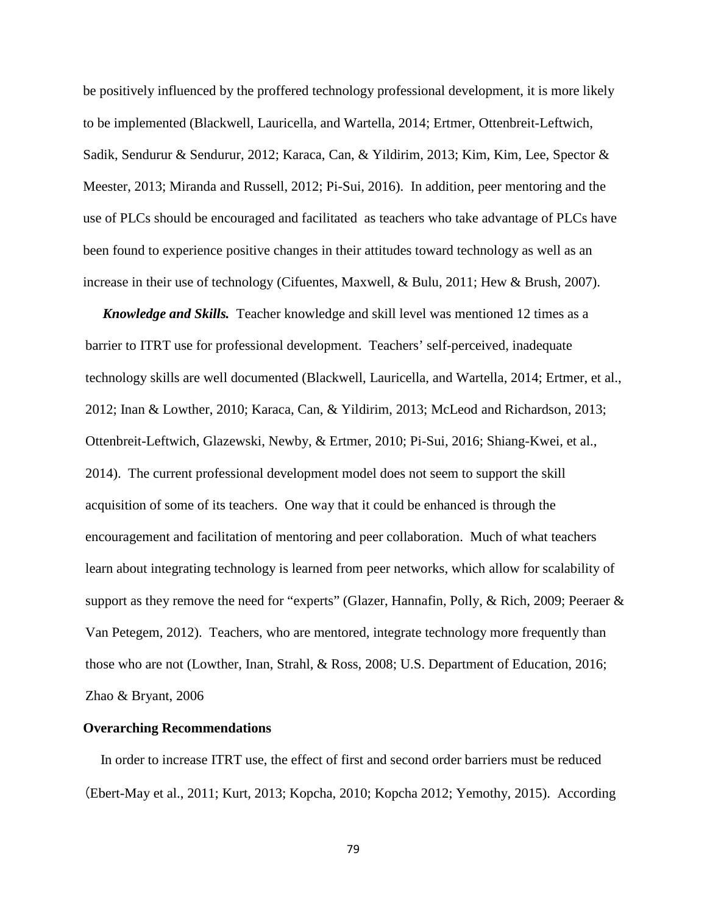be positively influenced by the proffered technology professional development, it is more likely to be implemented (Blackwell, Lauricella, and Wartella, 2014; Ertmer, Ottenbreit-Leftwich, Sadik, Sendurur & Sendurur, 2012; Karaca, Can, & Yildirim, 2013; Kim, Kim, Lee, Spector & Meester, 2013; Miranda and Russell, 2012; Pi-Sui, 2016). In addition, peer mentoring and the use of PLCs should be encouraged and facilitated as teachers who take advantage of PLCs have been found to experience positive changes in their attitudes toward technology as well as an increase in their use of technology (Cifuentes, Maxwell, & Bulu, 2011; Hew & Brush, 2007).

***Knowledge and Skills.*** Teacher knowledge and skill level was mentioned 12 times as a barrier to ITRT use for professional development. Teachers' self-perceived, inadequate technology skills are well documented (Blackwell, Lauricella, and Wartella, 2014; Ertmer, et al., 2012; Inan & Lowther, 2010; Karaca, Can, & Yildirim, 2013; McLeod and Richardson, 2013; Ottenbreit-Leftwich, Glazewski, Newby, & Ertmer, 2010; Pi-Sui, 2016; Shiang-Kwei, et al., 2014). The current professional development model does not seem to support the skill acquisition of some of its teachers. One way that it could be enhanced is through the encouragement and facilitation of mentoring and peer collaboration. Much of what teachers learn about integrating technology is learned from peer networks, which allow for scalability of support as they remove the need for "experts" (Glazer, Hannafin, Polly, & Rich, 2009; Peeraer & Van Petegem, 2012). Teachers, who are mentored, integrate technology more frequently than those who are not (Lowther, Inan, Strahl, & Ross, 2008; U.S. Department of Education, 2016; Zhao & Bryant, 2006

**Overarching Recommendations**

In order to increase ITRT use, the effect of first and second order barriers must be reduced (Ebert-May et al., 2011; Kurt, 2013; Kopcha, 2010; Kopcha 2012; Yemothy, 2015). According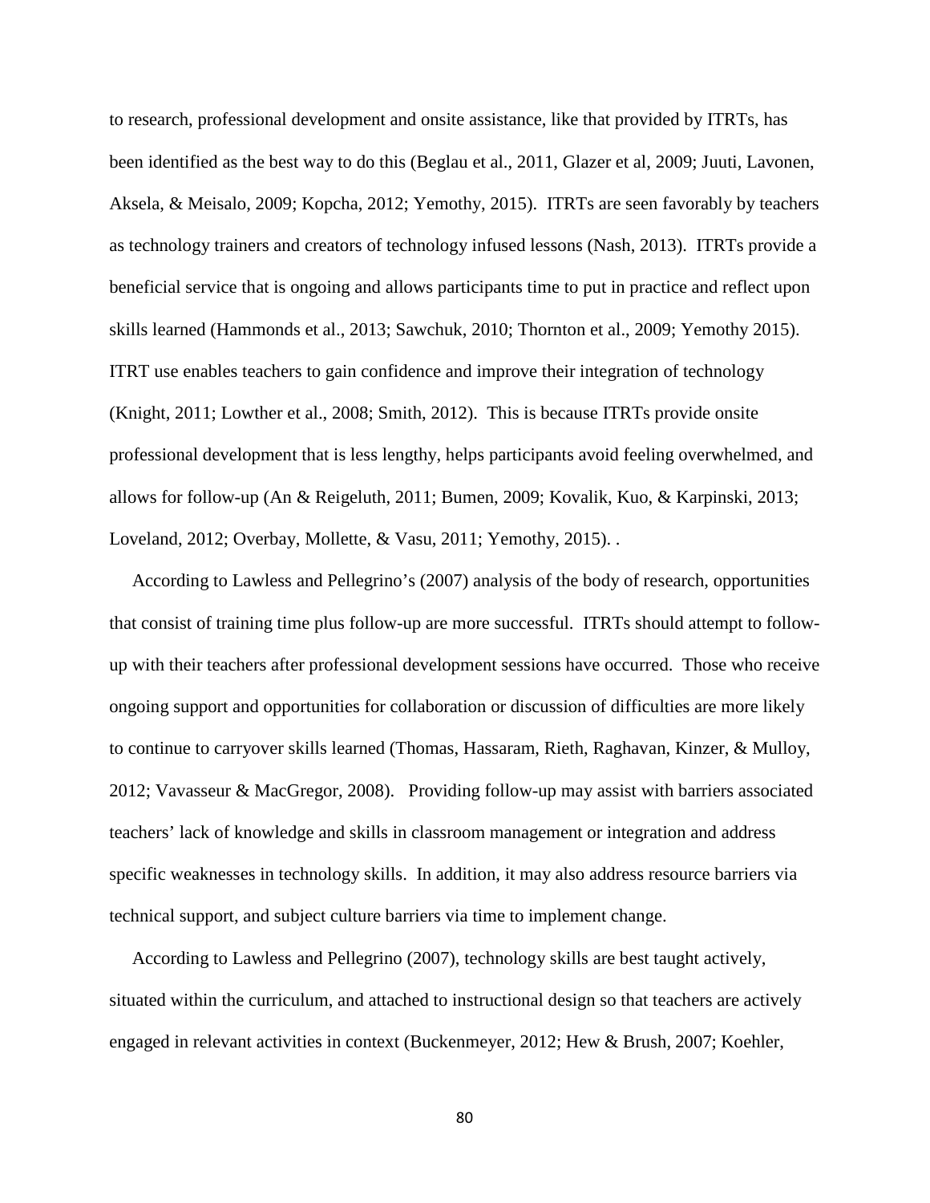to research, professional development and onsite assistance, like that provided by ITRTs, has been identified as the best way to do this (Beglau et al., 2011, Glazer et al, 2009; Juuti, Lavonen, Aksela, & Meisalo, 2009; Kopcha, 2012; Yemothy, 2015). ITRTs are seen favorably by teachers as technology trainers and creators of technology infused lessons (Nash, 2013). ITRTs provide a beneficial service that is ongoing and allows participants time to put in practice and reflect upon skills learned (Hammonds et al., 2013; Sawchuk, 2010; Thornton et al., 2009; Yemothy 2015). ITRT use enables teachers to gain confidence and improve their integration of technology (Knight, 2011; Lowther et al., 2008; Smith, 2012). This is because ITRTs provide onsite professional development that is less lengthy, helps participants avoid feeling overwhelmed, and allows for follow-up (An & Reigeluth, 2011; Bumen, 2009; Kovalik, Kuo, & Karpinski, 2013; Loveland, 2012; Overbay, Mollette, & Vasu, 2011; Yemothy, 2015). .

According to Lawless and Pellegrino's (2007) analysis of the body of research, opportunities that consist of training time plus follow-up are more successful. ITRTs should attempt to follow-up with their teachers after professional development sessions have occurred. Those who receive ongoing support and opportunities for collaboration or discussion of difficulties are more likely to continue to carryover skills learned (Thomas, Hassaram, Rieth, Raghavan, Kinzer, & Mulloy, 2012; Vavasseur & MacGregor, 2008). Providing follow-up may assist with barriers associated teachers' lack of knowledge and skills in classroom management or integration and address specific weaknesses in technology skills. In addition, it may also address resource barriers via technical support, and subject culture barriers via time to implement change.

According to Lawless and Pellegrino (2007), technology skills are best taught actively, situated within the curriculum, and attached to instructional design so that teachers are actively engaged in relevant activities in context (Buckenmeyer, 2012; Hew & Brush, 2007; Koehler,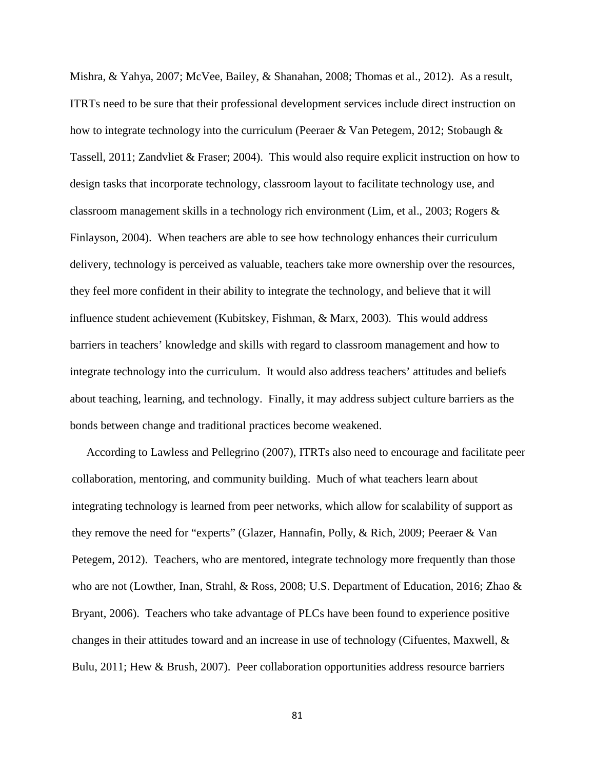Mishra, & Yahya, 2007; McVee, Bailey, & Shanahan, 2008; Thomas et al., 2012). As a result, ITRTs need to be sure that their professional development services include direct instruction on how to integrate technology into the curriculum (Peeraer & Van Petegem, 2012; Stobaugh & Tassell, 2011; Zandvliet & Fraser; 2004). This would also require explicit instruction on how to design tasks that incorporate technology, classroom layout to facilitate technology use, and classroom management skills in a technology rich environment (Lim, et al., 2003; Rogers & Finlayson, 2004). When teachers are able to see how technology enhances their curriculum delivery, technology is perceived as valuable, teachers take more ownership over the resources, they feel more confident in their ability to integrate the technology, and believe that it will influence student achievement (Kubitskey, Fishman, & Marx, 2003). This would address barriers in teachers' knowledge and skills with regard to classroom management and how to integrate technology into the curriculum. It would also address teachers' attitudes and beliefs about teaching, learning, and technology. Finally, it may address subject culture barriers as the bonds between change and traditional practices become weakened.

According to Lawless and Pellegrino (2007), ITRTs also need to encourage and facilitate peer collaboration, mentoring, and community building. Much of what teachers learn about integrating technology is learned from peer networks, which allow for scalability of support as they remove the need for "experts" (Glazer, Hannafin, Polly, & Rich, 2009; Peeraer & Van Petegem, 2012). Teachers, who are mentored, integrate technology more frequently than those who are not (Lowther, Inan, Strahl, & Ross, 2008; U.S. Department of Education, 2016; Zhao & Bryant, 2006). Teachers who take advantage of PLCs have been found to experience positive changes in their attitudes toward and an increase in use of technology (Cifuentes, Maxwell, & Bulu, 2011; Hew & Brush, 2007). Peer collaboration opportunities address resource barriers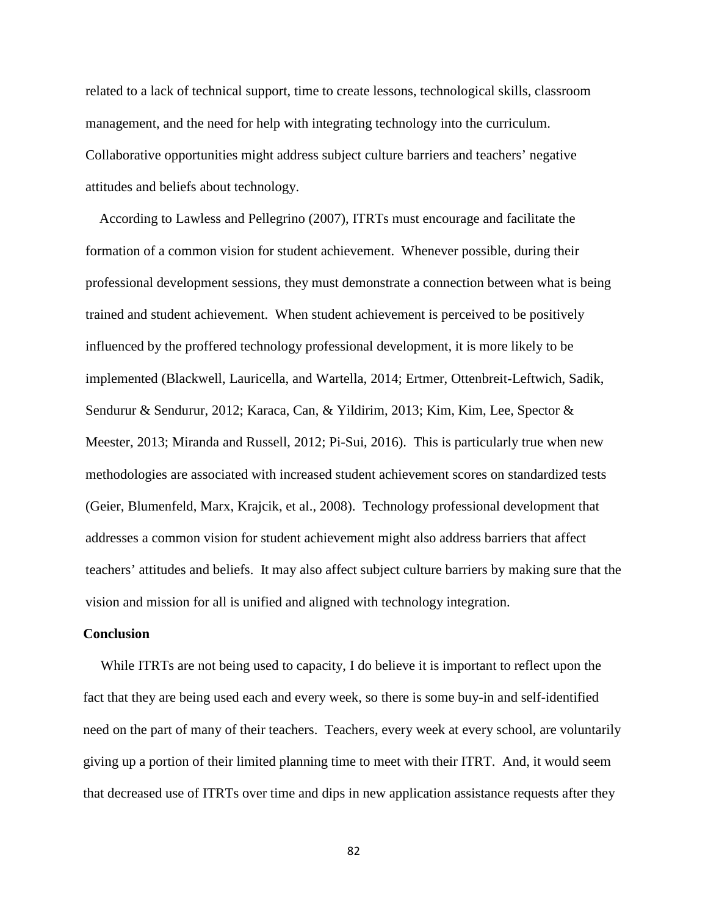related to a lack of technical support, time to create lessons, technological skills, classroom management, and the need for help with integrating technology into the curriculum. Collaborative opportunities might address subject culture barriers and teachers' negative attitudes and beliefs about technology.

According to Lawless and Pellegrino (2007), ITRTs must encourage and facilitate the formation of a common vision for student achievement. Whenever possible, during their professional development sessions, they must demonstrate a connection between what is being trained and student achievement. When student achievement is perceived to be positively influenced by the proffered technology professional development, it is more likely to be implemented (Blackwell, Lauricella, and Wartella, 2014; Ertmer, Ottenbreit-Leftwich, Sadik, Sendurur & Sendurur, 2012; Karaca, Can, & Yildirim, 2013; Kim, Kim, Lee, Spector & Meester, 2013; Miranda and Russell, 2012; Pi-Sui, 2016). This is particularly true when new methodologies are associated with increased student achievement scores on standardized tests (Geier, Blumenfeld, Marx, Krajcik, et al., 2008). Technology professional development that addresses a common vision for student achievement might also address barriers that affect teachers' attitudes and beliefs. It may also affect subject culture barriers by making sure that the vision and mission for all is unified and aligned with technology integration.

**Conclusion**

While ITRTs are not being used to capacity, I do believe it is important to reflect upon the fact that they are being used each and every week, so there is some buy-in and self-identified need on the part of many of their teachers. Teachers, every week at every school, are voluntarily giving up a portion of their limited planning time to meet with their ITRT. And, it would seem that decreased use of ITRTs over time and dips in new application assistance requests after they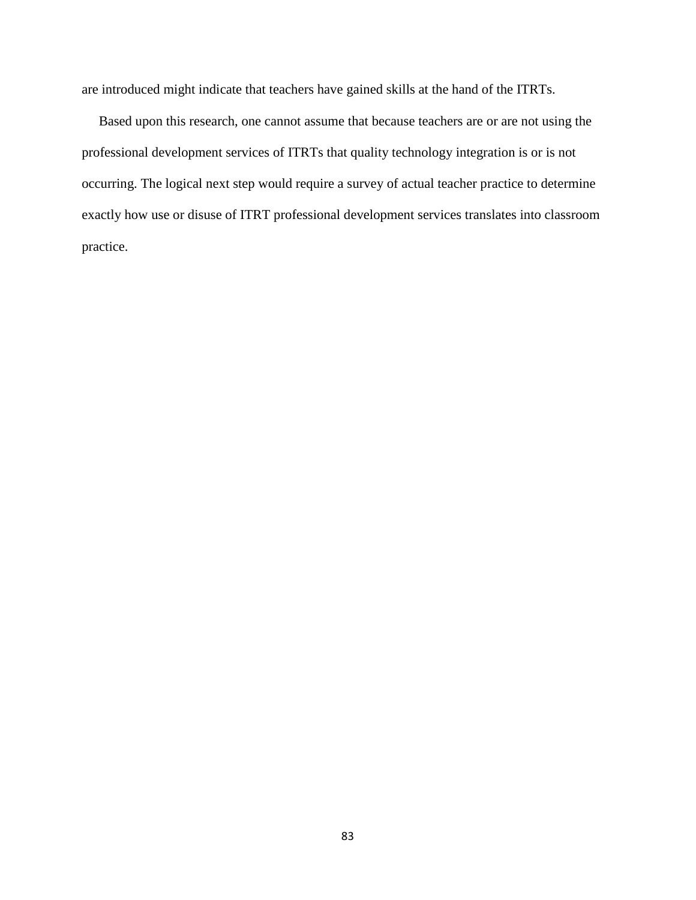are introduced might indicate that teachers have gained skills at the hand of the ITRTs.

Based upon this research, one cannot assume that because teachers are or are not using the professional development services of ITRTs that quality technology integration is or is not occurring. The logical next step would require a survey of actual teacher practice to determine exactly how use or disuse of ITRT professional development services translates into classroom practice.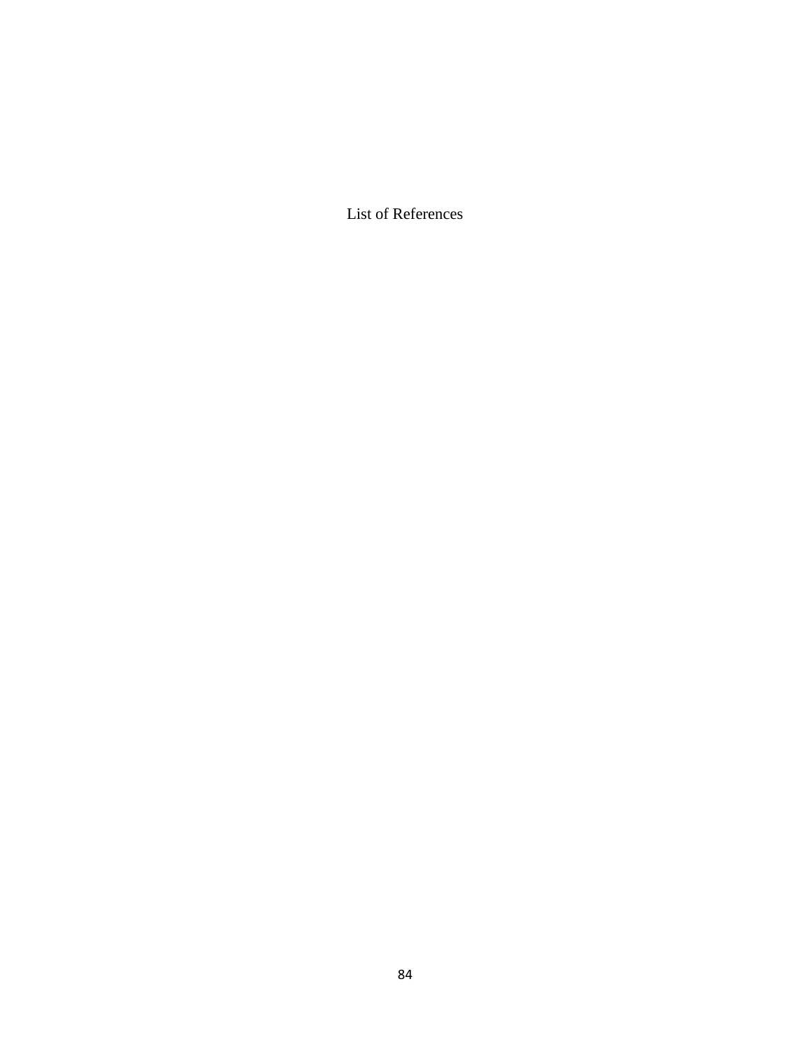# List of References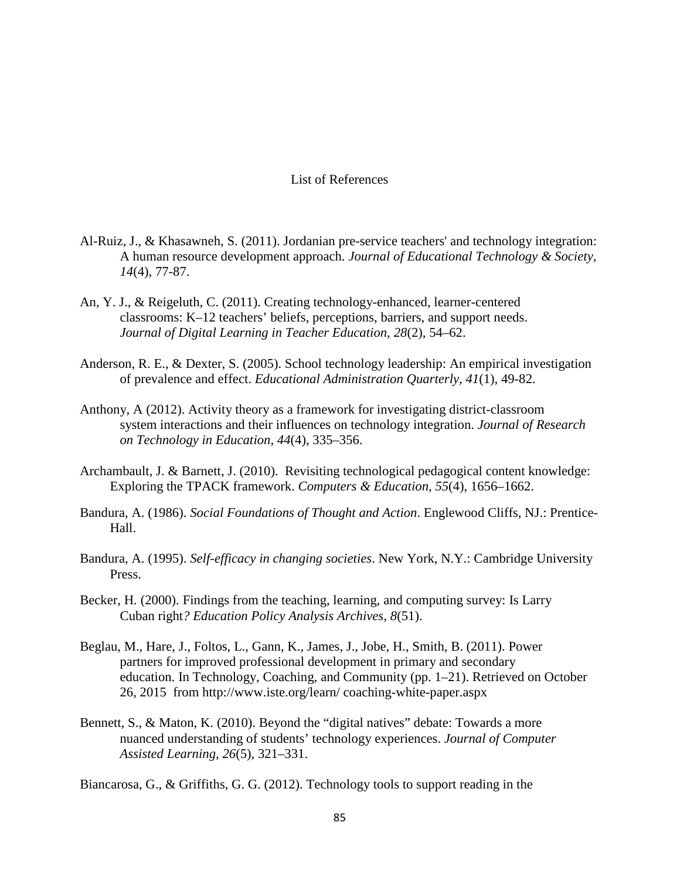# List of References

Al-Ruiz, J., & Khasawneh, S. (2011). Jordanian pre-service teachers' and technology integration: A human resource development approach. *Journal of Educational Technology & Society, 14*(4), 77-87.

An, Y. J., & Reigeluth, C. (2011). Creating technology-enhanced, learner-centered classrooms: K–12 teachers' beliefs, perceptions, barriers, and support needs. *Journal of Digital Learning in Teacher Education, 28*(2), 54–62.

Anderson, R. E., & Dexter, S. (2005). School technology leadership: An empirical investigation of prevalence and effect. *Educational Administration Quarterly, 41*(1), 49-82.

Anthony, A (2012). Activity theory as a framework for investigating district-classroom system interactions and their influences on technology integration. *Journal of Research on Technology in Education, 44*(4), 335–356.

Archambault, J. & Barnett, J. (2010). Revisiting technological pedagogical content knowledge: Exploring the TPACK framework. *Computers & Education, 55*(4), 1656–1662.

Bandura, A. (1986). *Social Foundations of Thought and Action*. Englewood Cliffs, NJ.: Prentice-Hall.

Bandura, A. (1995). *Self-efficacy in changing societies*. New York, N.Y.: Cambridge University Press.

Becker, H. (2000). Findings from the teaching, learning, and computing survey: Is Larry Cuban right*? Education Policy Analysis Archives, 8*(51).

Beglau, M., Hare, J., Foltos, L., Gann, K., James, J., Jobe, H., Smith, B. (2011). Power partners for improved professional development in primary and secondary education. In Technology, Coaching, and Community (pp. 1–21). Retrieved on October 26, 2015 from http://www.iste.org/learn/ coaching-white-paper.aspx

Bennett, S., & Maton, K. (2010). Beyond the "digital natives" debate: Towards a more nuanced understanding of students' technology experiences. *Journal of Computer Assisted Learning, 26*(5), 321–331.

Biancarosa, G., & Griffiths, G. G. (2012). Technology tools to support reading in the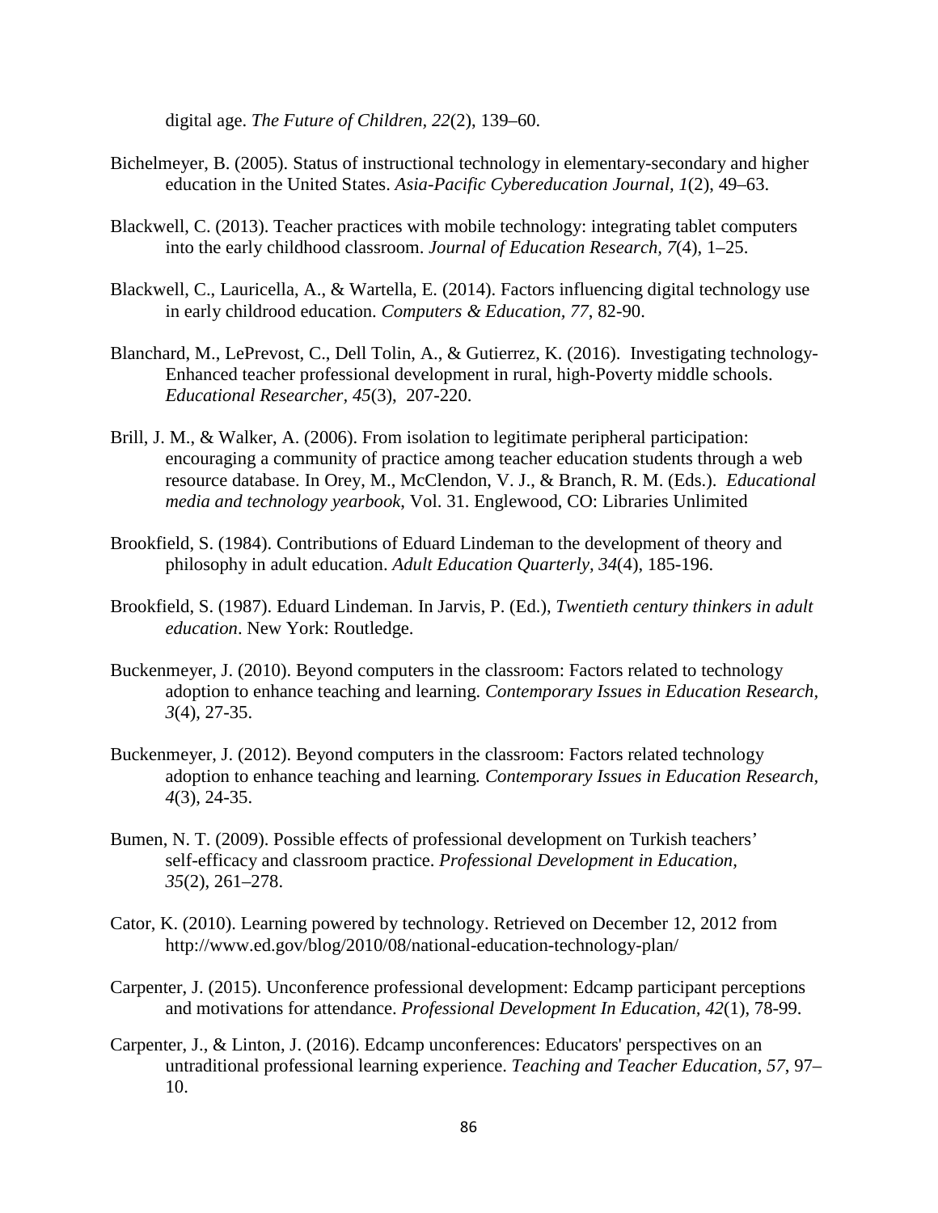digital age. *The Future of Children, 22*(2), 139–60.

Bichelmeyer, B. (2005). Status of instructional technology in elementary-secondary and higher education in the United States. *Asia-Pacific Cybereducation Journal, 1*(2), 49–63.

Blackwell, C. (2013). Teacher practices with mobile technology: integrating tablet computers into the early childhood classroom. *Journal of Education Research, 7*(4), 1–25.

Blackwell, C., Lauricella, A., & Wartella, E. (2014). Factors influencing digital technology use in early childrood education. *Computers & Education, 77*, 82-90.

Blanchard, M., LePrevost, C., Dell Tolin, A., & Gutierrez, K. (2016). Investigating technology-Enhanced teacher professional development in rural, high-Poverty middle schools. *Educational Researcher, 45*(3), 207-220.

Brill, J. M., & Walker, A. (2006). From isolation to legitimate peripheral participation: encouraging a community of practice among teacher education students through a web resource database. In Orey, M., McClendon, V. J., & Branch, R. M. (Eds.). *Educational media and technology yearbook*, Vol. 31. Englewood, CO: Libraries Unlimited

Brookfield, S. (1984). Contributions of Eduard Lindeman to the development of theory and philosophy in adult education. *Adult Education Quarterly, 34*(4), 185-196.

Brookfield, S. (1987). Eduard Lindeman. In Jarvis, P. (Ed.), *Twentieth century thinkers in adult education*. New York: Routledge.

Buckenmeyer, J. (2010). Beyond computers in the classroom: Factors related to technology adoption to enhance teaching and learning. *Contemporary Issues in Education Research, 3*(4), 27-35.

Buckenmeyer, J. (2012). Beyond computers in the classroom: Factors related technology adoption to enhance teaching and learning. *Contemporary Issues in Education Research, 4*(3), 24-35.

Bumen, N. T. (2009). Possible effects of professional development on Turkish teachers' self-efficacy and classroom practice. *Professional Development in Education, 35*(2), 261–278.

Cator, K. (2010). Learning powered by technology. Retrieved on December 12, 2012 from http://www.ed.gov/blog/2010/08/national-education-technology-plan/

Carpenter, J. (2015). Unconference professional development: Edcamp participant perceptions and motivations for attendance. *Professional Development In Education, 42*(1), 78-99.

Carpenter, J., & Linton, J. (2016). Edcamp unconferences: Educators' perspectives on an untraditional professional learning experience. *Teaching and Teacher Education, 57*, 97–10.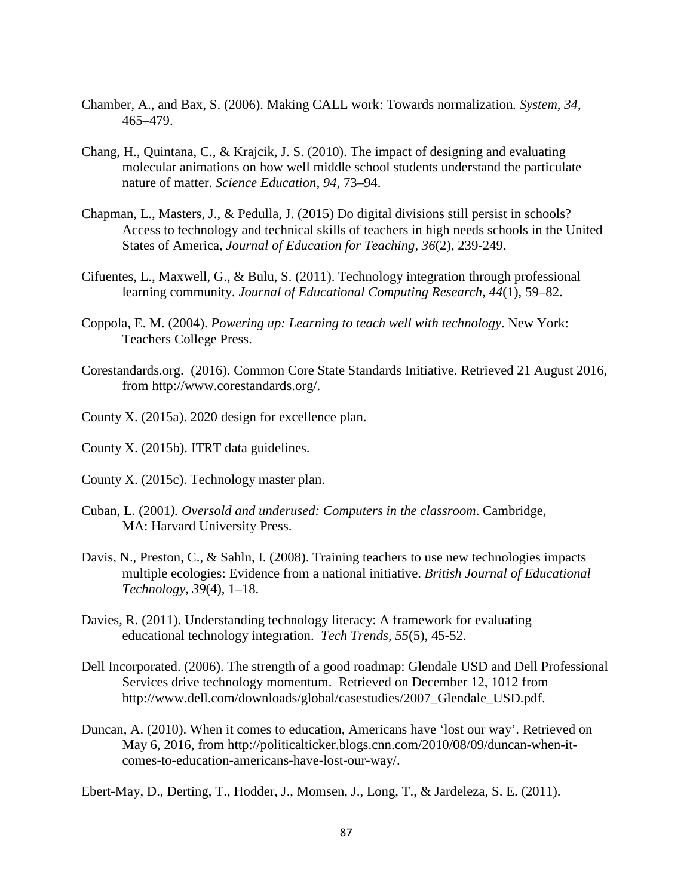Chamber, A., and Bax, S. (2006). Making CALL work: Towards normalization*. System, 34*, 465–479.

Chang, H., Quintana, C., & Krajcik, J. S. (2010). The impact of designing and evaluating molecular animations on how well middle school students understand the particulate nature of matter. *Science Education, 94*, 73–94.

Chapman, L., Masters, J., & Pedulla, J. (2015) Do digital divisions still persist in schools? Access to technology and technical skills of teachers in high needs schools in the United States of America, *Journal of Education for Teaching, 36*(2), 239-249.

Cifuentes, L., Maxwell, G., & Bulu, S. (2011). Technology integration through professional learning community. *Journal of Educational Computing Research, 44*(1), 59–82.

Coppola, E. M. (2004). *Powering up: Learning to teach well with technology*. New York: Teachers College Press.

Corestandards.org. (2016). Common Core State Standards Initiative. Retrieved 21 August 2016, from http://www.corestandards.org/.

County X. (2015a). 2020 design for excellence plan.

County X. (2015b). ITRT data guidelines.

County X. (2015c). Technology master plan.

Cuban, L. (2001*). Oversold and underused: Computers in the classroom*. Cambridge, MA: Harvard University Press.

Davis, N., Preston, C., & Sahln, I. (2008). Training teachers to use new technologies impacts multiple ecologies: Evidence from a national initiative. *British Journal of Educational Technology, 39*(4), 1–18.

Davies, R. (2011). Understanding technology literacy: A framework for evaluating educational technology integration. *Tech Trends, 55*(5), 45-52.

Dell Incorporated. (2006). The strength of a good roadmap: Glendale USD and Dell Professional Services drive technology momentum. Retrieved on December 12, 1012 from http://www.dell.com/downloads/global/casestudies/2007_Glendale_USD.pdf.

Duncan, A. (2010). When it comes to education, Americans have 'lost our way'. Retrieved on May 6, 2016, from http://politicalticker.blogs.cnn.com/2010/08/09/duncan-when-it-comes-to-education-americans-have-lost-our-way/.

Ebert-May, D., Derting, T., Hodder, J., Momsen, J., Long, T., & Jardeleza, S. E. (2011).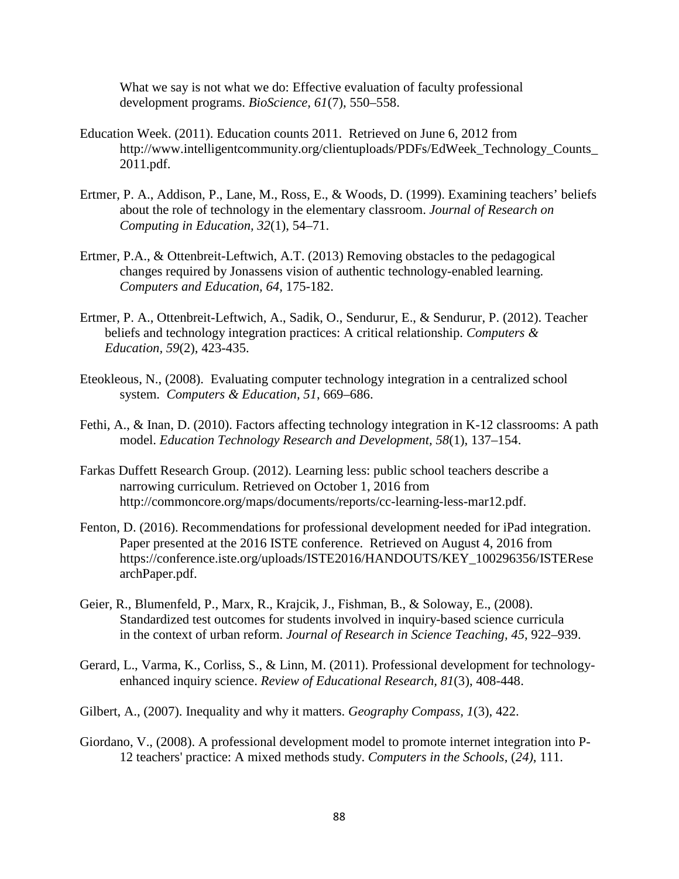What we say is not what we do: Effective evaluation of faculty professional development programs. *BioScience, 61*(7), 550–558.

Education Week. (2011). Education counts 2011. Retrieved on June 6, 2012 from http://www.intelligentcommunity.org/clientuploads/PDFs/EdWeek_Technology_Counts_2011.pdf.

Ertmer, P. A., Addison, P., Lane, M., Ross, E., & Woods, D. (1999). Examining teachers' beliefs about the role of technology in the elementary classroom. *Journal of Research on Computing in Education, 32*(1), 54–71.

Ertmer, P.A., & Ottenbreit-Leftwich, A.T. (2013) Removing obstacles to the pedagogical changes required by Jonassens vision of authentic technology-enabled learning. *Computers and Education, 64,* 175-182.

Ertmer, P. A., Ottenbreit-Leftwich, A., Sadik, O., Sendurur, E., & Sendurur, P. (2012). Teacher beliefs and technology integration practices: A critical relationship. *Computers & Education, 59*(2), 423-435.

Eteokleous, N., (2008). Evaluating computer technology integration in a centralized school system. *Computers & Education, 51*, 669–686.

Fethi, A., & Inan, D. (2010). Factors affecting technology integration in K-12 classrooms: A path model. *Education Technology Research and Development, 58*(1), 137–154.

Farkas Duffett Research Group. (2012). Learning less: public school teachers describe a narrowing curriculum. Retrieved on October 1, 2016 from http://commoncore.org/maps/documents/reports/cc-learning-less-mar12.pdf.

Fenton, D. (2016). Recommendations for professional development needed for iPad integration. Paper presented at the 2016 ISTE conference. Retrieved on August 4, 2016 from https://conference.iste.org/uploads/ISTE2016/HANDOUTS/KEY_100296356/ISTEResearchPaper.pdf.

Geier, R., Blumenfeld, P., Marx, R., Krajcik, J., Fishman, B., & Soloway, E., (2008). Standardized test outcomes for students involved in inquiry-based science curricula in the context of urban reform. *Journal of Research in Science Teaching, 45*, 922–939.

Gerard, L., Varma, K., Corliss, S., & Linn, M. (2011). Professional development for technology-enhanced inquiry science. *Review of Educational Research, 81*(3), 408-448.

Gilbert, A., (2007). Inequality and why it matters. *Geography Compass, 1*(3), 422.

Giordano, V., (2008). A professional development model to promote internet integration into P-12 teachers' practice: A mixed methods study. *Computers in the Schools*, (*24)*, 111.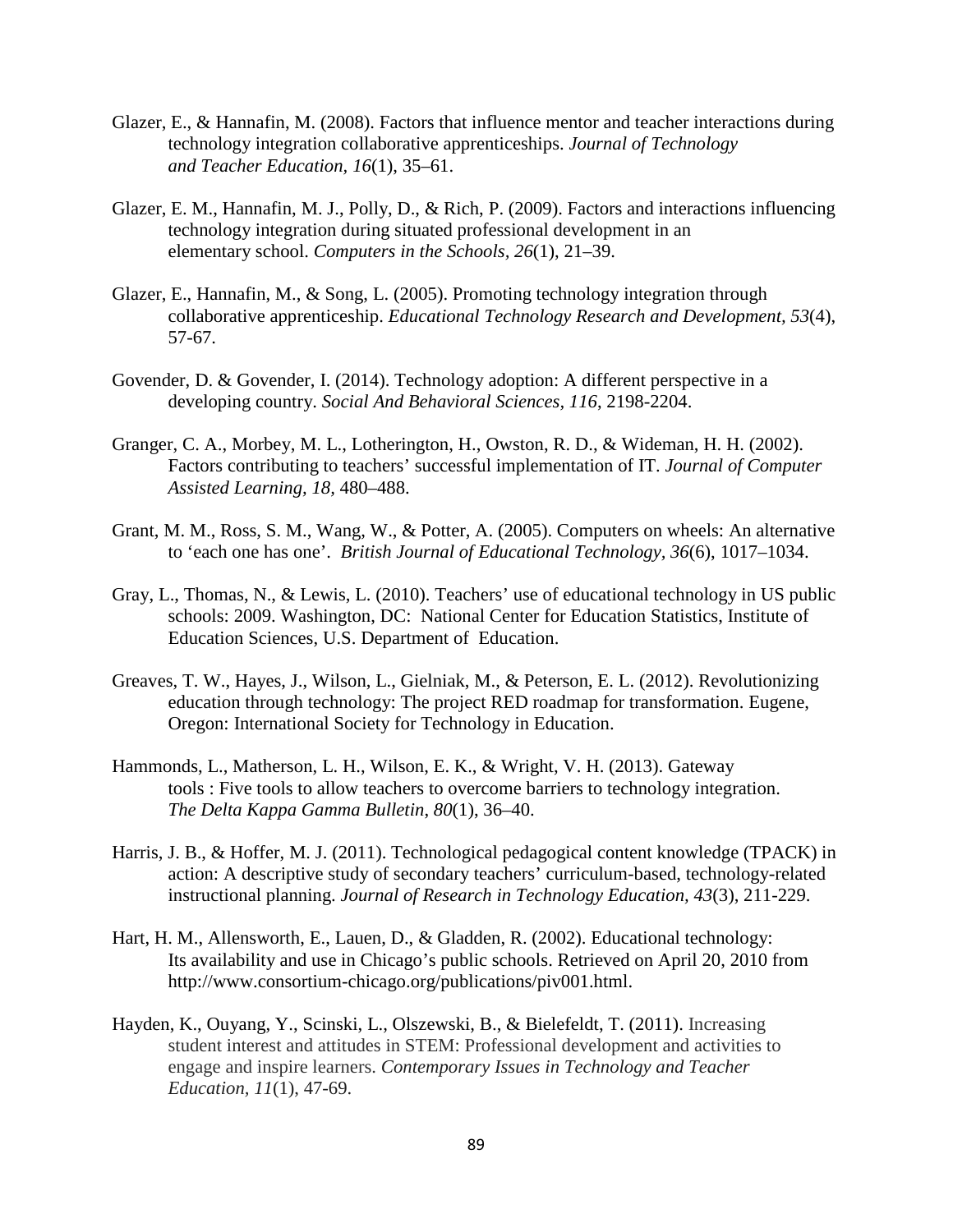Glazer, E., & Hannafin, M. (2008). Factors that influence mentor and teacher interactions during technology integration collaborative apprenticeships. *Journal of Technology and Teacher Education, 16*(1), 35–61.

Glazer, E. M., Hannafin, M. J., Polly, D., & Rich, P. (2009). Factors and interactions influencing technology integration during situated professional development in an elementary school. *Computers in the Schools, 26*(1), 21–39.

Glazer, E., Hannafin, M., & Song, L. (2005). Promoting technology integration through collaborative apprenticeship. *Educational Technology Research and Development, 53*(4), 57-67.

Govender, D. & Govender, I. (2014). Technology adoption: A different perspective in a developing country. *Social And Behavioral Sciences, 116*, 2198-2204.

Granger, C. A., Morbey, M. L., Lotherington, H., Owston, R. D., & Wideman, H. H. (2002). Factors contributing to teachers' successful implementation of IT. *Journal of Computer Assisted Learning, 18*, 480–488.

Grant, M. M., Ross, S. M., Wang, W., & Potter, A. (2005). Computers on wheels: An alternative to 'each one has one'. *British Journal of Educational Technology, 36*(6), 1017–1034.

Gray, L., Thomas, N., & Lewis, L. (2010). Teachers' use of educational technology in US public schools: 2009. Washington, DC: National Center for Education Statistics, Institute of Education Sciences, U.S. Department of Education.

Greaves, T. W., Hayes, J., Wilson, L., Gielniak, M., & Peterson, E. L. (2012). Revolutionizing education through technology: The project RED roadmap for transformation. Eugene, Oregon: International Society for Technology in Education.

Hammonds, L., Matherson, L. H., Wilson, E. K., & Wright, V. H. (2013). Gateway tools : Five tools to allow teachers to overcome barriers to technology integration. *The Delta Kappa Gamma Bulletin, 80*(1), 36–40.

Harris, J. B., & Hoffer, M. J. (2011). Technological pedagogical content knowledge (TPACK) in action: A descriptive study of secondary teachers' curriculum-based, technology-related instructional planning. *Journal of Research in Technology Education, 43*(3), 211-229.

Hart, H. M., Allensworth, E., Lauen, D., & Gladden, R. (2002). Educational technology: Its availability and use in Chicago's public schools. Retrieved on April 20, 2010 from http://www.consortium-chicago.org/publications/piv001.html.

Hayden, K., Ouyang, Y., Scinski, L., Olszewski, B., & Bielefeldt, T. (2011). Increasing student interest and attitudes in STEM: Professional development and activities to engage and inspire learners. *Contemporary Issues in Technology and Teacher Education, 11*(1), 47-69.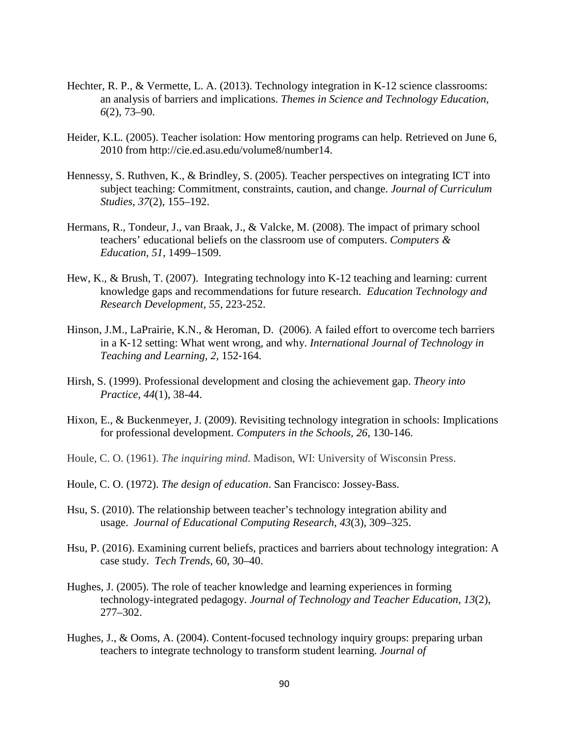Hechter, R. P., & Vermette, L. A. (2013). Technology integration in K-12 science classrooms: an analysis of barriers and implications. *Themes in Science and Technology Education, 6*(2), 73–90.

Heider, K.L. (2005). Teacher isolation: How mentoring programs can help. Retrieved on June 6, 2010 from http://cie.ed.asu.edu/volume8/number14.

Hennessy, S. Ruthven, K., & Brindley, S. (2005). Teacher perspectives on integrating ICT into subject teaching: Commitment, constraints, caution, and change. *Journal of Curriculum Studies, 37*(2), 155–192.

Hermans, R., Tondeur, J., van Braak, J., & Valcke, M. (2008). The impact of primary school teachers' educational beliefs on the classroom use of computers. *Computers & Education, 51*, 1499–1509.

Hew, K., & Brush, T. (2007). Integrating technology into K-12 teaching and learning: current knowledge gaps and recommendations for future research. *Education Technology and Research Development, 55*, 223-252.

Hinson, J.M., LaPrairie, K.N., & Heroman, D. (2006). A failed effort to overcome tech barriers in a K-12 setting: What went wrong, and why. *International Journal of Technology in Teaching and Learning, 2,* 152-164.

Hirsh, S. (1999). Professional development and closing the achievement gap. *Theory into Practice, 44*(1), 38-44.

Hixon, E., & Buckenmeyer, J. (2009). Revisiting technology integration in schools: Implications for professional development. *Computers in the Schools, 26*, 130-146.

Houle, C. O. (1961). *The inquiring mind*. Madison, WI: University of Wisconsin Press.

Houle, C. O. (1972). *The design of education*. San Francisco: Jossey-Bass.

Hsu, S. (2010). The relationship between teacher's technology integration ability and usage. *Journal of Educational Computing Research, 43*(3), 309–325.

Hsu, P. (2016). Examining current beliefs, practices and barriers about technology integration: A case study. *Tech Trends*, 60, 30–40.

Hughes, J. (2005). The role of teacher knowledge and learning experiences in forming technology-integrated pedagogy. *Journal of Technology and Teacher Education, 13*(2), 277–302.

Hughes, J., & Ooms, A. (2004). Content-focused technology inquiry groups: preparing urban teachers to integrate technology to transform student learning. *Journal of*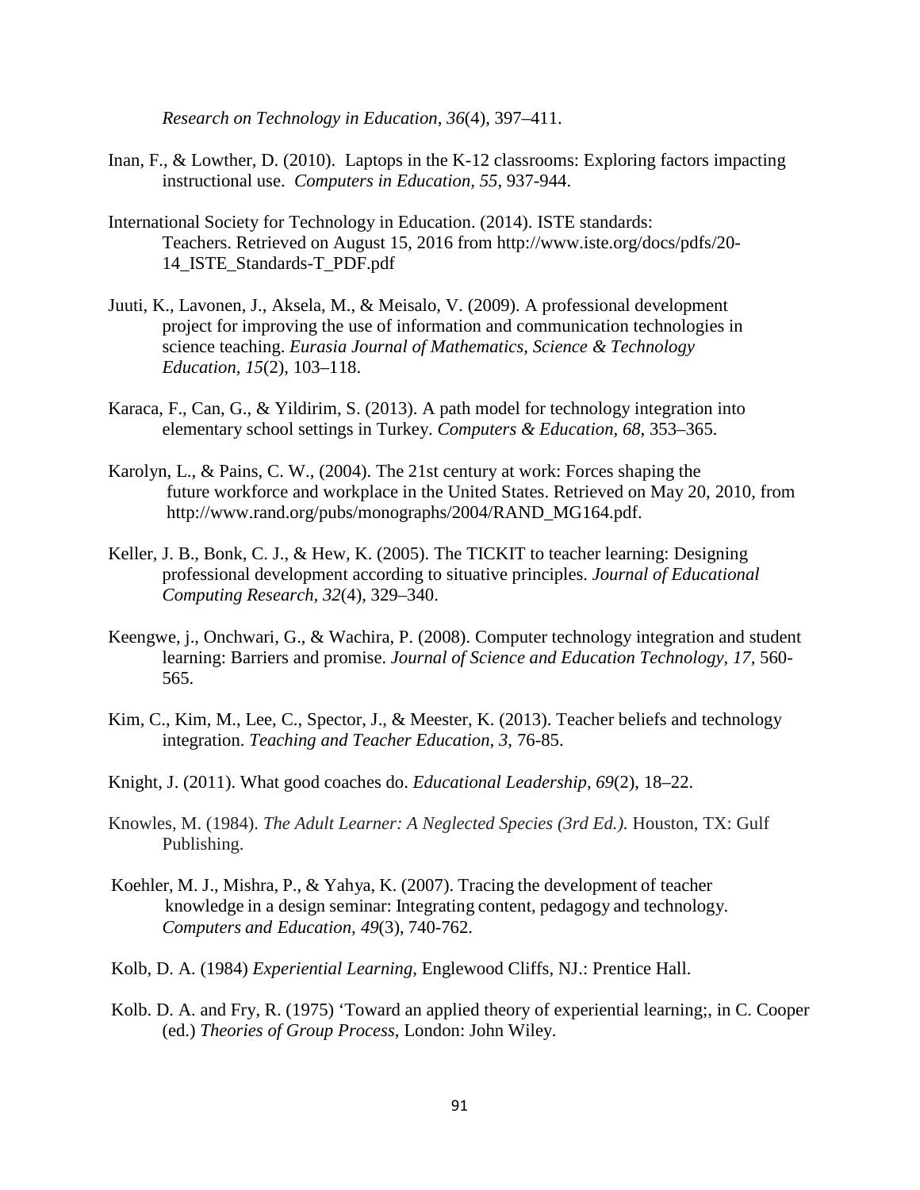*Research on Technology in Education, 36*(4), 397–411.

Inan, F., & Lowther, D. (2010). Laptops in the K-12 classrooms: Exploring factors impacting instructional use. *Computers in Education, 55,* 937-944.

International Society for Technology in Education. (2014). ISTE standards: Teachers. Retrieved on August 15, 2016 from http://www.iste.org/docs/pdfs/20-14_ISTE_Standards-T_PDF.pdf

Juuti, K., Lavonen, J., Aksela, M., & Meisalo, V. (2009). A professional development project for improving the use of information and communication technologies in science teaching. *Eurasia Journal of Mathematics, Science & Technology Education, 15*(2), 103–118.

Karaca, F., Can, G., & Yildirim, S. (2013). A path model for technology integration into elementary school settings in Turkey. *Computers & Education, 68*, 353–365.

Karolyn, L., & Pains, C. W., (2004). The 21st century at work: Forces shaping the future workforce and workplace in the United States. Retrieved on May 20, 2010, from http://www.rand.org/pubs/monographs/2004/RAND_MG164.pdf.

Keller, J. B., Bonk, C. J., & Hew, K. (2005). The TICKIT to teacher learning: Designing professional development according to situative principles. *Journal of Educational Computing Research, 32*(4), 329–340.

Keengwe, j., Onchwari, G., & Wachira, P. (2008). Computer technology integration and student learning: Barriers and promise. *Journal of Science and Education Technology, 17,* 560-565.

Kim, C., Kim, M., Lee, C., Spector, J., & Meester, K. (2013). Teacher beliefs and technology integration. *Teaching and Teacher Education, 3,* 76-85.

Knight, J. (2011). What good coaches do. *Educational Leadership, 69*(2), 18–22.

Knowles, M. (1984). *The Adult Learner: A Neglected Species (3rd Ed.).* Houston, TX: Gulf Publishing.

Koehler, M. J., Mishra, P., & Yahya, K. (2007). Tracing the development of teacher knowledge in a design seminar: Integrating content, pedagogy and technology. *Computers and Education, 49*(3), 740-762.

Kolb, D. A. (1984) *Experiential Learning*, Englewood Cliffs, NJ.: Prentice Hall.

Kolb. D. A. and Fry, R. (1975) 'Toward an applied theory of experiential learning;, in C. Cooper (ed.) *Theories of Group Process*, London: John Wiley.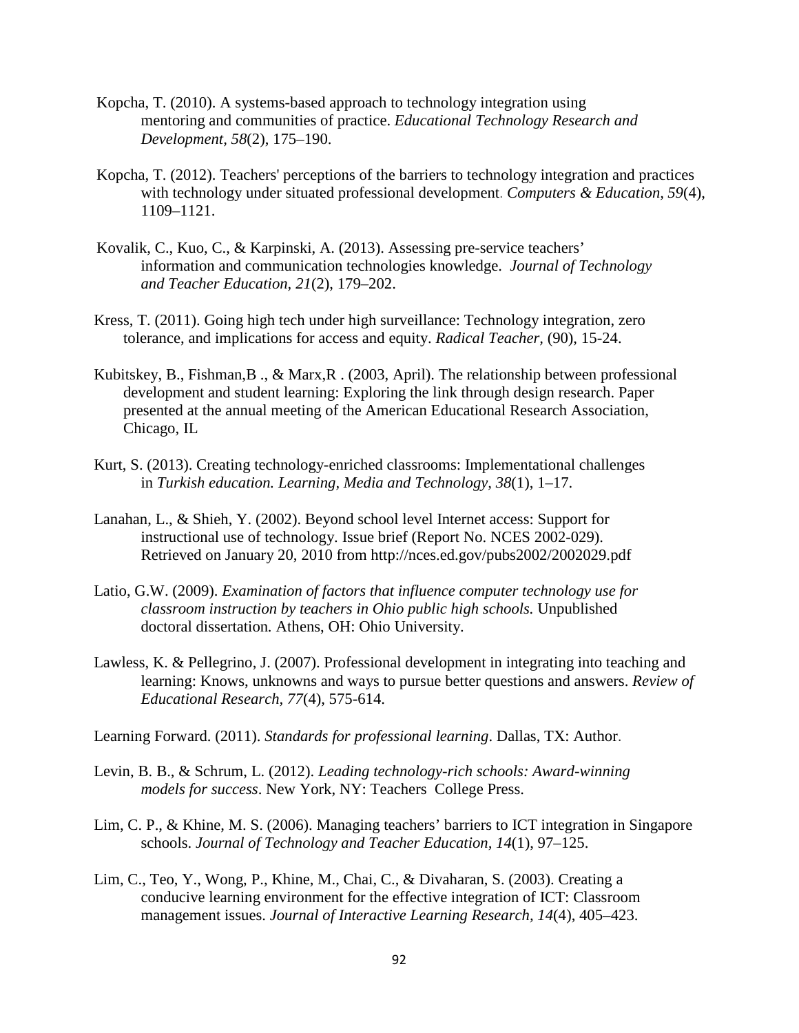Kopcha, T. (2010). A systems-based approach to technology integration using mentoring and communities of practice. *Educational Technology Research and Development, 58*(2), 175–190.

Kopcha, T. (2012). Teachers' perceptions of the barriers to technology integration and practices with technology under situated professional development. *Computers & Education*, *59*(4), 1109–1121.

Kovalik, C., Kuo, C., & Karpinski, A. (2013). Assessing pre-service teachers' information and communication technologies knowledge. *Journal of Technology and Teacher Education, 21*(2), 179–202.

Kress, T. (2011). Going high tech under high surveillance: Technology integration, zero tolerance, and implications for access and equity. *Radical Teacher,* (90), 15-24.

Kubitskey, B., Fishman,B ., & Marx,R . (2003, April). The relationship between professional development and student learning: Exploring the link through design research. Paper presented at the annual meeting of the American Educational Research Association, Chicago, IL

Kurt, S. (2013). Creating technology-enriched classrooms: Implementational challenges in *Turkish education. Learning, Media and Technology, 38*(1), 1–17.

Lanahan, L., & Shieh, Y. (2002). Beyond school level Internet access: Support for instructional use of technology. Issue brief (Report No. NCES 2002-029). Retrieved on January 20, 2010 from http://nces.ed.gov/pubs2002/2002029.pdf

Latio, G.W. (2009). *Examination of factors that influence computer technology use for classroom instruction by teachers in Ohio public high schools.* Unpublished doctoral dissertation*.* Athens, OH: Ohio University.

Lawless, K. & Pellegrino, J. (2007). Professional development in integrating into teaching and learning: Knows, unknowns and ways to pursue better questions and answers. *Review of Educational Research, 77*(4), 575-614.

Learning Forward. (2011). *Standards for professional learning*. Dallas, TX: Author.

Levin, B. B., & Schrum, L. (2012). *Leading technology-rich schools: Award-winning models for success*. New York, NY: Teachers College Press.

Lim, C. P., & Khine, M. S. (2006). Managing teachers' barriers to ICT integration in Singapore schools. *Journal of Technology and Teacher Education, 14*(1), 97–125.

Lim, C., Teo, Y., Wong, P., Khine, M., Chai, C., & Divaharan, S. (2003). Creating a conducive learning environment for the effective integration of ICT: Classroom management issues. *Journal of Interactive Learning Research, 14*(4), 405–423.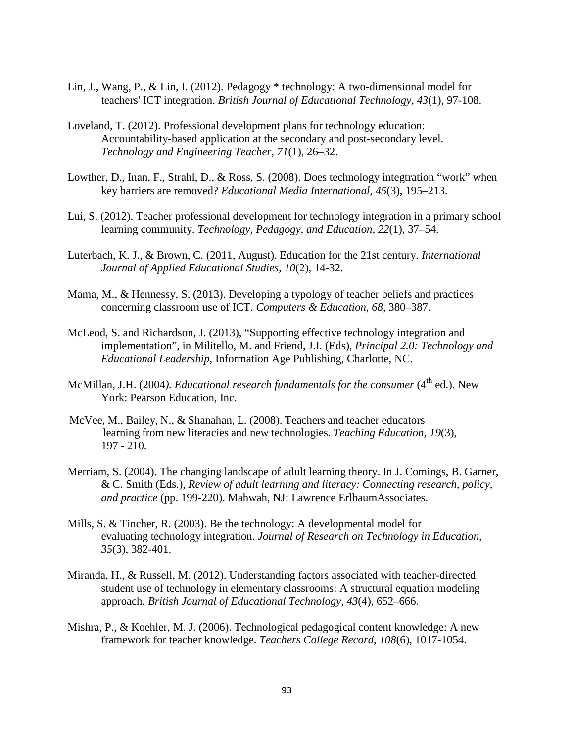Lin, J., Wang, P., & Lin, I. (2012). Pedagogy * technology: A two-dimensional model for teachers' ICT integration. *British Journal of Educational Technology, 43*(1), 97-108.

Loveland, T. (2012). Professional development plans for technology education: Accountability-based application at the secondary and post-secondary level. *Technology and Engineering Teacher, 71*(1), 26–32.

Lowther, D., Inan, F., Strahl, D., & Ross, S. (2008). Does technology integtration "work" when key barriers are removed? *Educational Media International, 45*(3), 195–213.

Lui, S. (2012). Teacher professional development for technology integration in a primary school learning community. *Technology, Pedagogy, and Education, 22*(1), 37–54.

Luterbach, K. J., & Brown, C. (2011, August). Education for the 21st century. *International Journal of Applied Educational Studies, 10*(2), 14-32.

Mama, M., & Hennessy, S. (2013). Developing a typology of teacher beliefs and practices concerning classroom use of ICT. *Computers & Education, 68,* 380–387.

McLeod, S. and Richardson, J. (2013), "Supporting effective technology integration and implementation", in Militello, M. and Friend, J.I. (Eds), *Principal 2.0: Technology and Educational Leadership*, Information Age Publishing, Charlotte, NC.

McMillan, J.H. (2004*). Educational research fundamentals for the consumer* (4th ed.). New York: Pearson Education, Inc.

McVee, M., Bailey, N., & Shanahan, L. (2008). Teachers and teacher educators learning from new literacies and new technologies. *Teaching Education, 19*(3), 197 - 210.

Merriam, S. (2004). The changing landscape of adult learning theory. In J. Comings, B. Garner, & C. Smith (Eds.), *Review of adult learning and literacy: Connecting research, policy, and practice* (pp. 199-220). Mahwah, NJ: Lawrence ErlbaumAssociates.

Mills, S. & Tincher, R. (2003). Be the technology: A developmental model for evaluating technology integration. *Journal of Research on Technology in Education, 35*(3), 382-401.

Miranda, H., & Russell, M. (2012). Understanding factors associated with teacher-directed student use of technology in elementary classrooms: A structural equation modeling approach. *British Journal of Educational Technology, 43*(4), 652–666.

Mishra, P., & Koehler, M. J. (2006). Technological pedagogical content knowledge: A new framework for teacher knowledge. *Teachers College Record, 108*(6), 1017-1054.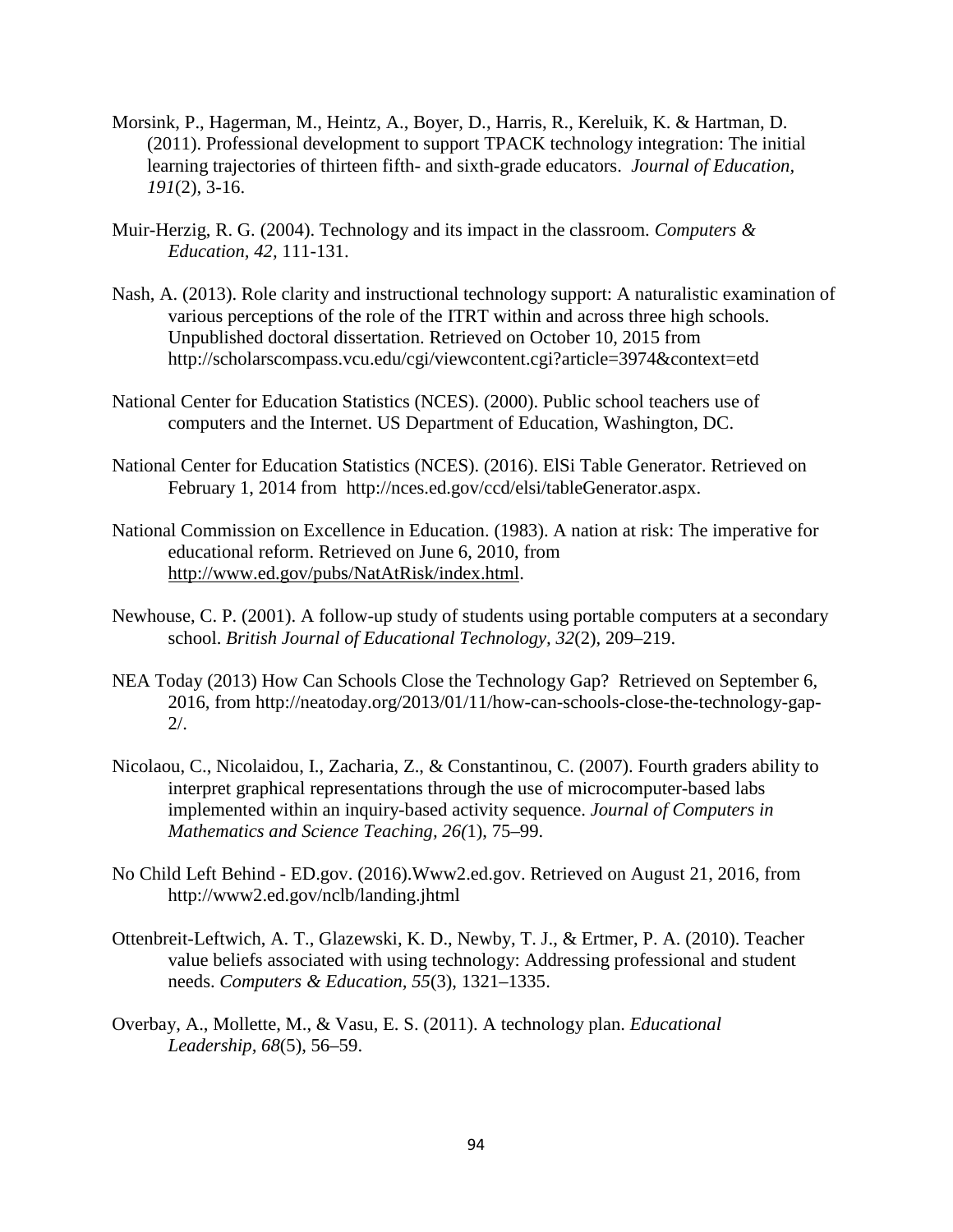Morsink, P., Hagerman, M., Heintz, A., Boyer, D., Harris, R., Kereluik, K. & Hartman, D. (2011). Professional development to support TPACK technology integration: The initial learning trajectories of thirteen fifth- and sixth-grade educators. *Journal of Education, 191*(2), 3-16.

Muir-Herzig, R. G. (2004). Technology and its impact in the classroom. *Computers & Education, 42,* 111-131.

Nash, A. (2013). Role clarity and instructional technology support: A naturalistic examination of various perceptions of the role of the ITRT within and across three high schools. Unpublished doctoral dissertation. Retrieved on October 10, 2015 from http://scholarscompass.vcu.edu/cgi/viewcontent.cgi?article=3974&context=etd

National Center for Education Statistics (NCES). (2000). Public school teachers use of computers and the Internet. US Department of Education, Washington, DC.

National Center for Education Statistics (NCES). (2016). ElSi Table Generator. Retrieved on February 1, 2014 from http://nces.ed.gov/ccd/elsi/tableGenerator.aspx.

National Commission on Excellence in Education. (1983). A nation at risk: The imperative for educational reform. Retrieved on June 6, 2010, from http://www.ed.gov/pubs/NatAtRisk/index.html.

Newhouse, C. P. (2001). A follow-up study of students using portable computers at a secondary school. *British Journal of Educational Technology, 32*(2), 209–219.

NEA Today (2013) How Can Schools Close the Technology Gap? Retrieved on September 6, 2016, from http://neatoday.org/2013/01/11/how-can-schools-close-the-technology-gap-2/.

Nicolaou, C., Nicolaidou, I., Zacharia, Z., & Constantinou, C. (2007). Fourth graders ability to interpret graphical representations through the use of microcomputer-based labs implemented within an inquiry-based activity sequence. *Journal of Computers in Mathematics and Science Teaching, 26(*1), 75–99.

No Child Left Behind - ED.gov. (2016).Www2.ed.gov. Retrieved on August 21, 2016, from http://www2.ed.gov/nclb/landing.jhtml

Ottenbreit-Leftwich, A. T., Glazewski, K. D., Newby, T. J., & Ertmer, P. A. (2010). Teacher value beliefs associated with using technology: Addressing professional and student needs. *Computers & Education, 55*(3), 1321–1335.

Overbay, A., Mollette, M., & Vasu, E. S. (2011). A technology plan. *Educational Leadership, 68*(5), 56–59.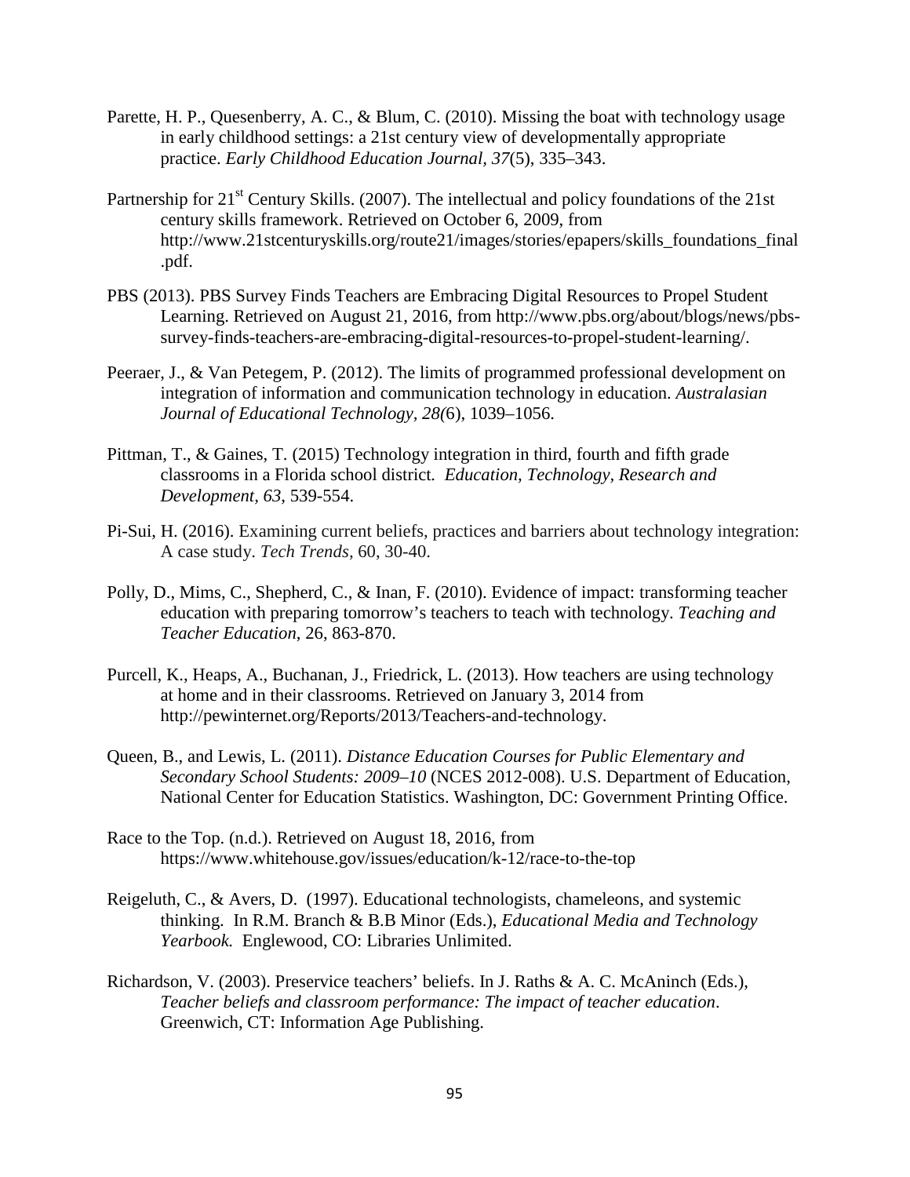Parette, H. P., Quesenberry, A. C., & Blum, C. (2010). Missing the boat with technology usage in early childhood settings: a 21st century view of developmentally appropriate practice. *Early Childhood Education Journal*, *37*(5), 335–343.

Partnership for 21st Century Skills. (2007). The intellectual and policy foundations of the 21st century skills framework. Retrieved on October 6, 2009, from http://www.21stcenturyskills.org/route21/images/stories/epapers/skills_foundations_final.pdf.

PBS (2013). PBS Survey Finds Teachers are Embracing Digital Resources to Propel Student Learning. Retrieved on August 21, 2016, from http://www.pbs.org/about/blogs/news/pbs-survey-finds-teachers-are-embracing-digital-resources-to-propel-student-learning/.

Peeraer, J., & Van Petegem, P. (2012). The limits of programmed professional development on integration of information and communication technology in education. *Australasian Journal of Educational Technology, 28(*6), 1039–1056.

Pittman, T., & Gaines, T. (2015) Technology integration in third, fourth and fifth grade classrooms in a Florida school district*. Education, Technology, Research and Development, 63*, 539-554.

Pi-Sui, H. (2016). Examining current beliefs, practices and barriers about technology integration: A case study. *Tech Trends,* 60, 30-40.

Polly, D., Mims, C., Shepherd, C., & Inan, F. (2010). Evidence of impact: transforming teacher education with preparing tomorrow's teachers to teach with technology. *Teaching and Teacher Education*, 26, 863-870.

Purcell, K., Heaps, A., Buchanan, J., Friedrick, L. (2013). How teachers are using technology at home and in their classrooms. Retrieved on January 3, 2014 from http://pewinternet.org/Reports/2013/Teachers-and-technology.

Queen, B., and Lewis, L. (2011). *Distance Education Courses for Public Elementary and Secondary School Students: 2009–10* (NCES 2012-008). U.S. Department of Education, National Center for Education Statistics. Washington, DC: Government Printing Office.

Race to the Top. (n.d.). Retrieved on August 18, 2016, from https://www.whitehouse.gov/issues/education/k-12/race-to-the-top

Reigeluth, C., & Avers, D. (1997). Educational technologists, chameleons, and systemic thinking. In R.M. Branch & B.B Minor (Eds.), *Educational Media and Technology Yearbook.* Englewood, CO: Libraries Unlimited.

Richardson, V. (2003). Preservice teachers' beliefs. In J. Raths & A. C. McAninch (Eds.), *Teacher beliefs and classroom performance: The impact of teacher education*. Greenwich, CT: Information Age Publishing.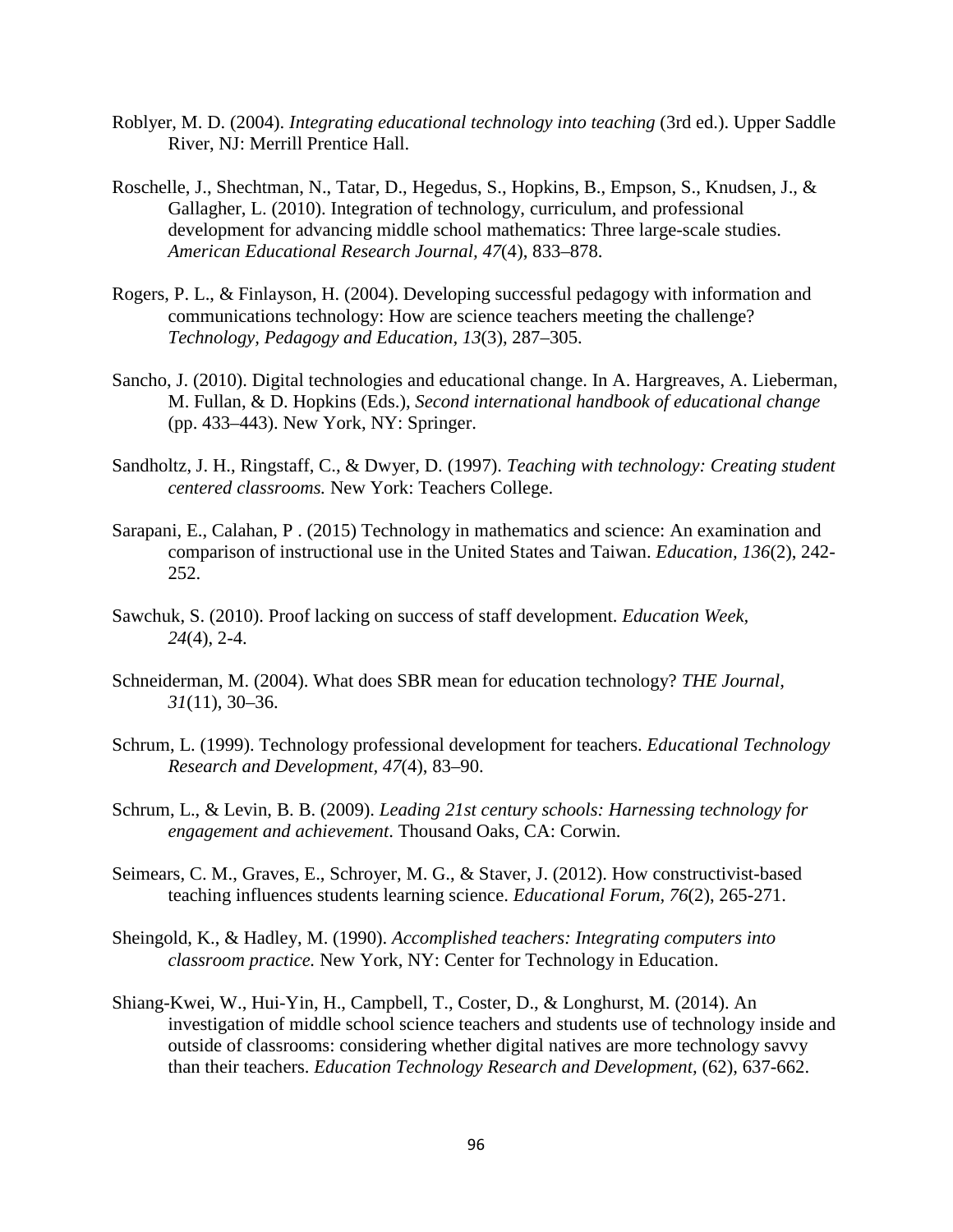Roblyer, M. D. (2004). *Integrating educational technology into teaching* (3rd ed.). Upper Saddle River, NJ: Merrill Prentice Hall.

Roschelle, J., Shechtman, N., Tatar, D., Hegedus, S., Hopkins, B., Empson, S., Knudsen, J., & Gallagher, L. (2010). Integration of technology, curriculum, and professional development for advancing middle school mathematics: Three large-scale studies. *American Educational Research Journal, 47*(4), 833–878.

Rogers, P. L., & Finlayson, H. (2004). Developing successful pedagogy with information and communications technology: How are science teachers meeting the challenge? *Technology, Pedagogy and Education, 13*(3), 287–305.

Sancho, J. (2010). Digital technologies and educational change. In A. Hargreaves, A. Lieberman, M. Fullan, & D. Hopkins (Eds.), *Second international handbook of educational change* (pp. 433–443). New York, NY: Springer.

Sandholtz, J. H., Ringstaff, C., & Dwyer, D. (1997). *Teaching with technology: Creating student centered classrooms.* New York: Teachers College.

Sarapani, E., Calahan, P . (2015) Technology in mathematics and science: An examination and comparison of instructional use in the United States and Taiwan. *Education, 136*(2), 242-252.

Sawchuk, S. (2010). Proof lacking on success of staff development. *Education Week, 24*(4), 2-4.

Schneiderman, M. (2004). What does SBR mean for education technology? *THE Journal, 31*(11), 30–36.

Schrum, L. (1999). Technology professional development for teachers. *Educational Technology Research and Development, 47*(4), 83–90.

Schrum, L., & Levin, B. B. (2009). *Leading 21st century schools: Harnessing technology for engagement and achievement.* Thousand Oaks, CA: Corwin.

Seimears, C. M., Graves, E., Schroyer, M. G., & Staver, J. (2012). How constructivist-based teaching influences students learning science. *Educational Forum, 76*(2), 265-271.

Sheingold, K., & Hadley, M. (1990). *Accomplished teachers: Integrating computers into classroom practice.* New York, NY: Center for Technology in Education.

Shiang-Kwei, W., Hui-Yin, H., Campbell, T., Coster, D., & Longhurst, M. (2014). An investigation of middle school science teachers and students use of technology inside and outside of classrooms: considering whether digital natives are more technology savvy than their teachers. *Education Technology Research and Development,* (62), 637-662.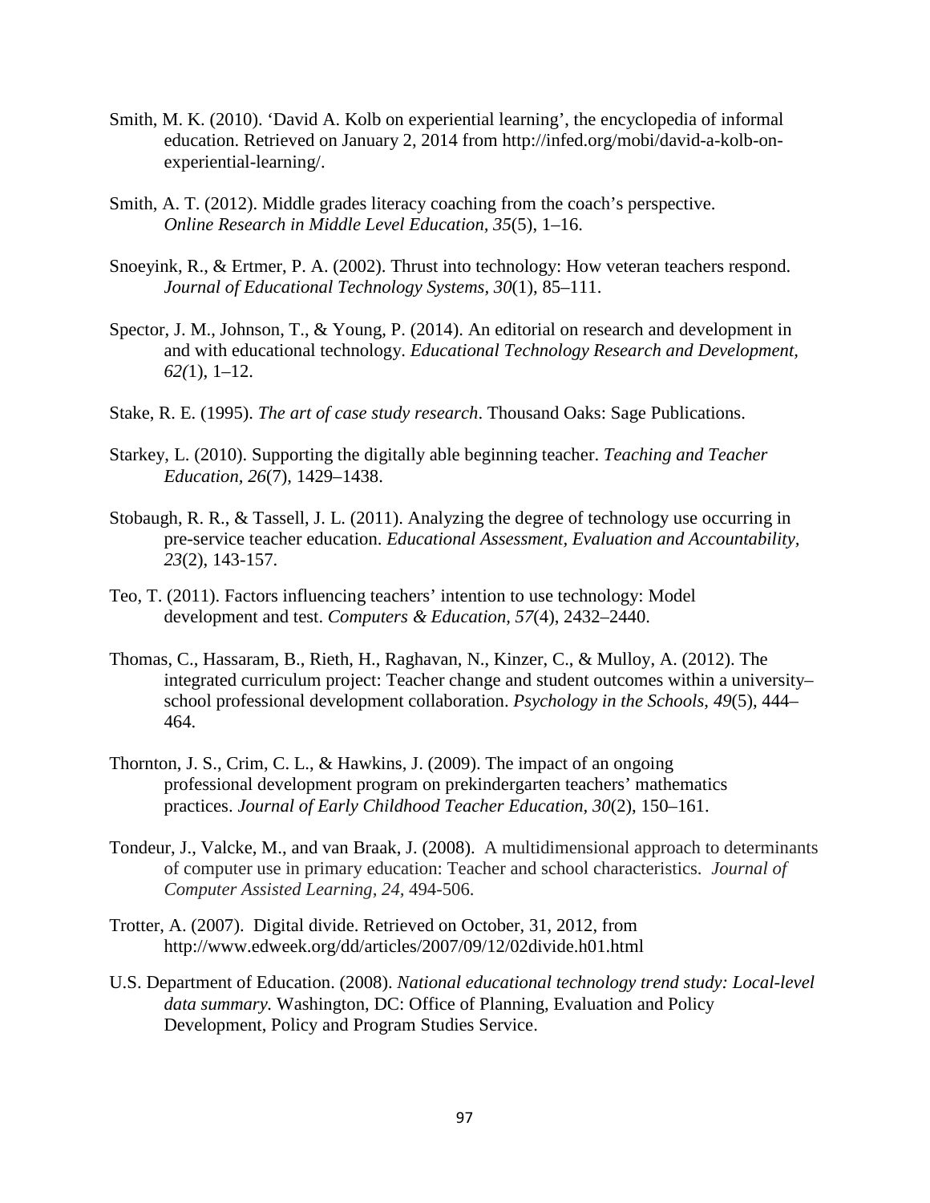Smith, M. K. (2010). 'David A. Kolb on experiential learning', the encyclopedia of informal education. Retrieved on January 2, 2014 from http://infed.org/mobi/david-a-kolb-on-experiential-learning/.

Smith, A. T. (2012). Middle grades literacy coaching from the coach's perspective. *Online Research in Middle Level Education, 35*(5), 1–16.

Snoeyink, R., & Ertmer, P. A. (2002). Thrust into technology: How veteran teachers respond. *Journal of Educational Technology Systems, 30*(1), 85–111.

Spector, J. M., Johnson, T., & Young, P. (2014). An editorial on research and development in and with educational technology. *Educational Technology Research and Development, 62(*1), 1–12.

Stake, R. E. (1995). *The art of case study research*. Thousand Oaks: Sage Publications.

Starkey, L. (2010). Supporting the digitally able beginning teacher. *Teaching and Teacher Education, 26*(7), 1429–1438.

Stobaugh, R. R., & Tassell, J. L. (2011). Analyzing the degree of technology use occurring in pre-service teacher education. *Educational Assessment, Evaluation and Accountability, 23*(2), 143-157.

Teo, T. (2011). Factors influencing teachers' intention to use technology: Model development and test. *Computers & Education, 57*(4), 2432–2440.

Thomas, C., Hassaram, B., Rieth, H., Raghavan, N., Kinzer, C., & Mulloy, A. (2012). The integrated curriculum project: Teacher change and student outcomes within a university–school professional development collaboration. *Psychology in the Schools*, *49*(5), 444–464.

Thornton, J. S., Crim, C. L., & Hawkins, J. (2009). The impact of an ongoing professional development program on prekindergarten teachers' mathematics practices. *Journal of Early Childhood Teacher Education, 30*(2), 150–161.

Tondeur, J., Valcke, M., and van Braak, J. (2008). A multidimensional approach to determinants of computer use in primary education: Teacher and school characteristics. *Journal of Computer Assisted Learning, 24*, 494-506.

Trotter, A. (2007). Digital divide. Retrieved on October, 31, 2012, from http://www.edweek.org/dd/articles/2007/09/12/02divide.h01.html

U.S. Department of Education. (2008). *National educational technology trend study: Local-level data summary.* Washington, DC: Office of Planning, Evaluation and Policy Development, Policy and Program Studies Service.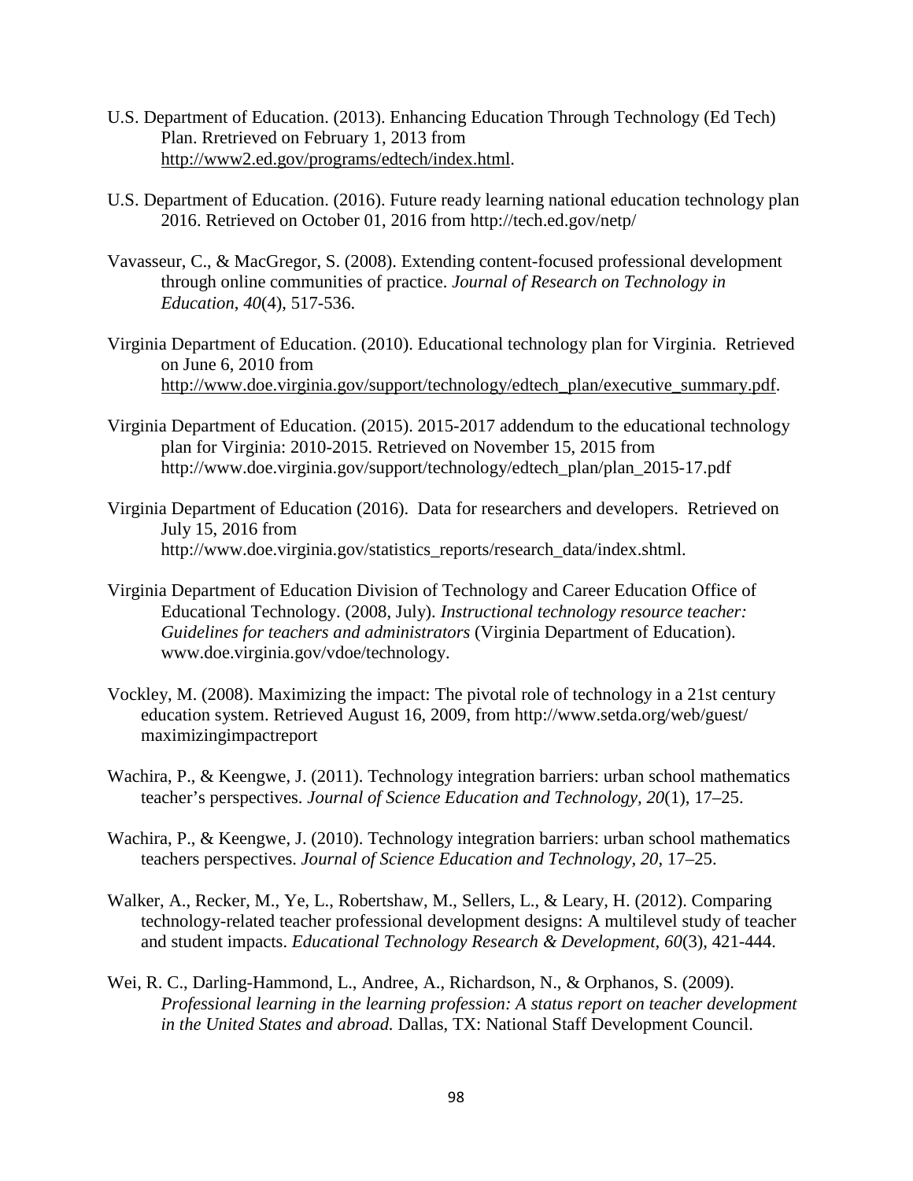U.S. Department of Education. (2013). Enhancing Education Through Technology (Ed Tech) Plan. Rretrieved on February 1, 2013 from http://www2.ed.gov/programs/edtech/index.html.

U.S. Department of Education. (2016). Future ready learning national education technology plan 2016. Retrieved on October 01, 2016 from http://tech.ed.gov/netp/

Vavasseur, C., & MacGregor, S. (2008). Extending content-focused professional development through online communities of practice. *Journal of Research on Technology in Education*, *40*(4), 517-536.

Virginia Department of Education. (2010). Educational technology plan for Virginia. Retrieved on June 6, 2010 from http://www.doe.virginia.gov/support/technology/edtech_plan/executive_summary.pdf.

Virginia Department of Education. (2015). 2015-2017 addendum to the educational technology plan for Virginia: 2010-2015. Retrieved on November 15, 2015 from http://www.doe.virginia.gov/support/technology/edtech_plan/plan_2015-17.pdf

Virginia Department of Education (2016). Data for researchers and developers. Retrieved on July 15, 2016 from http://www.doe.virginia.gov/statistics_reports/research_data/index.shtml.

Virginia Department of Education Division of Technology and Career Education Office of Educational Technology. (2008, July). *Instructional technology resource teacher: Guidelines for teachers and administrators* (Virginia Department of Education). www.doe.virginia.gov/vdoe/technology.

Vockley, M. (2008). Maximizing the impact: The pivotal role of technology in a 21st century education system. Retrieved August 16, 2009, from http://www.setda.org/web/guest/ maximizingimpactreport

Wachira, P., & Keengwe, J. (2011). Technology integration barriers: urban school mathematics teacher's perspectives. *Journal of Science Education and Technology, 20*(1), 17–25.

Wachira, P., & Keengwe, J. (2010). Technology integration barriers: urban school mathematics teachers perspectives. *Journal of Science Education and Technology, 20*, 17–25.

Walker, A., Recker, M., Ye, L., Robertshaw, M., Sellers, L., & Leary, H. (2012). Comparing technology-related teacher professional development designs: A multilevel study of teacher and student impacts. *Educational Technology Research & Development, 60*(3), 421-444.

Wei, R. C., Darling-Hammond, L., Andree, A., Richardson, N., & Orphanos, S. (2009). *Professional learning in the learning profession: A status report on teacher development in the United States and abroad.* Dallas, TX: National Staff Development Council.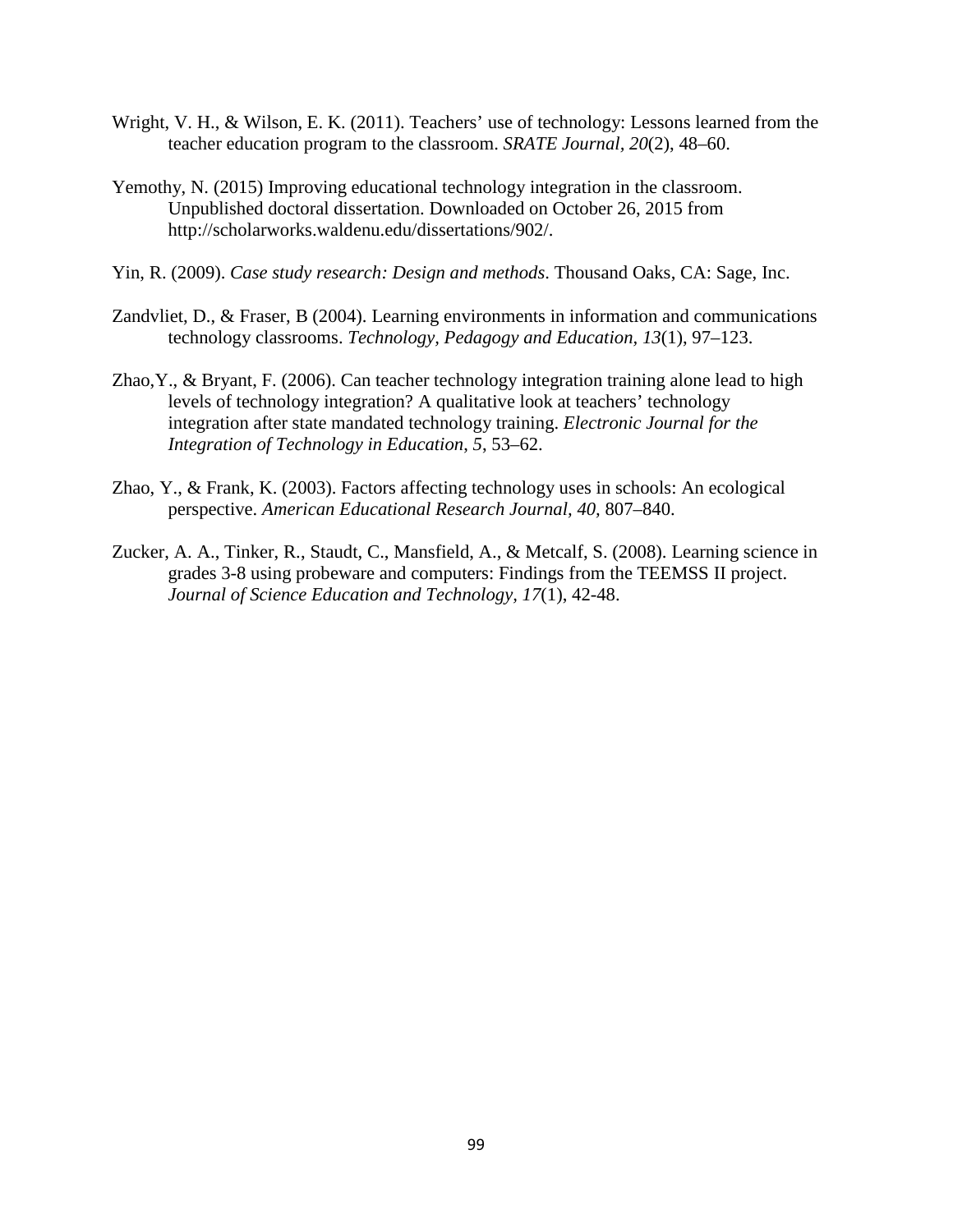Wright, V. H., & Wilson, E. K. (2011). Teachers' use of technology: Lessons learned from the teacher education program to the classroom. *SRATE Journal, 20*(2), 48–60.

Yemothy, N. (2015) Improving educational technology integration in the classroom. Unpublished doctoral dissertation. Downloaded on October 26, 2015 from http://scholarworks.waldenu.edu/dissertations/902/.

Yin, R. (2009). *Case study research: Design and methods*. Thousand Oaks, CA: Sage, Inc.

Zandvliet, D., & Fraser, B (2004). Learning environments in information and communications technology classrooms. *Technology, Pedagogy and Education*, *13*(1), 97–123.

Zhao,Y., & Bryant, F. (2006). Can teacher technology integration training alone lead to high levels of technology integration? A qualitative look at teachers' technology integration after state mandated technology training. *Electronic Journal for the Integration of Technology in Education*, *5*, 53–62.

Zhao, Y., & Frank, K. (2003). Factors affecting technology uses in schools: An ecological perspective. *American Educational Research Journal, 40,* 807–840.

Zucker, A. A., Tinker, R., Staudt, C., Mansfield, A., & Metcalf, S. (2008). Learning science in grades 3-8 using probeware and computers: Findings from the TEEMSS II project. *Journal of Science Education and Technology, 17*(1), 42-48.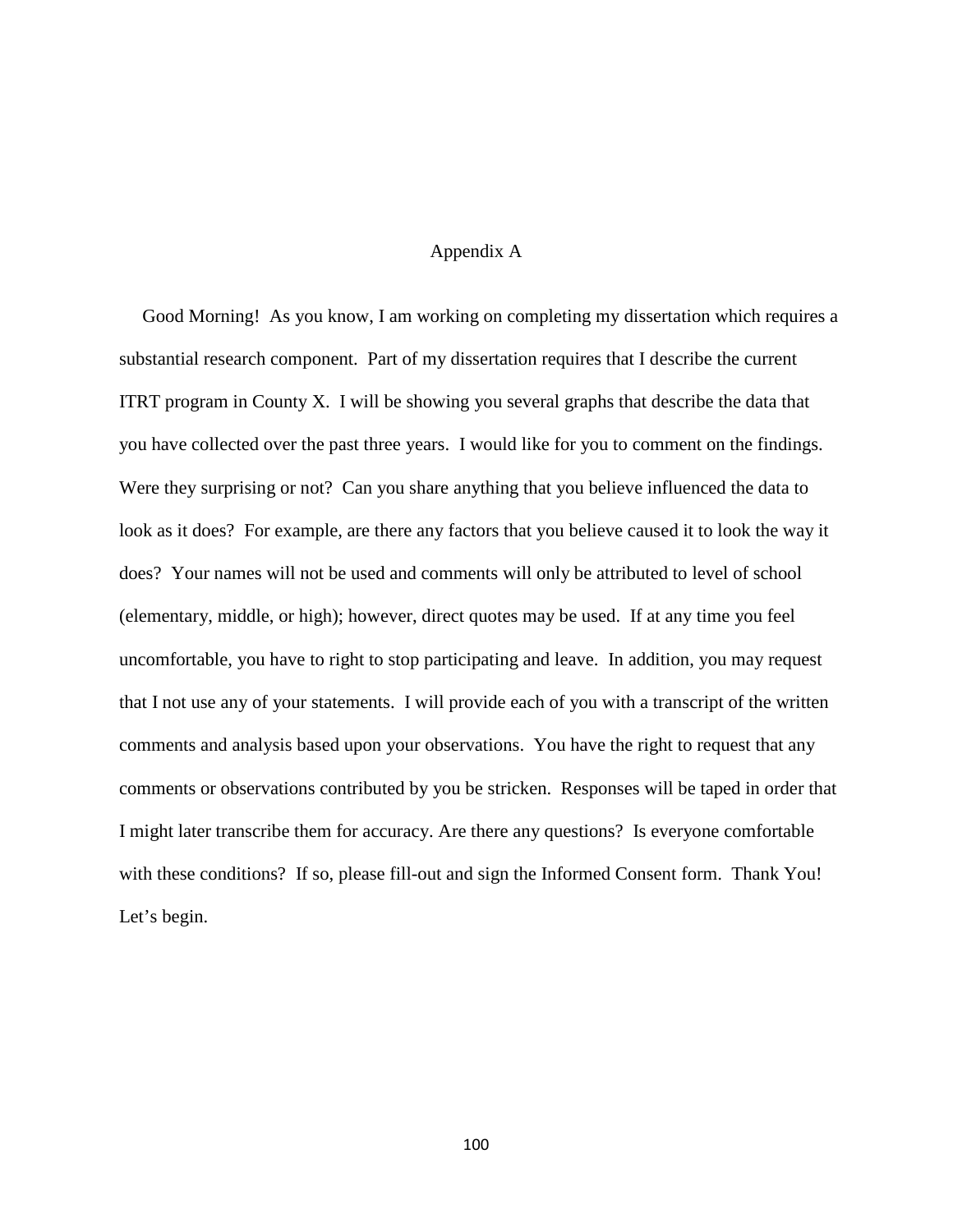# Appendix A

Good Morning! As you know, I am working on completing my dissertation which requires a substantial research component. Part of my dissertation requires that I describe the current ITRT program in County X. I will be showing you several graphs that describe the data that you have collected over the past three years. I would like for you to comment on the findings. Were they surprising or not? Can you share anything that you believe influenced the data to look as it does? For example, are there any factors that you believe caused it to look the way it does? Your names will not be used and comments will only be attributed to level of school (elementary, middle, or high); however, direct quotes may be used. If at any time you feel uncomfortable, you have to right to stop participating and leave. In addition, you may request that I not use any of your statements. I will provide each of you with a transcript of the written comments and analysis based upon your observations. You have the right to request that any comments or observations contributed by you be stricken. Responses will be taped in order that I might later transcribe them for accuracy. Are there any questions? Is everyone comfortable with these conditions? If so, please fill-out and sign the Informed Consent form. Thank You! Let's begin.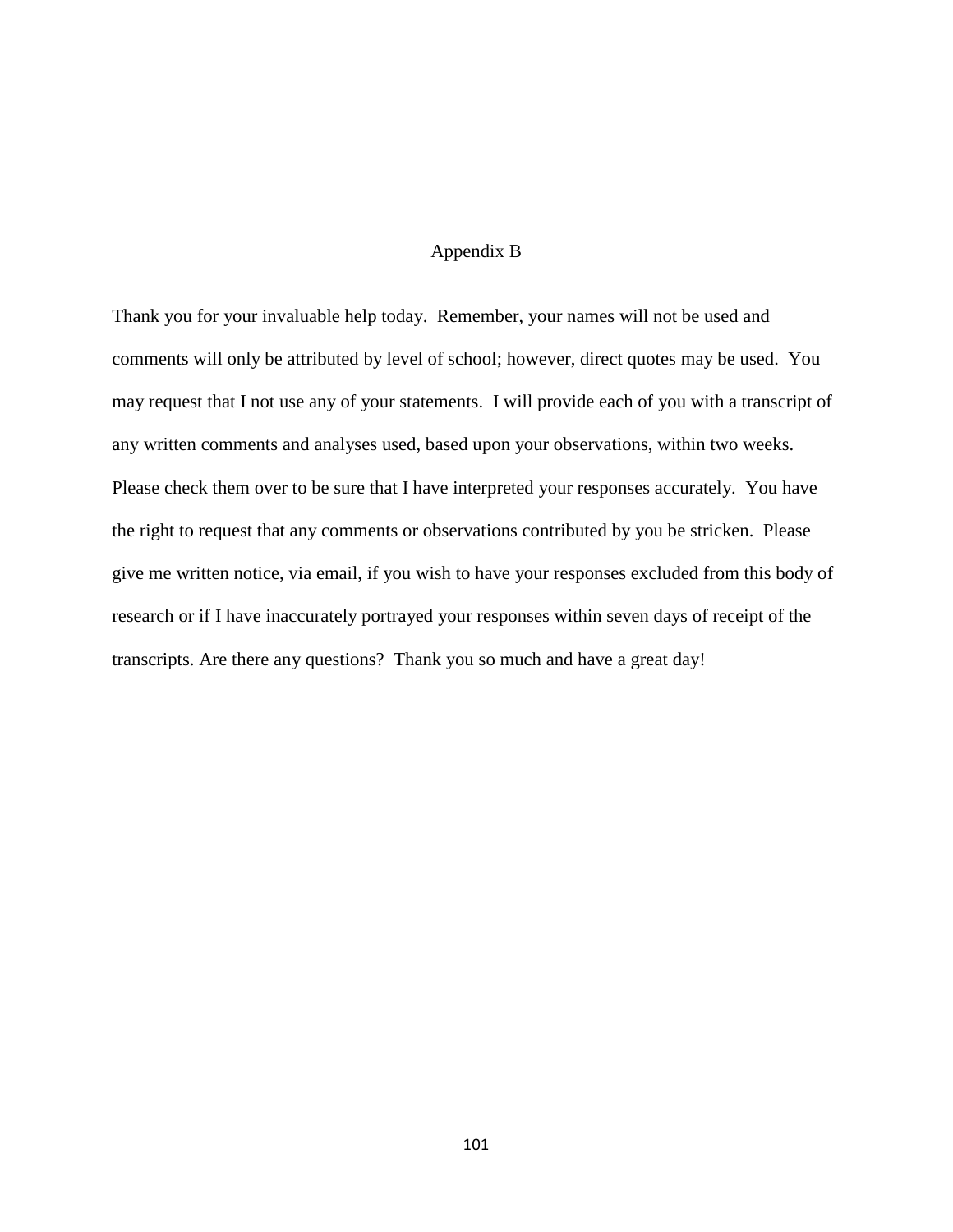# Appendix B

Thank you for your invaluable help today. Remember, your names will not be used and comments will only be attributed by level of school; however, direct quotes may be used. You may request that I not use any of your statements. I will provide each of you with a transcript of any written comments and analyses used, based upon your observations, within two weeks. Please check them over to be sure that I have interpreted your responses accurately. You have the right to request that any comments or observations contributed by you be stricken. Please give me written notice, via email, if you wish to have your responses excluded from this body of research or if I have inaccurately portrayed your responses within seven days of receipt of the transcripts. Are there any questions? Thank you so much and have a great day!